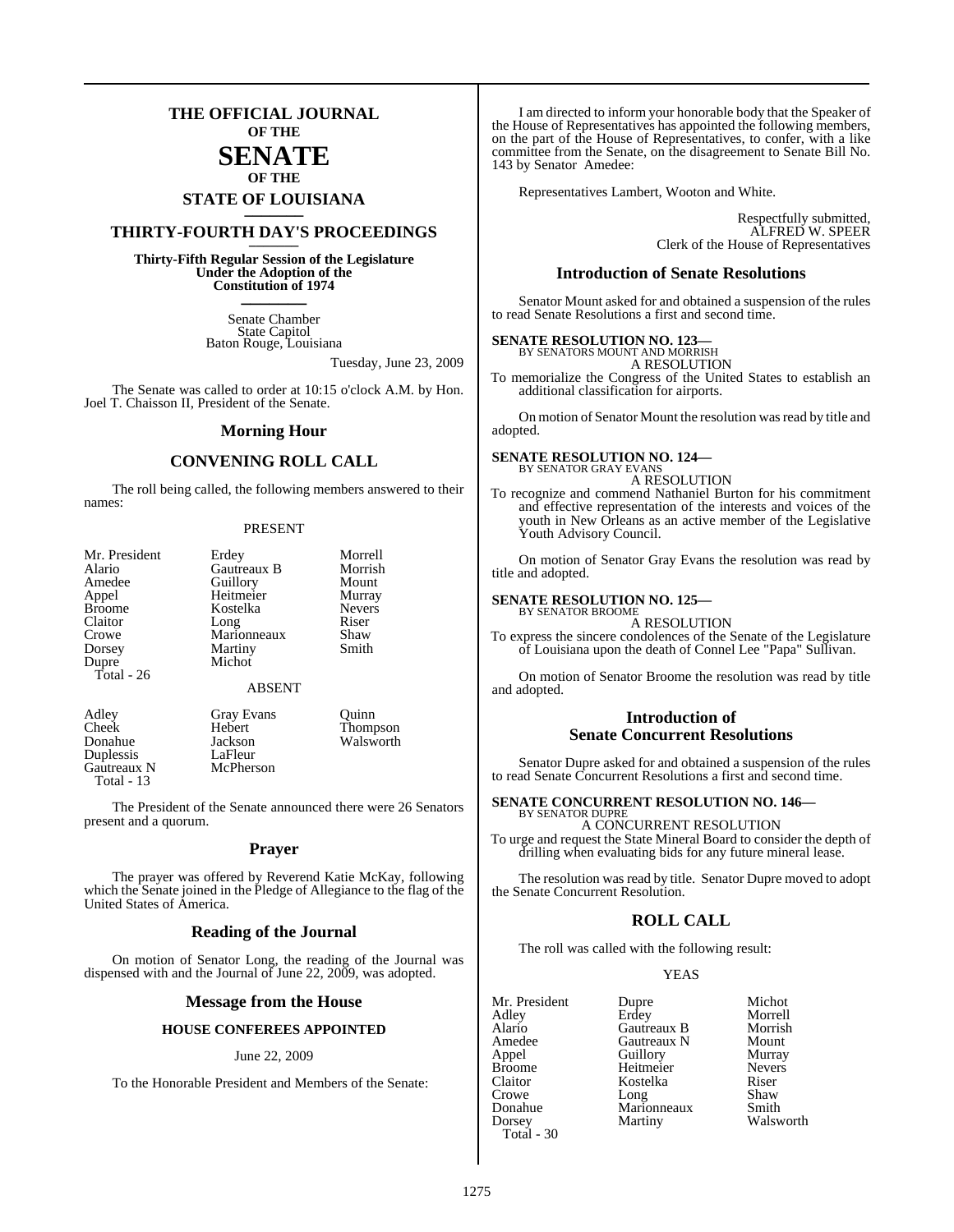# THE OFFICIAL JOURNAL OF THE SENATE OF THE STATE OF LOUISIANA

## THIRTY-FOURTH DAY'S PROCEEDINGS

**Thirty-Fifth Regular Session of the Legislature Under the Adoption of the Constitution of 1974**

Senate Chamber
State Capitol
Baton Rouge, Louisiana

Tuesday, June 23, 2009

The Senate was called to order at 10:15 o'clock A.M. by Hon. Joel T. Chaisson II, President of the Senate.

## Morning Hour

## CONVENING ROLL CALL

The roll being called, the following members answered to their names:

PRESENT

| | | |
|---|---|---|
| Mr. President | Erdey | Morrell |
| Alario | Gautreaux B | Morrish |
| Amedee | Guillory | Mount |
| Appel | Heitmeier | Murray |
| Broome | Kostelka | Nevers |
| Claitor | Long | Riser |
| Crowe | Marionneaux | Shaw |
| Dorsey | Martiny | Smith |
| Dupre | Michot | |

Total - 26

ABSENT

| | | |
|---|---|---|
| Adley | Gray Evans | Quinn |
| Cheek | Hebert | Thompson |
| Donahue | Jackson | Walsworth |
| Duplessis | LaFleur | |
| Gautreaux N | McPherson | |

Total - 13

The President of the Senate announced there were 26 Senators present and a quorum.

## Prayer

The prayer was offered by Reverend Katie McKay, following which the Senate joined in the Pledge of Allegiance to the flag of the United States of America.

## Reading of the Journal

On motion of Senator Long, the reading of the Journal was dispensed with and the Journal of June 22, 2009, was adopted.

## Message from the House

### HOUSE CONFEREES APPOINTED

June 22, 2009

To the Honorable President and Members of the Senate:

I am directed to inform your honorable body that the Speaker of the House of Representatives has appointed the following members, on the part of the House of Representatives, to confer, with a like committee from the Senate, on the disagreement to Senate Bill No. 143 by Senator Amedee:

Representatives Lambert, Wooton and White.

Respectfully submitted,
ALFRED W. SPEER
Clerk of the House of Representatives

## Introduction of Senate Resolutions

Senator Mount asked for and obtained a suspension of the rules to read Senate Resolutions a first and second time.

**SENATE RESOLUTION NO. 123—**
BY SENATORS MOUNT AND MORRISH

A RESOLUTION

To memorialize the Congress of the United States to establish an additional classification for airports.

On motion of Senator Mount the resolution was read by title and adopted.

**SENATE RESOLUTION NO. 124—**
BY SENATOR GRAY EVANS

A RESOLUTION

To recognize and commend Nathaniel Burton for his commitment and effective representation of the interests and voices of the youth in New Orleans as an active member of the Legislative Youth Advisory Council.

On motion of Senator Gray Evans the resolution was read by title and adopted.

**SENATE RESOLUTION NO. 125—**
BY SENATOR BROOME

A RESOLUTION

To express the sincere condolences of the Senate of the Legislature of Louisiana upon the death of Connel Lee "Papa" Sullivan.

On motion of Senator Broome the resolution was read by title and adopted.

## Introduction of Senate Concurrent Resolutions

Senator Dupre asked for and obtained a suspension of the rules to read Senate Concurrent Resolutions a first and second time.

**SENATE CONCURRENT RESOLUTION NO. 146—**
BY SENATOR DUPRE

A CONCURRENT RESOLUTION

To urge and request the State Mineral Board to consider the depth of drilling when evaluating bids for any future mineral lease.

The resolution was read by title. Senator Dupre moved to adopt the Senate Concurrent Resolution.

## ROLL CALL

The roll was called with the following result:

YEAS

| | | |
|---|---|---|
| Mr. President | Dupre | Michot |
| Adley | Erdey | Morrell |
| Alario | Gautreaux B | Morrish |
| Amedee | Gautreaux N | Mount |
| Appel | Guillory | Murray |
| Broome | Heitmeier | Nevers |
| Claitor | Kostelka | Riser |
| Crowe | Long | Shaw |
| Donahue | Marionneaux | Smith |
| Dorsey | Martiny | Walsworth |

Total - 30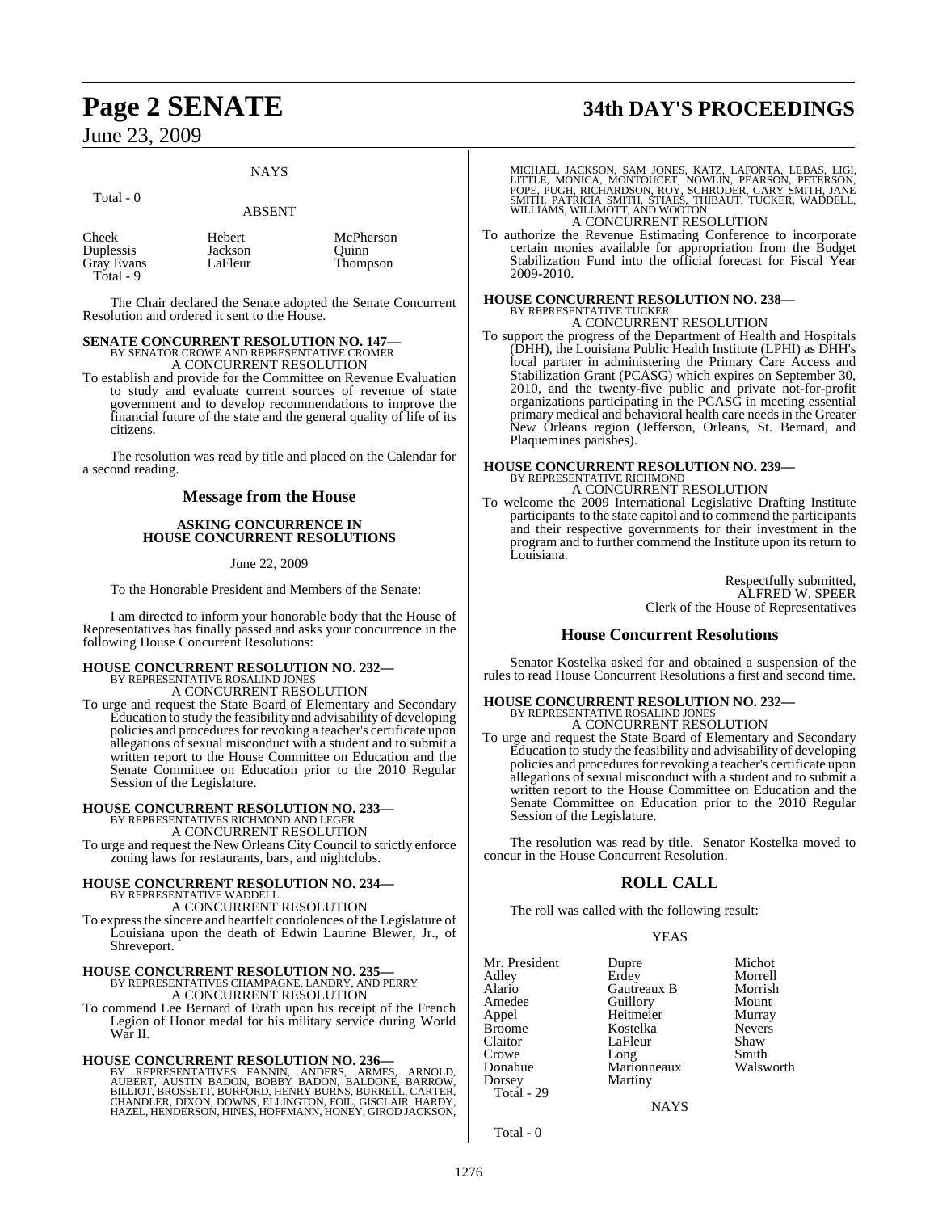NAYS

Total - 0

ABSENT

| | | |
|---|---|---|
| Cheek | Hebert | McPherson |
| Duplessis | Jackson | Quinn |
| Gray Evans | LaFleur | Thompson |
| Total - 9 | | |

The Chair declared the Senate adopted the Senate Concurrent Resolution and ordered it sent to the House.

**SENATE CONCURRENT RESOLUTION NO. 147—**
BY SENATOR CROWE AND REPRESENTATIVE CROMER
A CONCURRENT RESOLUTION

To establish and provide for the Committee on Revenue Evaluation to study and evaluate current sources of revenue of state government and to develop recommendations to improve the financial future of the state and the general quality of life of its citizens.

The resolution was read by title and placed on the Calendar for a second reading.

## Message from the House

### ASKING CONCURRENCE IN HOUSE CONCURRENT RESOLUTIONS

June 22, 2009

To the Honorable President and Members of the Senate:

I am directed to inform your honorable body that the House of Representatives has finally passed and asks your concurrence in the following House Concurrent Resolutions:

**HOUSE CONCURRENT RESOLUTION NO. 232—**
BY REPRESENTATIVE ROSALIND JONES
A CONCURRENT RESOLUTION

To urge and request the State Board of Elementary and Secondary Education to study the feasibility and advisability of developing policies and procedures for revoking a teacher's certificate upon allegations of sexual misconduct with a student and to submit a written report to the House Committee on Education and the Senate Committee on Education prior to the 2010 Regular Session of the Legislature.

**HOUSE CONCURRENT RESOLUTION NO. 233—**
BY REPRESENTATIVES RICHMOND AND LEGER
A CONCURRENT RESOLUTION

To urge and request the New Orleans City Council to strictly enforce zoning laws for restaurants, bars, and nightclubs.

**HOUSE CONCURRENT RESOLUTION NO. 234—**
BY REPRESENTATIVE WADDELL
A CONCURRENT RESOLUTION

To express the sincere and heartfelt condolences of the Legislature of Louisiana upon the death of Edwin Laurine Blewer, Jr., of Shreveport.

**HOUSE CONCURRENT RESOLUTION NO. 235—**
BY REPRESENTATIVES CHAMPAGNE, LANDRY, AND PERRY
A CONCURRENT RESOLUTION

To commend Lee Bernard of Erath upon his receipt of the French Legion of Honor medal for his military service during World War II.

**HOUSE CONCURRENT RESOLUTION NO. 236—**
BY REPRESENTATIVES FANNIN, ANDERS, ARMES, ARNOLD, AUBERT, AUSTIN BADON, BOBBY BADON, BALDONE, BARROW, BILLIOT, BROSSETT, BURFORD, HENRY BURNS, BURRELL, CARTER, CHANDLER, DIXON, DOWNS, ELLINGTON, FOIL, GISCLAIR, HARDY, HAZEL, HENDERSON, HINES, HOFFMANN, HONEY, GIROD JACKSON, MICHAEL JACKSON, SAM JONES, KATZ, LAFONTA, LEBAS, LIGI, LITTLE, MONICA, MONTOUCET, NOWLIN, PEARSON, PETERSON, POPE, PUGH, RICHARDSON, ROY, SCHRODER, GARY SMITH, JANE SMITH, PATRICIA SMITH, STIAES, THIBAUT, TUCKER, WADDELL, WILLIAMS, WILLMOTT, AND WOOTON
A CONCURRENT RESOLUTION

To authorize the Revenue Estimating Conference to incorporate certain monies available for appropriation from the Budget Stabilization Fund into the official forecast for Fiscal Year 2009-2010.

**HOUSE CONCURRENT RESOLUTION NO. 238—**
BY REPRESENTATIVE TUCKER
A CONCURRENT RESOLUTION

To support the progress of the Department of Health and Hospitals (DHH), the Louisiana Public Health Institute (LPHI) as DHH's local partner in administering the Primary Care Access and Stabilization Grant (PCASG) which expires on September 30, 2010, and the twenty-five public and private not-for-profit organizations participating in the PCASG in meeting essential primary medical and behavioral health care needs in the Greater New Orleans region (Jefferson, Orleans, St. Bernard, and Plaquemines parishes).

**HOUSE CONCURRENT RESOLUTION NO. 239—**
BY REPRESENTATIVE RICHMOND
A CONCURRENT RESOLUTION

To welcome the 2009 International Legislative Drafting Institute participants to the state capitol and to commend the participants and their respective governments for their investment in the program and to further commend the Institute upon its return to Louisiana.

Respectfully submitted,
ALFRED W. SPEER
Clerk of the House of Representatives

## House Concurrent Resolutions

Senator Kostelka asked for and obtained a suspension of the rules to read House Concurrent Resolutions a first and second time.

**HOUSE CONCURRENT RESOLUTION NO. 232—**
BY REPRESENTATIVE ROSALIND JONES
A CONCURRENT RESOLUTION

To urge and request the State Board of Elementary and Secondary Education to study the feasibility and advisability of developing policies and procedures for revoking a teacher's certificate upon allegations of sexual misconduct with a student and to submit a written report to the House Committee on Education and the Senate Committee on Education prior to the 2010 Regular Session of the Legislature.

The resolution was read by title. Senator Kostelka moved to concur in the House Concurrent Resolution.

## ROLL CALL

The roll was called with the following result:

YEAS

| | | |
|---|---|---|
| Mr. President | Dupre | Michot |
| Adley | Erdey | Morrell |
| Alario | Gautreaux B | Morrish |
| Amedee | Guillory | Mount |
| Appel | Heitmeier | Murray |
| Broome | Kostelka | Nevers |
| Claitor | LaFleur | Shaw |
| Crowe | Long | Smith |
| Donahue | Marionneaux | Walsworth |
| Dorsey | Martiny | |
| Total - 29 | | |

NAYS

Total - 0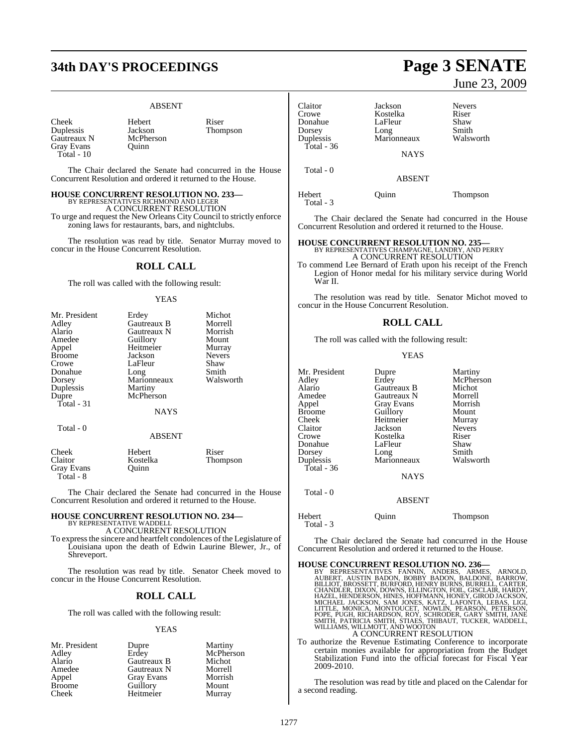ABSENT

| | | |
|---|---|---|
| Cheek | Hebert | Riser |
| Duplessis | Jackson | Thompson |
| Gautreaux N | McPherson | |
| Gray Evans | Quinn | |
| Total - 10 | | |

The Chair declared the Senate had concurred in the House Concurrent Resolution and ordered it returned to the House.

**HOUSE CONCURRENT RESOLUTION NO. 233—**
BY REPRESENTATIVES RICHMOND AND LEGER
A CONCURRENT RESOLUTION
To urge and request the New Orleans City Council to strictly enforce zoning laws for restaurants, bars, and nightclubs.

The resolution was read by title. Senator Murray moved to concur in the House Concurrent Resolution.

## ROLL CALL

The roll was called with the following result:

YEAS

| | | |
|---|---|---|
| Mr. President | Erdey | Michot |
| Adley | Gautreaux B | Morrell |
| Alario | Gautreaux N | Morrish |
| Amedee | Guillory | Mount |
| Appel | Heitmeier | Murray |
| Broome | Jackson | Nevers |
| Crowe | LaFleur | Shaw |
| Donahue | Long | Smith |
| Dorsey | Marionneaux | Walsworth |
| Duplessis | Martiny | |
| Dupre | McPherson | |
| Total - 31 | | |

NAYS

Total - 0

ABSENT

| | | |
|---|---|---|
| Cheek | Hebert | Riser |
| Claitor | Kostelka | Thompson |
| Gray Evans | Quinn | |
| Total - 8 | | |

The Chair declared the Senate had concurred in the House Concurrent Resolution and ordered it returned to the House.

**HOUSE CONCURRENT RESOLUTION NO. 234—**
BY REPRESENTATIVE WADDELL
A CONCURRENT RESOLUTION
To express the sincere and heartfelt condolences of the Legislature of Louisiana upon the death of Edwin Laurine Blewer, Jr., of Shreveport.

The resolution was read by title. Senator Cheek moved to concur in the House Concurrent Resolution.

## ROLL CALL

The roll was called with the following result:

YEAS

| | | |
|---|---|---|
| Mr. President | Dupre | Martiny |
| Adley | Erdey | McPherson |
| Alario | Gautreaux B | Michot |
| Amedee | Gautreaux N | Morrell |
| Appel | Gray Evans | Morrish |
| Broome | Guillory | Mount |
| Cheek | Heitmeier | Murray |
| Claitor | Jackson | Nevers |
| Crowe | Kostelka | Riser |
| Donahue | LaFleur | Shaw |
| Dorsey | Long | Smith |
| Duplessis | Marionneaux | Walsworth |
| Total - 36 | | |

NAYS

Total - 0

ABSENT

| | | |
|---|---|---|
| Hebert | Quinn | Thompson |
| Total - 3 | | |

The Chair declared the Senate had concurred in the House Concurrent Resolution and ordered it returned to the House.

**HOUSE CONCURRENT RESOLUTION NO. 235—**
BY REPRESENTATIVES CHAMPAGNE, LANDRY, AND PERRY
A CONCURRENT RESOLUTION
To commend Lee Bernard of Erath upon his receipt of the French Legion of Honor medal for his military service during World War II.

The resolution was read by title. Senator Michot moved to concur in the House Concurrent Resolution.

## ROLL CALL

The roll was called with the following result:

YEAS

| | | |
|---|---|---|
| Mr. President | Dupre | Martiny |
| Adley | Erdey | McPherson |
| Alario | Gautreaux B | Michot |
| Amedee | Gautreaux N | Morrell |
| Appel | Gray Evans | Morrish |
| Broome | Guillory | Mount |
| Cheek | Heitmeier | Murray |
| Claitor | Jackson | Nevers |
| Crowe | Kostelka | Riser |
| Donahue | LaFleur | Shaw |
| Dorsey | Long | Smith |
| Duplessis | Marionneaux | Walsworth |
| Total - 36 | | |

NAYS

Total - 0

ABSENT

| | | |
|---|---|---|
| Hebert | Quinn | Thompson |
| Total - 3 | | |

The Chair declared the Senate had concurred in the House Concurrent Resolution and ordered it returned to the House.

**HOUSE CONCURRENT RESOLUTION NO. 236—**
BY REPRESENTATIVES FANNIN, ANDERS, ARMES, ARNOLD, AUBERT, AUSTIN BADON, BOBBY BADON, BALDONE, BARROW, BILLIOT, BROSSETT, BURFORD, HENRY BURNS, BURRELL, CARTER, CHANDLER, DIXON, DOWNS, ELLINGTON, FOIL, GISCLAIR, HARDY, HAZEL, HENDERSON, HINES, HOFFMANN, HONEY, GIROD JACKSON, MICHAEL JACKSON, SAM JONES, KATZ, LAFONTA, LEBAS, LIGI, LITTLE, MONICA, MONTOUCET, NOWLIN, PEARSON, PETERSON, POPE, PUGH, RICHARDSON, ROY, SCHRODER, GARY SMITH, JANE SMITH, PATRICIA SMITH, STIAES, THIBAUT, TUCKER, WADDELL, WILLIAMS, WILLMOTT, AND WOOTON
A CONCURRENT RESOLUTION
To authorize the Revenue Estimating Conference to incorporate certain monies available for appropriation from the Budget Stabilization Fund into the official forecast for Fiscal Year 2009-2010.

The resolution was read by title and placed on the Calendar for a second reading.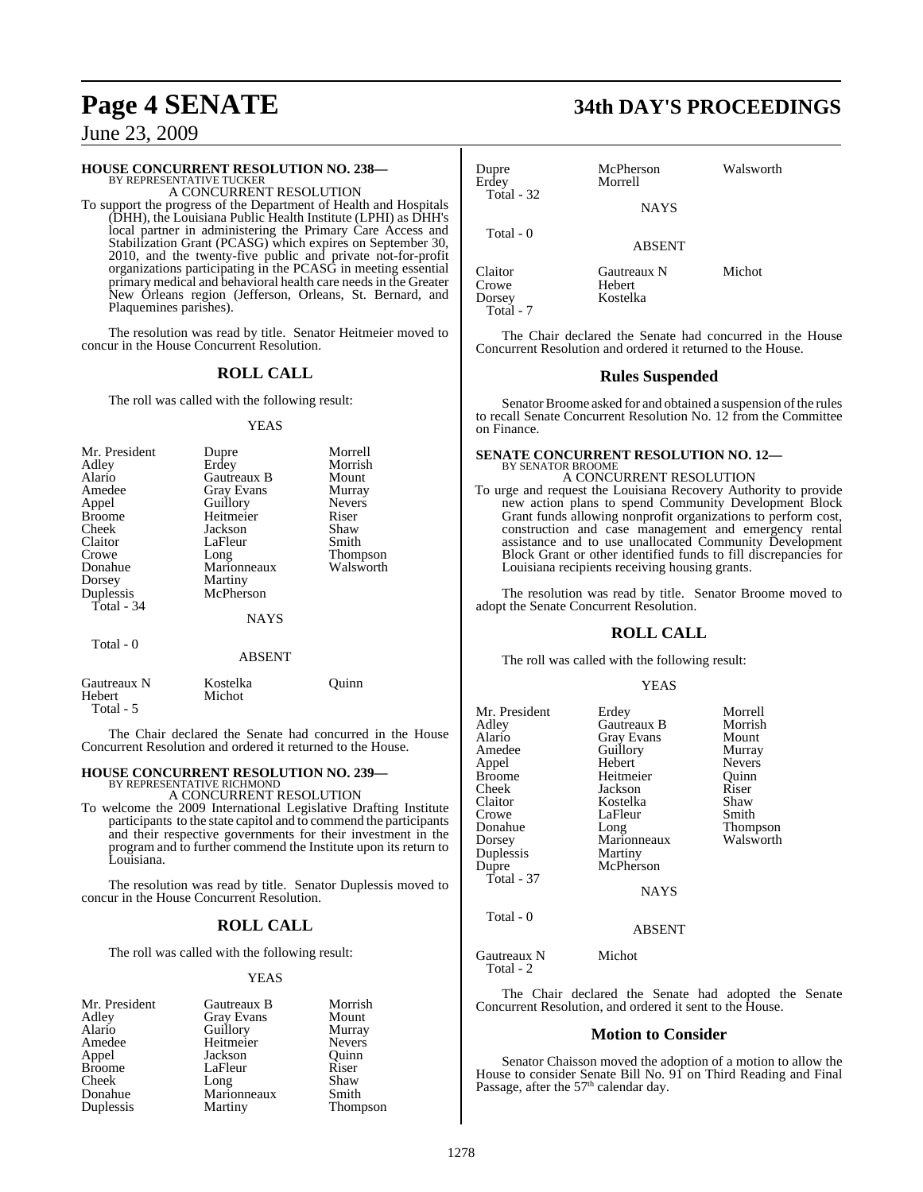## HOUSE CONCURRENT RESOLUTION NO. 238—

BY REPRESENTATIVE TUCKER

A CONCURRENT RESOLUTION

To support the progress of the Department of Health and Hospitals (DHH), the Louisiana Public Health Institute (LPHI) as DHH's local partner in administering the Primary Care Access and Stabilization Grant (PCASG) which expires on September 30, 2010, and the twenty-five public and private not-for-profit organizations participating in the PCASG in meeting essential primary medical and behavioral health care needs in the Greater New Orleans region (Jefferson, Orleans, St. Bernard, and Plaquemines parishes).

The resolution was read by title. Senator Heitmeier moved to concur in the House Concurrent Resolution.

### ROLL CALL

The roll was called with the following result:

YEAS

| | | |
|---|---|---|
| Mr. President | Dupre | Morrell |
| Adley | Erdey | Morrish |
| Alario | Gautreaux B | Mount |
| Amedee | Gray Evans | Murray |
| Appel | Guillory | Nevers |
| Broome | Heitmeier | Riser |
| Cheek | Jackson | Shaw |
| Claitor | LaFleur | Smith |
| Crowe | Long | Thompson |
| Donahue | Marionneaux | Walsworth |
| Dorsey | Martiny | |
| Duplessis | McPherson | |

Total - 34

NAYS

Total - 0

ABSENT

| | | |
|---|---|---|
| Gautreaux N | Kostelka | Quinn |
| Hebert | Michot | |

Total - 5

The Chair declared the Senate had concurred in the House Concurrent Resolution and ordered it returned to the House.

## HOUSE CONCURRENT RESOLUTION NO. 239—

BY REPRESENTATIVE RICHMOND

A CONCURRENT RESOLUTION

To welcome the 2009 International Legislative Drafting Institute participants to the state capitol and to commend the participants and their respective governments for their investment in the program and to further commend the Institute upon its return to Louisiana.

The resolution was read by title. Senator Duplessis moved to concur in the House Concurrent Resolution.

### ROLL CALL

The roll was called with the following result:

YEAS

| | | |
|---|---|---|
| Mr. President | Gautreaux B | Morrish |
| Adley | Gray Evans | Mount |
| Alario | Guillory | Murray |
| Amedee | Heitmeier | Nevers |
| Appel | Jackson | Quinn |
| Broome | LaFleur | Riser |
| Cheek | Long | Shaw |
| Donahue | Marionneaux | Smith |
| Duplessis | Martiny | Thompson |
| Dupre | McPherson | Walsworth |
| Erdey | Morrell | |

Total - 32

NAYS

Total - 0

ABSENT

| | | |
|---|---|---|
| Claitor | Gautreaux N | Michot |
| Crowe | Hebert | |
| Dorsey | Kostelka | |

Total - 7

The Chair declared the Senate had concurred in the House Concurrent Resolution and ordered it returned to the House.

### Rules Suspended

Senator Broome asked for and obtained a suspension of the rules to recall Senate Concurrent Resolution No. 12 from the Committee on Finance.

## SENATE CONCURRENT RESOLUTION NO. 12—

BY SENATOR BROOME

A CONCURRENT RESOLUTION

To urge and request the Louisiana Recovery Authority to provide new action plans to spend Community Development Block Grant funds allowing nonprofit organizations to perform cost, construction and case management and emergency rental assistance and to use unallocated Community Development Block Grant or other identified funds to fill discrepancies for Louisiana recipients receiving housing grants.

The resolution was read by title. Senator Broome moved to adopt the Senate Concurrent Resolution.

### ROLL CALL

The roll was called with the following result:

YEAS

| | | |
|---|---|---|
| Mr. President | Erdey | Morrell |
| Adley | Gautreaux B | Morrish |
| Alario | Gray Evans | Mount |
| Amedee | Guillory | Murray |
| Appel | Hebert | Nevers |
| Broome | Heitmeier | Quinn |
| Cheek | Jackson | Riser |
| Claitor | Kostelka | Shaw |
| Crowe | LaFleur | Smith |
| Donahue | Long | Thompson |
| Dorsey | Marionneaux | Walsworth |
| Duplessis | Martiny | |
| Dupre | McPherson | |

Total - 37

NAYS

Total - 0

ABSENT

| | |
|---|---|
| Gautreaux N | Michot |

Total - 2

The Chair declared the Senate had adopted the Senate Concurrent Resolution, and ordered it sent to the House.

### Motion to Consider

Senator Chaisson moved the adoption of a motion to allow the House to consider Senate Bill No. 91 on Third Reading and Final Passage, after the 57th calendar day.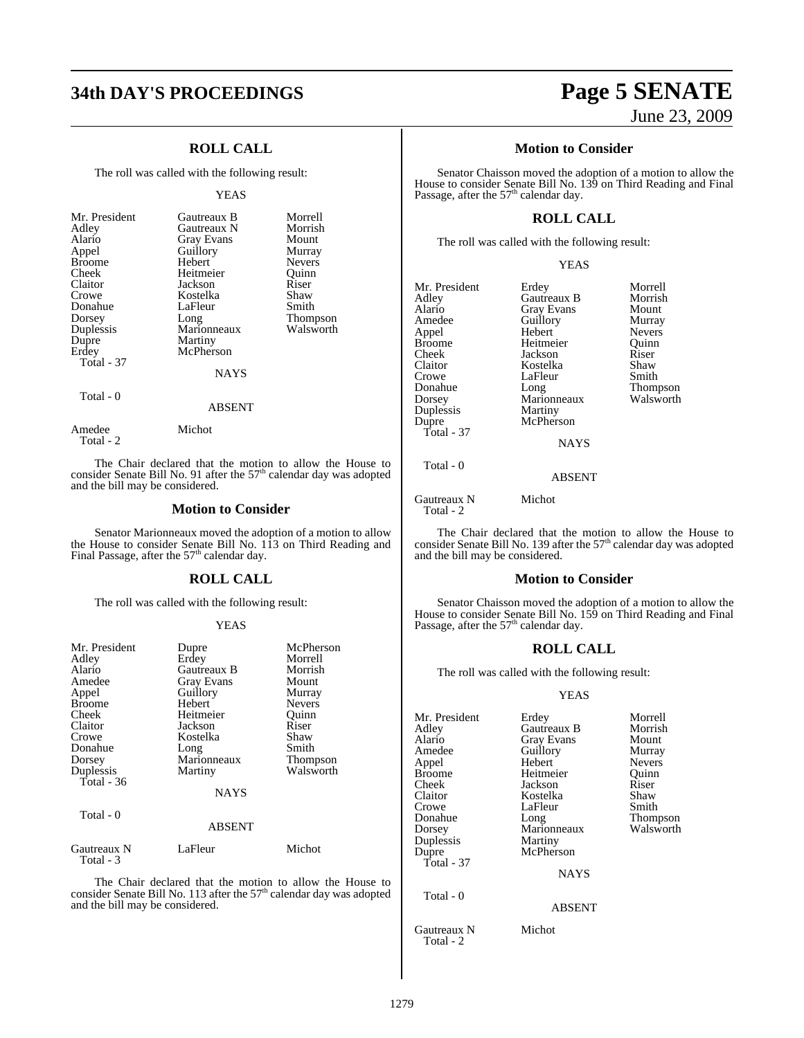## ROLL CALL

The roll was called with the following result:

YEAS

| | | |
|---|---|---|
| Mr. President | Gautreaux B | Morrell |
| Adley | Gautreaux N | Morrish |
| Alario | Gray Evans | Mount |
| Appel | Guillory | Murray |
| Broome | Hebert | Nevers |
| Cheek | Heitmeier | Quinn |
| Claitor | Jackson | Riser |
| Crowe | Kostelka | Shaw |
| Donahue | LaFleur | Smith |
| Dorsey | Long | Thompson |
| Duplessis | Marionneaux | Walsworth |
| Dupre | Martiny | |
| Erdey | McPherson | |

Total - 37

NAYS

Total - 0

ABSENT

| | |
|---|---|
| Amedee | Michot |

Total - 2

The Chair declared that the motion to allow the House to consider Senate Bill No. 91 after the 57th calendar day was adopted and the bill may be considered.

## Motion to Consider

Senator Marionneaux moved the adoption of a motion to allow the House to consider Senate Bill No. 113 on Third Reading and Final Passage, after the 57th calendar day.

## ROLL CALL

The roll was called with the following result:

YEAS

| | | |
|---|---|---|
| Mr. President | Dupre | McPherson |
| Adley | Erdey | Morrell |
| Alario | Gautreaux B | Morrish |
| Amedee | Gray Evans | Mount |
| Appel | Guillory | Murray |
| Broome | Hebert | Nevers |
| Cheek | Heitmeier | Quinn |
| Claitor | Jackson | Riser |
| Crowe | Kostelka | Shaw |
| Donahue | Long | Smith |
| Dorsey | Marionneaux | Thompson |
| Duplessis | Martiny | Walsworth |

Total - 36

NAYS

Total - 0

ABSENT

| | | |
|---|---|---|
| Gautreaux N | LaFleur | Michot |

Total - 3

The Chair declared that the motion to allow the House to consider Senate Bill No. 113 after the 57th calendar day was adopted and the bill may be considered.

## Motion to Consider

Senator Chaisson moved the adoption of a motion to allow the House to consider Senate Bill No. 139 on Third Reading and Final Passage, after the 57th calendar day.

## ROLL CALL

The roll was called with the following result:

YEAS

| | | |
|---|---|---|
| Mr. President | Erdey | Morrell |
| Adley | Gautreaux B | Morrish |
| Alario | Gray Evans | Mount |
| Amedee | Guillory | Murray |
| Appel | Hebert | Nevers |
| Broome | Heitmeier | Quinn |
| Cheek | Jackson | Riser |
| Claitor | Kostelka | Shaw |
| Crowe | LaFleur | Smith |
| Donahue | Long | Thompson |
| Dorsey | Marionneaux | Walsworth |
| Duplessis | Martiny | |
| Dupre | McPherson | |

Total - 37

NAYS

Total - 0

ABSENT

| | |
|---|---|
| Gautreaux N | Michot |

Total - 2

The Chair declared that the motion to allow the House to consider Senate Bill No. 139 after the 57th calendar day was adopted and the bill may be considered.

## Motion to Consider

Senator Chaisson moved the adoption of a motion to allow the House to consider Senate Bill No. 159 on Third Reading and Final Passage, after the 57th calendar day.

## ROLL CALL

The roll was called with the following result:

YEAS

| | | |
|---|---|---|
| Mr. President | Erdey | Morrell |
| Adley | Gautreaux B | Morrish |
| Alario | Gray Evans | Mount |
| Amedee | Guillory | Murray |
| Appel | Hebert | Nevers |
| Broome | Heitmeier | Quinn |
| Cheek | Jackson | Riser |
| Claitor | Kostelka | Shaw |
| Crowe | LaFleur | Smith |
| Donahue | Long | Thompson |
| Dorsey | Marionneaux | Walsworth |
| Duplessis | Martiny | |
| Dupre | McPherson | |

Total - 37

NAYS

Total - 0

ABSENT

| | |
|---|---|
| Gautreaux N | Michot |

Total - 2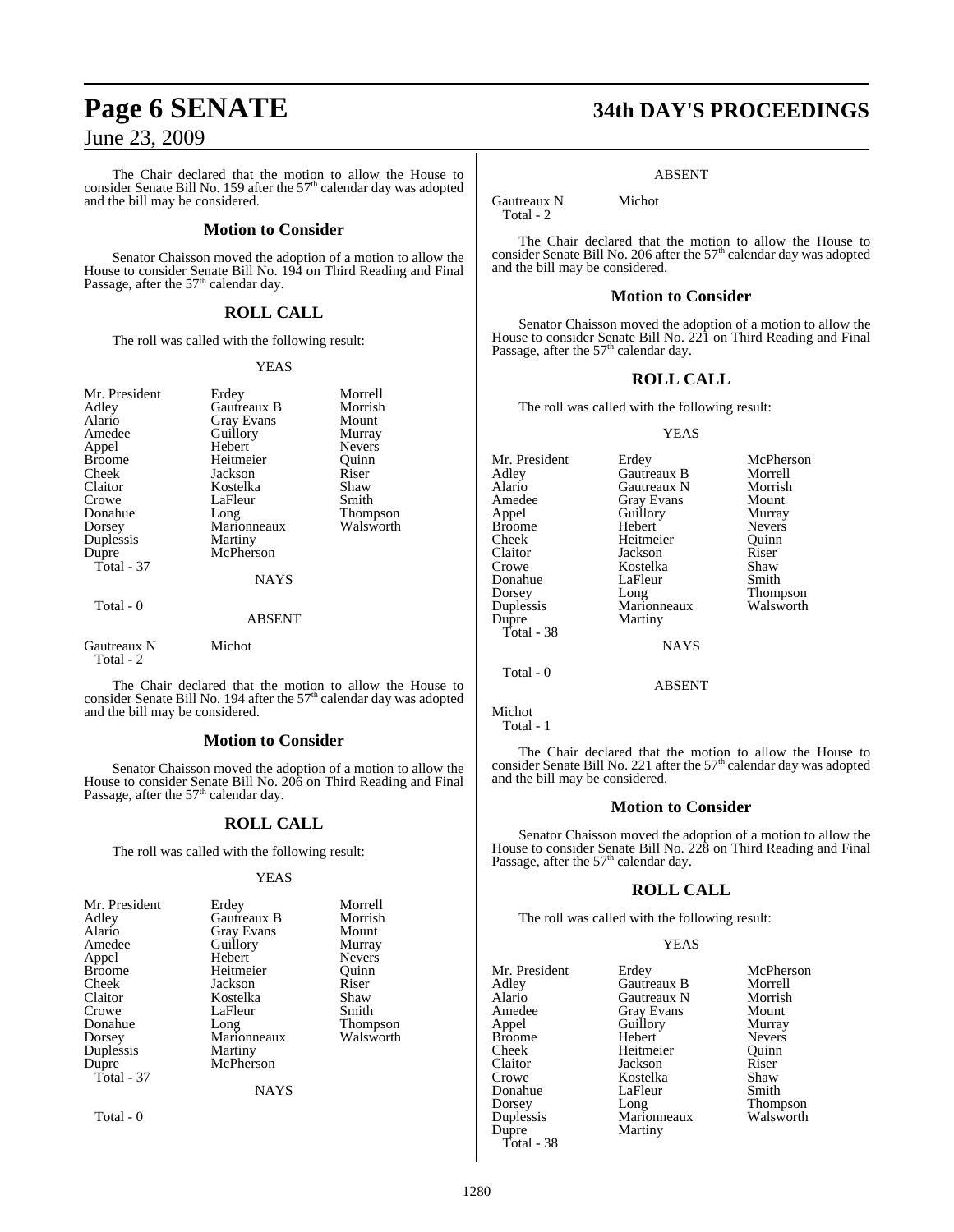The Chair declared that the motion to allow the House to consider Senate Bill No. 159 after the 57th calendar day was adopted and the bill may be considered.

## Motion to Consider

Senator Chaisson moved the adoption of a motion to allow the House to consider Senate Bill No. 194 on Third Reading and Final Passage, after the 57th calendar day.

## ROLL CALL

The roll was called with the following result:

YEAS

| | | |
|---|---|---|
| Mr. President | Erdey | Morrell |
| Adley | Gautreaux B | Morrish |
| Alario | Gray Evans | Mount |
| Amedee | Guillory | Murray |
| Appel | Hebert | Nevers |
| Broome | Heitmeier | Quinn |
| Cheek | Jackson | Riser |
| Claitor | Kostelka | Shaw |
| Crowe | LaFleur | Smith |
| Donahue | Long | Thompson |
| Dorsey | Marionneaux | Walsworth |
| Duplessis | Martiny | |
| Dupre | McPherson | |

Total - 37

NAYS

Total - 0

ABSENT

| | |
|---|---|
| Gautreaux N | Michot |

Total - 2

The Chair declared that the motion to allow the House to consider Senate Bill No. 194 after the 57th calendar day was adopted and the bill may be considered.

## Motion to Consider

Senator Chaisson moved the adoption of a motion to allow the House to consider Senate Bill No. 206 on Third Reading and Final Passage, after the 57th calendar day.

## ROLL CALL

The roll was called with the following result:

YEAS

| | | |
|---|---|---|
| Mr. President | Erdey | Morrell |
| Adley | Gautreaux B | Morrish |
| Alario | Gray Evans | Mount |
| Amedee | Guillory | Murray |
| Appel | Hebert | Nevers |
| Broome | Heitmeier | Quinn |
| Cheek | Jackson | Riser |
| Claitor | Kostelka | Shaw |
| Crowe | LaFleur | Smith |
| Donahue | Long | Thompson |
| Dorsey | Marionneaux | Walsworth |
| Duplessis | Martiny | |
| Dupre | McPherson | |

Total - 37

NAYS

Total - 0

ABSENT

| | |
|---|---|
| Gautreaux N | Michot |

Total - 2

The Chair declared that the motion to allow the House to consider Senate Bill No. 206 after the 57th calendar day was adopted and the bill may be considered.

## Motion to Consider

Senator Chaisson moved the adoption of a motion to allow the House to consider Senate Bill No. 221 on Third Reading and Final Passage, after the 57th calendar day.

## ROLL CALL

The roll was called with the following result:

YEAS

| | | |
|---|---|---|
| Mr. President | Erdey | McPherson |
| Adley | Gautreaux B | Morrell |
| Alario | Gautreaux N | Morrish |
| Amedee | Gray Evans | Mount |
| Appel | Guillory | Murray |
| Broome | Hebert | Nevers |
| Cheek | Heitmeier | Quinn |
| Claitor | Jackson | Riser |
| Crowe | Kostelka | Shaw |
| Donahue | LaFleur | Smith |
| Dorsey | Long | Thompson |
| Duplessis | Marionneaux | Walsworth |
| Dupre | Martiny | |

Total - 38

NAYS

Total - 0

ABSENT

Michot

Total - 1

The Chair declared that the motion to allow the House to consider Senate Bill No. 221 after the 57th calendar day was adopted and the bill may be considered.

## Motion to Consider

Senator Chaisson moved the adoption of a motion to allow the House to consider Senate Bill No. 228 on Third Reading and Final Passage, after the 57th calendar day.

## ROLL CALL

The roll was called with the following result:

YEAS

| | | |
|---|---|---|
| Mr. President | Erdey | McPherson |
| Adley | Gautreaux B | Morrell |
| Alario | Gautreaux N | Morrish |
| Amedee | Gray Evans | Mount |
| Appel | Guillory | Murray |
| Broome | Hebert | Nevers |
| Cheek | Heitmeier | Quinn |
| Claitor | Jackson | Riser |
| Crowe | Kostelka | Shaw |
| Donahue | LaFleur | Smith |
| Dorsey | Long | Thompson |
| Duplessis | Marionneaux | Walsworth |
| Dupre | Martiny | |

Total - 38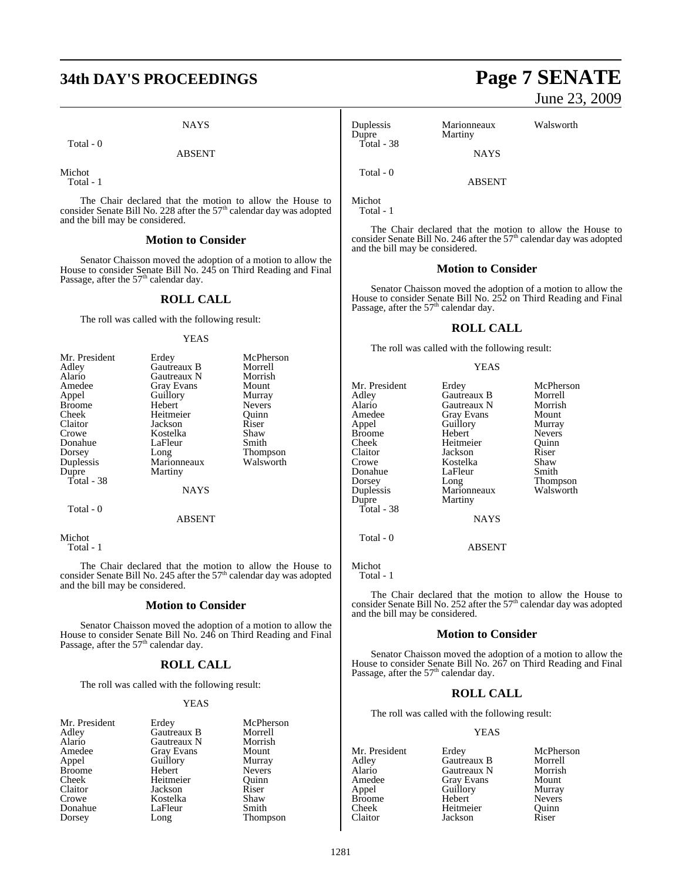NAYS

Total - 0

ABSENT

Michot
Total - 1

The Chair declared that the motion to allow the House to consider Senate Bill No. 228 after the 57th calendar day was adopted and the bill may be considered.

### Motion to Consider

Senator Chaisson moved the adoption of a motion to allow the House to consider Senate Bill No. 245 on Third Reading and Final Passage, after the 57th calendar day.

## ROLL CALL

The roll was called with the following result:

YEAS

| | | |
|---|---|---|
| Mr. President | Erdey | McPherson |
| Adley | Gautreaux B | Morrell |
| Alario | Gautreaux N | Morrish |
| Amedee | Gray Evans | Mount |
| Appel | Guillory | Murray |
| Broome | Hebert | Nevers |
| Cheek | Heitmeier | Quinn |
| Claitor | Jackson | Riser |
| Crowe | Kostelka | Shaw |
| Donahue | LaFleur | Smith |
| Dorsey | Long | Thompson |
| Duplessis | Marionneaux | Walsworth |
| Dupre | Martiny | |

Total - 38

NAYS

Total - 0

ABSENT

Michot
Total - 1

The Chair declared that the motion to allow the House to consider Senate Bill No. 245 after the 57th calendar day was adopted and the bill may be considered.

### Motion to Consider

Senator Chaisson moved the adoption of a motion to allow the House to consider Senate Bill No. 246 on Third Reading and Final Passage, after the 57th calendar day.

## ROLL CALL

The roll was called with the following result:

YEAS

| | | |
|---|---|---|
| Mr. President | Erdey | McPherson |
| Adley | Gautreaux B | Morrell |
| Alario | Gautreaux N | Morrish |
| Amedee | Gray Evans | Mount |
| Appel | Guillory | Murray |
| Broome | Hebert | Nevers |
| Cheek | Heitmeier | Quinn |
| Claitor | Jackson | Riser |
| Crowe | Kostelka | Shaw |
| Donahue | LaFleur | Smith |
| Dorsey | Long | Thompson |
| Duplessis | Marionneaux | Walsworth |
| Dupre | Martiny | |

Total - 38

NAYS

Total - 0

ABSENT

Michot
Total - 1

The Chair declared that the motion to allow the House to consider Senate Bill No. 246 after the 57th calendar day was adopted and the bill may be considered.

### Motion to Consider

Senator Chaisson moved the adoption of a motion to allow the House to consider Senate Bill No. 252 on Third Reading and Final Passage, after the 57th calendar day.

## ROLL CALL

The roll was called with the following result:

YEAS

| | | |
|---|---|---|
| Mr. President | Erdey | McPherson |
| Adley | Gautreaux B | Morrell |
| Alario | Gautreaux N | Morrish |
| Amedee | Gray Evans | Mount |
| Appel | Guillory | Murray |
| Broome | Hebert | Nevers |
| Cheek | Heitmeier | Quinn |
| Claitor | Jackson | Riser |
| Crowe | Kostelka | Shaw |
| Donahue | LaFleur | Smith |
| Dorsey | Long | Thompson |
| Duplessis | Marionneaux | Walsworth |
| Dupre | Martiny | |

Total - 38

NAYS

Total - 0

ABSENT

Michot
Total - 1

The Chair declared that the motion to allow the House to consider Senate Bill No. 252 after the 57th calendar day was adopted and the bill may be considered.

### Motion to Consider

Senator Chaisson moved the adoption of a motion to allow the House to consider Senate Bill No. 267 on Third Reading and Final Passage, after the 57th calendar day.

## ROLL CALL

The roll was called with the following result:

YEAS

| | | |
|---|---|---|
| Mr. President | Erdey | McPherson |
| Adley | Gautreaux B | Morrell |
| Alario | Gautreaux N | Morrish |
| Amedee | Gray Evans | Mount |
| Appel | Guillory | Murray |
| Broome | Hebert | Nevers |
| Cheek | Heitmeier | Quinn |
| Claitor | Jackson | Riser |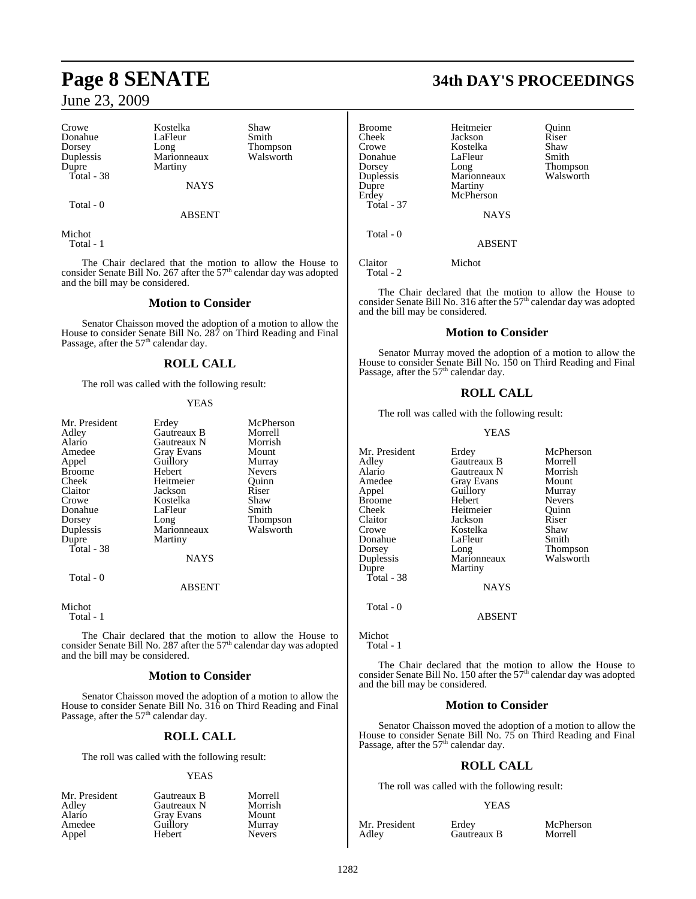Crowe Kostelka Shaw
Donahue LaFleur Smith
Dorsey Long Thompson
Duplessis Marionneaux Walsworth
Dupre Martiny
Total - 38

NAYS

Total - 0

ABSENT

Michot
Total - 1

The Chair declared that the motion to allow the House to consider Senate Bill No. 267 after the 57th calendar day was adopted and the bill may be considered.

## Motion to Consider

Senator Chaisson moved the adoption of a motion to allow the House to consider Senate Bill No. 287 on Third Reading and Final Passage, after the 57th calendar day.

## ROLL CALL

The roll was called with the following result:

YEAS

| | | |
|---|---|---|
| Mr. President | Erdey | McPherson |
| Adley | Gautreaux B | Morrell |
| Alario | Gautreaux N | Morrish |
| Amedee | Gray Evans | Mount |
| Appel | Guillory | Murray |
| Broome | Hebert | Nevers |
| Cheek | Heitmeier | Quinn |
| Claitor | Jackson | Riser |
| Crowe | Kostelka | Shaw |
| Donahue | LaFleur | Smith |
| Dorsey | Long | Thompson |
| Duplessis | Marionneaux | Walsworth |
| Dupre | Martiny | |

Total - 38

NAYS

Total - 0

ABSENT

Michot
Total - 1

The Chair declared that the motion to allow the House to consider Senate Bill No. 287 after the 57th calendar day was adopted and the bill may be considered.

## Motion to Consider

Senator Chaisson moved the adoption of a motion to allow the House to consider Senate Bill No. 316 on Third Reading and Final Passage, after the 57th calendar day.

## ROLL CALL

The roll was called with the following result:

YEAS

| | | |
|---|---|---|
| Mr. President | Gautreaux B | Morrell |
| Adley | Gautreaux N | Morrish |
| Alario | Gray Evans | Mount |
| Amedee | Guillory | Murray |
| Appel | Hebert | Nevers |
| Broome | Heitmeier | Quinn |
| Cheek | Jackson | Riser |
| Crowe | Kostelka | Shaw |
| Donahue | LaFleur | Smith |
| Dorsey | Long | Thompson |
| Duplessis | Marionneaux | Walsworth |
| Dupre | Martiny | |
| Erdey | McPherson | |

Total - 37

NAYS

Total - 0

ABSENT

Claitor Michot
Total - 2

The Chair declared that the motion to allow the House to consider Senate Bill No. 316 after the 57th calendar day was adopted and the bill may be considered.

## Motion to Consider

Senator Murray moved the adoption of a motion to allow the House to consider Senate Bill No. 150 on Third Reading and Final Passage, after the 57th calendar day.

## ROLL CALL

The roll was called with the following result:

YEAS

| | | |
|---|---|---|
| Mr. President | Erdey | McPherson |
| Adley | Gautreaux B | Morrell |
| Alario | Gautreaux N | Morrish |
| Amedee | Gray Evans | Mount |
| Appel | Guillory | Murray |
| Broome | Hebert | Nevers |
| Cheek | Heitmeier | Quinn |
| Claitor | Jackson | Riser |
| Crowe | Kostelka | Shaw |
| Donahue | LaFleur | Smith |
| Dorsey | Long | Thompson |
| Duplessis | Marionneaux | Walsworth |
| Dupre | Martiny | |

Total - 38

NAYS

Total - 0

ABSENT

Michot
Total - 1

The Chair declared that the motion to allow the House to consider Senate Bill No. 150 after the 57th calendar day was adopted and the bill may be considered.

## Motion to Consider

Senator Chaisson moved the adoption of a motion to allow the House to consider Senate Bill No. 75 on Third Reading and Final Passage, after the 57th calendar day.

## ROLL CALL

The roll was called with the following result:

YEAS

| | | |
|---|---|---|
| Mr. President | Erdey | McPherson |
| Adley | Gautreaux B | Morrell |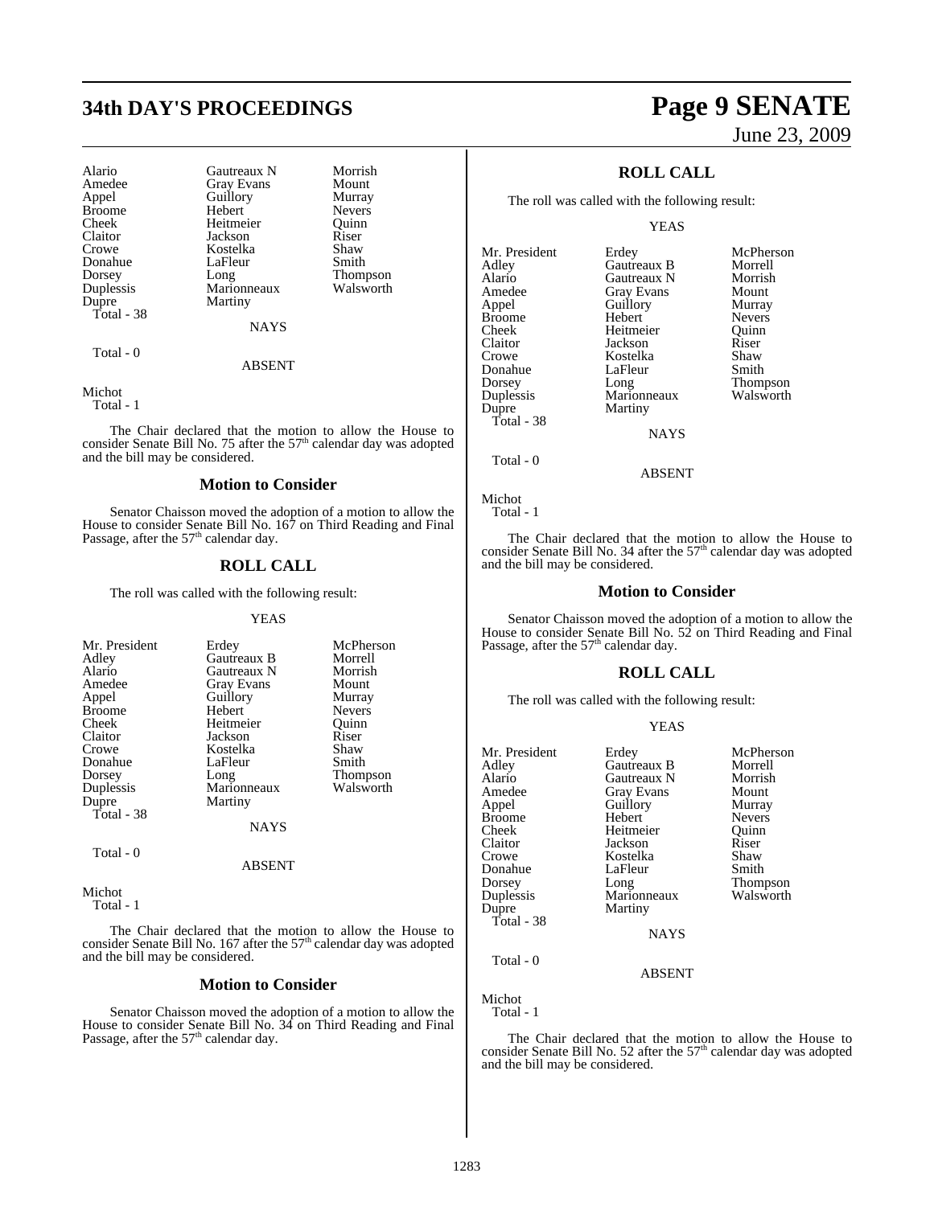| | | |
|---|---|---|
| Alario | Gautreaux N | Morrish |
| Amedee | Gray Evans | Mount |
| Appel | Guillory | Murray |
| Broome | Hebert | Nevers |
| Cheek | Heitmeier | Quinn |
| Claitor | Jackson | Riser |
| Crowe | Kostelka | Shaw |
| Donahue | LaFleur | Smith |
| Dorsey | Long | Thompson |
| Duplessis | Marionneaux | Walsworth |
| Dupre | Martiny | |

Total - 38

NAYS

Total - 0

ABSENT

Michot

Total - 1

The Chair declared that the motion to allow the House to consider Senate Bill No. 75 after the 57th calendar day was adopted and the bill may be considered.

## Motion to Consider

Senator Chaisson moved the adoption of a motion to allow the House to consider Senate Bill No. 167 on Third Reading and Final Passage, after the 57th calendar day.

## ROLL CALL

The roll was called with the following result:

YEAS

| | | |
|---|---|---|
| Mr. President | Erdey | McPherson |
| Adley | Gautreaux B | Morrell |
| Alario | Gautreaux N | Morrish |
| Amedee | Gray Evans | Mount |
| Appel | Guillory | Murray |
| Broome | Hebert | Nevers |
| Cheek | Heitmeier | Quinn |
| Claitor | Jackson | Riser |
| Crowe | Kostelka | Shaw |
| Donahue | LaFleur | Smith |
| Dorsey | Long | Thompson |
| Duplessis | Marionneaux | Walsworth |
| Dupre | Martiny | |

Total - 38

NAYS

Total - 0

ABSENT

Michot

Total - 1

The Chair declared that the motion to allow the House to consider Senate Bill No. 167 after the 57th calendar day was adopted and the bill may be considered.

## Motion to Consider

Senator Chaisson moved the adoption of a motion to allow the House to consider Senate Bill No. 34 on Third Reading and Final Passage, after the 57th calendar day.

## ROLL CALL

The roll was called with the following result:

YEAS

| | | |
|---|---|---|
| Mr. President | Erdey | McPherson |
| Adley | Gautreaux B | Morrell |
| Alario | Gautreaux N | Morrish |
| Amedee | Gray Evans | Mount |
| Appel | Guillory | Murray |
| Broome | Hebert | Nevers |
| Cheek | Heitmeier | Quinn |
| Claitor | Jackson | Riser |
| Crowe | Kostelka | Shaw |
| Donahue | LaFleur | Smith |
| Dorsey | Long | Thompson |
| Duplessis | Marionneaux | Walsworth |
| Dupre | Martiny | |

Total - 38

NAYS

Total - 0

ABSENT

Michot

Total - 1

The Chair declared that the motion to allow the House to consider Senate Bill No. 34 after the 57th calendar day was adopted and the bill may be considered.

## Motion to Consider

Senator Chaisson moved the adoption of a motion to allow the House to consider Senate Bill No. 52 on Third Reading and Final Passage, after the 57th calendar day.

## ROLL CALL

The roll was called with the following result:

YEAS

| | | |
|---|---|---|
| Mr. President | Erdey | McPherson |
| Adley | Gautreaux B | Morrell |
| Alario | Gautreaux N | Morrish |
| Amedee | Gray Evans | Mount |
| Appel | Guillory | Murray |
| Broome | Hebert | Nevers |
| Cheek | Heitmeier | Quinn |
| Claitor | Jackson | Riser |
| Crowe | Kostelka | Shaw |
| Donahue | LaFleur | Smith |
| Dorsey | Long | Thompson |
| Duplessis | Marionneaux | Walsworth |
| Dupre | Martiny | |

Total - 38

NAYS

Total - 0

ABSENT

Michot

Total - 1

The Chair declared that the motion to allow the House to consider Senate Bill No. 52 after the 57th calendar day was adopted and the bill may be considered.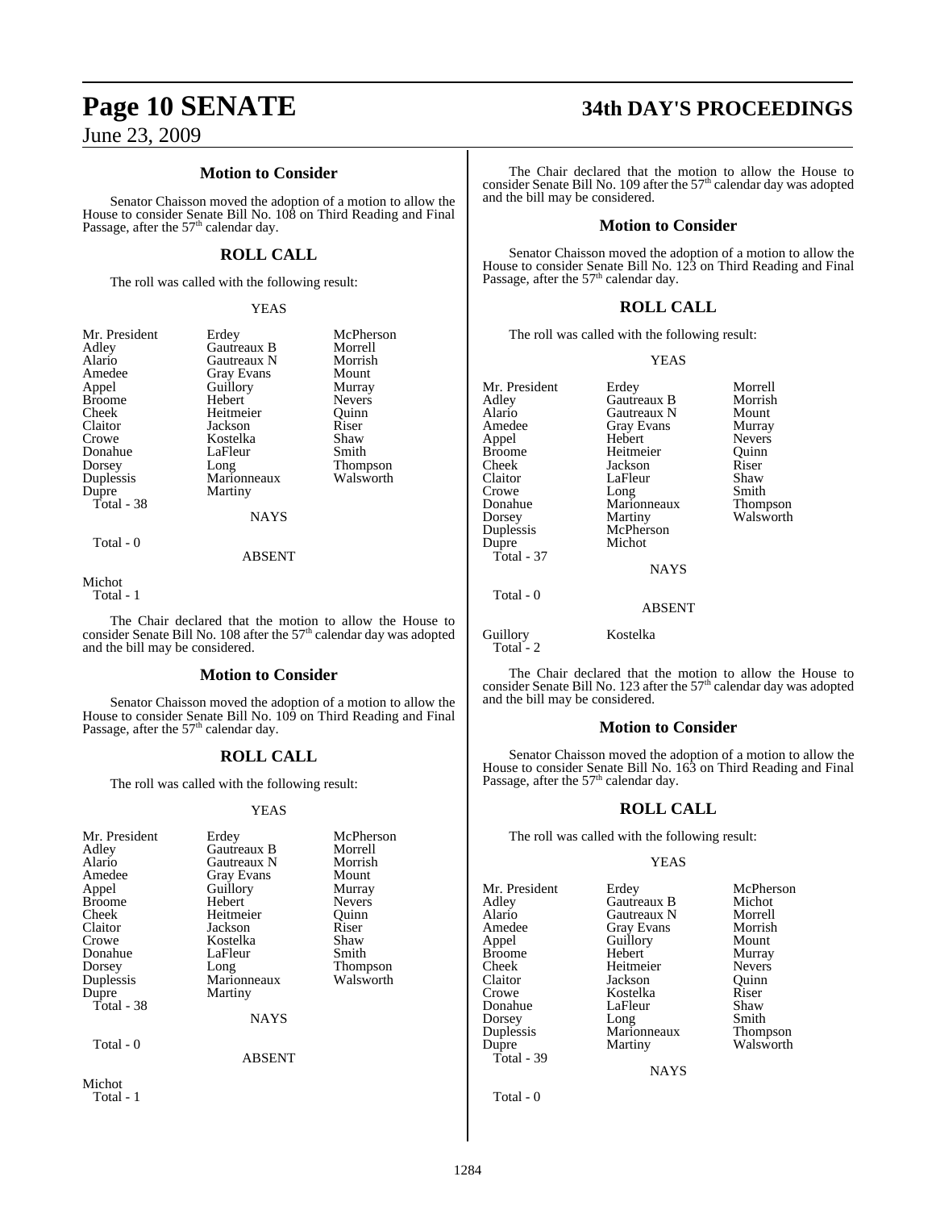### Motion to Consider

Senator Chaisson moved the adoption of a motion to allow the House to consider Senate Bill No. 108 on Third Reading and Final Passage, after the 57th calendar day.

## ROLL CALL

The roll was called with the following result:

YEAS

| | | |
|---|---|---|
| Mr. President | Erdey | McPherson |
| Adley | Gautreaux B | Morrell |
| Alario | Gautreaux N | Morrish |
| Amedee | Gray Evans | Mount |
| Appel | Guillory | Murray |
| Broome | Hebert | Nevers |
| Cheek | Heitmeier | Quinn |
| Claitor | Jackson | Riser |
| Crowe | Kostelka | Shaw |
| Donahue | LaFleur | Smith |
| Dorsey | Long | Thompson |
| Duplessis | Marionneaux | Walsworth |
| Dupre | Martiny | |

Total - 38

NAYS

Total - 0

ABSENT

Michot

Total - 1

The Chair declared that the motion to allow the House to consider Senate Bill No. 108 after the 57th calendar day was adopted and the bill may be considered.

### Motion to Consider

Senator Chaisson moved the adoption of a motion to allow the House to consider Senate Bill No. 109 on Third Reading and Final Passage, after the 57th calendar day.

## ROLL CALL

The roll was called with the following result:

YEAS

| | | |
|---|---|---|
| Mr. President | Erdey | McPherson |
| Adley | Gautreaux B | Morrell |
| Alario | Gautreaux N | Morrish |
| Amedee | Gray Evans | Mount |
| Appel | Guillory | Murray |
| Broome | Hebert | Nevers |
| Cheek | Heitmeier | Quinn |
| Claitor | Jackson | Riser |
| Crowe | Kostelka | Shaw |
| Donahue | LaFleur | Smith |
| Dorsey | Long | Thompson |
| Duplessis | Marionneaux | Walsworth |
| Dupre | Martiny | |

Total - 38

NAYS

Total - 0

ABSENT

Michot

Total - 1

The Chair declared that the motion to allow the House to consider Senate Bill No. 109 after the 57th calendar day was adopted and the bill may be considered.

### Motion to Consider

Senator Chaisson moved the adoption of a motion to allow the House to consider Senate Bill No. 123 on Third Reading and Final Passage, after the 57th calendar day.

## ROLL CALL

The roll was called with the following result:

YEAS

| | | |
|---|---|---|
| Mr. President | Erdey | Morrell |
| Adley | Gautreaux B | Morrish |
| Alario | Gautreaux N | Mount |
| Amedee | Gray Evans | Murray |
| Appel | Hebert | Nevers |
| Broome | Heitmeier | Quinn |
| Cheek | Jackson | Riser |
| Claitor | LaFleur | Shaw |
| Crowe | Long | Smith |
| Donahue | Marionneaux | Thompson |
| Dorsey | Martiny | Walsworth |
| Duplessis | McPherson | |
| Dupre | Michot | |

Total - 37

NAYS

Total - 0

ABSENT

Guillory Kostelka

Total - 2

The Chair declared that the motion to allow the House to consider Senate Bill No. 123 after the 57th calendar day was adopted and the bill may be considered.

### Motion to Consider

Senator Chaisson moved the adoption of a motion to allow the House to consider Senate Bill No. 163 on Third Reading and Final Passage, after the 57th calendar day.

## ROLL CALL

The roll was called with the following result:

YEAS

| | | |
|---|---|---|
| Mr. President | Erdey | McPherson |
| Adley | Gautreaux B | Michot |
| Alario | Gautreaux N | Morrell |
| Amedee | Gray Evans | Morrish |
| Appel | Guillory | Mount |
| Broome | Hebert | Murray |
| Cheek | Heitmeier | Nevers |
| Claitor | Jackson | Quinn |
| Crowe | Kostelka | Riser |
| Donahue | LaFleur | Shaw |
| Dorsey | Long | Smith |
| Duplessis | Marionneaux | Thompson |
| Dupre | Martiny | Walsworth |

Total - 39

NAYS

Total - 0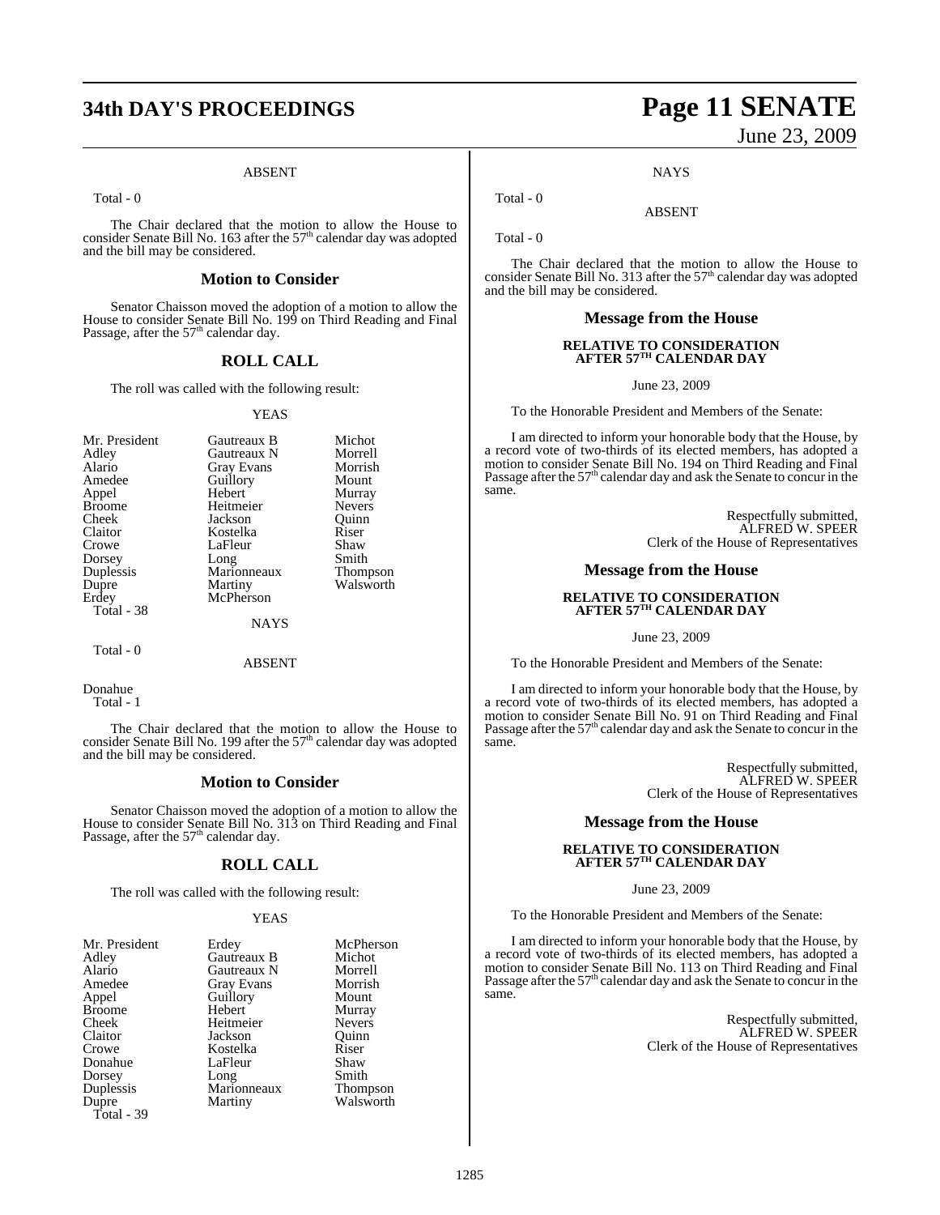ABSENT

Total - 0

The Chair declared that the motion to allow the House to consider Senate Bill No. 163 after the 57th calendar day was adopted and the bill may be considered.

### Motion to Consider

Senator Chaisson moved the adoption of a motion to allow the House to consider Senate Bill No. 199 on Third Reading and Final Passage, after the 57th calendar day.

## ROLL CALL

The roll was called with the following result:

YEAS

| | | |
|---|---|---|
| Mr. President | Gautreaux B | Michot |
| Adley | Gautreaux N | Morrell |
| Alario | Gray Evans | Morrish |
| Amedee | Guillory | Mount |
| Appel | Hebert | Murray |
| Broome | Heitmeier | Nevers |
| Cheek | Jackson | Quinn |
| Claitor | Kostelka | Riser |
| Crowe | LaFleur | Shaw |
| Dorsey | Long | Smith |
| Duplessis | Marionneaux | Thompson |
| Dupre | Martiny | Walsworth |
| Erdey | McPherson | |

Total - 38

NAYS

Total - 0

ABSENT

Donahue

Total - 1

The Chair declared that the motion to allow the House to consider Senate Bill No. 199 after the 57th calendar day was adopted and the bill may be considered.

### Motion to Consider

Senator Chaisson moved the adoption of a motion to allow the House to consider Senate Bill No. 313 on Third Reading and Final Passage, after the 57th calendar day.

## ROLL CALL

The roll was called with the following result:

YEAS

| | | |
|---|---|---|
| Mr. President | Erdey | McPherson |
| Adley | Gautreaux B | Michot |
| Alario | Gautreaux N | Morrell |
| Amedee | Gray Evans | Morrish |
| Appel | Guillory | Mount |
| Broome | Hebert | Murray |
| Cheek | Heitmeier | Nevers |
| Claitor | Jackson | Quinn |
| Crowe | Kostelka | Riser |
| Donahue | LaFleur | Shaw |
| Dorsey | Long | Smith |
| Duplessis | Marionneaux | Thompson |
| Dupre | Martiny | Walsworth |

Total - 39

NAYS

Total - 0

ABSENT

Total - 0

The Chair declared that the motion to allow the House to consider Senate Bill No. 313 after the 57th calendar day was adopted and the bill may be considered.

### Message from the House

**RELATIVE TO CONSIDERATION AFTER 57TH CALENDAR DAY**

June 23, 2009

To the Honorable President and Members of the Senate:

I am directed to inform your honorable body that the House, by a record vote of two-thirds of its elected members, has adopted a motion to consider Senate Bill No. 194 on Third Reading and Final Passage after the 57th calendar day and ask the Senate to concur in the same.

Respectfully submitted,
ALFRED W. SPEER
Clerk of the House of Representatives

### Message from the House

**RELATIVE TO CONSIDERATION AFTER 57TH CALENDAR DAY**

June 23, 2009

To the Honorable President and Members of the Senate:

I am directed to inform your honorable body that the House, by a record vote of two-thirds of its elected members, has adopted a motion to consider Senate Bill No. 91 on Third Reading and Final Passage after the 57th calendar day and ask the Senate to concur in the same.

Respectfully submitted,
ALFRED W. SPEER
Clerk of the House of Representatives

### Message from the House

**RELATIVE TO CONSIDERATION AFTER 57TH CALENDAR DAY**

June 23, 2009

To the Honorable President and Members of the Senate:

I am directed to inform your honorable body that the House, by a record vote of two-thirds of its elected members, has adopted a motion to consider Senate Bill No. 113 on Third Reading and Final Passage after the 57th calendar day and ask the Senate to concur in the same.

Respectfully submitted,
ALFRED W. SPEER
Clerk of the House of Representatives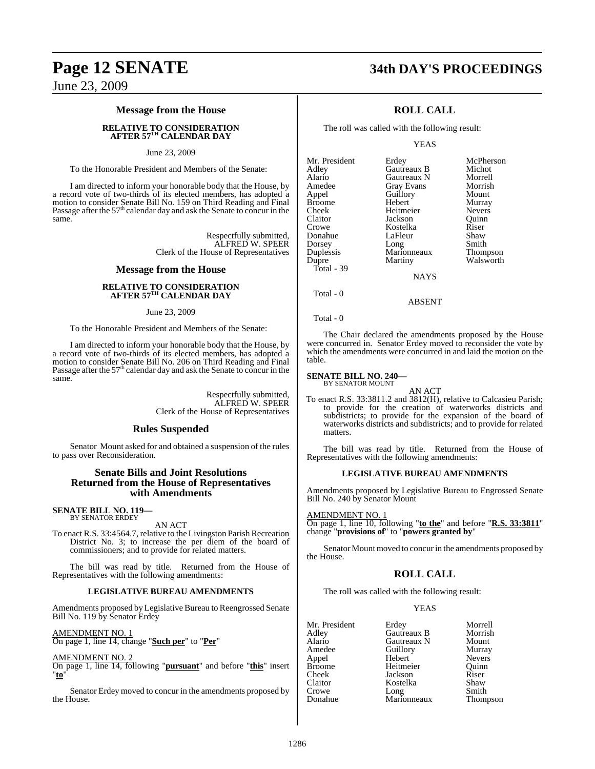## Message from the House

### RELATIVE TO CONSIDERATION AFTER 57TH CALENDAR DAY

June 23, 2009

To the Honorable President and Members of the Senate:

I am directed to inform your honorable body that the House, by a record vote of two-thirds of its elected members, has adopted a motion to consider Senate Bill No. 159 on Third Reading and Final Passage after the 57th calendar day and ask the Senate to concur in the same.

Respectfully submitted,
ALFRED W. SPEER
Clerk of the House of Representatives

## Message from the House

### RELATIVE TO CONSIDERATION AFTER 57TH CALENDAR DAY

June 23, 2009

To the Honorable President and Members of the Senate:

I am directed to inform your honorable body that the House, by a record vote of two-thirds of its elected members, has adopted a motion to consider Senate Bill No. 206 on Third Reading and Final Passage after the 57th calendar day and ask the Senate to concur in the same.

Respectfully submitted,
ALFRED W. SPEER
Clerk of the House of Representatives

## Rules Suspended

Senator Mount asked for and obtained a suspension of the rules to pass over Reconsideration.

## Senate Bills and Joint Resolutions Returned from the House of Representatives with Amendments

**SENATE BILL NO. 119—**
BY SENATOR ERDEY

AN ACT

To enact R.S. 33:4564.7, relative to the Livingston Parish Recreation District No. 3; to increase the per diem of the board of commissioners; and to provide for related matters.

The bill was read by title. Returned from the House of Representatives with the following amendments:

### LEGISLATIVE BUREAU AMENDMENTS

Amendments proposed by Legislative Bureau to Reengrossed Senate Bill No. 119 by Senator Erdey

AMENDMENT NO. 1
On page 1, line 14, change "**Such per**" to "**Per**"

AMENDMENT NO. 2
On page 1, line 14, following "**pursuant**" and before "**this**" insert "**to**"

Senator Erdey moved to concur in the amendments proposed by the House.

## ROLL CALL

The roll was called with the following result:

YEAS

| | | |
|---|---|---|
| Mr. President | Erdey | McPherson |
| Adley | Gautreaux B | Michot |
| Alario | Gautreaux N | Morrell |
| Amedee | Gray Evans | Morrish |
| Appel | Guillory | Mount |
| Broome | Hebert | Murray |
| Cheek | Heitmeier | Nevers |
| Claitor | Jackson | Quinn |
| Crowe | Kostelka | Riser |
| Donahue | LaFleur | Shaw |
| Dorsey | Long | Smith |
| Duplessis | Marionneaux | Thompson |
| Dupre | Martiny | Walsworth |

Total - 39

NAYS

Total - 0

ABSENT

Total - 0

The Chair declared the amendments proposed by the House were concurred in. Senator Erdey moved to reconsider the vote by which the amendments were concurred in and laid the motion on the table.

**SENATE BILL NO. 240—**
BY SENATOR MOUNT

AN ACT

To enact R.S. 33:3811.2 and 3812(H), relative to Calcasieu Parish; to provide for the creation of waterworks districts and subdistricts; to provide for the expansion of the board of waterworks districts and subdistricts; and to provide for related matters.

The bill was read by title. Returned from the House of Representatives with the following amendments:

### LEGISLATIVE BUREAU AMENDMENTS

Amendments proposed by Legislative Bureau to Engrossed Senate Bill No. 240 by Senator Mount

AMENDMENT NO. 1
On page 1, line 10, following "**to the**" and before "**R.S. 33:3811**" change "**provisions of**" to "**powers granted by**"

Senator Mount moved to concur in the amendments proposed by the House.

## ROLL CALL

The roll was called with the following result:

YEAS

| | | |
|---|---|---|
| Mr. President | Erdey | Morrell |
| Adley | Gautreaux B | Morrish |
| Alario | Gautreaux N | Mount |
| Amedee | Guillory | Murray |
| Appel | Hebert | Nevers |
| Broome | Heitmeier | Quinn |
| Cheek | Jackson | Riser |
| Claitor | Kostelka | Shaw |
| Crowe | Long | Smith |
| Donahue | Marionneaux | Thompson |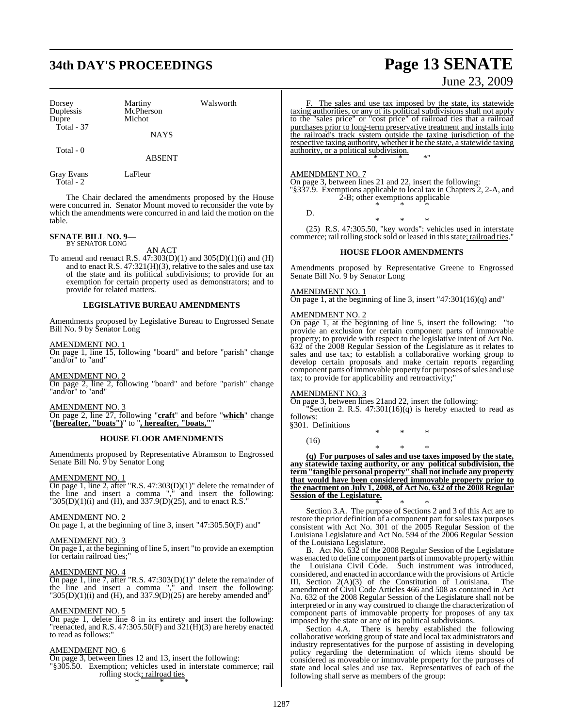| | | |
|---|---|---|
| Dorsey | Martiny | Walsworth |
| Duplessis | McPherson | |
| Dupre | Michot | |
| Total - 37 | | |

NAYS

Total - 0

ABSENT

| | |
|---|---|
| Gray Evans | LaFleur |
| Total - 2 | |

The Chair declared the amendments proposed by the House were concurred in. Senator Mount moved to reconsider the vote by which the amendments were concurred in and laid the motion on the table.

**SENATE BILL NO. 9—**
BY SENATOR LONG

AN ACT

To amend and reenact R.S. 47:303(D)(1) and 305(D)(1)(i) and (H) and to enact R.S. 47:321(H)(3), relative to the sales and use tax of the state and its political subdivisions; to provide for an exemption for certain property used as demonstrators; and to provide for related matters.

**LEGISLATIVE BUREAU AMENDMENTS**

Amendments proposed by Legislative Bureau to Engrossed Senate Bill No. 9 by Senator Long

AMENDMENT NO. 1
On page 1, line 15, following "board" and before "parish" change "and/or" to "and"

AMENDMENT NO. 2
On page 2, line 2, following "board" and before "parish" change "and/or" to "and"

AMENDMENT NO. 3
On page 2, line 27, following "**craft**" and before "**which**" change "**(hereafter, "boats")**" to "**, hereafter, "boats,"**"

**HOUSE FLOOR AMENDMENTS**

Amendments proposed by Representative Abramson to Engrossed Senate Bill No. 9 by Senator Long

AMENDMENT NO. 1
On page 1, line 2, after "R.S. 47:303(D)(1)" delete the remainder of the line and insert a comma "," and insert the following: "305(D)(1)(i) and (H), and 337.9(D)(25), and to enact R.S."

AMENDMENT NO. 2
On page 1, at the beginning of line 3, insert "47:305.50(F) and"

AMENDMENT NO. 3
On page 1, at the beginning of line 5, insert "to provide an exemption for certain railroad ties;"

AMENDMENT NO. 4
On page 1, line 7, after "R.S. 47:303(D)(1)" delete the remainder of the line and insert a comma "," and insert the following: "305(D)(1)(i) and (H), and 337.9(D)(25) are hereby amended and"

AMENDMENT NO. 5
On page 1, delete line 8 in its entirety and insert the following: "reenacted, and R.S. 47:305.50(F) and 321(H)(3) are hereby enacted to read as follows:"

AMENDMENT NO. 6
On page 3, between lines 12 and 13, insert the following:
"§305.50. Exemption; vehicles used in interstate commerce; rail rolling stock; railroad ties

\* \* \*

F. The sales and use tax imposed by the state, its statewide taxing authorities, or any of its political subdivisions shall not apply to the "sales price" or "cost price" of railroad ties that a railroad purchases prior to long-term preservative treatment and installs into the railroad's track system outside the taxing jurisdiction of the respective taxing authority, whether it be the state, a statewide taxing authority, or a political subdivision.

\* \* \*"

AMENDMENT NO. 7
On page 3, between lines 21 and 22, insert the following:
"§337.9. Exemptions applicable to local tax in Chapters 2, 2-A, and 2-B; other exemptions applicable

\* \* \*

D.

\* \* \*

(25) R.S. 47:305.50, "key words": vehicles used in interstate commerce; rail rolling stock sold or leased in this state; railroad ties."

**HOUSE FLOOR AMENDMENTS**

Amendments proposed by Representative Greene to Engrossed Senate Bill No. 9 by Senator Long

AMENDMENT NO. 1
On page 1, at the beginning of line 3, insert "47:301(16)(q) and"

AMENDMENT NO. 2
On page 1, at the beginning of line 5, insert the following: "to provide an exclusion for certain component parts of immovable property; to provide with respect to the legislative intent of Act No. 632 of the 2008 Regular Session of the Legislature as it relates to sales and use tax; to establish a collaborative working group to develop certain proposals and make certain reports regarding component parts of immovable property for purposes of sales and use tax; to provide for applicability and retroactivity;"

AMENDMENT NO. 3
On page 3, between lines 21and 22, insert the following:
"Section 2. R.S. 47:301(16)(q) is hereby enacted to read as follows:
§301. Definitions

\* \* \*

(16)

\* \* \*

**(q) For purposes of sales and use taxes imposed by the state, any statewide taxing authority, or any political subdivision, the term "tangible personal property" shall not include any property that would have been considered immovable property prior to the enactment on July 1, 2008, of Act No. 632 of the 2008 Regular Session of the Legislature.**

\* \* \*

Section 3.A. The purpose of Sections 2 and 3 of this Act are to restore the prior definition of a component part for sales tax purposes consistent with Act No. 301 of the 2005 Regular Session of the Louisiana Legislature and Act No. 594 of the 2006 Regular Session of the Louisiana Legislature.

B. Act No. 632 of the 2008 Regular Session of the Legislature was enacted to define component parts of immovable property within the Louisiana Civil Code. Such instrument was introduced, considered, and enacted in accordance with the provisions of Article III, Section 2(A)(3) of the Constitution of Louisiana. The amendment of Civil Code Articles 466 and 508 as contained in Act No. 632 of the 2008 Regular Session of the Legislature shall not be interpreted or in any way construed to change the characterization of component parts of immovable property for proposes of any tax imposed by the state or any of its political subdivisions.

Section 4.A. There is hereby established the following collaborative working group of state and local tax administrators and industry representatives for the purpose of assisting in developing policy regarding the determination of which items should be considered as moveable or immovable property for the purposes of state and local sales and use tax. Representatives of each of the following shall serve as members of the group: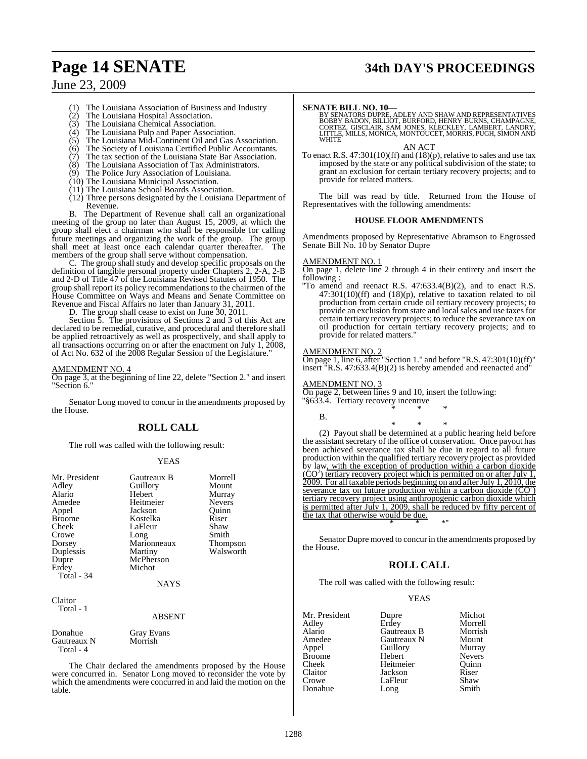(1) The Louisiana Association of Business and Industry
(2) The Louisiana Hospital Association.
(3) The Louisiana Chemical Association.
(4) The Louisiana Pulp and Paper Association.
(5) The Louisiana Mid-Continent Oil and Gas Association.
(6) The Society of Louisiana Certified Public Accountants.
(7) The tax section of the Louisiana State Bar Association.
(8) The Louisiana Association of Tax Administrators.
(9) The Police Jury Association of Louisiana.
(10) The Louisiana Municipal Association.
(11) The Louisiana School Boards Association.
(12) Three persons designated by the Louisiana Department of Revenue.

B. The Department of Revenue shall call an organizational meeting of the group no later than August 15, 2009, at which the group shall elect a chairman who shall be responsible for calling future meetings and organizing the work of the group. The group shall meet at least once each calendar quarter thereafter. The members of the group shall serve without compensation.

C. The group shall study and develop specific proposals on the definition of tangible personal property under Chapters 2, 2-A, 2-B and 2-D of Title 47 of the Louisiana Revised Statutes of 1950. The group shall report its policy recommendations to the chairmen of the House Committee on Ways and Means and Senate Committee on Revenue and Fiscal Affairs no later than January 31, 2011.

D. The group shall cease to exist on June 30, 2011.

Section 5. The provisions of Sections 2 and 3 of this Act are declared to be remedial, curative, and procedural and therefore shall be applied retroactively as well as prospectively, and shall apply to all transactions occurring on or after the enactment on July 1, 2008, of Act No. 632 of the 2008 Regular Session of the Legislature."

AMENDMENT NO. 4

On page 3, at the beginning of line 22, delete "Section 2." and insert "Section 6."

Senator Long moved to concur in the amendments proposed by the House.

## ROLL CALL

The roll was called with the following result:

YEAS

| | | |
|---|---|---|
| Mr. President | Gautreaux B | Morrell |
| Adley | Guillory | Mount |
| Alario | Hebert | Murray |
| Amedee | Heitmeier | Nevers |
| Appel | Jackson | Quinn |
| Broome | Kostelka | Riser |
| Cheek | LaFleur | Shaw |
| Crowe | Long | Smith |
| Dorsey | Marionneaux | Thompson |
| Duplessis | Martiny | Walsworth |
| Dupre | McPherson | |
| Erdey | Michot | |

Total - 34

NAYS

Claitor

Total - 1

ABSENT

| | |
|---|---|
| Donahue | Gray Evans |
| Gautreaux N | Morrish |

Total - 4

The Chair declared the amendments proposed by the House were concurred in. Senator Long moved to reconsider the vote by which the amendments were concurred in and laid the motion on the table.

**SENATE BILL NO. 10—**

BY SENATORS DUPRE, ADLEY AND SHAW AND REPRESENTATIVES BOBBY BADON, BILLIOT, BURFORD, HENRY BURNS, CHAMPAGNE, CORTEZ, GISCLAIR, SAM JONES, KLECKLEY, LAMBERT, LANDRY, LITTLE, MILLS, MONICA, MONTOUCET, MORRIS, PUGH, SIMON AND WHITE

AN ACT

To enact R.S. 47:301(10)(ff) and (18)(p), relative to sales and use tax imposed by the state or any political subdivision of the state; to grant an exclusion for certain tertiary recovery projects; and to provide for related matters.

The bill was read by title. Returned from the House of Representatives with the following amendments:

### HOUSE FLOOR AMENDMENTS

Amendments proposed by Representative Abramson to Engrossed Senate Bill No. 10 by Senator Dupre

AMENDMENT NO. 1

On page 1, delete line 2 through 4 in their entirety and insert the following :

"To amend and reenact R.S. 47:633.4(B)(2), and to enact R.S. 47:301(10)(ff) and (18)(p), relative to taxation related to oil production from certain crude oil tertiary recovery projects; to provide an exclusion from state and local sales and use taxes for certain tertiary recovery projects; to reduce the severance tax on oil production for certain tertiary recovery projects; and to provide for related matters."

AMENDMENT NO. 2

On page 1, line 6, after "Section 1." and before "R.S. 47:301(10)(ff)" insert "R.S. 47:633.4(B)(2) is hereby amended and reenacted and"

AMENDMENT NO. 3

On page 2, between lines 9 and 10, insert the following:

"§633.4. Tertiary recovery incentive

\* \* \*

B.

\* \* \*

(2) Payout shall be determined at a public hearing held before the assistant secretary of the office of conservation. Once payout has been achieved severance tax shall be due in regard to all future production within the qualified tertiary recovery project as provided by law, with the exception of production within a carbon dioxide ($CO^2$) tertiary recovery project which is permitted on or after July 1, 2009. For all taxable periods beginning on and after July 1, 2010, the severance tax on future production within a carbon dioxide ($CO^2$) tertiary recovery project using anthropogenic carbon dioxide which is permitted after July 1, 2009, shall be reduced by fifty percent of the tax that otherwise would be due.

\* \* \*"

Senator Dupre moved to concur in the amendments proposed by the House.

## ROLL CALL

The roll was called with the following result:

YEAS

| | | |
|---|---|---|
| Mr. President | Dupre | Michot |
| Adley | Erdey | Morrell |
| Alario | Gautreaux B | Morrish |
| Amedee | Gautreaux N | Mount |
| Appel | Guillory | Murray |
| Broome | Hebert | Nevers |
| Cheek | Heitmeier | Quinn |
| Claitor | Jackson | Riser |
| Crowe | LaFleur | Shaw |
| Donahue | Long | Smith |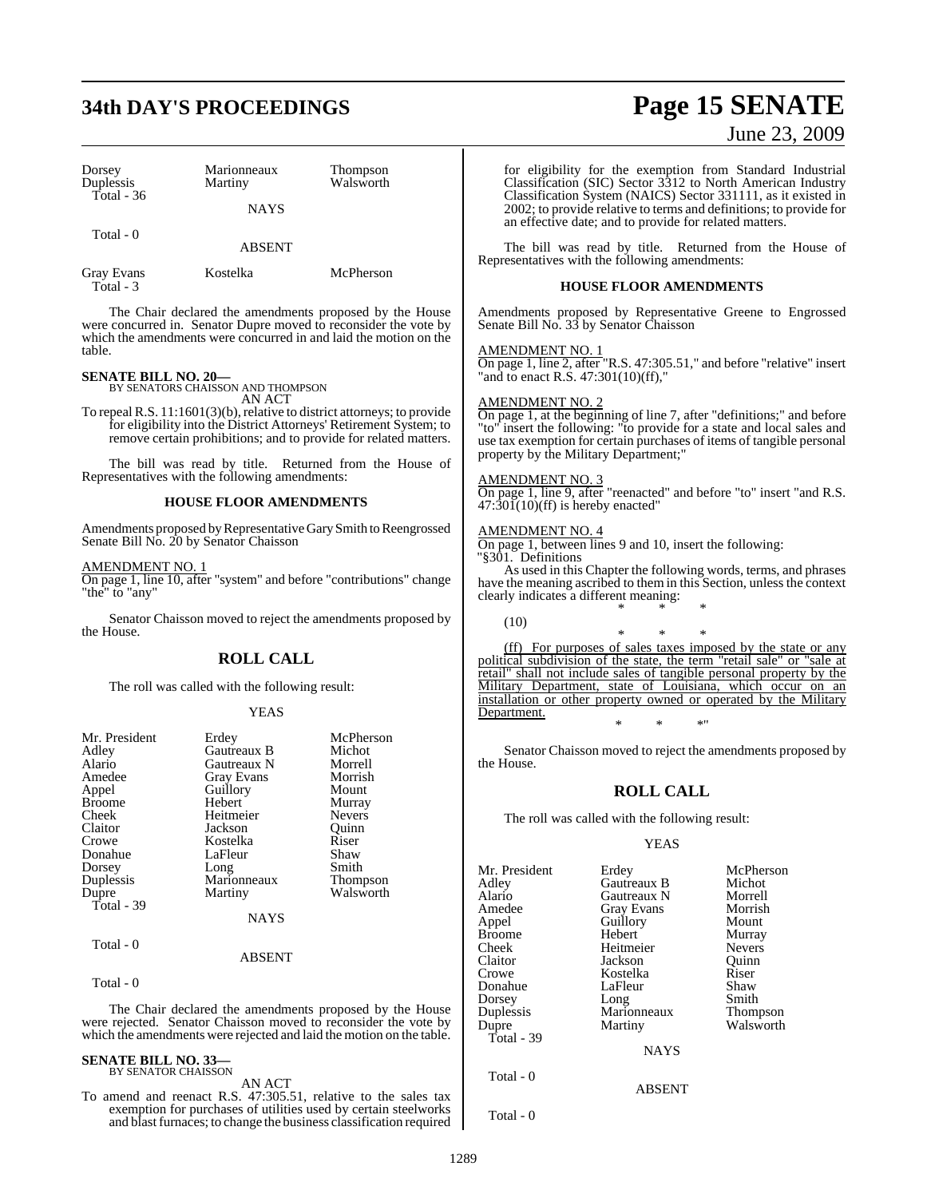| | | |
|---|---|---|
| Dorsey | Marionneaux | Thompson |
| Duplessis | Martiny | Walsworth |
| Total - 36 | | |

NAYS

Total - 0

ABSENT

| | | |
|---|---|---|
| Gray Evans | Kostelka | McPherson |
| Total - 3 | | |

The Chair declared the amendments proposed by the House were concurred in. Senator Dupre moved to reconsider the vote by which the amendments were concurred in and laid the motion on the table.

**SENATE BILL NO. 20—**
BY SENATORS CHAISSON AND THOMPSON

AN ACT

To repeal R.S. 11:1601(3)(b), relative to district attorneys; to provide for eligibility into the District Attorneys' Retirement System; to remove certain prohibitions; and to provide for related matters.

The bill was read by title. Returned from the House of Representatives with the following amendments:

**HOUSE FLOOR AMENDMENTS**

Amendments proposed by Representative Gary Smith to Reengrossed Senate Bill No. 20 by Senator Chaisson

AMENDMENT NO. 1
On page 1, line 10, after "system" and before "contributions" change "the" to "any"

Senator Chaisson moved to reject the amendments proposed by the House.

## ROLL CALL

The roll was called with the following result:

YEAS

| | | |
|---|---|---|
| Mr. President | Erdey | McPherson |
| Adley | Gautreaux B | Michot |
| Alario | Gautreaux N | Morrell |
| Amedee | Gray Evans | Morrish |
| Appel | Guillory | Mount |
| Broome | Hebert | Murray |
| Cheek | Heitmeier | Nevers |
| Claitor | Jackson | Quinn |
| Crowe | Kostelka | Riser |
| Donahue | LaFleur | Shaw |
| Dorsey | Long | Smith |
| Duplessis | Marionneaux | Thompson |
| Dupre | Martiny | Walsworth |
| Total - 39 | | |

NAYS

Total - 0

ABSENT

Total - 0

The Chair declared the amendments proposed by the House were rejected. Senator Chaisson moved to reconsider the vote by which the amendments were rejected and laid the motion on the table.

**SENATE BILL NO. 33—**
BY SENATOR CHAISSON

AN ACT

To amend and reenact R.S. 47:305.51, relative to the sales tax exemption for purchases of utilities used by certain steelworks and blast furnaces; to change the business classification required for eligibility for the exemption from Standard Industrial Classification (SIC) Sector 3312 to North American Industry Classification System (NAICS) Sector 331111, as it existed in 2002; to provide relative to terms and definitions; to provide for an effective date; and to provide for related matters.

The bill was read by title. Returned from the House of Representatives with the following amendments:

**HOUSE FLOOR AMENDMENTS**

Amendments proposed by Representative Greene to Engrossed Senate Bill No. 33 by Senator Chaisson

AMENDMENT NO. 1
On page 1, line 2, after "R.S. 47:305.51," and before "relative" insert "and to enact R.S. 47:301(10)(ff),"

AMENDMENT NO. 2
On page 1, at the beginning of line 7, after "definitions;" and before "to" insert the following: "to provide for a state and local sales and use tax exemption for certain purchases of items of tangible personal property by the Military Department;"

AMENDMENT NO. 3
On page 1, line 9, after "reenacted" and before "to" insert "and R.S. 47:301(10)(ff) is hereby enacted"

AMENDMENT NO. 4
On page 1, between lines 9 and 10, insert the following:
"§301. Definitions

As used in this Chapter the following words, terms, and phrases have the meaning ascribed to them in this Section, unless the context clearly indicates a different meaning:

\* \* \*

(10)

\* \* \*

(ff) For purposes of sales taxes imposed by the state or any political subdivision of the state, the term "retail sale" or "sale at retail" shall not include sales of tangible personal property by the Military Department, state of Louisiana, which occur on an installation or other property owned or operated by the Military Department.

\* \* \*"

Senator Chaisson moved to reject the amendments proposed by the House.

## ROLL CALL

The roll was called with the following result:

YEAS

| | | |
|---|---|---|
| Mr. President | Erdey | McPherson |
| Adley | Gautreaux B | Michot |
| Alario | Gautreaux N | Morrell |
| Amedee | Gray Evans | Morrish |
| Appel | Guillory | Mount |
| Broome | Hebert | Murray |
| Cheek | Heitmeier | Nevers |
| Claitor | Jackson | Quinn |
| Crowe | Kostelka | Riser |
| Donahue | LaFleur | Shaw |
| Dorsey | Long | Smith |
| Duplessis | Marionneaux | Thompson |
| Dupre | Martiny | Walsworth |
| Total - 39 | | |

NAYS

Total - 0

ABSENT

Total - 0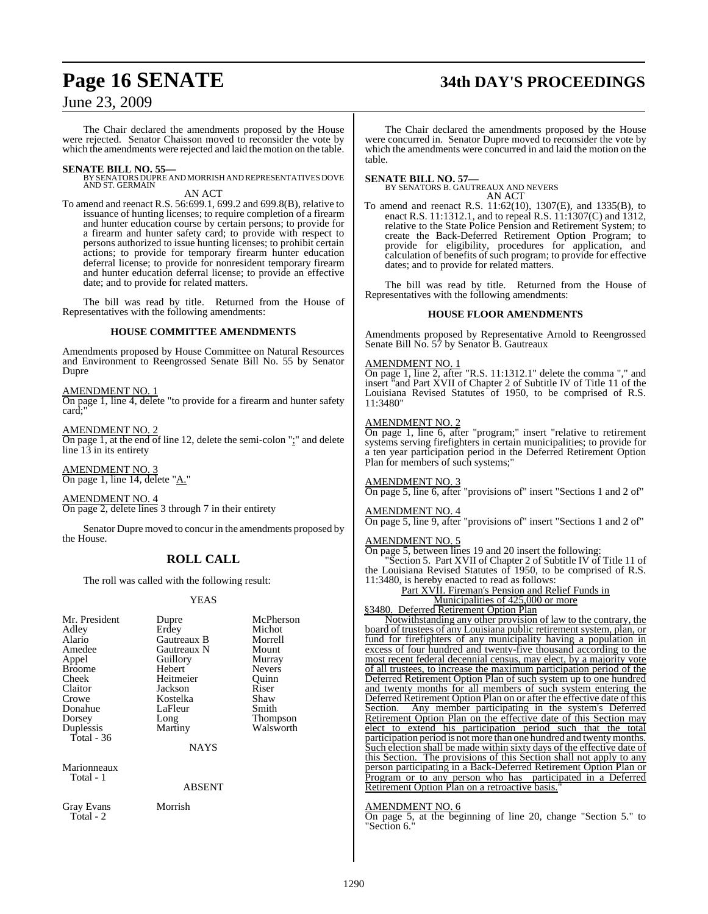The Chair declared the amendments proposed by the House were rejected. Senator Chaisson moved to reconsider the vote by which the amendments were rejected and laid the motion on the table.

**SENATE BILL NO. 55—**
BY SENATORS DUPRE AND MORRISH AND REPRESENTATIVES DOVE AND ST. GERMAIN

AN ACT

To amend and reenact R.S. 56:699.1, 699.2 and 699.8(B), relative to issuance of hunting licenses; to require completion of a firearm and hunter education course by certain persons; to provide for a firearm and hunter safety card; to provide with respect to persons authorized to issue hunting licenses; to prohibit certain actions; to provide for temporary firearm hunter education deferral license; to provide for nonresident temporary firearm and hunter education deferral license; to provide an effective date; and to provide for related matters.

The bill was read by title. Returned from the House of Representatives with the following amendments:

### HOUSE COMMITTEE AMENDMENTS

Amendments proposed by House Committee on Natural Resources and Environment to Reengrossed Senate Bill No. 55 by Senator Dupre

AMENDMENT NO. 1
On page 1, line 4, delete "to provide for a firearm and hunter safety card;"

AMENDMENT NO. 2
On page 1, at the end of line 12, delete the semi-colon ";" and delete line 13 in its entirety

AMENDMENT NO. 3
On page 1, line 14, delete "A."

AMENDMENT NO. 4
On page 2, delete lines 3 through 7 in their entirety

Senator Dupre moved to concur in the amendments proposed by the House.

## ROLL CALL

The roll was called with the following result:

YEAS

| | | |
|---|---|---|
| Mr. President | Dupre | McPherson |
| Adley | Erdey | Michot |
| Alario | Gautreaux B | Morrell |
| Amedee | Gautreaux N | Mount |
| Appel | Guillory | Murray |
| Broome | Hebert | Nevers |
| Cheek | Heitmeier | Quinn |
| Claitor | Jackson | Riser |
| Crowe | Kostelka | Shaw |
| Donahue | LaFleur | Smith |
| Dorsey | Long | Thompson |
| Duplessis | Martiny | Walsworth |
| Total - 36 | | |

NAYS

Marionneaux
Total - 1

ABSENT

Gray Evans Morrish
Total - 2

The Chair declared the amendments proposed by the House were concurred in. Senator Dupre moved to reconsider the vote by which the amendments were concurred in and laid the motion on the table.

**SENATE BILL NO. 57—**
BY SENATORS B. GAUTREAUX AND NEVERS

AN ACT

To amend and reenact R.S. 11:62(10), 1307(E), and 1335(B), to enact R.S. 11:1312.1, and to repeal R.S. 11:1307(C) and 1312, relative to the State Police Pension and Retirement System; to create the Back-Deferred Retirement Option Program; to provide for eligibility, procedures for application, and calculation of benefits of such program; to provide for effective dates; and to provide for related matters.

The bill was read by title. Returned from the House of Representatives with the following amendments:

### HOUSE FLOOR AMENDMENTS

Amendments proposed by Representative Arnold to Reengrossed Senate Bill No. 57 by Senator B. Gautreaux

AMENDMENT NO. 1
On page 1, line 2, after "R.S. 11:1312.1" delete the comma "," and insert "and Part XVII of Chapter 2 of Subtitle IV of Title 11 of the Louisiana Revised Statutes of 1950, to be comprised of R.S. 11:3480"

AMENDMENT NO. 2
On page 1, line 6, after "program;" insert "relative to retirement systems serving firefighters in certain municipalities; to provide for a ten year participation period in the Deferred Retirement Option Plan for members of such systems;"

AMENDMENT NO. 3
On page 5, line 6, after "provisions of" insert "Sections 1 and 2 of"

AMENDMENT NO. 4
On page 5, line 9, after "provisions of" insert "Sections 1 and 2 of"

AMENDMENT NO. 5
On page 5, between lines 19 and 20 insert the following:

"Section 5. Part XVII of Chapter 2 of Subtitle IV of Title 11 of the Louisiana Revised Statutes of 1950, to be comprised of R.S. 11:3480, is hereby enacted to read as follows:

Part XVII. Fireman's Pension and Relief Funds in Municipalities of 425,000 or more

§3480. Deferred Retirement Option Plan

Notwithstanding any other provision of law to the contrary, the board of trustees of any Louisiana public retirement system, plan, or fund for firefighters of any municipality having a population in excess of four hundred and twenty-five thousand according to the most recent federal decennial census, may elect, by a majority vote of all trustees, to increase the maximum participation period of the Deferred Retirement Option Plan of such system up to one hundred and twenty months for all members of such system entering the Deferred Retirement Option Plan on or after the effective date of this Section. Any member participating in the system's Deferred Retirement Option Plan on the effective date of this Section may elect to extend his participation period such that the total participation period is not more than one hundred and twenty months. Such election shall be made within sixty days of the effective date of this Section. The provisions of this Section shall not apply to any person participating in a Back-Deferred Retirement Option Plan or Program or to any person who has participated in a Deferred Retirement Option Plan on a retroactive basis."

AMENDMENT NO. 6
On page 5, at the beginning of line 20, change "Section 5." to "Section 6."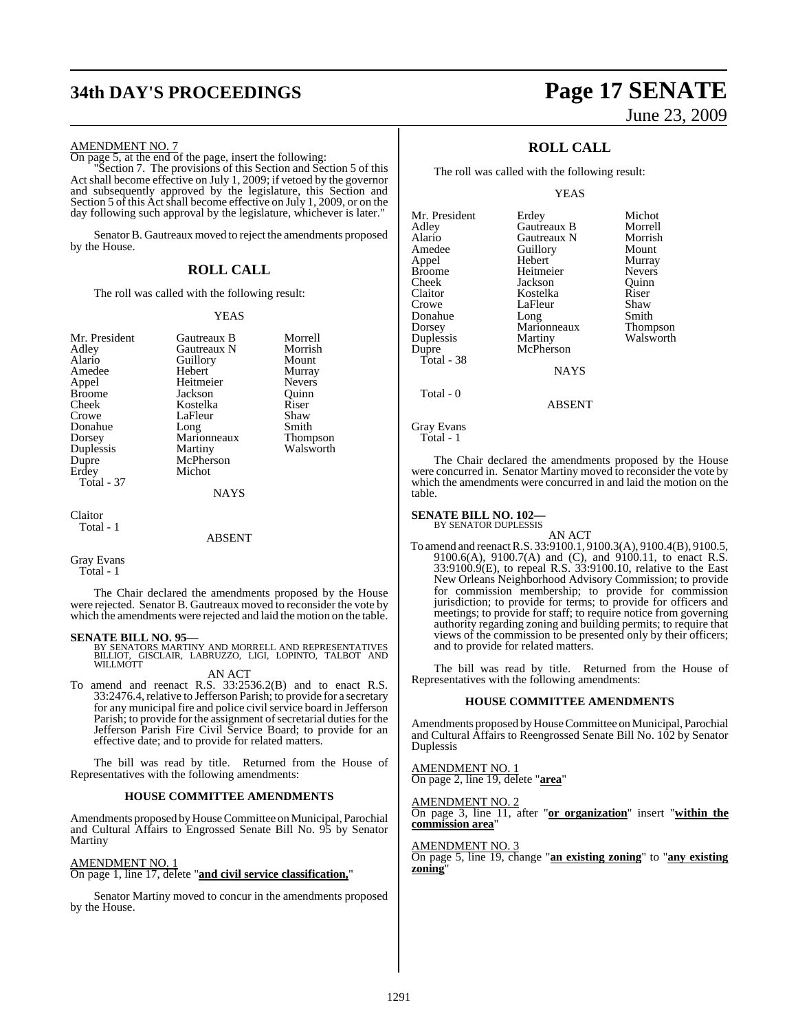AMENDMENT NO. 7

On page 5, at the end of the page, insert the following:

"Section 7. The provisions of this Section and Section 5 of this Act shall become effective on July 1, 2009; if vetoed by the governor and subsequently approved by the legislature, this Section and Section 5 of this Act shall become effective on July 1, 2009, or on the day following such approval by the legislature, whichever is later."

Senator B. Gautreaux moved to reject the amendments proposed by the House.

## ROLL CALL

The roll was called with the following result:

YEAS

| | | |
|---|---|---|
| Mr. President | Gautreaux B | Morrell |
| Adley | Gautreaux N | Morrish |
| Alario | Guillory | Mount |
| Amedee | Hebert | Murray |
| Appel | Heitmeier | Nevers |
| Broome | Jackson | Quinn |
| Cheek | Kostelka | Riser |
| Crowe | LaFleur | Shaw |
| Donahue | Long | Smith |
| Dorsey | Marionneaux | Thompson |
| Duplessis | Martiny | Walsworth |
| Dupre | McPherson | |
| Erdey | Michot | |
| Total - 37 | | |

NAYS

Claitor
Total - 1

ABSENT

Gray Evans
Total - 1

The Chair declared the amendments proposed by the House were rejected. Senator B. Gautreaux moved to reconsider the vote by which the amendments were rejected and laid the motion on the table.

**SENATE BILL NO. 95—**
BY SENATORS MARTINY AND MORRELL AND REPRESENTATIVES BILLIOT, GISCLAIR, LABRUZZO, LIGI, LOPINTO, TALBOT AND WILLMOTT

AN ACT

To amend and reenact R.S. 33:2536.2(B) and to enact R.S. 33:2476.4, relative to Jefferson Parish; to provide for a secretary for any municipal fire and police civil service board in Jefferson Parish; to provide for the assignment of secretarial duties for the Jefferson Parish Fire Civil Service Board; to provide for an effective date; and to provide for related matters.

The bill was read by title. Returned from the House of Representatives with the following amendments:

### HOUSE COMMITTEE AMENDMENTS

Amendments proposed by House Committee on Municipal, Parochial and Cultural Affairs to Engrossed Senate Bill No. 95 by Senator Martiny

AMENDMENT NO. 1

On page 1, line 17, delete "**and civil service classification,**"

Senator Martiny moved to concur in the amendments proposed by the House.

## ROLL CALL

The roll was called with the following result:

YEAS

| | | |
|---|---|---|
| Mr. President | Erdey | Michot |
| Adley | Gautreaux B | Morrell |
| Alario | Gautreaux N | Morrish |
| Amedee | Guillory | Mount |
| Appel | Hebert | Murray |
| Broome | Heitmeier | Nevers |
| Cheek | Jackson | Quinn |
| Claitor | Kostelka | Riser |
| Crowe | LaFleur | Shaw |
| Donahue | Long | Smith |
| Dorsey | Marionneaux | Thompson |
| Duplessis | Martiny | Walsworth |
| Dupre | McPherson | |
| Total - 38 | | |

NAYS

Total - 0

ABSENT

Gray Evans
Total - 1

The Chair declared the amendments proposed by the House were concurred in. Senator Martiny moved to reconsider the vote by which the amendments were concurred in and laid the motion on the table.

**SENATE BILL NO. 102—**
BY SENATOR DUPLESSIS

AN ACT

To amend and reenact R.S. 33:9100.1, 9100.3(A), 9100.4(B), 9100.5, 9100.6(A), 9100.7(A) and (C), and 9100.11, to enact R.S. 33:9100.9(E), to repeal R.S. 33:9100.10, relative to the East New Orleans Neighborhood Advisory Commission; to provide for commission membership; to provide for commission jurisdiction; to provide for terms; to provide for officers and meetings; to provide for staff; to require notice from governing authority regarding zoning and building permits; to require that views of the commission to be presented only by their officers; and to provide for related matters.

The bill was read by title. Returned from the House of Representatives with the following amendments:

### HOUSE COMMITTEE AMENDMENTS

Amendments proposed by House Committee on Municipal, Parochial and Cultural Affairs to Reengrossed Senate Bill No. 102 by Senator Duplessis

AMENDMENT NO. 1

On page 2, line 19, delete "**area**"

AMENDMENT NO. 2

On page 3, line 11, after "**or organization**" insert "**within the commission area**"

AMENDMENT NO. 3

On page 5, line 19, change "**an existing zoning**" to "**any existing zoning**"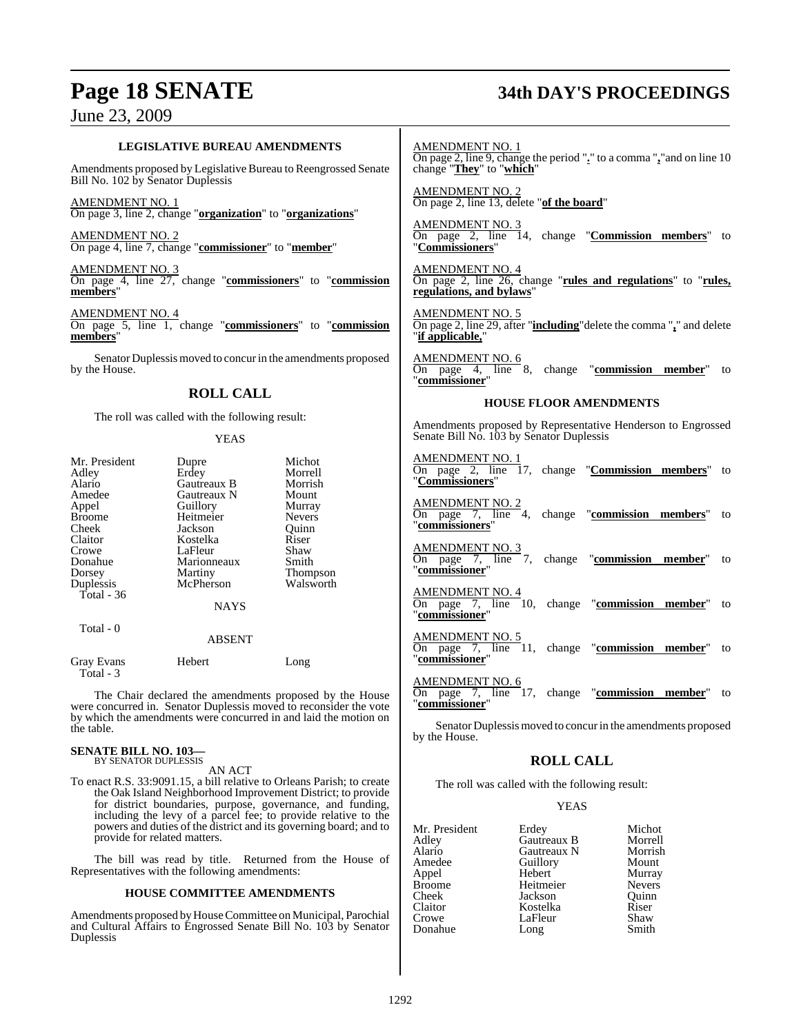### LEGISLATIVE BUREAU AMENDMENTS

Amendments proposed by Legislative Bureau to Reengrossed Senate Bill No. 102 by Senator Duplessis

AMENDMENT NO. 1
On page 3, line 2, change "**organization**" to "**organizations**"

AMENDMENT NO. 2
On page 4, line 7, change "**commissioner**" to "**member**"

AMENDMENT NO. 3
On page 4, line 27, change "**commissioners**" to "**commission members**"

AMENDMENT NO. 4
On page 5, line 1, change "**commissioners**" to "**commission members**"

Senator Duplessis moved to concur in the amendments proposed by the House.

## ROLL CALL

The roll was called with the following result:

YEAS

| | | |
|---|---|---|
| Mr. President | Dupre | Michot |
| Adley | Erdey | Morrell |
| Alario | Gautreaux B | Morrish |
| Amedee | Gautreaux N | Mount |
| Appel | Guillory | Murray |
| Broome | Heitmeier | Nevers |
| Cheek | Jackson | Quinn |
| Claitor | Kostelka | Riser |
| Crowe | LaFleur | Shaw |
| Donahue | Marionneaux | Smith |
| Dorsey | Martiny | Thompson |
| Duplessis | McPherson | Walsworth |

Total - 36

NAYS

Total - 0

ABSENT

| | | |
|---|---|---|
| Gray Evans | Hebert | Long |

Total - 3

The Chair declared the amendments proposed by the House were concurred in. Senator Duplessis moved to reconsider the vote by which the amendments were concurred in and laid the motion on the table.

**SENATE BILL NO. 103—**
BY SENATOR DUPLESSIS

AN ACT

To enact R.S. 33:9091.15, a bill relative to Orleans Parish; to create the Oak Island Neighborhood Improvement District; to provide for district boundaries, purpose, governance, and funding, including the levy of a parcel fee; to provide relative to the powers and duties of the district and its governing board; and to provide for related matters.

The bill was read by title. Returned from the House of Representatives with the following amendments:

### HOUSE COMMITTEE AMENDMENTS

Amendments proposed by House Committee on Municipal, Parochial and Cultural Affairs to Engrossed Senate Bill No. 103 by Senator Duplessis

AMENDMENT NO. 1
On page 2, line 9, change the period "**.**" to a comma "**,**"and on line 10 change "**They**" to "**which**"

AMENDMENT NO. 2
On page 2, line 13, delete "**of the board**"

AMENDMENT NO. 3
On page 2, line 14, change "**Commission members**" to "**Commissioners**"

AMENDMENT NO. 4
On page 2, line 26, change "**rules and regulations**" to "**rules, regulations, and bylaws**"

AMENDMENT NO. 5
On page 2, line 29, after "**including**"delete the comma "**,**" and delete "**if applicable,**"

AMENDMENT NO. 6
On page 4, line 8, change "**commission member**" to "**commissioner**"

### HOUSE FLOOR AMENDMENTS

Amendments proposed by Representative Henderson to Engrossed Senate Bill No. 103 by Senator Duplessis

AMENDMENT NO. 1
On page 2, line 17, change "**Commission members**" to "**Commissioners**"

AMENDMENT NO. 2
On page 7, line 4, change "**commission members**" to "**commissioners**"

AMENDMENT NO. 3
On page 7, line 7, change "**commission member**" to "**commissioner**"

AMENDMENT NO. 4
On page 7, line 10, change "**commission member**" to "**commissioner**"

AMENDMENT NO. 5
On page 7, line 11, change "**commission member**" to "**commissioner**"

AMENDMENT NO. 6
On page 7, line 17, change "**commission member**" to "**commissioner**"

Senator Duplessis moved to concur in the amendments proposed by the House.

## ROLL CALL

The roll was called with the following result:

YEAS

| | | |
|---|---|---|
| Mr. President | Erdey | Michot |
| Adley | Gautreaux B | Morrell |
| Alario | Gautreaux N | Morrish |
| Amedee | Guillory | Mount |
| Appel | Hebert | Murray |
| Broome | Heitmeier | Nevers |
| Cheek | Jackson | Quinn |
| Claitor | Kostelka | Riser |
| Crowe | LaFleur | Shaw |
| Donahue | Long | Smith |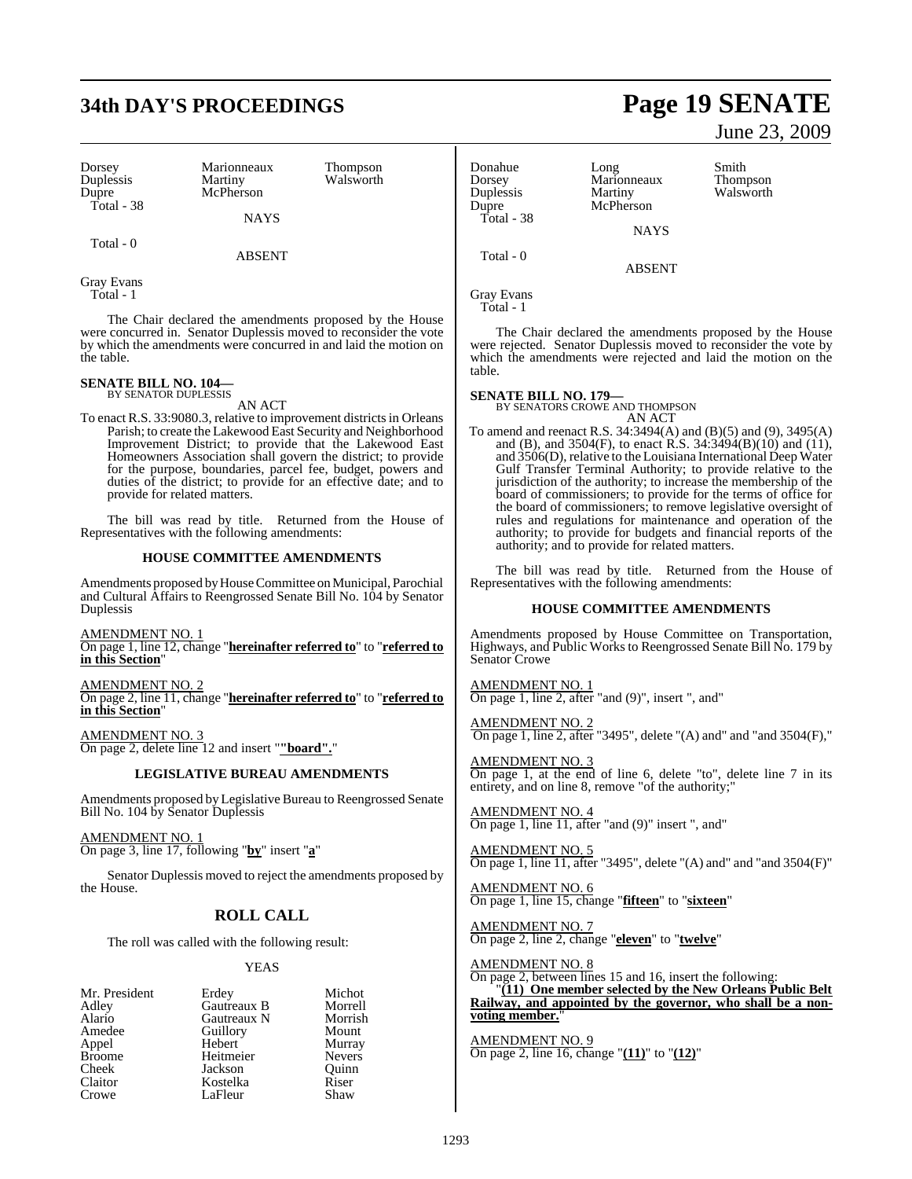| | | |
|---|---|---|
| Dorsey | Marionneaux | Thompson |
| Duplessis | Martiny | Walsworth |
| Dupre | McPherson | |
| Total - 38 | | |

NAYS

Total - 0

ABSENT

Gray Evans
Total - 1

The Chair declared the amendments proposed by the House were concurred in. Senator Duplessis moved to reconsider the vote by which the amendments were concurred in and laid the motion on the table.

**SENATE BILL NO. 104—**
BY SENATOR DUPLESSIS

AN ACT

To enact R.S. 33:9080.3, relative to improvement districts in Orleans Parish; to create the Lakewood East Security and Neighborhood Improvement District; to provide that the Lakewood East Homeowners Association shall govern the district; to provide for the purpose, boundaries, parcel fee, budget, powers and duties of the district; to provide for an effective date; and to provide for related matters.

The bill was read by title. Returned from the House of Representatives with the following amendments:

**HOUSE COMMITTEE AMENDMENTS**

Amendments proposed by House Committee on Municipal, Parochial and Cultural Affairs to Reengrossed Senate Bill No. 104 by Senator Duplessis

AMENDMENT NO. 1
On page 1, line 12, change "**hereinafter referred to**" to "**referred to in this Section**"

AMENDMENT NO. 2
On page 2, line 11, change "**hereinafter referred to**" to "**referred to in this Section**"

AMENDMENT NO. 3
On page 2, delete line 12 and insert "**"board".**"

**LEGISLATIVE BUREAU AMENDMENTS**

Amendments proposed by Legislative Bureau to Reengrossed Senate Bill No. 104 by Senator Duplessis

AMENDMENT NO. 1
On page 3, line 17, following "**by**" insert "**a**"

Senator Duplessis moved to reject the amendments proposed by the House.

## ROLL CALL

The roll was called with the following result:

YEAS

| | | |
|---|---|---|
| Mr. President | Erdey | Michot |
| Adley | Gautreaux B | Morrell |
| Alario | Gautreaux N | Morrish |
| Amedee | Guillory | Mount |
| Appel | Hebert | Murray |
| Broome | Heitmeier | Nevers |
| Cheek | Jackson | Quinn |
| Claitor | Kostelka | Riser |
| Crowe | LaFleur | Shaw |
| Donahue | Long | Smith |
| Dorsey | Marionneaux | Thompson |
| Duplessis | Martiny | Walsworth |
| Dupre | McPherson | |
| Total - 38 | | |

NAYS

Total - 0

ABSENT

Gray Evans
Total - 1

The Chair declared the amendments proposed by the House were rejected. Senator Duplessis moved to reconsider the vote by which the amendments were rejected and laid the motion on the table.

**SENATE BILL NO. 179—**
BY SENATORS CROWE AND THOMPSON

AN ACT

To amend and reenact R.S. 34:3494(A) and (B)(5) and (9), 3495(A) and (B), and 3504(F), to enact R.S. 34:3494(B)(10) and (11), and 3506(D), relative to the Louisiana International Deep Water Gulf Transfer Terminal Authority; to provide relative to the jurisdiction of the authority; to increase the membership of the board of commissioners; to provide for the terms of office for the board of commissioners; to remove legislative oversight of rules and regulations for maintenance and operation of the authority; to provide for budgets and financial reports of the authority; and to provide for related matters.

The bill was read by title. Returned from the House of Representatives with the following amendments:

**HOUSE COMMITTEE AMENDMENTS**

Amendments proposed by House Committee on Transportation, Highways, and Public Works to Reengrossed Senate Bill No. 179 by Senator Crowe

AMENDMENT NO. 1
On page 1, line 2, after "and (9)", insert ", and"

AMENDMENT NO. 2
On page 1, line 2, after "3495", delete "(A) and" and "and 3504(F),"

AMENDMENT NO. 3
On page 1, at the end of line 6, delete "to", delete line 7 in its entirety, and on line 8, remove "of the authority;"

AMENDMENT NO. 4
On page 1, line 11, after "and (9)" insert ", and"

AMENDMENT NO. 5
On page 1, line 11, after "3495", delete "(A) and" and "and 3504(F)"

AMENDMENT NO. 6
On page 1, line 15, change "**fifteen**" to "**sixteen**"

AMENDMENT NO. 7
On page 2, line 2, change "**eleven**" to "**twelve**"

AMENDMENT NO. 8
On page 2, between lines 15 and 16, insert the following:
"**(11) One member selected by the New Orleans Public Belt Railway, and appointed by the governor, who shall be a non-voting member.**"

AMENDMENT NO. 9
On page 2, line 16, change "**(11)**" to "**(12)**"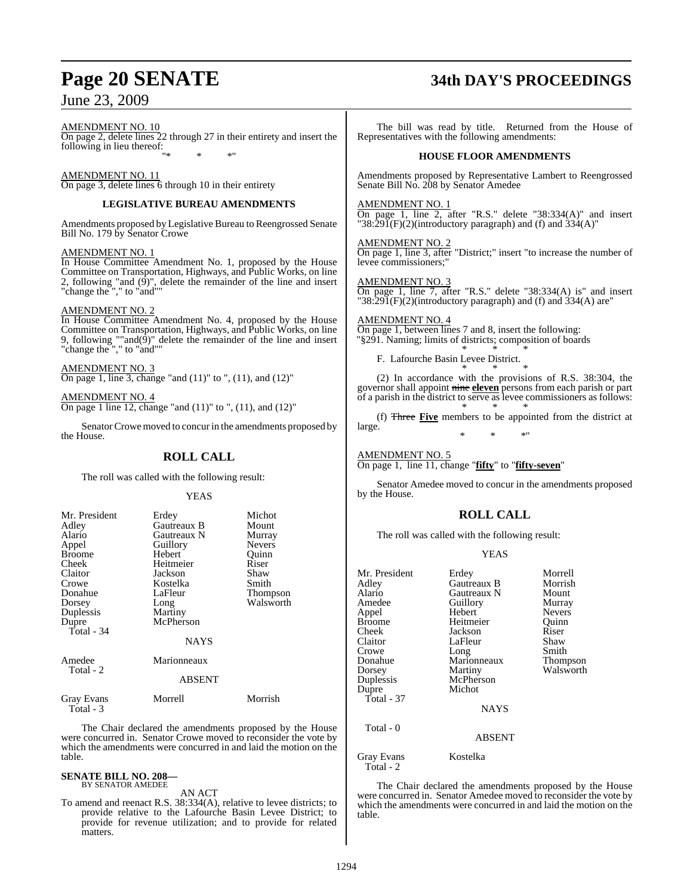AMENDMENT NO. 10

On page 2, delete lines 22 through 27 in their entirety and insert the following in lieu thereof:

"* * *"

AMENDMENT NO. 11

On page 3, delete lines 6 through 10 in their entirety

### LEGISLATIVE BUREAU AMENDMENTS

Amendments proposed by Legislative Bureau to Reengrossed Senate Bill No. 179 by Senator Crowe

AMENDMENT NO. 1

In House Committee Amendment No. 1, proposed by the House Committee on Transportation, Highways, and Public Works, on line 2, following "and (9)", delete the remainder of the line and insert "change the "," to "and""

AMENDMENT NO. 2

In House Committee Amendment No. 4, proposed by the House Committee on Transportation, Highways, and Public Works, on line 9, following ""and(9)" delete the remainder of the line and insert "change the "," to "and""

AMENDMENT NO. 3

On page 1, line 3, change "and (11)" to ", (11), and (12)"

AMENDMENT NO. 4

On page 1 line 12, change "and (11)" to ", (11), and (12)"

Senator Crowe moved to concur in the amendments proposed by the House.

## ROLL CALL

The roll was called with the following result:

YEAS

| | | |
|---|---|---|
| Mr. President | Erdey | Michot |
| Adley | Gautreaux B | Mount |
| Alario | Gautreaux N | Murray |
| Appel | Guillory | Nevers |
| Broome | Hebert | Quinn |
| Cheek | Heitmeier | Riser |
| Claitor | Jackson | Shaw |
| Crowe | Kostelka | Smith |
| Donahue | LaFleur | Thompson |
| Dorsey | Long | Walsworth |
| Duplessis | Martiny | |
| Dupre | McPherson | |
| Total - 34 | | |

NAYS

| | |
|---|---|
| Amedee | Marionneaux |
| Total - 2 | |

ABSENT

| | | |
|---|---|---|
| Gray Evans | Morrell | Morrish |
| Total - 3 | | |

The Chair declared the amendments proposed by the House were concurred in. Senator Crowe moved to reconsider the vote by which the amendments were concurred in and laid the motion on the table.

**SENATE BILL NO. 208—**
BY SENATOR AMEDEE

AN ACT

To amend and reenact R.S. 38:334(A), relative to levee districts; to provide relative to the Lafourche Basin Levee District; to provide for revenue utilization; and to provide for related matters.

The bill was read by title. Returned from the House of Representatives with the following amendments:

### HOUSE FLOOR AMENDMENTS

Amendments proposed by Representative Lambert to Reengrossed Senate Bill No. 208 by Senator Amedee

AMENDMENT NO. 1

On page 1, line 2, after "R.S." delete "38:334(A)" and insert "38:291(F)(2)(introductory paragraph) and (f) and 334(A)"

AMENDMENT NO. 2

On page 1, line 3, after "District;" insert "to increase the number of levee commissioners;"

AMENDMENT NO. 3

On page 1, line 7, after "R.S." delete "38:334(A) is" and insert "38:291(F)(2)(introductory paragraph) and (f) and 334(A) are"

AMENDMENT NO. 4

On page 1, between lines 7 and 8, insert the following:

"§291. Naming; limits of districts; composition of boards

\* \* \*

F. Lafourche Basin Levee District.

\* \* \*

(2) In accordance with the provisions of R.S. 38:304, the governor shall appoint ~~nine~~ **eleven** persons from each parish or part of a parish in the district to serve as levee commissioners as follows:

\* \* \*

(f) ~~Three~~ **Five** members to be appointed from the district at large.

\* \* \*"

AMENDMENT NO. 5

On page 1, line 11, change "**fifty**" to "**fifty-seven**"

Senator Amedee moved to concur in the amendments proposed by the House.

## ROLL CALL

The roll was called with the following result:

YEAS

| | | |
|---|---|---|
| Mr. President | Erdey | Morrell |
| Adley | Gautreaux B | Morrish |
| Alario | Gautreaux N | Mount |
| Amedee | Guillory | Murray |
| Appel | Hebert | Nevers |
| Broome | Heitmeier | Quinn |
| Cheek | Jackson | Riser |
| Claitor | LaFleur | Shaw |
| Crowe | Long | Smith |
| Donahue | Marionneaux | Thompson |
| Dorsey | Martiny | Walsworth |
| Duplessis | McPherson | |
| Dupre | Michot | |
| Total - 37 | | |

NAYS

Total - 0

ABSENT

| | |
|---|---|
| Gray Evans | Kostelka |
| Total - 2 | |

The Chair declared the amendments proposed by the House were concurred in. Senator Amedee moved to reconsider the vote by which the amendments were concurred in and laid the motion on the table.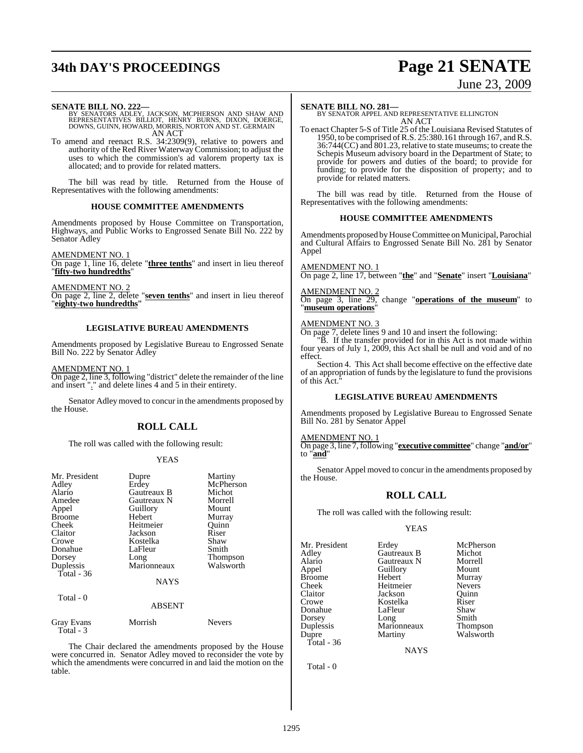**SENATE BILL NO. 222—**
BY SENATORS ADLEY, JACKSON, MCPHERSON AND SHAW AND REPRESENTATIVES BILLIOT, HENRY BURNS, DIXON, DOERGE, DOWNS, GUINN, HOWARD, MORRIS, NORTON AND ST. GERMAIN
AN ACT

To amend and reenact R.S. 34:2309(9), relative to powers and authority of the Red River Waterway Commission; to adjust the uses to which the commission's ad valorem property tax is allocated; and to provide for related matters.

The bill was read by title. Returned from the House of Representatives with the following amendments:

### HOUSE COMMITTEE AMENDMENTS

Amendments proposed by House Committee on Transportation, Highways, and Public Works to Engrossed Senate Bill No. 222 by Senator Adley

AMENDMENT NO. 1
On page 1, line 16, delete "**three tenths**" and insert in lieu thereof "**fifty-two hundredths**"

AMENDMENT NO. 2
On page 2, line 2, delete "**seven tenths**" and insert in lieu thereof "**eighty-two hundredths**"

### LEGISLATIVE BUREAU AMENDMENTS

Amendments proposed by Legislative Bureau to Engrossed Senate Bill No. 222 by Senator Adley

AMENDMENT NO. 1
On page 2, line 3, following "district" delete the remainder of the line and insert "." and delete lines 4 and 5 in their entirety.

Senator Adley moved to concur in the amendments proposed by the House.

## ROLL CALL

The roll was called with the following result:

YEAS

| | | |
|---|---|---|
| Mr. President | Dupre | Martiny |
| Adley | Erdey | McPherson |
| Alario | Gautreaux B | Michot |
| Amedee | Gautreaux N | Morrell |
| Appel | Guillory | Mount |
| Broome | Hebert | Murray |
| Cheek | Heitmeier | Quinn |
| Claitor | Jackson | Riser |
| Crowe | Kostelka | Shaw |
| Donahue | LaFleur | Smith |
| Dorsey | Long | Thompson |
| Duplessis | Marionneaux | Walsworth |

Total - 36

NAYS

Total - 0

ABSENT

| | | |
|---|---|---|
| Gray Evans | Morrish | Nevers |

Total - 3

The Chair declared the amendments proposed by the House were concurred in. Senator Adley moved to reconsider the vote by which the amendments were concurred in and laid the motion on the table.

**SENATE BILL NO. 281—**
BY SENATOR APPEL AND REPRESENTATIVE ELLINGTON
AN ACT

To enact Chapter 5-S of Title 25 of the Louisiana Revised Statutes of 1950, to be comprised of R.S. 25:380.161 through 167, and R.S. 36:744(CC) and 801.23, relative to state museums; to create the Schepis Museum advisory board in the Department of State; to provide for powers and duties of the board; to provide for funding; to provide for the disposition of property; and to provide for related matters.

The bill was read by title. Returned from the House of Representatives with the following amendments:

### HOUSE COMMITTEE AMENDMENTS

Amendments proposed by House Committee on Municipal, Parochial and Cultural Affairs to Engrossed Senate Bill No. 281 by Senator Appel

AMENDMENT NO. 1
On page 2, line 17, between "**the**" and "**Senate**" insert "**Louisiana**"

AMENDMENT NO. 2
On page 3, line 29, change "**operations of the museum**" to "**museum operations**"

AMENDMENT NO. 3
On page 7, delete lines 9 and 10 and insert the following:

"B. If the transfer provided for in this Act is not made within four years of July 1, 2009, this Act shall be null and void and of no effect.

Section 4. This Act shall become effective on the effective date of an appropriation of funds by the legislature to fund the provisions of this Act."

### LEGISLATIVE BUREAU AMENDMENTS

Amendments proposed by Legislative Bureau to Engrossed Senate Bill No. 281 by Senator Appel

AMENDMENT NO. 1
On page 3, line 7, following "**executive committee**" change "**and/or**" to "**and**"

Senator Appel moved to concur in the amendments proposed by the House.

## ROLL CALL

The roll was called with the following result:

YEAS

| | | |
|---|---|---|
| Mr. President | Erdey | McPherson |
| Adley | Gautreaux B | Michot |
| Alario | Gautreaux N | Morrell |
| Appel | Guillory | Mount |
| Broome | Hebert | Murray |
| Cheek | Heitmeier | Nevers |
| Claitor | Jackson | Quinn |
| Crowe | Kostelka | Riser |
| Donahue | LaFleur | Shaw |
| Dorsey | Long | Smith |
| Duplessis | Marionneaux | Thompson |
| Dupre | Martiny | Walsworth |

Total - 36

NAYS

Total - 0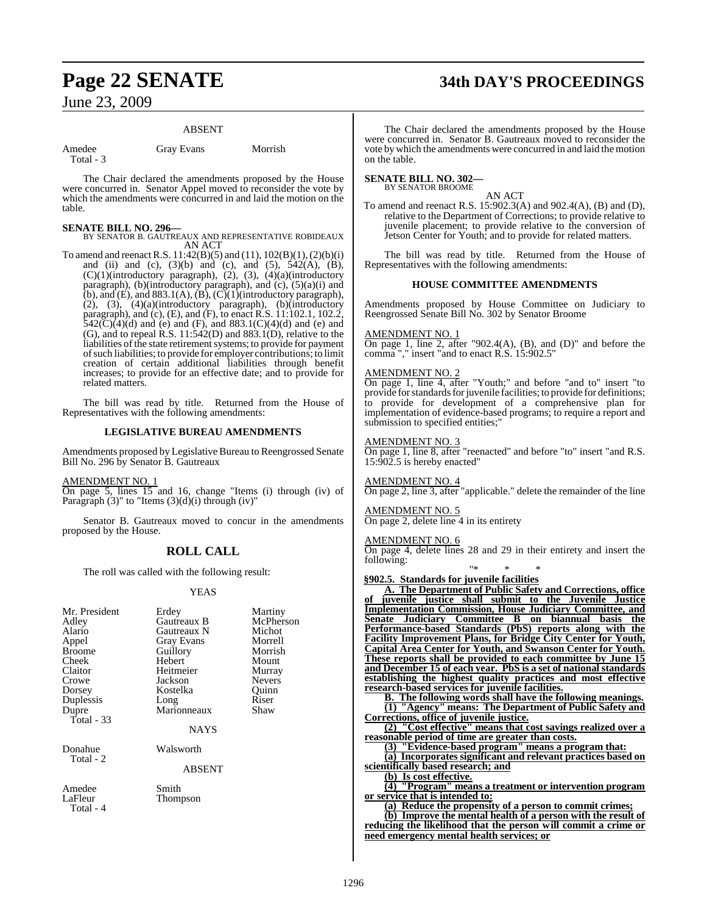ABSENT

| | | |
|---|---|---|
| Amedee | Gray Evans | Morrish |
| Total - 3 | | |

The Chair declared the amendments proposed by the House were concurred in. Senator Appel moved to reconsider the vote by which the amendments were concurred in and laid the motion on the table.

**SENATE BILL NO. 296—**
BY SENATOR B. GAUTREAUX AND REPRESENTATIVE ROBIDEAUX
AN ACT

To amend and reenact R.S. 11:42(B)(5) and (11), 102(B)(1), (2)(b)(i) and (ii) and (c), (3)(b) and (c), and (5), 542(A), (B), (C)(1)(introductory paragraph), (2), (3), (4)(a)(introductory paragraph), (b)(introductory paragraph), and (c), (5)(a)(i) and (b), and (E), and 883.1(A), (B), (C)(1)(introductory paragraph), (2), (3), (4)(a)(introductory paragraph), (b)(introductory paragraph), and (c), (E), and (F), to enact R.S. 11:102.1, 102.2, 542(C)(4)(d) and (e) and (F), and 883.1(C)(4)(d) and (e) and (G), and to repeal R.S. 11:542(D) and 883.1(D), relative to the liabilities of the state retirement systems; to provide for payment of such liabilities; to provide for employer contributions; to limit creation of certain additional liabilities through benefit increases; to provide for an effective date; and to provide for related matters.

The bill was read by title. Returned from the House of Representatives with the following amendments:

**LEGISLATIVE BUREAU AMENDMENTS**

Amendments proposed by Legislative Bureau to Reengrossed Senate Bill No. 296 by Senator B. Gautreaux

AMENDMENT NO. 1
On page 5, lines 15 and 16, change "Items (i) through (iv) of Paragraph (3)" to "Items (3)(d)(i) through (iv)"

Senator B. Gautreaux moved to concur in the amendments proposed by the House.

## ROLL CALL

The roll was called with the following result:

YEAS

| | | |
|---|---|---|
| Mr. President | Erdey | Martiny |
| Adley | Gautreaux B | McPherson |
| Alario | Gautreaux N | Michot |
| Appel | Gray Evans | Morrell |
| Broome | Guillory | Morrish |
| Cheek | Hebert | Mount |
| Claitor | Heitmeier | Murray |
| Crowe | Jackson | Nevers |
| Dorsey | Kostelka | Quinn |
| Duplessis | Long | Riser |
| Dupre | Marionneaux | Shaw |
| Total - 33 | | |

NAYS

| | |
|---|---|
| Donahue | Walsworth |
| Total - 2 | |

ABSENT

| | |
|---|---|
| Amedee | Smith |
| LaFleur | Thompson |
| Total - 4 | |

The Chair declared the amendments proposed by the House were concurred in. Senator B. Gautreaux moved to reconsider the vote by which the amendments were concurred in and laid the motion on the table.

**SENATE BILL NO. 302—**
BY SENATOR BROOME
AN ACT

To amend and reenact R.S. 15:902.3(A) and 902.4(A), (B) and (D), relative to the Department of Corrections; to provide relative to juvenile placement; to provide relative to the conversion of Jetson Center for Youth; and to provide for related matters.

The bill was read by title. Returned from the House of Representatives with the following amendments:

**HOUSE COMMITTEE AMENDMENTS**

Amendments proposed by House Committee on Judiciary to Reengrossed Senate Bill No. 302 by Senator Broome

AMENDMENT NO. 1
On page 1, line 2, after "902.4(A), (B), and (D)" and before the comma "," insert "and to enact R.S. 15:902.5"

AMENDMENT NO. 2
On page 1, line 4, after "Youth;" and before "and to" insert "to provide for standards for juvenile facilities; to provide for definitions; to provide for development of a comprehensive plan for implementation of evidence-based programs; to require a report and submission to specified entities;"

AMENDMENT NO. 3
On page 1, line 8, after "reenacted" and before "to" insert "and R.S. 15:902.5 is hereby enacted"

AMENDMENT NO. 4
On page 2, line 3, after "applicable." delete the remainder of the line

AMENDMENT NO. 5
On page 2, delete line 4 in its entirety

AMENDMENT NO. 6
On page 4, delete lines 28 and 29 in their entirety and insert the following:

"* * *

**§902.5. Standards for juvenile facilities**

**A. The Department of Public Safety and Corrections, office of juvenile justice shall submit to the Juvenile Justice Implementation Commission, House Judiciary Committee, and Senate Judiciary Committee B on biannual basis the Performance-based Standards (PbS) reports along with the Facility Improvement Plans, for Bridge City Center for Youth, Capital Area Center for Youth, and Swanson Center for Youth. These reports shall be provided to each committee by June 15 and December 15 of each year. PbS is a set of national standards establishing the highest quality practices and most effective research-based services for juvenile facilities.**

**B. The following words shall have the following meanings.**

**(1) "Agency" means: The Department of Public Safety and Corrections, office of juvenile justice.**

**(2) "Cost effective" means that cost savings realized over a reasonable period of time are greater than costs.**

**(3) "Evidence-based program" means a program that:**

**(a) Incorporates significant and relevant practices based on scientifically based research; and**

**(b) Is cost effective.**

**(4) "Program" means a treatment or intervention program or service that is intended to:**

**(a) Reduce the propensity of a person to commit crimes;**

**(b) Improve the mental health of a person with the result of reducing the likelihood that the person will commit a crime or need emergency mental health services; or**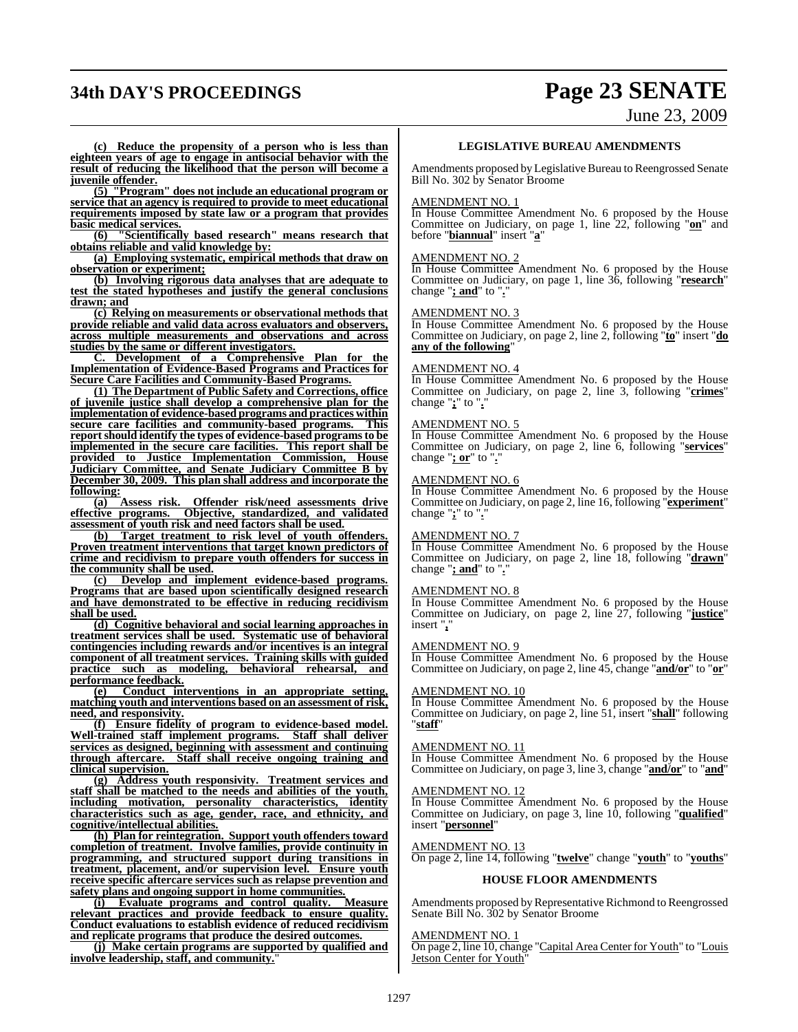**(c) Reduce the propensity of a person who is less than eighteen years of age to engage in antisocial behavior with the result of reducing the likelihood that the person will become a juvenile offender.**

**(5) "Program" does not include an educational program or service that an agency is required to provide to meet educational requirements imposed by state law or a program that provides basic medical services.**

**(6) "Scientifically based research" means research that obtains reliable and valid knowledge by:**

**(a) Employing systematic, empirical methods that draw on observation or experiment;**

**(b) Involving rigorous data analyses that are adequate to test the stated hypotheses and justify the general conclusions drawn; and**

**(c) Relying on measurements or observational methods that provide reliable and valid data across evaluators and observers, across multiple measurements and observations and across studies by the same or different investigators.**

**C. Development of a Comprehensive Plan for the Implementation of Evidence-Based Programs and Practices for Secure Care Facilities and Community-Based Programs.**

**(1) The Department of Public Safety and Corrections, office of juvenile justice shall develop a comprehensive plan for the implementation of evidence-based programs and practices within secure care facilities and community-based programs. This report should identify the types of evidence-based programs to be implemented in the secure care facilities. This report shall be provided to Justice Implementation Commission, House Judiciary Committee, and Senate Judiciary Committee B by December 30, 2009. This plan shall address and incorporate the following:**

**(a) Assess risk. Offender risk/need assessments drive effective programs. Objective, standardized, and validated assessment of youth risk and need factors shall be used.**

**(b) Target treatment to risk level of youth offenders. Proven treatment interventions that target known predictors of crime and recidivism to prepare youth offenders for success in the community shall be used.**

**(c) Develop and implement evidence-based programs. Programs that are based upon scientifically designed research and have demonstrated to be effective in reducing recidivism shall be used.**

**(d) Cognitive behavioral and social learning approaches in treatment services shall be used. Systematic use of behavioral contingencies including rewards and/or incentives is an integral component of all treatment services. Training skills with guided practice such as modeling, behavioral rehearsal, and performance feedback.**

**(e) Conduct interventions in an appropriate setting, matching youth and interventions based on an assessment of risk, need, and responsivity.**

**(f) Ensure fidelity of program to evidence-based model. Well-trained staff implement programs. Staff shall deliver services as designed, beginning with assessment and continuing through aftercare. Staff shall receive ongoing training and clinical supervision.**

**(g) Address youth responsivity. Treatment services and staff shall be matched to the needs and abilities of the youth, including motivation, personality characteristics, identity characteristics such as age, gender, race, and ethnicity, and cognitive/intellectual abilities.**

**(h) Plan for reintegration. Support youth offenders toward completion of treatment. Involve families, provide continuity in programming, and structured support during transitions in treatment, placement, and/or supervision level. Ensure youth receive specific aftercare services such as relapse prevention and safety plans and ongoing support in home communities.**

**(i) Evaluate programs and control quality. Measure relevant practices and provide feedback to ensure quality. Conduct evaluations to establish evidence of reduced recidivism and replicate programs that produce the desired outcomes.**

**(j) Make certain programs are supported by qualified and involve leadership, staff, and community.**"

## LEGISLATIVE BUREAU AMENDMENTS

Amendments proposed by Legislative Bureau to Reengrossed Senate Bill No. 302 by Senator Broome

AMENDMENT NO. 1

In House Committee Amendment No. 6 proposed by the House Committee on Judiciary, on page 1, line 22, following "**on**" and before "**biannual**" insert "**a**"

AMENDMENT NO. 2

In House Committee Amendment No. 6 proposed by the House Committee on Judiciary, on page 1, line 36, following "**research**" change "**; and**" to "**.**"

AMENDMENT NO. 3

In House Committee Amendment No. 6 proposed by the House Committee on Judiciary, on page 2, line 2, following "**to**" insert "**do any of the following**"

AMENDMENT NO. 4

In House Committee Amendment No. 6 proposed by the House Committee on Judiciary, on page 2, line 3, following "**crimes**" change "**;**" to "**.**"

AMENDMENT NO. 5

In House Committee Amendment No. 6 proposed by the House Committee on Judiciary, on page 2, line 6, following "**services**" change "**; or**" to "**.**"

AMENDMENT NO. 6

In House Committee Amendment No. 6 proposed by the House Committee on Judiciary, on page 2, line 16, following "**experiment**" change "**;**" to "**.**"

AMENDMENT NO. 7

In House Committee Amendment No. 6 proposed by the House Committee on Judiciary, on page 2, line 18, following "**drawn**" change "**; and**" to "**.**"

AMENDMENT NO. 8

In House Committee Amendment No. 6 proposed by the House Committee on Judiciary, on page 2, line 27, following "**justice**" insert "**,**"

AMENDMENT NO. 9

In House Committee Amendment No. 6 proposed by the House Committee on Judiciary, on page 2, line 45, change "**and/or**" to "**or**"

AMENDMENT NO. 10

In House Committee Amendment No. 6 proposed by the House Committee on Judiciary, on page 2, line 51, insert "**shall**" following "**staff**"

AMENDMENT NO. 11

In House Committee Amendment No. 6 proposed by the House Committee on Judiciary, on page 3, line 3, change "**and/or**" to "**and**"

AMENDMENT NO. 12

In House Committee Amendment No. 6 proposed by the House Committee on Judiciary, on page 3, line 10, following "**qualified**" insert "**personnel**"

AMENDMENT NO. 13

On page 2, line 14, following "**twelve**" change "**youth**" to "**youths**"

## HOUSE FLOOR AMENDMENTS

Amendments proposed by Representative Richmond to Reengrossed Senate Bill No. 302 by Senator Broome

AMENDMENT NO. 1

On page 2, line 10, change "Capital Area Center for Youth" to "Louis Jetson Center for Youth"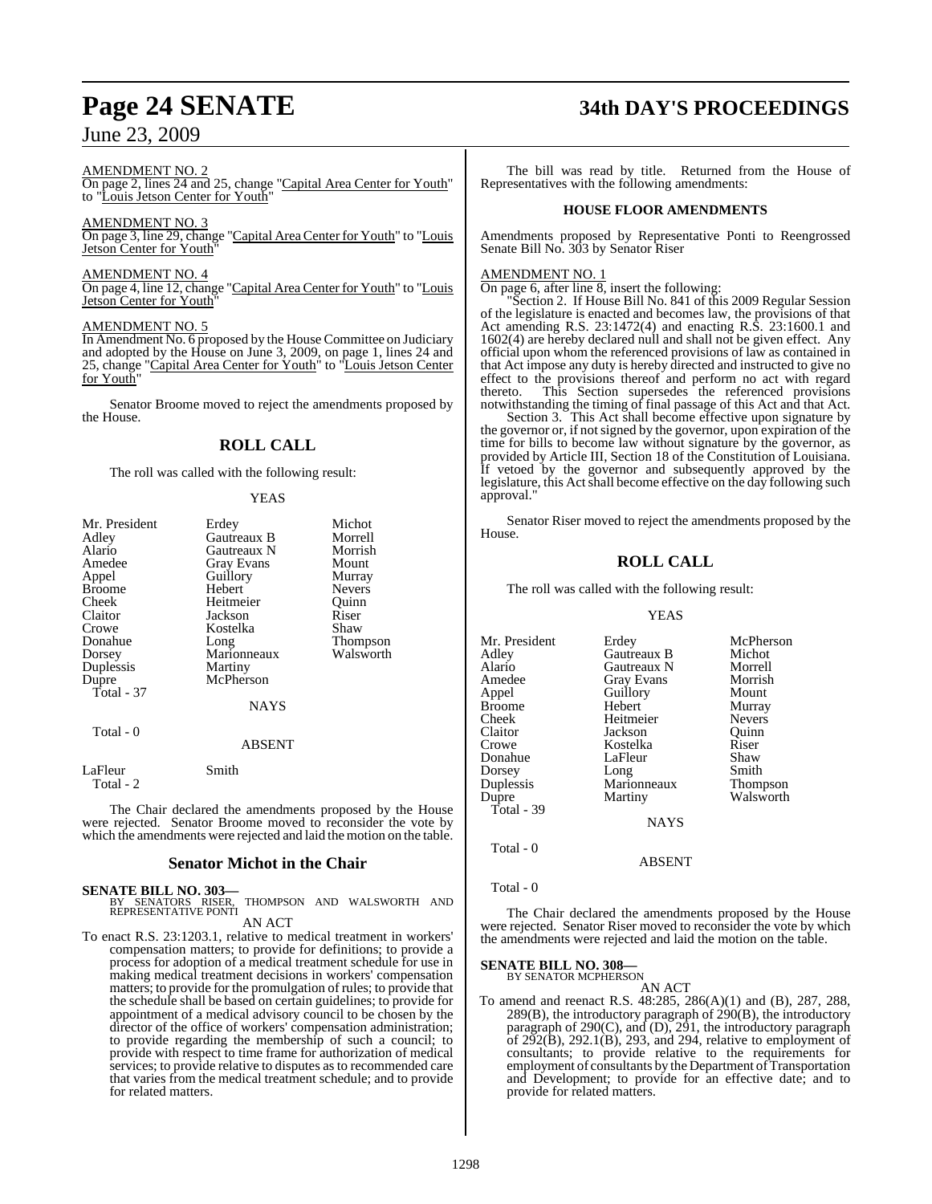AMENDMENT NO. 2
On page 2, lines 24 and 25, change "Capital Area Center for Youth" to "Louis Jetson Center for Youth"

AMENDMENT NO. 3
On page 3, line 29, change "Capital Area Center for Youth" to "Louis Jetson Center for Youth"

AMENDMENT NO. 4
On page 4, line 12, change "Capital Area Center for Youth" to "Louis Jetson Center for Youth"

AMENDMENT NO. 5
In Amendment No. 6 proposed by the House Committee on Judiciary and adopted by the House on June 3, 2009, on page 1, lines 24 and 25, change "Capital Area Center for Youth" to "Louis Jetson Center for Youth"

Senator Broome moved to reject the amendments proposed by the House.

## ROLL CALL

The roll was called with the following result:

YEAS

| | | |
|---|---|---|
| Mr. President | Erdey | Michot |
| Adley | Gautreaux B | Morrell |
| Alario | Gautreaux N | Morrish |
| Amedee | Gray Evans | Mount |
| Appel | Guillory | Murray |
| Broome | Hebert | Nevers |
| Cheek | Heitmeier | Quinn |
| Claitor | Jackson | Riser |
| Crowe | Kostelka | Shaw |
| Donahue | Long | Thompson |
| Dorsey | Marionneaux | Walsworth |
| Duplessis | Martiny | |
| Dupre | McPherson | |

Total - 37

NAYS

Total - 0

ABSENT

LaFleur Smith
Total - 2

The Chair declared the amendments proposed by the House were rejected. Senator Broome moved to reconsider the vote by which the amendments were rejected and laid the motion on the table.

## Senator Michot in the Chair

**SENATE BILL NO. 303—**
BY SENATORS RISER, THOMPSON AND WALSWORTH AND REPRESENTATIVE PONTI
AN ACT

To enact R.S. 23:1203.1, relative to medical treatment in workers' compensation matters; to provide for definitions; to provide a process for adoption of a medical treatment schedule for use in making medical treatment decisions in workers' compensation matters; to provide for the promulgation of rules; to provide that the schedule shall be based on certain guidelines; to provide for appointment of a medical advisory council to be chosen by the director of the office of workers' compensation administration; to provide regarding the membership of such a council; to provide with respect to time frame for authorization of medical services; to provide relative to disputes as to recommended care that varies from the medical treatment schedule; and to provide for related matters.

The bill was read by title. Returned from the House of Representatives with the following amendments:

**HOUSE FLOOR AMENDMENTS**

Amendments proposed by Representative Ponti to Reengrossed Senate Bill No. 303 by Senator Riser

AMENDMENT NO. 1
On page 6, after line 8, insert the following:

"Section 2. If House Bill No. 841 of this 2009 Regular Session of the legislature is enacted and becomes law, the provisions of that Act amending R.S. 23:1472(4) and enacting R.S. 23:1600.1 and 1602(4) are hereby declared null and shall not be given effect. Any official upon whom the referenced provisions of law as contained in that Act impose any duty is hereby directed and instructed to give no effect to the provisions thereof and perform no act with regard thereto. This Section supersedes the referenced provisions notwithstanding the timing of final passage of this Act and that Act.

Section 3. This Act shall become effective upon signature by the governor or, if not signed by the governor, upon expiration of the time for bills to become law without signature by the governor, as provided by Article III, Section 18 of the Constitution of Louisiana. If vetoed by the governor and subsequently approved by the legislature, this Act shall become effective on the day following such approval."

Senator Riser moved to reject the amendments proposed by the House.

## ROLL CALL

The roll was called with the following result:

YEAS

| | | |
|---|---|---|
| Mr. President | Erdey | McPherson |
| Adley | Gautreaux B | Michot |
| Alario | Gautreaux N | Morrell |
| Amedee | Gray Evans | Morrish |
| Appel | Guillory | Mount |
| Broome | Hebert | Murray |
| Cheek | Heitmeier | Nevers |
| Claitor | Jackson | Quinn |
| Crowe | Kostelka | Riser |
| Donahue | LaFleur | Shaw |
| Dorsey | Long | Smith |
| Duplessis | Marionneaux | Thompson |
| Dupre | Martiny | Walsworth |

Total - 39

NAYS

Total - 0

ABSENT

Total - 0

The Chair declared the amendments proposed by the House were rejected. Senator Riser moved to reconsider the vote by which the amendments were rejected and laid the motion on the table.

**SENATE BILL NO. 308—**
BY SENATOR MCPHERSON
AN ACT

To amend and reenact R.S. 48:285, 286(A)(1) and (B), 287, 288, 289(B), the introductory paragraph of 290(B), the introductory paragraph of 290(C), and (D), 291, the introductory paragraph of 292(B), 292.1(B), 293, and 294, relative to employment of consultants; to provide relative to the requirements for employment of consultants by the Department of Transportation and Development; to provide for an effective date; and to provide for related matters.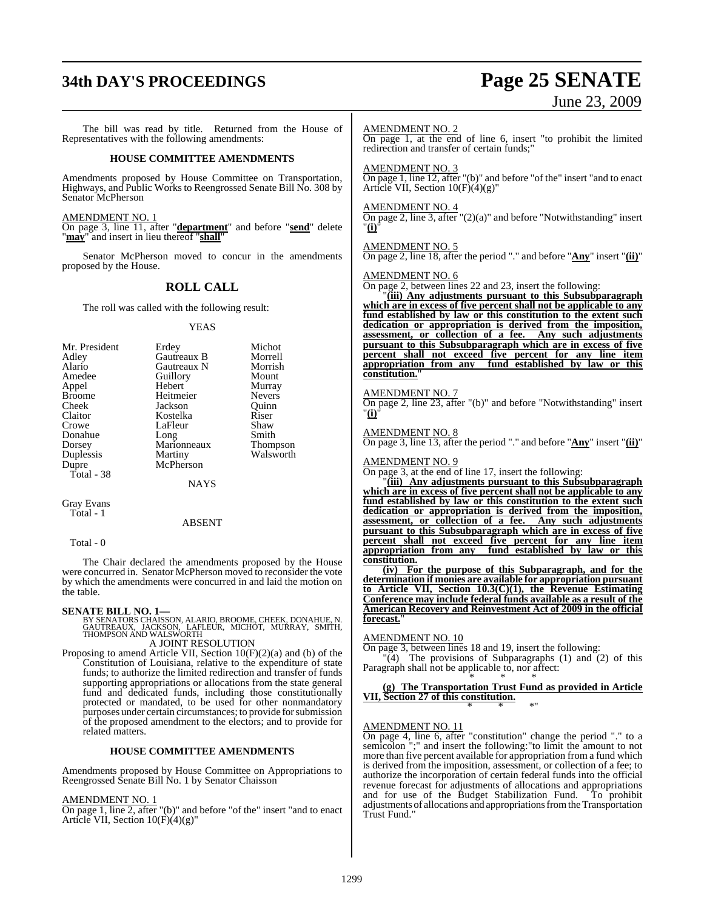The bill was read by title. Returned from the House of Representatives with the following amendments:

**HOUSE COMMITTEE AMENDMENTS**

Amendments proposed by House Committee on Transportation, Highways, and Public Works to Reengrossed Senate Bill No. 308 by Senator McPherson

AMENDMENT NO. 1

On page 3, line 11, after "**department**" and before "**send**" delete "**may**" and insert in lieu thereof "**shall**"

Senator McPherson moved to concur in the amendments proposed by the House.

## ROLL CALL

The roll was called with the following result:

YEAS

| | | |
|---|---|---|
| Mr. President | Erdey | Michot |
| Adley | Gautreaux B | Morrell |
| Alario | Gautreaux N | Morrish |
| Amedee | Guillory | Mount |
| Appel | Hebert | Murray |
| Broome | Heitmeier | Nevers |
| Cheek | Jackson | Quinn |
| Claitor | Kostelka | Riser |
| Crowe | LaFleur | Shaw |
| Donahue | Long | Smith |
| Dorsey | Marionneaux | Thompson |
| Duplessis | Martiny | Walsworth |
| Dupre | McPherson | |

Total - 38

NAYS

Gray Evans

Total - 1

ABSENT

Total - 0

The Chair declared the amendments proposed by the House were concurred in. Senator McPherson moved to reconsider the vote by which the amendments were concurred in and laid the motion on the table.

**SENATE BILL NO. 1—**
BY SENATORS CHAISSON, ALARIO, BROOME, CHEEK, DONAHUE, N. GAUTREAUX, JACKSON, LAFLEUR, MICHOT, MURRAY, SMITH, THOMPSON AND WALSWORTH

A JOINT RESOLUTION

Proposing to amend Article VII, Section 10(F)(2)(a) and (b) of the Constitution of Louisiana, relative to the expenditure of state funds; to authorize the limited redirection and transfer of funds supporting appropriations or allocations from the state general fund and dedicated funds, including those constitutionally protected or mandated, to be used for other nonmandatory purposes under certain circumstances; to provide for submission of the proposed amendment to the electors; and to provide for related matters.

**HOUSE COMMITTEE AMENDMENTS**

Amendments proposed by House Committee on Appropriations to Reengrossed Senate Bill No. 1 by Senator Chaisson

AMENDMENT NO. 1

On page 1, line 2, after "(b)" and before "of the" insert "and to enact Article VII, Section 10(F)(4)(g)"

AMENDMENT NO. 2

On page 1, at the end of line 6, insert "to prohibit the limited redirection and transfer of certain funds;"

AMENDMENT NO. 3

On page 1, line 12, after "(b)" and before "of the" insert "and to enact Article VII, Section 10(F)(4)(g)"

AMENDMENT NO. 4

On page 2, line 3, after "(2)(a)" and before "Notwithstanding" insert "**(i)**"

AMENDMENT NO. 5

On page 2, line 18, after the period "." and before "**Any**" insert "**(ii)**"

AMENDMENT NO. 6

On page 2, between lines 22 and 23, insert the following:

"**(iii) Any adjustments pursuant to this Subsubparagraph which are in excess of five percent shall not be applicable to any fund established by law or this constitution to the extent such dedication or appropriation is derived from the imposition, assessment, or collection of a fee. Any such adjustments pursuant to this Subsubparagraph which are in excess of five percent shall not exceed five percent for any line item appropriation from any fund established by law or this constitution.**"

AMENDMENT NO. 7

On page 2, line 23, after "(b)" and before "Notwithstanding" insert "**(i)**"

AMENDMENT NO. 8

On page 3, line 13, after the period "." and before "**Any**" insert "**(ii)**"

AMENDMENT NO. 9

On page 3, at the end of line 17, insert the following:

"**(iii) Any adjustments pursuant to this Subsubparagraph which are in excess of five percent shall not be applicable to any fund established by law or this constitution to the extent such dedication or appropriation is derived from the imposition, assessment, or collection of a fee. Any such adjustments pursuant to this Subsubparagraph which are in excess of five percent shall not exceed five percent for any line item appropriation from any fund established by law or this constitution.**

**(iv) For the purpose of this Subparagraph, and for the determination if monies are available for appropriation pursuant to Article VII, Section 10.3(C)(1), the Revenue Estimating Conference may include federal funds available as a result of the American Recovery and Reinvestment Act of 2009 in the official forecast.**"

AMENDMENT NO. 10

On page 3, between lines 18 and 19, insert the following:

"(4) The provisions of Subparagraphs (1) and (2) of this Paragraph shall not be applicable to, nor affect:

\* \* \*

**(g) The Transportation Trust Fund as provided in Article VII, Section 27 of this constitution.**

\* \* \*"

AMENDMENT NO. 11

On page 4, line 6, after "constitution" change the period "." to a semicolon ";" and insert the following:"to limit the amount to not more than five percent available for appropriation from a fund which is derived from the imposition, assessment, or collection of a fee; to authorize the incorporation of certain federal funds into the official revenue forecast for adjustments of allocations and appropriations and for use of the Budget Stabilization Fund. To prohibit adjustments of allocations and appropriations from the Transportation Trust Fund."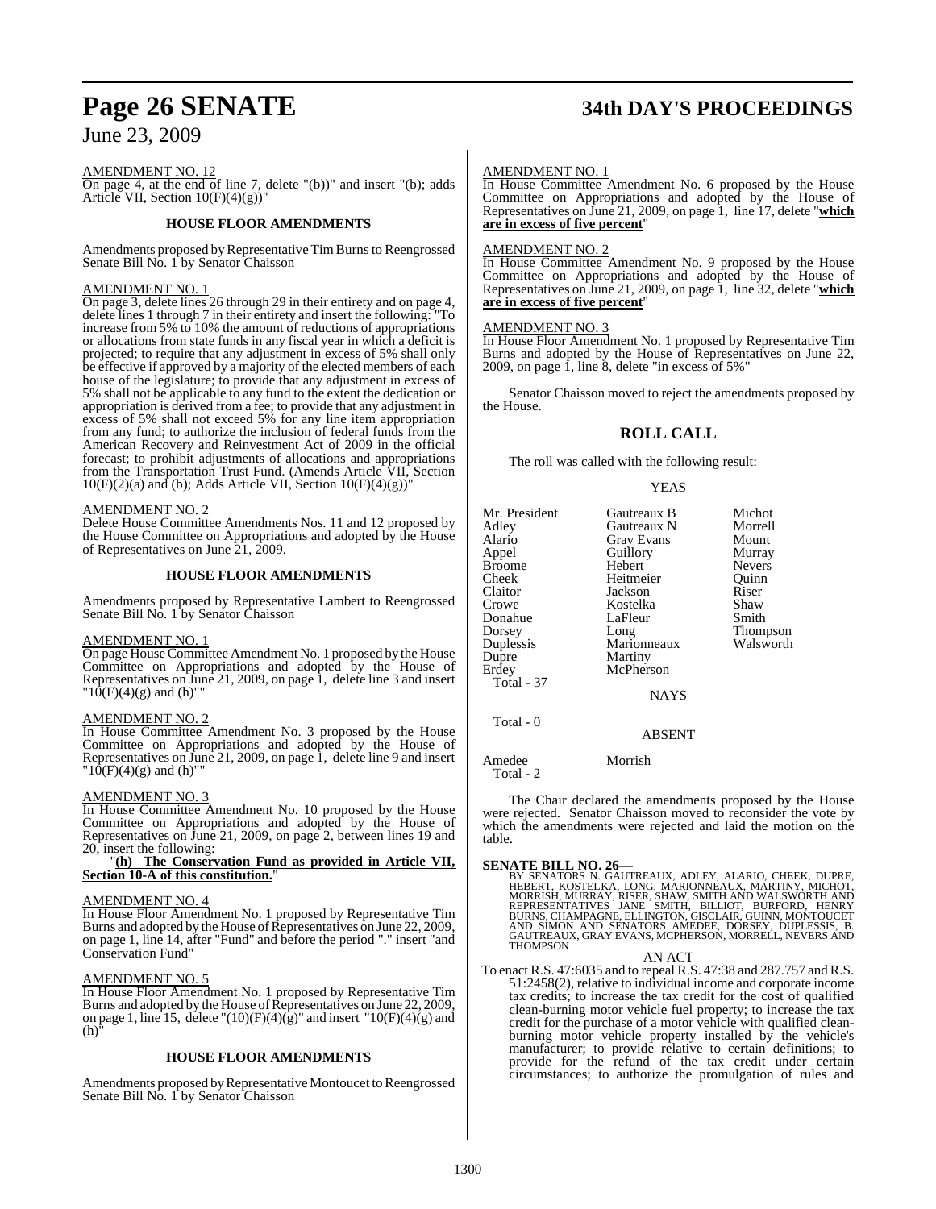AMENDMENT NO. 12

On page 4, at the end of line 7, delete "(b))" and insert "(b); adds Article VII, Section 10(F)(4)(g))"

### HOUSE FLOOR AMENDMENTS

Amendments proposed by Representative Tim Burns to Reengrossed Senate Bill No. 1 by Senator Chaisson

AMENDMENT NO. 1

On page 3, delete lines 26 through 29 in their entirety and on page 4, delete lines 1 through 7 in their entirety and insert the following: "To increase from 5% to 10% the amount of reductions of appropriations or allocations from state funds in any fiscal year in which a deficit is projected; to require that any adjustment in excess of 5% shall only be effective if approved by a majority of the elected members of each house of the legislature; to provide that any adjustment in excess of 5% shall not be applicable to any fund to the extent the dedication or appropriation is derived from a fee; to provide that any adjustment in excess of 5% shall not exceed 5% for any line item appropriation from any fund; to authorize the inclusion of federal funds from the American Recovery and Reinvestment Act of 2009 in the official forecast; to prohibit adjustments of allocations and appropriations from the Transportation Trust Fund. (Amends Article VII, Section 10(F)(2)(a) and (b); Adds Article VII, Section 10(F)(4)(g))"

AMENDMENT NO. 2

Delete House Committee Amendments Nos. 11 and 12 proposed by the House Committee on Appropriations and adopted by the House of Representatives on June 21, 2009.

### HOUSE FLOOR AMENDMENTS

Amendments proposed by Representative Lambert to Reengrossed Senate Bill No. 1 by Senator Chaisson

AMENDMENT NO. 1

On page House Committee Amendment No. 1 proposed by the House Committee on Appropriations and adopted by the House of Representatives on June 21, 2009, on page 1, delete line 3 and insert "10(F)(4)(g) and (h)""

AMENDMENT NO. 2

In House Committee Amendment No. 3 proposed by the House Committee on Appropriations and adopted by the House of Representatives on June 21, 2009, on page 1, delete line 9 and insert "10(F)(4)(g) and (h)""

AMENDMENT NO. 3

In House Committee Amendment No. 10 proposed by the House Committee on Appropriations and adopted by the House of Representatives on June 21, 2009, on page 2, between lines 19 and 20, insert the following:

"**(h) The Conservation Fund as provided in Article VII, Section 10-A of this constitution.**"

AMENDMENT NO. 4

In House Floor Amendment No. 1 proposed by Representative Tim Burns and adopted by the House of Representatives on June 22, 2009, on page 1, line 14, after "Fund" and before the period "." insert "and Conservation Fund"

AMENDMENT NO. 5

In House Floor Amendment No. 1 proposed by Representative Tim Burns and adopted by the House of Representatives on June 22, 2009, on page 1, line 15, delete "(10)(F)(4)(g)" and insert "10(F)(4)(g) and (h)"

### HOUSE FLOOR AMENDMENTS

Amendments proposed by Representative Montoucet to Reengrossed Senate Bill No. 1 by Senator Chaisson

AMENDMENT NO. 1

In House Committee Amendment No. 6 proposed by the House Committee on Appropriations and adopted by the House of Representatives on June 21, 2009, on page 1, line 17, delete "**which are in excess of five percent**"

AMENDMENT NO. 2

In House Committee Amendment No. 9 proposed by the House Committee on Appropriations and adopted by the House of Representatives on June 21, 2009, on page 1, line 32, delete "**which are in excess of five percent**"

AMENDMENT NO. 3

In House Floor Amendment No. 1 proposed by Representative Tim Burns and adopted by the House of Representatives on June 22, 2009, on page 1, line 8, delete "in excess of 5%"

Senator Chaisson moved to reject the amendments proposed by the House.

## ROLL CALL

The roll was called with the following result:

YEAS

| | | |
|---|---|---|
| Mr. President | Gautreaux B | Michot |
| Adley | Gautreaux N | Morrell |
| Alario | Gray Evans | Mount |
| Appel | Guillory | Murray |
| Broome | Hebert | Nevers |
| Cheek | Heitmeier | Quinn |
| Claitor | Jackson | Riser |
| Crowe | Kostelka | Shaw |
| Donahue | LaFleur | Smith |
| Dorsey | Long | Thompson |
| Duplessis | Marionneaux | Walsworth |
| Dupre | Martiny | |
| Erdey | McPherson | |

Total - 37

NAYS

Total - 0

ABSENT

Amedee Morrish

Total - 2

The Chair declared the amendments proposed by the House were rejected. Senator Chaisson moved to reconsider the vote by which the amendments were rejected and laid the motion on the table.

**SENATE BILL NO. 26—**

BY SENATORS N. GAUTREAUX, ADLEY, ALARIO, CHEEK, DUPRE, HEBERT, KOSTELKA, LONG, MARIONNEAUX, MARTINY, MICHOT, MORRISH, MURRAY, RISER, SHAW, SMITH AND WALSWORTH AND REPRESENTATIVES JANE SMITH, BILLIOT, BURFORD, HENRY BURNS, CHAMPAGNE, ELLINGTON, GISCLAIR, GUINN, MONTOUCET AND SIMON AND SENATORS AMEDEE, DORSEY, DUPLESSIS, B. GAUTREAUX, GRAY EVANS, MCPHERSON, MORRELL, NEVERS AND THOMPSON

AN ACT

To enact R.S. 47:6035 and to repeal R.S. 47:38 and 287.757 and R.S. 51:2458(2), relative to individual income and corporate income tax credits; to increase the tax credit for the cost of qualified clean-burning motor vehicle fuel property; to increase the tax credit for the purchase of a motor vehicle with qualified clean-burning motor vehicle property installed by the vehicle's manufacturer; to provide relative to certain definitions; to provide for the refund of the tax credit under certain circumstances; to authorize the promulgation of rules and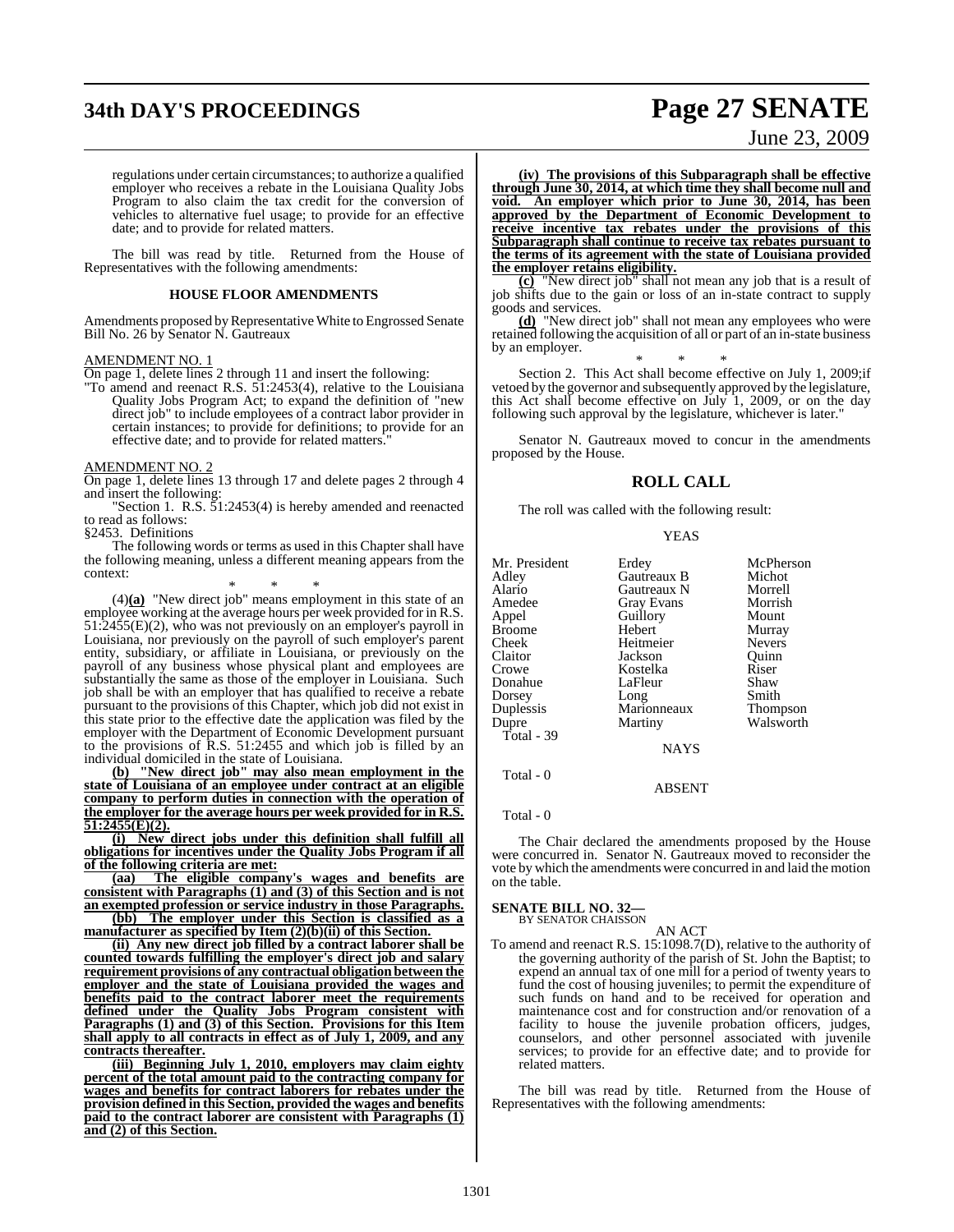regulations under certain circumstances; to authorize a qualified employer who receives a rebate in the Louisiana Quality Jobs Program to also claim the tax credit for the conversion of vehicles to alternative fuel usage; to provide for an effective date; and to provide for related matters.

The bill was read by title. Returned from the House of Representatives with the following amendments:

### HOUSE FLOOR AMENDMENTS

Amendments proposed by Representative White to Engrossed Senate Bill No. 26 by Senator N. Gautreaux

AMENDMENT NO. 1

On page 1, delete lines 2 through 11 and insert the following:

"To amend and reenact R.S. 51:2453(4), relative to the Louisiana Quality Jobs Program Act; to expand the definition of "new direct job" to include employees of a contract labor provider in certain instances; to provide for definitions; to provide for an effective date; and to provide for related matters."

AMENDMENT NO. 2

On page 1, delete lines 13 through 17 and delete pages 2 through 4 and insert the following:

"Section 1. R.S. 51:2453(4) is hereby amended and reenacted to read as follows:

§2453. Definitions

The following words or terms as used in this Chapter shall have the following meaning, unless a different meaning appears from the context:

\* \* \*

(4)**(a)** "New direct job" means employment in this state of an employee working at the average hours per week provided for in R.S. 51:2455(E)(2), who was not previously on an employer's payroll in Louisiana, nor previously on the payroll of such employer's parent entity, subsidiary, or affiliate in Louisiana, or previously on the payroll of any business whose physical plant and employees are substantially the same as those of the employer in Louisiana. Such job shall be with an employer that has qualified to receive a rebate pursuant to the provisions of this Chapter, which job did not exist in this state prior to the effective date the application was filed by the employer with the Department of Economic Development pursuant to the provisions of R.S. 51:2455 and which job is filled by an individual domiciled in the state of Louisiana.

**(b) "New direct job" may also mean employment in the state of Louisiana of an employee under contract at an eligible company to perform duties in connection with the operation of the employer for the average hours per week provided for in R.S. 51:2455(E)(2).**

**(i) New direct jobs under this definition shall fulfill all obligations for incentives under the Quality Jobs Program if all of the following criteria are met:**

**(aa) The eligible company's wages and benefits are consistent with Paragraphs (1) and (3) of this Section and is not an exempted profession or service industry in those Paragraphs.**

**(bb) The employer under this Section is classified as a manufacturer as specified by Item (2)(b)(ii) of this Section.**

**(ii) Any new direct job filled by a contract laborer shall be counted towards fulfilling the employer's direct job and salary requirement provisions of any contractual obligation between the employer and the state of Louisiana provided the wages and benefits paid to the contract laborer meet the requirements defined under the Quality Jobs Program consistent with Paragraphs (1) and (3) of this Section. Provisions for this Item shall apply to all contracts in effect as of July 1, 2009, and any contracts thereafter.**

**(iii) Beginning July 1, 2010, employers may claim eighty percent of the total amount paid to the contracting company for wages and benefits for contract laborers for rebates under the provision defined in this Section, provided the wages and benefits paid to the contract laborer are consistent with Paragraphs (1) and (2) of this Section.**

**(iv) The provisions of this Subparagraph shall be effective through June 30, 2014, at which time they shall become null and void. An employer which prior to June 30, 2014, has been approved by the Department of Economic Development to receive incentive tax rebates under the provisions of this Subparagraph shall continue to receive tax rebates pursuant to the terms of its agreement with the state of Louisiana provided the employer retains eligibility.**

**(c)** "New direct job" shall not mean any job that is a result of job shifts due to the gain or loss of an in-state contract to supply goods and services.

**(d)** "New direct job" shall not mean any employees who were retained following the acquisition of all or part of an in-state business by an employer.

\* \* \*

Section 2. This Act shall become effective on July 1, 2009;if vetoed by the governor and subsequently approved by the legislature, this Act shall become effective on July 1, 2009, or on the day following such approval by the legislature, whichever is later."

Senator N. Gautreaux moved to concur in the amendments proposed by the House.

## ROLL CALL

The roll was called with the following result:

YEAS

| | | |
|---|---|---|
| Mr. President | Erdey | McPherson |
| Adley | Gautreaux B | Michot |
| Alario | Gautreaux N | Morrell |
| Amedee | Gray Evans | Morrish |
| Appel | Guillory | Mount |
| Broome | Hebert | Murray |
| Cheek | Heitmeier | Nevers |
| Claitor | Jackson | Quinn |
| Crowe | Kostelka | Riser |
| Donahue | LaFleur | Shaw |
| Dorsey | Long | Smith |
| Duplessis | Marionneaux | Thompson |
| Dupre | Martiny | Walsworth |

Total - 39

NAYS

Total - 0

ABSENT

Total - 0

The Chair declared the amendments proposed by the House were concurred in. Senator N. Gautreaux moved to reconsider the vote by which the amendments were concurred in and laid the motion on the table.

**SENATE BILL NO. 32—**
BY SENATOR CHAISSON

AN ACT

To amend and reenact R.S. 15:1098.7(D), relative to the authority of the governing authority of the parish of St. John the Baptist; to expend an annual tax of one mill for a period of twenty years to fund the cost of housing juveniles; to permit the expenditure of such funds on hand and to be received for operation and maintenance cost and for construction and/or renovation of a facility to house the juvenile probation officers, judges, counselors, and other personnel associated with juvenile services; to provide for an effective date; and to provide for related matters.

The bill was read by title. Returned from the House of Representatives with the following amendments: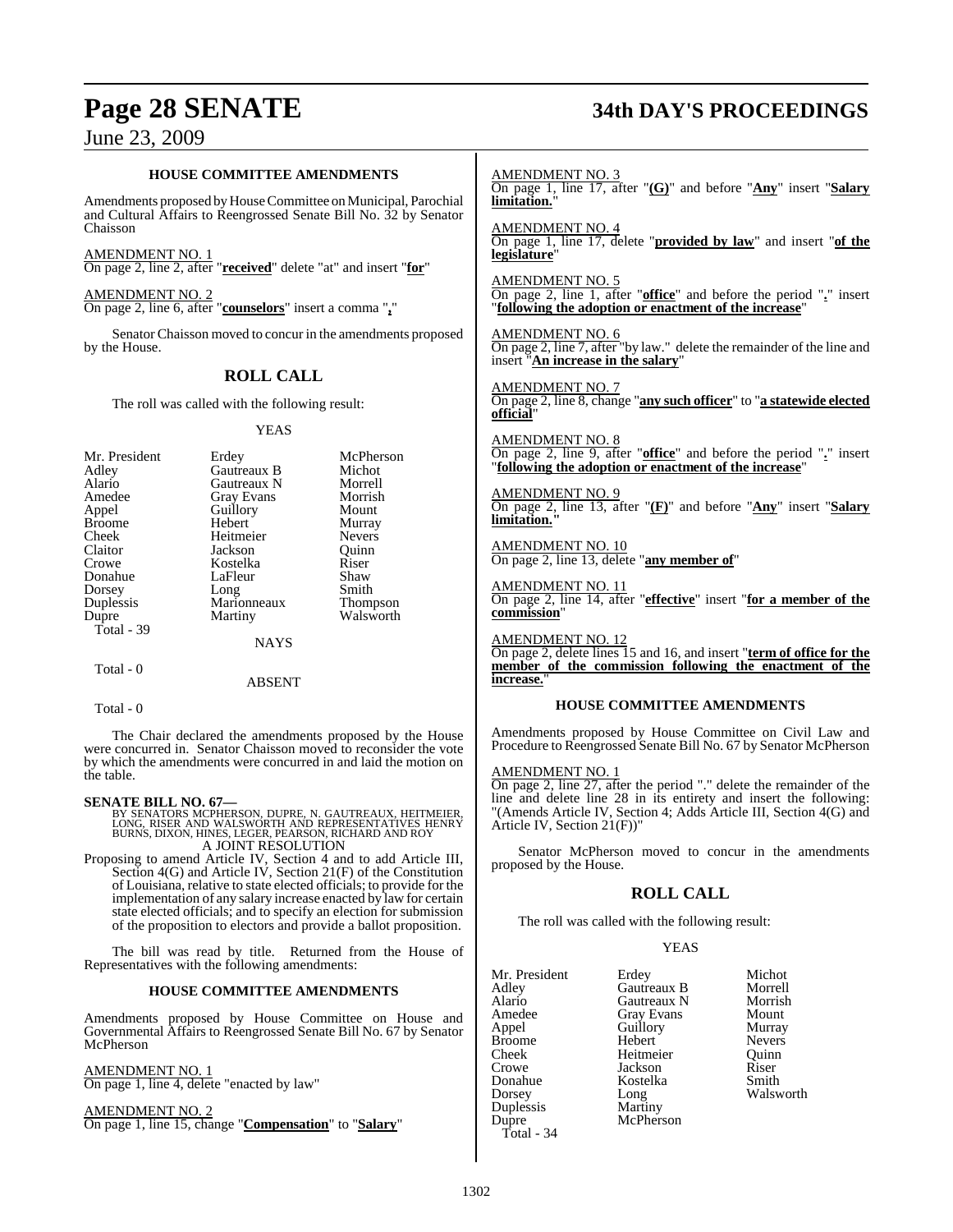**HOUSE COMMITTEE AMENDMENTS**

Amendments proposed by House Committee on Municipal, Parochial and Cultural Affairs to Reengrossed Senate Bill No. 32 by Senator Chaisson

AMENDMENT NO. 1
On page 2, line 2, after "**received**" delete "at" and insert "**for**"

AMENDMENT NO. 2
On page 2, line 6, after "**counselors**" insert a comma "**,**"

Senator Chaisson moved to concur in the amendments proposed by the House.

## ROLL CALL

The roll was called with the following result:

YEAS

| | | |
|---|---|---|
| Mr. President | Erdey | McPherson |
| Adley | Gautreaux B | Michot |
| Alario | Gautreaux N | Morrell |
| Amedee | Gray Evans | Morrish |
| Appel | Guillory | Mount |
| Broome | Hebert | Murray |
| Cheek | Heitmeier | Nevers |
| Claitor | Jackson | Quinn |
| Crowe | Kostelka | Riser |
| Donahue | LaFleur | Shaw |
| Dorsey | Long | Smith |
| Duplessis | Marionneaux | Thompson |
| Dupre | Martiny | Walsworth |

Total - 39

NAYS

Total - 0

ABSENT

Total - 0

The Chair declared the amendments proposed by the House were concurred in. Senator Chaisson moved to reconsider the vote by which the amendments were concurred in and laid the motion on the table.

**SENATE BILL NO. 67—**
BY SENATORS MCPHERSON, DUPRE, N. GAUTREAUX, HEITMEIER, LONG, RISER AND WALSWORTH AND REPRESENTATIVES HENRY BURNS, DIXON, HINES, LEGER, PEARSON, RICHARD AND ROY
A JOINT RESOLUTION

Proposing to amend Article IV, Section 4 and to add Article III, Section 4(G) and Article IV, Section 21(F) of the Constitution of Louisiana, relative to state elected officials; to provide for the implementation of any salary increase enacted by law for certain state elected officials; and to specify an election for submission of the proposition to electors and provide a ballot proposition.

The bill was read by title. Returned from the House of Representatives with the following amendments:

**HOUSE COMMITTEE AMENDMENTS**

Amendments proposed by House Committee on House and Governmental Affairs to Reengrossed Senate Bill No. 67 by Senator McPherson

AMENDMENT NO. 1
On page 1, line 4, delete "enacted by law"

AMENDMENT NO. 2
On page 1, line 15, change "**Compensation**" to "**Salary**"

AMENDMENT NO. 3
On page 1, line 17, after "**(G)**" and before "**Any**" insert "**Salary limitation.**"

AMENDMENT NO. 4
On page 1, line 17, delete "**provided by law**" and insert "**of the legislature**"

AMENDMENT NO. 5
On page 2, line 1, after "**office**" and before the period "**.**" insert "**following the adoption or enactment of the increase**"

AMENDMENT NO. 6
On page 2, line 7, after "by law." delete the remainder of the line and insert "**An increase in the salary**"

AMENDMENT NO. 7
On page 2, line 8, change "**any such officer**" to "**a statewide elected official**"

AMENDMENT NO. 8
On page 2, line 9, after "**office**" and before the period "**.**" insert "**following the adoption or enactment of the increase**"

AMENDMENT NO. 9
On page 2, line 13, after "**(F)**" and before "**Any**" insert "**Salary limitation.**"

AMENDMENT NO. 10
On page 2, line 13, delete "**any member of**"

AMENDMENT NO. 11
On page 2, line 14, after "**effective**" insert "**for a member of the commission**"

AMENDMENT NO. 12
On page 2, delete lines 15 and 16, and insert "**term of office for the member of the commission following the enactment of the increase.**"

**HOUSE COMMITTEE AMENDMENTS**

Amendments proposed by House Committee on Civil Law and Procedure to Reengrossed Senate Bill No. 67 by Senator McPherson

AMENDMENT NO. 1
On page 2, line 27, after the period "." delete the remainder of the line and delete line 28 in its entirety and insert the following: "(Amends Article IV, Section 4; Adds Article III, Section 4(G) and Article IV, Section 21(F))"

Senator McPherson moved to concur in the amendments proposed by the House.

## ROLL CALL

The roll was called with the following result:

YEAS

| | | |
|---|---|---|
| Mr. President | Erdey | Michot |
| Adley | Gautreaux B | Morrell |
| Alario | Gautreaux N | Morrish |
| Amedee | Gray Evans | Mount |
| Appel | Guillory | Murray |
| Broome | Hebert | Nevers |
| Cheek | Heitmeier | Quinn |
| Crowe | Jackson | Riser |
| Donahue | Kostelka | Smith |
| Dorsey | Long | Walsworth |
| Duplessis | Martiny | |
| Dupre | McPherson | |

Total - 34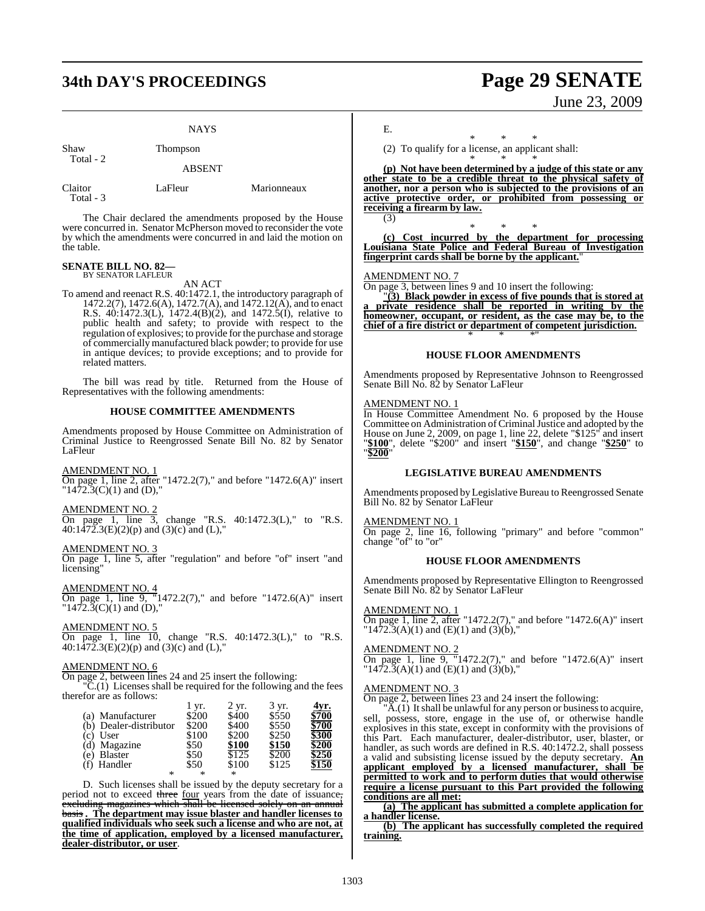NAYS

| | |
|---|---|
| Shaw | Thompson |
| Total - 2 | |

ABSENT

| | | |
|---|---|---|
| Claitor | LaFleur | Marionneaux |
| Total - 3 | | |

The Chair declared the amendments proposed by the House were concurred in. Senator McPherson moved to reconsider the vote by which the amendments were concurred in and laid the motion on the table.

**SENATE BILL NO. 82—**
BY SENATOR LAFLEUR

AN ACT

To amend and reenact R.S. 40:1472.1, the introductory paragraph of 1472.2(7), 1472.6(A), 1472.7(A), and 1472.12(A), and to enact R.S. 40:1472.3(L), 1472.4(B)(2), and 1472.5(I), relative to public health and safety; to provide with respect to the regulation of explosives; to provide for the purchase and storage of commercially manufactured black powder; to provide for use in antique devices; to provide exceptions; and to provide for related matters.

The bill was read by title. Returned from the House of Representatives with the following amendments:

### HOUSE COMMITTEE AMENDMENTS

Amendments proposed by House Committee on Administration of Criminal Justice to Reengrossed Senate Bill No. 82 by Senator LaFleur

AMENDMENT NO. 1
On page 1, line 2, after "1472.2(7)," and before "1472.6(A)" insert "1472.3(C)(1) and (D),"

AMENDMENT NO. 2
On page 1, line 3, change "R.S. 40:1472.3(L)," to "R.S. 40:1472.3(E)(2)(p) and (3)(c) and (L),"

AMENDMENT NO. 3
On page 1, line 5, after "regulation" and before "of" insert "and licensing"

AMENDMENT NO. 4
On page 1, line 9, "1472.2(7)," and before "1472.6(A)" insert "1472.3(C)(1) and (D),"

AMENDMENT NO. 5
On page 1, line 10, change "R.S. 40:1472.3(L)," to "R.S. 40:1472.3(E)(2)(p) and (3)(c) and (L),"

AMENDMENT NO. 6
On page 2, between lines 24 and 25 insert the following:

"C.(1) Licenses shall be required for the following and the fees therefor are as follows:

| | 1 yr. | 2 yr. | 3 yr. | **4yr.** |
|---|---|---|---|---|
| (a) Manufacturer | $200 | $400 | $550 | **$700** |
| (b) Dealer-distributor | $200 | $400 | $550 | **$700** |
| (c) User | $100 | $200 | $250 | **$300** |
| (d) Magazine | $50 | **$100** | **$150** | **$200** |
| (e) Blaster | $50 | $125 | $200 | **$250** |
| (f) Handler | $50 | $100 | $125 | **$150** |

\* \* \*

D. Such licenses shall be issued by the deputy secretary for a period not to exceed ~~three~~ four years from the date of issuance~~, excluding magazines which shall be licensed solely on an annual basis~~. **The department may issue blaster and handler licenses to qualified individuals who seek such a license and who are not, at the time of application, employed by a licensed manufacturer, dealer-distributor, or user**.

E.

\* \* \*

(2) To qualify for a license, an applicant shall:

\* \* \*

**(p) Not have been determined by a judge of this state or any other state to be a credible threat to the physical safety of another, nor a person who is subjected to the provisions of an active protective order, or prohibited from possessing or receiving a firearm by law.**

(3)

\* \* \*

**(c) Cost incurred by the department for processing Louisiana State Police and Federal Bureau of Investigation fingerprint cards shall be borne by the applicant.**"

AMENDMENT NO. 7
On page 3, between lines 9 and 10 insert the following:

"**(3) Black powder in excess of five pounds that is stored at a private residence shall be reported in writing by the homeowner, occupant, or resident, as the case may be, to the chief of a fire district or department of competent jurisdiction.**

\* \* \*"

### HOUSE FLOOR AMENDMENTS

Amendments proposed by Representative Johnson to Reengrossed Senate Bill No. 82 by Senator LaFleur

AMENDMENT NO. 1
In House Committee Amendment No. 6 proposed by the House Committee on Administration of Criminal Justice and adopted by the House on June 2, 2009, on page 1, line 22, delete "$125" and insert "**$100**", delete "$200" and insert "**$150**", and change "**$250**" to "**$200**"

### LEGISLATIVE BUREAU AMENDMENTS

Amendments proposed by Legislative Bureau to Reengrossed Senate Bill No. 82 by Senator LaFleur

AMENDMENT NO. 1
On page 2, line 16, following "primary" and before "common" change "of" to "or"

### HOUSE FLOOR AMENDMENTS

Amendments proposed by Representative Ellington to Reengrossed Senate Bill No. 82 by Senator LaFleur

AMENDMENT NO. 1
On page 1, line 2, after "1472.2(7)," and before "1472.6(A)" insert "1472.3(A)(1) and (E)(1) and (3)(b),"

AMENDMENT NO. 2
On page 1, line 9, "1472.2(7)," and before "1472.6(A)" insert "1472.3(A)(1) and (E)(1) and (3)(b),"

AMENDMENT NO. 3
On page 2, between lines 23 and 24 insert the following:

"A.(1) It shall be unlawful for any person or business to acquire, sell, possess, store, engage in the use of, or otherwise handle explosives in this state, except in conformity with the provisions of this Part. Each manufacturer, dealer-distributor, user, blaster, or handler, as such words are defined in R.S. 40:1472.2, shall possess a valid and subsisting license issued by the deputy secretary. **An applicant employed by a licensed manufacturer, shall be permitted to work and to perform duties that would otherwise require a license pursuant to this Part provided the following conditions are all met:**

**(a) The applicant has submitted a complete application for a handler license.**

**(b) The applicant has successfully completed the required training.**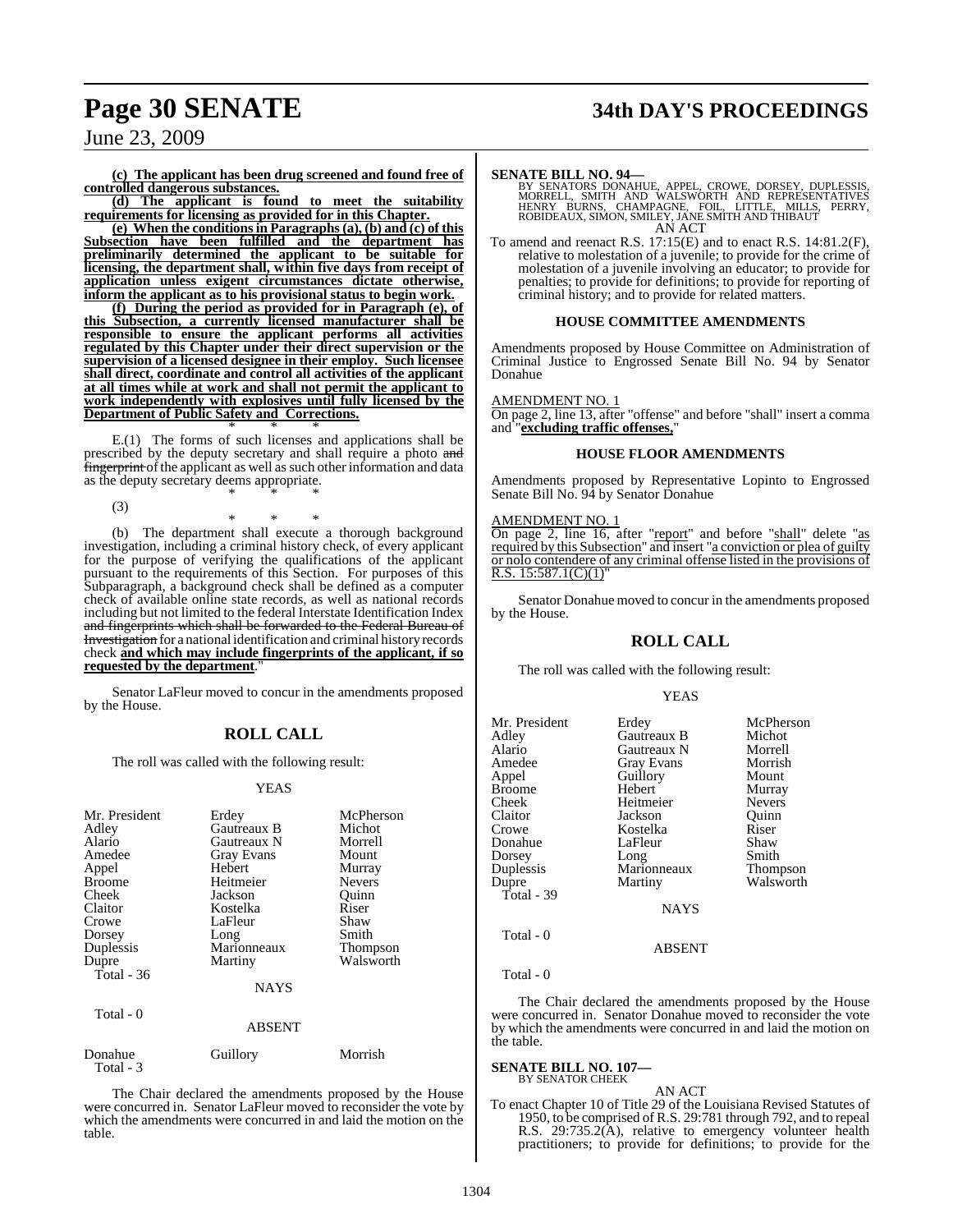**(c) The applicant has been drug screened and found free of controlled dangerous substances.**

**(d) The applicant is found to meet the suitability requirements for licensing as provided for in this Chapter.**

**(e) When the conditions in Paragraphs (a), (b) and (c) of this Subsection have been fulfilled and the department has preliminarily determined the applicant to be suitable for licensing, the department shall, within five days from receipt of application unless exigent circumstances dictate otherwise, inform the applicant as to his provisional status to begin work.**

**(f) During the period as provided for in Paragraph (e), of this Subsection, a currently licensed manufacturer shall be responsible to ensure the applicant performs all activities regulated by this Chapter under their direct supervision or the supervision of a licensed designee in their employ. Such licensee shall direct, coordinate and control all activities of the applicant at all times while at work and shall not permit the applicant to work independently with explosives until fully licensed by the Department of Public Safety and Corrections.**

\* \* \*

E.(1) The forms of such licenses and applications shall be prescribed by the deputy secretary and shall require a photo ~~and fingerprint~~ of the applicant as well as such other information and data as the deputy secretary deems appropriate.

\* \* \*

(3)

\* \* \*

(b) The department shall execute a thorough background investigation, including a criminal history check, of every applicant for the purpose of verifying the qualifications of the applicant pursuant to the requirements of this Section. For purposes of this Subparagraph, a background check shall be defined as a computer check of available online state records, as well as national records including but not limited to the federal Interstate Identification Index ~~and fingerprints which shall be forwarded to the Federal Bureau of Investigation~~ for a national identification and criminal history records check **and which may include fingerprints of the applicant, if so requested by the department**."

Senator LaFleur moved to concur in the amendments proposed by the House.

## ROLL CALL

The roll was called with the following result:

YEAS

| | | |
|---|---|---|
| Mr. President | Erdey | McPherson |
| Adley | Gautreaux B | Michot |
| Alario | Gautreaux N | Morrell |
| Amedee | Gray Evans | Mount |
| Appel | Hebert | Murray |
| Broome | Heitmeier | Nevers |
| Cheek | Jackson | Quinn |
| Claitor | Kostelka | Riser |
| Crowe | LaFleur | Shaw |
| Dorsey | Long | Smith |
| Duplessis | Marionneaux | Thompson |
| Dupre | Martiny | Walsworth |
| Total - 36 | | |

NAYS

Total - 0

ABSENT

| | | |
|---|---|---|
| Donahue | Guillory | Morrish |
| Total - 3 | | |

The Chair declared the amendments proposed by the House were concurred in. Senator LaFleur moved to reconsider the vote by which the amendments were concurred in and laid the motion on the table.

**SENATE BILL NO. 94—**
BY SENATORS DONAHUE, APPEL, CROWE, DORSEY, DUPLESSIS, MORRELL, SMITH AND WALSWORTH AND REPRESENTATIVES HENRY BURNS, CHAMPAGNE, FOIL, LITTLE, MILLS, PERRY, ROBIDEAUX, SIMON, SMILEY, JANE SMITH AND THIBAUT

AN ACT

To amend and reenact R.S. 17:15(E) and to enact R.S. 14:81.2(F), relative to molestation of a juvenile; to provide for the crime of molestation of a juvenile involving an educator; to provide for penalties; to provide for definitions; to provide for reporting of criminal history; and to provide for related matters.

### HOUSE COMMITTEE AMENDMENTS

Amendments proposed by House Committee on Administration of Criminal Justice to Engrossed Senate Bill No. 94 by Senator Donahue

AMENDMENT NO. 1

On page 2, line 13, after "offense" and before "shall" insert a comma and "**excluding traffic offenses,**"

### HOUSE FLOOR AMENDMENTS

Amendments proposed by Representative Lopinto to Engrossed Senate Bill No. 94 by Senator Donahue

AMENDMENT NO. 1

On page 2, line 16, after "report" and before "shall" delete "as required by this Subsection" and insert "a conviction or plea of guilty or nolo contendere of any criminal offense listed in the provisions of R.S. 15:587.1(C)(1)"

Senator Donahue moved to concur in the amendments proposed by the House.

## ROLL CALL

The roll was called with the following result:

YEAS

| | | |
|---|---|---|
| Mr. President | Erdey | McPherson |
| Adley | Gautreaux B | Michot |
| Alario | Gautreaux N | Morrell |
| Amedee | Gray Evans | Morrish |
| Appel | Guillory | Mount |
| Broome | Hebert | Murray |
| Cheek | Heitmeier | Nevers |
| Claitor | Jackson | Quinn |
| Crowe | Kostelka | Riser |
| Donahue | LaFleur | Shaw |
| Dorsey | Long | Smith |
| Duplessis | Marionneaux | Thompson |
| Dupre | Martiny | Walsworth |
| Total - 39 | | |

NAYS

Total - 0

ABSENT

Total - 0

The Chair declared the amendments proposed by the House were concurred in. Senator Donahue moved to reconsider the vote by which the amendments were concurred in and laid the motion on the table.

**SENATE BILL NO. 107—**
BY SENATOR CHEEK

AN ACT

To enact Chapter 10 of Title 29 of the Louisiana Revised Statutes of 1950, to be comprised of R.S. 29:781 through 792, and to repeal R.S. 29:735.2(A), relative to emergency volunteer health practitioners; to provide for definitions; to provide for the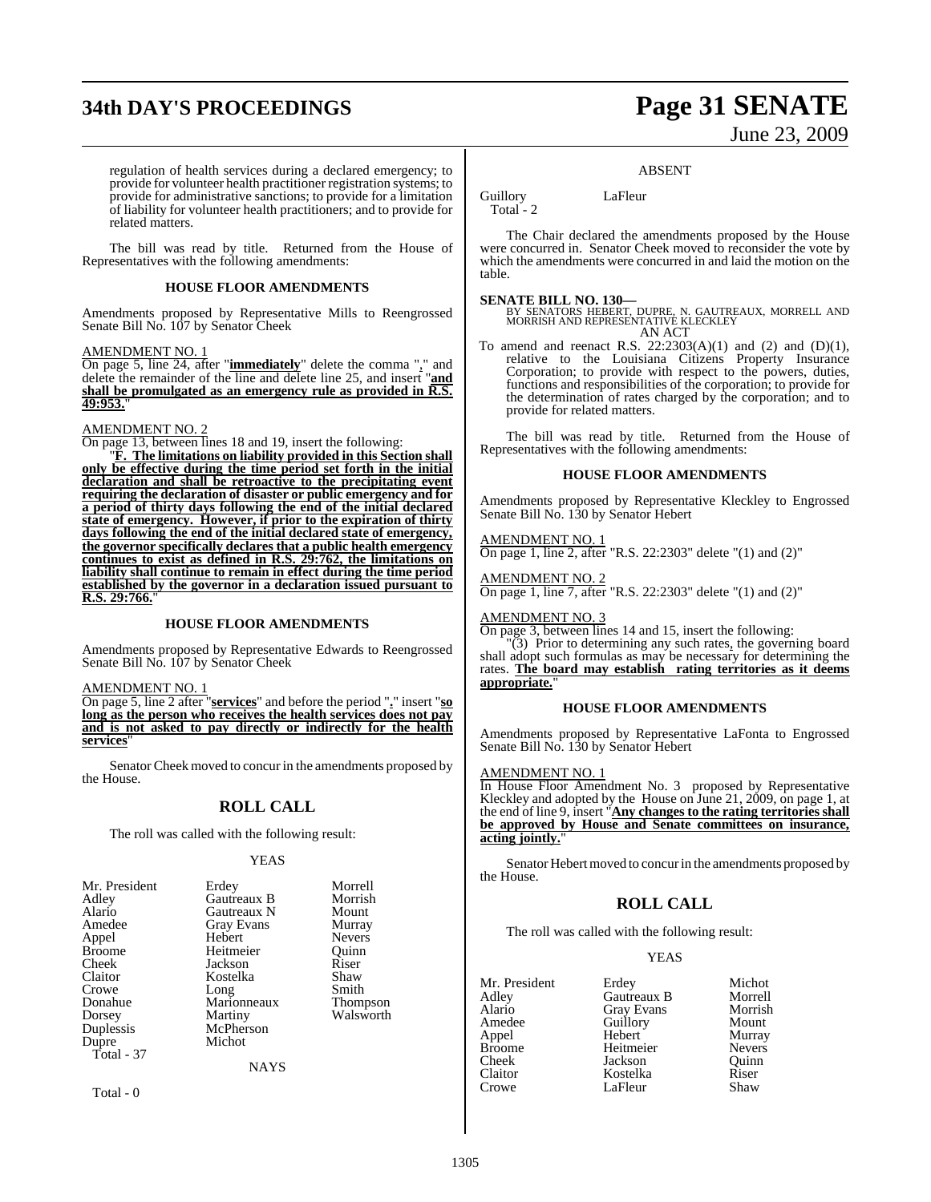regulation of health services during a declared emergency; to provide for volunteer health practitioner registration systems; to provide for administrative sanctions; to provide for a limitation of liability for volunteer health practitioners; and to provide for related matters.

The bill was read by title. Returned from the House of Representatives with the following amendments:

**HOUSE FLOOR AMENDMENTS**

Amendments proposed by Representative Mills to Reengrossed Senate Bill No. 107 by Senator Cheek

AMENDMENT NO. 1

On page 5, line 24, after "**immediately**" delete the comma "**,**" and delete the remainder of the line and delete line 25, and insert "**and shall be promulgated as an emergency rule as provided in R.S. 49:953.**"

AMENDMENT NO. 2

On page 13, between lines 18 and 19, insert the following:

"**F. The limitations on liability provided in this Section shall only be effective during the time period set forth in the initial declaration and shall be retroactive to the precipitating event requiring the declaration of disaster or public emergency and for a period of thirty days following the end of the initial declared state of emergency. However, if prior to the expiration of thirty days following the end of the initial declared state of emergency, the governor specifically declares that a public health emergency continues to exist as defined in R.S. 29:762, the limitations on liability shall continue to remain in effect during the time period established by the governor in a declaration issued pursuant to R.S. 29:766.**"

**HOUSE FLOOR AMENDMENTS**

Amendments proposed by Representative Edwards to Reengrossed Senate Bill No. 107 by Senator Cheek

AMENDMENT NO. 1

On page 5, line 2 after "**services**" and before the period "**.**" insert "**so long as the person who receives the health services does not pay and is not asked to pay directly or indirectly for the health services**"

Senator Cheek moved to concur in the amendments proposed by the House.

## ROLL CALL

The roll was called with the following result:

YEAS

| | | |
|---|---|---|
| Mr. President | Erdey | Morrell |
| Adley | Gautreaux B | Morrish |
| Alario | Gautreaux N | Mount |
| Amedee | Gray Evans | Murray |
| Appel | Hebert | Nevers |
| Broome | Heitmeier | Quinn |
| Cheek | Jackson | Riser |
| Claitor | Kostelka | Shaw |
| Crowe | Long | Smith |
| Donahue | Marionneaux | Thompson |
| Dorsey | Martiny | Walsworth |
| Duplessis | McPherson | |
| Dupre | Michot | |

Total - 37

NAYS

Total - 0

ABSENT

| | |
|---|---|
| Guillory | LaFleur |

Total - 2

The Chair declared the amendments proposed by the House were concurred in. Senator Cheek moved to reconsider the vote by which the amendments were concurred in and laid the motion on the table.

**SENATE BILL NO. 130—**
BY SENATORS HEBERT, DUPRE, N. GAUTREAUX, MORRELL AND MORRISH AND REPRESENTATIVE KLECKLEY
AN ACT

To amend and reenact R.S. 22:2303(A)(1) and (2) and (D)(1), relative to the Louisiana Citizens Property Insurance Corporation; to provide with respect to the powers, duties, functions and responsibilities of the corporation; to provide for the determination of rates charged by the corporation; and to provide for related matters.

The bill was read by title. Returned from the House of Representatives with the following amendments:

**HOUSE FLOOR AMENDMENTS**

Amendments proposed by Representative Kleckley to Engrossed Senate Bill No. 130 by Senator Hebert

AMENDMENT NO. 1

On page 1, line 2, after "R.S. 22:2303" delete "(1) and (2)"

AMENDMENT NO. 2

On page 1, line 7, after "R.S. 22:2303" delete "(1) and (2)"

AMENDMENT NO. 3

On page 3, between lines 14 and 15, insert the following:

"(3) Prior to determining any such rates**,** the governing board shall adopt such formulas as may be necessary for determining the rates. **The board may establish rating territories as it deems appropriate.**"

**HOUSE FLOOR AMENDMENTS**

Amendments proposed by Representative LaFonta to Engrossed Senate Bill No. 130 by Senator Hebert

AMENDMENT NO. 1

In House Floor Amendment No. 3 proposed by Representative Kleckley and adopted by the House on June 21, 2009, on page 1, at the end of line 9, insert "**Any changes to the rating territories shall be approved by House and Senate committees on insurance, acting jointly.**"

Senator Hebert moved to concur in the amendments proposed by the House.

## ROLL CALL

The roll was called with the following result:

YEAS

| | | |
|---|---|---|
| Mr. President | Erdey | Michot |
| Adley | Gautreaux B | Morrell |
| Alario | Gray Evans | Morrish |
| Amedee | Guillory | Mount |
| Appel | Hebert | Murray |
| Broome | Heitmeier | Nevers |
| Cheek | Jackson | Quinn |
| Claitor | Kostelka | Riser |
| Crowe | LaFleur | Shaw |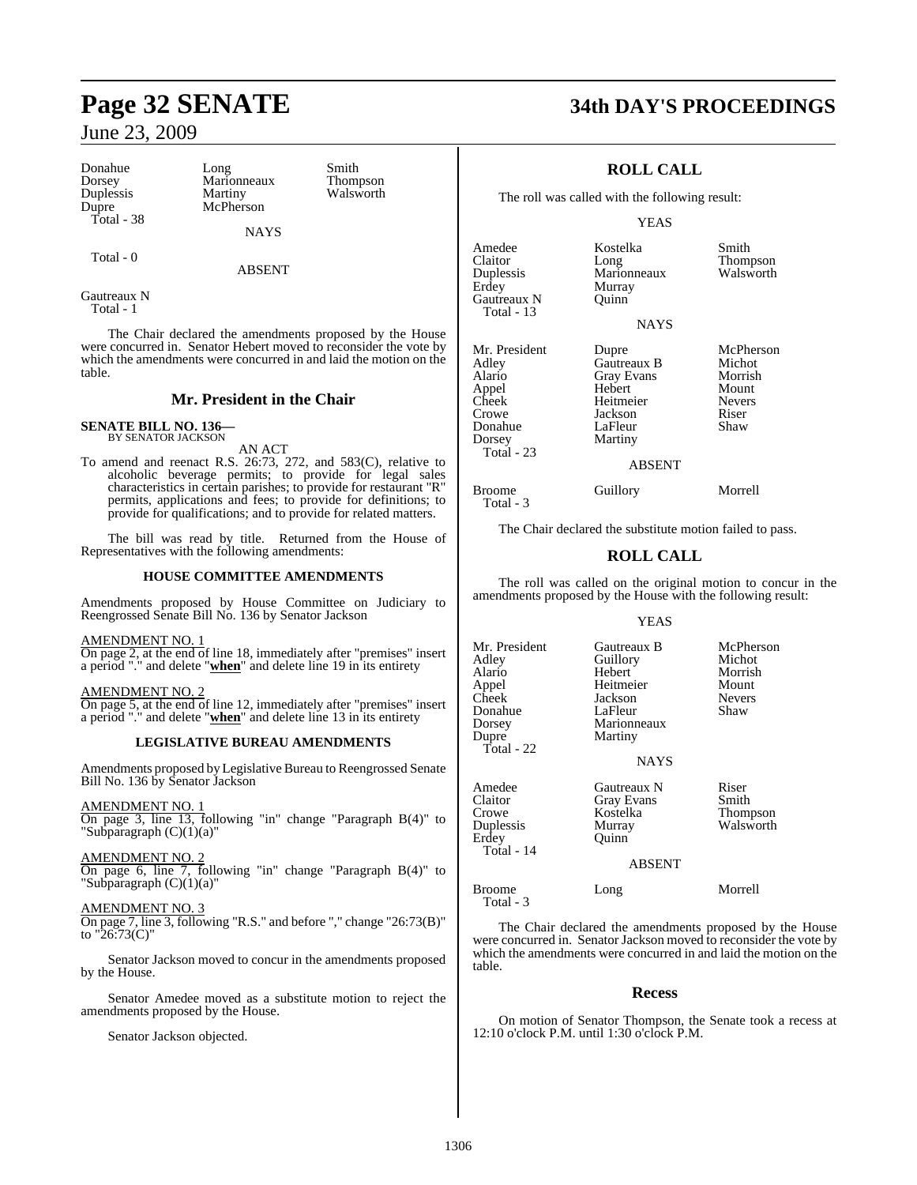| | | |
|---|---|---|
| Donahue | Long | Smith |
| Dorsey | Marionneaux | Thompson |
| Duplessis | Martiny | Walsworth |
| Dupre | McPherson | |
| Total - 38 | | |

NAYS

Total - 0

ABSENT

Gautreaux N
Total - 1

The Chair declared the amendments proposed by the House were concurred in. Senator Hebert moved to reconsider the vote by which the amendments were concurred in and laid the motion on the table.

## Mr. President in the Chair

**SENATE BILL NO. 136—**
BY SENATOR JACKSON

AN ACT

To amend and reenact R.S. 26:73, 272, and 583(C), relative to alcoholic beverage permits; to provide for legal sales characteristics in certain parishes; to provide for restaurant "R" permits, applications and fees; to provide for definitions; to provide for qualifications; and to provide for related matters.

The bill was read by title. Returned from the House of Representatives with the following amendments:

### HOUSE COMMITTEE AMENDMENTS

Amendments proposed by House Committee on Judiciary to Reengrossed Senate Bill No. 136 by Senator Jackson

AMENDMENT NO. 1
On page 2, at the end of line 18, immediately after "premises" insert a period "." and delete "**when**" and delete line 19 in its entirety

AMENDMENT NO. 2
On page 5, at the end of line 12, immediately after "premises" insert a period "." and delete "**when**" and delete line 13 in its entirety

### LEGISLATIVE BUREAU AMENDMENTS

Amendments proposed by Legislative Bureau to Reengrossed Senate Bill No. 136 by Senator Jackson

AMENDMENT NO. 1
On page 3, line 13, following "in" change "Paragraph B(4)" to "Subparagraph (C)(1)(a)"

AMENDMENT NO. 2
On page 6, line 7, following "in" change "Paragraph B(4)" to "Subparagraph (C)(1)(a)"

AMENDMENT NO. 3
On page 7, line 3, following "R.S." and before "," change "26:73(B)" to "26:73(C)"

Senator Jackson moved to concur in the amendments proposed by the House.

Senator Amedee moved as a substitute motion to reject the amendments proposed by the House.

Senator Jackson objected.

## ROLL CALL

The roll was called with the following result:

YEAS

| | | |
|---|---|---|
| Amedee | Kostelka | Smith |
| Claitor | Long | Thompson |
| Duplessis | Marionneaux | Walsworth |
| Erdey | Murray | |
| Gautreaux N | Quinn | |
| Total - 13 | | |

NAYS

| | | |
|---|---|---|
| Mr. President | Dupre | McPherson |
| Adley | Gautreaux B | Michot |
| Alario | Gray Evans | Morrish |
| Appel | Hebert | Mount |
| Cheek | Heitmeier | Nevers |
| Crowe | Jackson | Riser |
| Donahue | LaFleur | Shaw |
| Dorsey | Martiny | |
| Total - 23 | | |

ABSENT

| | | |
|---|---|---|
| Broome | Guillory | Morrell |
| Total - 3 | | |

The Chair declared the substitute motion failed to pass.

## ROLL CALL

The roll was called on the original motion to concur in the amendments proposed by the House with the following result:

YEAS

| | | |
|---|---|---|
| Mr. President | Gautreaux B | McPherson |
| Adley | Guillory | Michot |
| Alario | Hebert | Morrish |
| Appel | Heitmeier | Mount |
| Cheek | Jackson | Nevers |
| Donahue | LaFleur | Shaw |
| Dorsey | Marionneaux | |
| Dupre | Martiny | |
| Total - 22 | | |

NAYS

| | | |
|---|---|---|
| Amedee | Gautreaux N | Riser |
| Claitor | Gray Evans | Smith |
| Crowe | Kostelka | Thompson |
| Duplessis | Murray | Walsworth |
| Erdey | Quinn | |
| Total - 14 | | |

ABSENT

| | | |
|---|---|---|
| Broome | Long | Morrell |
| Total - 3 | | |

The Chair declared the amendments proposed by the House were concurred in. Senator Jackson moved to reconsider the vote by which the amendments were concurred in and laid the motion on the table.

### Recess

On motion of Senator Thompson, the Senate took a recess at 12:10 o'clock P.M. until 1:30 o'clock P.M.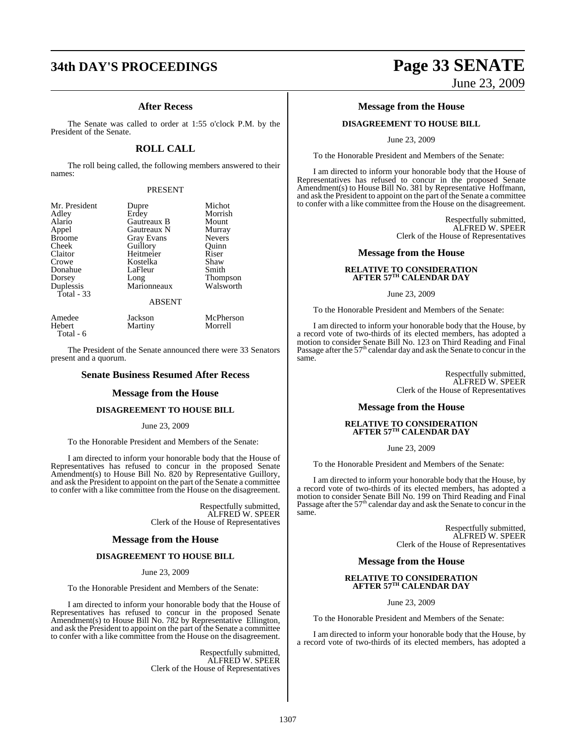## After Recess

The Senate was called to order at 1:55 o'clock P.M. by the President of the Senate.

## ROLL CALL

The roll being called, the following members answered to their names:

### PRESENT

| | | |
|---|---|---|
| Mr. President | Dupre | Michot |
| Adley | Erdey | Morrish |
| Alario | Gautreaux B | Mount |
| Appel | Gautreaux N | Murray |
| Broome | Gray Evans | Nevers |
| Cheek | Guillory | Quinn |
| Claitor | Heitmeier | Riser |
| Crowe | Kostelka | Shaw |
| Donahue | LaFleur | Smith |
| Dorsey | Long | Thompson |
| Duplessis | Marionneaux | Walsworth |
| Total - 33 | | |

### ABSENT

| | | |
|---|---|---|
| Amedee | Jackson | McPherson |
| Hebert | Martiny | Morrell |
| Total - 6 | | |

The President of the Senate announced there were 33 Senators present and a quorum.

## Senate Business Resumed After Recess

### Message from the House

#### DISAGREEMENT TO HOUSE BILL

June 23, 2009

To the Honorable President and Members of the Senate:

I am directed to inform your honorable body that the House of Representatives has refused to concur in the proposed Senate Amendment(s) to House Bill No. 820 by Representative Guillory, and ask the President to appoint on the part of the Senate a committee to confer with a like committee from the House on the disagreement.

Respectfully submitted,
ALFRED W. SPEER
Clerk of the House of Representatives

### Message from the House

#### DISAGREEMENT TO HOUSE BILL

June 23, 2009

To the Honorable President and Members of the Senate:

I am directed to inform your honorable body that the House of Representatives has refused to concur in the proposed Senate Amendment(s) to House Bill No. 782 by Representative Ellington, and ask the President to appoint on the part of the Senate a committee to confer with a like committee from the House on the disagreement.

Respectfully submitted,
ALFRED W. SPEER
Clerk of the House of Representatives

### Message from the House

#### DISAGREEMENT TO HOUSE BILL

June 23, 2009

To the Honorable President and Members of the Senate:

I am directed to inform your honorable body that the House of Representatives has refused to concur in the proposed Senate Amendment(s) to House Bill No. 381 by Representative Hoffmann, and ask the President to appoint on the part of the Senate a committee to confer with a like committee from the House on the disagreement.

Respectfully submitted,
ALFRED W. SPEER
Clerk of the House of Representatives

### Message from the House

#### RELATIVE TO CONSIDERATION AFTER 57TH CALENDAR DAY

June 23, 2009

To the Honorable President and Members of the Senate:

I am directed to inform your honorable body that the House, by a record vote of two-thirds of its elected members, has adopted a motion to consider Senate Bill No. 123 on Third Reading and Final Passage after the 57th calendar day and ask the Senate to concur in the same.

Respectfully submitted,
ALFRED W. SPEER
Clerk of the House of Representatives

### Message from the House

#### RELATIVE TO CONSIDERATION AFTER 57TH CALENDAR DAY

June 23, 2009

To the Honorable President and Members of the Senate:

I am directed to inform your honorable body that the House, by a record vote of two-thirds of its elected members, has adopted a motion to consider Senate Bill No. 199 on Third Reading and Final Passage after the 57th calendar day and ask the Senate to concur in the same.

Respectfully submitted,
ALFRED W. SPEER
Clerk of the House of Representatives

### Message from the House

#### RELATIVE TO CONSIDERATION AFTER 57TH CALENDAR DAY

June 23, 2009

To the Honorable President and Members of the Senate:

I am directed to inform your honorable body that the House, by a record vote of two-thirds of its elected members, has adopted a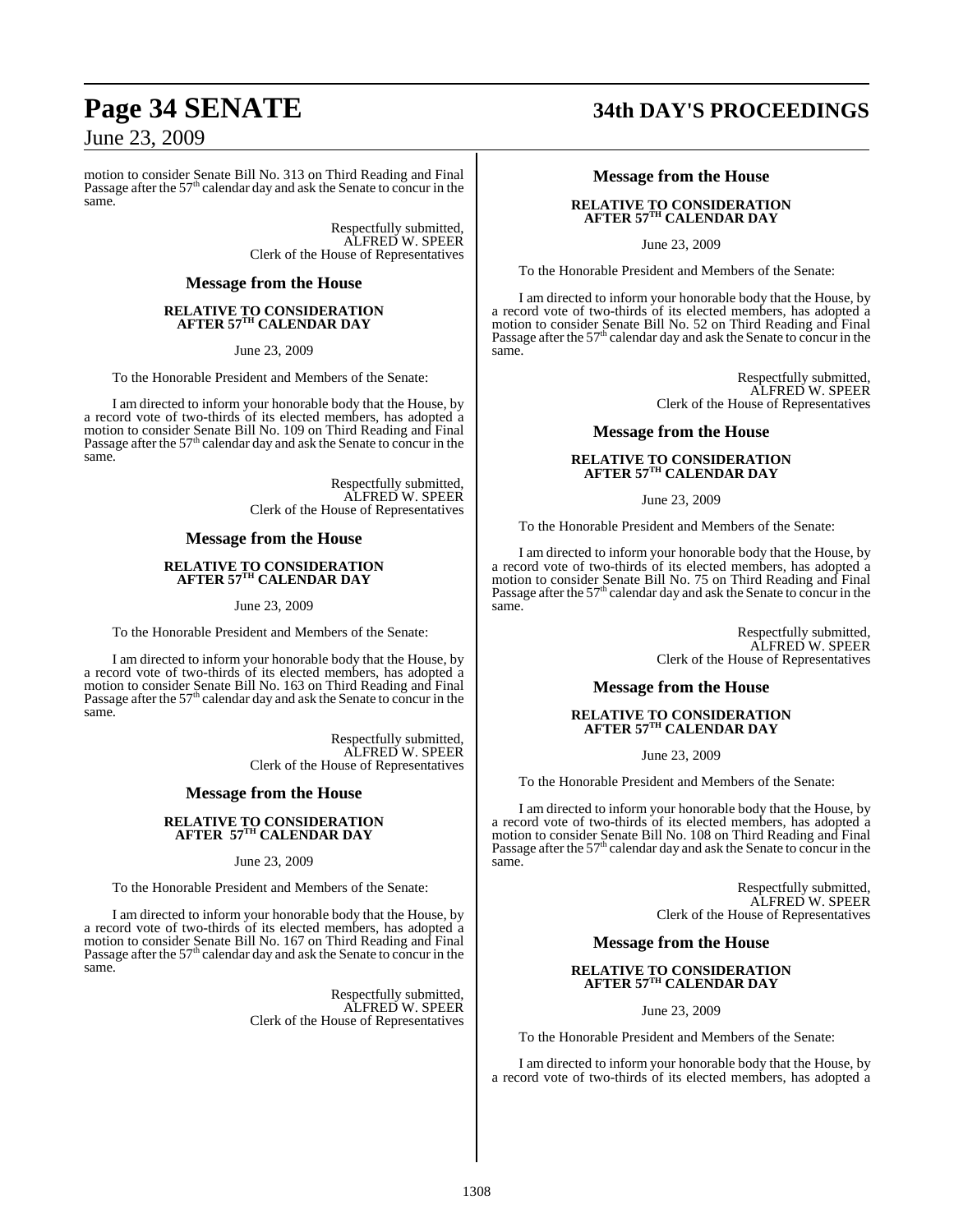motion to consider Senate Bill No. 313 on Third Reading and Final Passage after the 57th calendar day and ask the Senate to concur in the same.

Respectfully submitted,
ALFRED W. SPEER
Clerk of the House of Representatives

## Message from the House

### RELATIVE TO CONSIDERATION AFTER 57TH CALENDAR DAY

June 23, 2009

To the Honorable President and Members of the Senate:

I am directed to inform your honorable body that the House, by a record vote of two-thirds of its elected members, has adopted a motion to consider Senate Bill No. 109 on Third Reading and Final Passage after the 57th calendar day and ask the Senate to concur in the same.

Respectfully submitted,
ALFRED W. SPEER
Clerk of the House of Representatives

## Message from the House

### RELATIVE TO CONSIDERATION AFTER 57TH CALENDAR DAY

June 23, 2009

To the Honorable President and Members of the Senate:

I am directed to inform your honorable body that the House, by a record vote of two-thirds of its elected members, has adopted a motion to consider Senate Bill No. 163 on Third Reading and Final Passage after the 57th calendar day and ask the Senate to concur in the same.

Respectfully submitted,
ALFRED W. SPEER
Clerk of the House of Representatives

## Message from the House

### RELATIVE TO CONSIDERATION AFTER 57TH CALENDAR DAY

June 23, 2009

To the Honorable President and Members of the Senate:

I am directed to inform your honorable body that the House, by a record vote of two-thirds of its elected members, has adopted a motion to consider Senate Bill No. 167 on Third Reading and Final Passage after the 57th calendar day and ask the Senate to concur in the same.

Respectfully submitted,
ALFRED W. SPEER
Clerk of the House of Representatives

## Message from the House

### RELATIVE TO CONSIDERATION AFTER 57TH CALENDAR DAY

June 23, 2009

To the Honorable President and Members of the Senate:

I am directed to inform your honorable body that the House, by a record vote of two-thirds of its elected members, has adopted a motion to consider Senate Bill No. 52 on Third Reading and Final Passage after the 57th calendar day and ask the Senate to concur in the same.

Respectfully submitted,
ALFRED W. SPEER
Clerk of the House of Representatives

## Message from the House

### RELATIVE TO CONSIDERATION AFTER 57TH CALENDAR DAY

June 23, 2009

To the Honorable President and Members of the Senate:

I am directed to inform your honorable body that the House, by a record vote of two-thirds of its elected members, has adopted a motion to consider Senate Bill No. 75 on Third Reading and Final Passage after the 57th calendar day and ask the Senate to concur in the same.

Respectfully submitted,
ALFRED W. SPEER
Clerk of the House of Representatives

## Message from the House

### RELATIVE TO CONSIDERATION AFTER 57TH CALENDAR DAY

June 23, 2009

To the Honorable President and Members of the Senate:

I am directed to inform your honorable body that the House, by a record vote of two-thirds of its elected members, has adopted a motion to consider Senate Bill No. 108 on Third Reading and Final Passage after the 57th calendar day and ask the Senate to concur in the same.

Respectfully submitted,
ALFRED W. SPEER
Clerk of the House of Representatives

## Message from the House

### RELATIVE TO CONSIDERATION AFTER 57TH CALENDAR DAY

June 23, 2009

To the Honorable President and Members of the Senate:

I am directed to inform your honorable body that the House, by a record vote of two-thirds of its elected members, has adopted a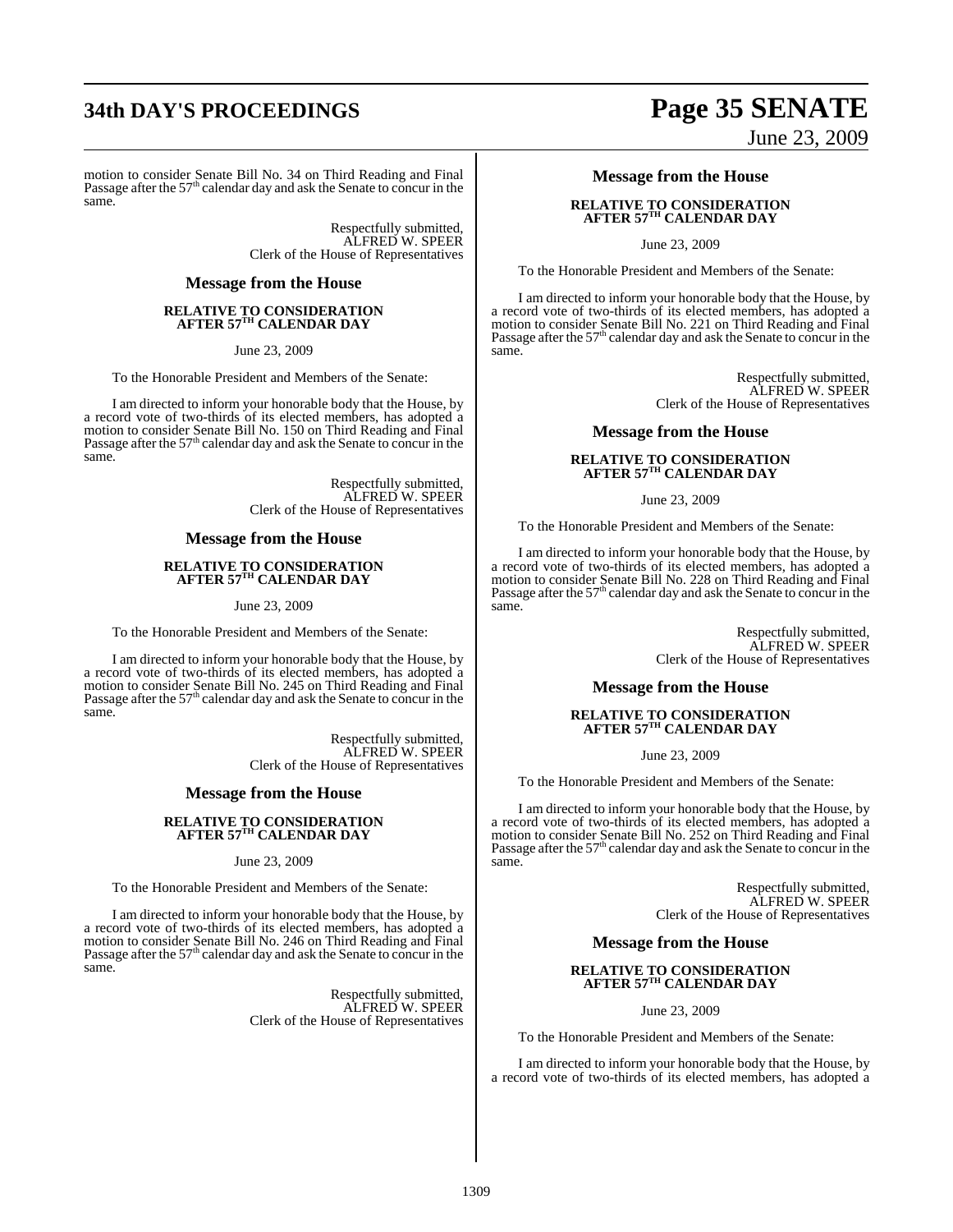motion to consider Senate Bill No. 34 on Third Reading and Final Passage after the 57th calendar day and ask the Senate to concur in the same.

Respectfully submitted,
ALFRED W. SPEER
Clerk of the House of Representatives

## Message from the House

**RELATIVE TO CONSIDERATION AFTER 57TH CALENDAR DAY**

June 23, 2009

To the Honorable President and Members of the Senate:

I am directed to inform your honorable body that the House, by a record vote of two-thirds of its elected members, has adopted a motion to consider Senate Bill No. 150 on Third Reading and Final Passage after the 57th calendar day and ask the Senate to concur in the same.

Respectfully submitted,
ALFRED W. SPEER
Clerk of the House of Representatives

## Message from the House

**RELATIVE TO CONSIDERATION AFTER 57TH CALENDAR DAY**

June 23, 2009

To the Honorable President and Members of the Senate:

I am directed to inform your honorable body that the House, by a record vote of two-thirds of its elected members, has adopted a motion to consider Senate Bill No. 245 on Third Reading and Final Passage after the 57th calendar day and ask the Senate to concur in the same.

Respectfully submitted,
ALFRED W. SPEER
Clerk of the House of Representatives

## Message from the House

**RELATIVE TO CONSIDERATION AFTER 57TH CALENDAR DAY**

June 23, 2009

To the Honorable President and Members of the Senate:

I am directed to inform your honorable body that the House, by a record vote of two-thirds of its elected members, has adopted a motion to consider Senate Bill No. 246 on Third Reading and Final Passage after the 57th calendar day and ask the Senate to concur in the same.

Respectfully submitted,
ALFRED W. SPEER
Clerk of the House of Representatives

## Message from the House

**RELATIVE TO CONSIDERATION AFTER 57TH CALENDAR DAY**

June 23, 2009

To the Honorable President and Members of the Senate:

I am directed to inform your honorable body that the House, by a record vote of two-thirds of its elected members, has adopted a motion to consider Senate Bill No. 221 on Third Reading and Final Passage after the 57th calendar day and ask the Senate to concur in the same.

Respectfully submitted,
ALFRED W. SPEER
Clerk of the House of Representatives

## Message from the House

**RELATIVE TO CONSIDERATION AFTER 57TH CALENDAR DAY**

June 23, 2009

To the Honorable President and Members of the Senate:

I am directed to inform your honorable body that the House, by a record vote of two-thirds of its elected members, has adopted a motion to consider Senate Bill No. 228 on Third Reading and Final Passage after the 57th calendar day and ask the Senate to concur in the same.

Respectfully submitted,
ALFRED W. SPEER
Clerk of the House of Representatives

## Message from the House

**RELATIVE TO CONSIDERATION AFTER 57TH CALENDAR DAY**

June 23, 2009

To the Honorable President and Members of the Senate:

I am directed to inform your honorable body that the House, by a record vote of two-thirds of its elected members, has adopted a motion to consider Senate Bill No. 252 on Third Reading and Final Passage after the 57th calendar day and ask the Senate to concur in the same.

Respectfully submitted,
ALFRED W. SPEER
Clerk of the House of Representatives

## Message from the House

**RELATIVE TO CONSIDERATION AFTER 57TH CALENDAR DAY**

June 23, 2009

To the Honorable President and Members of the Senate:

I am directed to inform your honorable body that the House, by a record vote of two-thirds of its elected members, has adopted a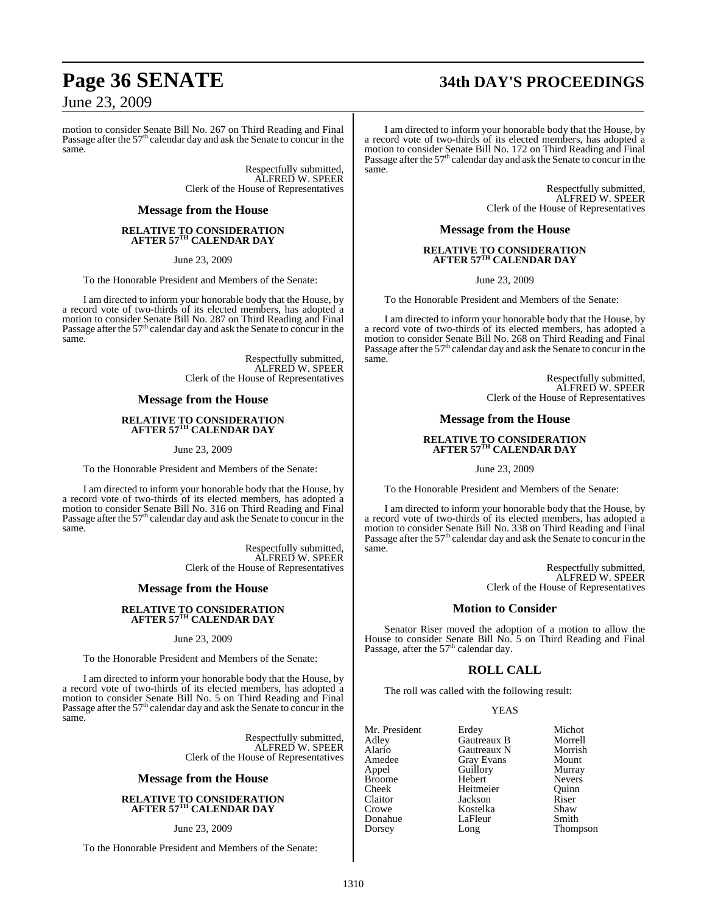motion to consider Senate Bill No. 267 on Third Reading and Final Passage after the 57th calendar day and ask the Senate to concur in the same.

Respectfully submitted,
ALFRED W. SPEER
Clerk of the House of Representatives

## Message from the House

**RELATIVE TO CONSIDERATION AFTER 57TH CALENDAR DAY**

June 23, 2009

To the Honorable President and Members of the Senate:

I am directed to inform your honorable body that the House, by a record vote of two-thirds of its elected members, has adopted a motion to consider Senate Bill No. 287 on Third Reading and Final Passage after the 57th calendar day and ask the Senate to concur in the same.

Respectfully submitted,
ALFRED W. SPEER
Clerk of the House of Representatives

## Message from the House

**RELATIVE TO CONSIDERATION AFTER 57TH CALENDAR DAY**

June 23, 2009

To the Honorable President and Members of the Senate:

I am directed to inform your honorable body that the House, by a record vote of two-thirds of its elected members, has adopted a motion to consider Senate Bill No. 316 on Third Reading and Final Passage after the 57th calendar day and ask the Senate to concur in the same.

Respectfully submitted,
ALFRED W. SPEER
Clerk of the House of Representatives

## Message from the House

**RELATIVE TO CONSIDERATION AFTER 57TH CALENDAR DAY**

June 23, 2009

To the Honorable President and Members of the Senate:

I am directed to inform your honorable body that the House, by a record vote of two-thirds of its elected members, has adopted a motion to consider Senate Bill No. 5 on Third Reading and Final Passage after the 57th calendar day and ask the Senate to concur in the same.

Respectfully submitted,
ALFRED W. SPEER
Clerk of the House of Representatives

## Message from the House

**RELATIVE TO CONSIDERATION AFTER 57TH CALENDAR DAY**

June 23, 2009

To the Honorable President and Members of the Senate:

I am directed to inform your honorable body that the House, by a record vote of two-thirds of its elected members, has adopted a motion to consider Senate Bill No. 172 on Third Reading and Final Passage after the 57th calendar day and ask the Senate to concur in the same.

Respectfully submitted,
ALFRED W. SPEER
Clerk of the House of Representatives

## Message from the House

**RELATIVE TO CONSIDERATION AFTER 57TH CALENDAR DAY**

June 23, 2009

To the Honorable President and Members of the Senate:

I am directed to inform your honorable body that the House, by a record vote of two-thirds of its elected members, has adopted a motion to consider Senate Bill No. 268 on Third Reading and Final Passage after the 57th calendar day and ask the Senate to concur in the same.

Respectfully submitted,
ALFRED W. SPEER
Clerk of the House of Representatives

## Message from the House

**RELATIVE TO CONSIDERATION AFTER 57TH CALENDAR DAY**

June 23, 2009

To the Honorable President and Members of the Senate:

I am directed to inform your honorable body that the House, by a record vote of two-thirds of its elected members, has adopted a motion to consider Senate Bill No. 338 on Third Reading and Final Passage after the 57th calendar day and ask the Senate to concur in the same.

Respectfully submitted,
ALFRED W. SPEER
Clerk of the House of Representatives

## Motion to Consider

Senator Riser moved the adoption of a motion to allow the House to consider Senate Bill No. 5 on Third Reading and Final Passage, after the 57th calendar day.

## ROLL CALL

The roll was called with the following result:

YEAS

| | | |
|---|---|---|
| Mr. President | Erdey | Michot |
| Adley | Gautreaux B | Morrell |
| Alario | Gautreaux N | Morrish |
| Amedee | Gray Evans | Mount |
| Appel | Guillory | Murray |
| Broome | Hebert | Nevers |
| Cheek | Heitmeier | Quinn |
| Claitor | Jackson | Riser |
| Crowe | Kostelka | Shaw |
| Donahue | LaFleur | Smith |
| Dorsey | Long | Thompson |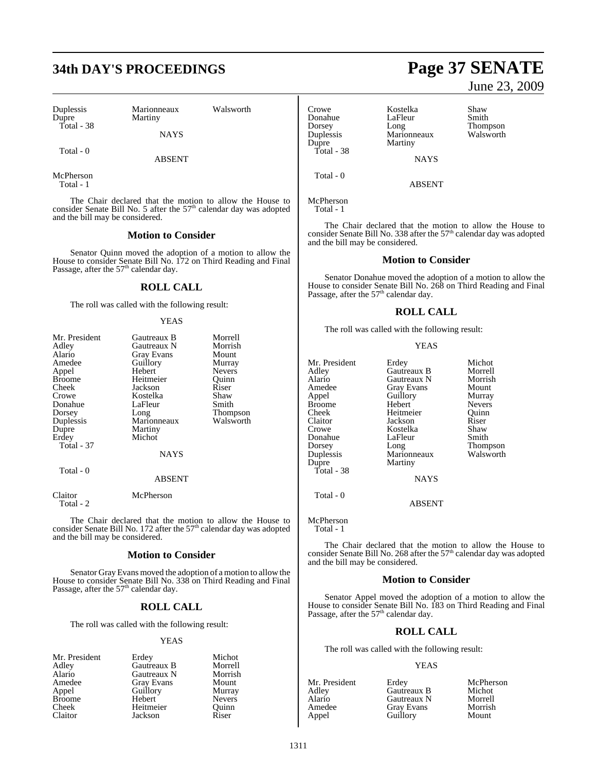| | | |
|---|---|---|
| Duplessis | Marionneaux | Walsworth |
| Dupre | Martiny | |
| Total - 38 | | |

NAYS

Total - 0

ABSENT

McPherson
Total - 1

The Chair declared that the motion to allow the House to consider Senate Bill No. 5 after the 57th calendar day was adopted and the bill may be considered.

## Motion to Consider

Senator Quinn moved the adoption of a motion to allow the House to consider Senate Bill No. 172 on Third Reading and Final Passage, after the 57th calendar day.

## ROLL CALL

The roll was called with the following result:

YEAS

| | | |
|---|---|---|
| Mr. President | Gautreaux B | Morrell |
| Adley | Gautreaux N | Morrish |
| Alario | Gray Evans | Mount |
| Amedee | Guillory | Murray |
| Appel | Hebert | Nevers |
| Broome | Heitmeier | Quinn |
| Cheek | Jackson | Riser |
| Crowe | Kostelka | Shaw |
| Donahue | LaFleur | Smith |
| Dorsey | Long | Thompson |
| Duplessis | Marionneaux | Walsworth |
| Dupre | Martiny | |
| Erdey | Michot | |
| Total - 37 | | |

NAYS

Total - 0

ABSENT

| | |
|---|---|
| Claitor | McPherson |
| Total - 2 | |

The Chair declared that the motion to allow the House to consider Senate Bill No. 172 after the 57th calendar day was adopted and the bill may be considered.

## Motion to Consider

Senator Gray Evans moved the adoption of a motion to allow the House to consider Senate Bill No. 338 on Third Reading and Final Passage, after the 57th calendar day.

## ROLL CALL

The roll was called with the following result:

YEAS

| | | |
|---|---|---|
| Mr. President | Erdey | Michot |
| Adley | Gautreaux B | Morrell |
| Alario | Gautreaux N | Morrish |
| Amedee | Gray Evans | Mount |
| Appel | Guillory | Murray |
| Broome | Hebert | Nevers |
| Cheek | Heitmeier | Quinn |
| Claitor | Jackson | Riser |
| Crowe | Kostelka | Shaw |
| Donahue | LaFleur | Smith |
| Dorsey | Long | Thompson |
| Duplessis | Marionneaux | Walsworth |
| Dupre | Martiny | |
| Total - 38 | | |

NAYS

Total - 0

ABSENT

McPherson
Total - 1

The Chair declared that the motion to allow the House to consider Senate Bill No. 338 after the 57th calendar day was adopted and the bill may be considered.

## Motion to Consider

Senator Donahue moved the adoption of a motion to allow the House to consider Senate Bill No. 268 on Third Reading and Final Passage, after the 57th calendar day.

## ROLL CALL

The roll was called with the following result:

YEAS

| | | |
|---|---|---|
| Mr. President | Erdey | Michot |
| Adley | Gautreaux B | Morrell |
| Alario | Gautreaux N | Morrish |
| Amedee | Gray Evans | Mount |
| Appel | Guillory | Murray |
| Broome | Hebert | Nevers |
| Cheek | Heitmeier | Quinn |
| Claitor | Jackson | Riser |
| Crowe | Kostelka | Shaw |
| Donahue | LaFleur | Smith |
| Dorsey | Long | Thompson |
| Duplessis | Marionneaux | Walsworth |
| Dupre | Martiny | |
| Total - 38 | | |

NAYS

Total - 0

ABSENT

McPherson
Total - 1

The Chair declared that the motion to allow the House to consider Senate Bill No. 268 after the 57th calendar day was adopted and the bill may be considered.

## Motion to Consider

Senator Appel moved the adoption of a motion to allow the House to consider Senate Bill No. 183 on Third Reading and Final Passage, after the 57th calendar day.

## ROLL CALL

The roll was called with the following result:

YEAS

| | | |
|---|---|---|
| Mr. President | Erdey | McPherson |
| Adley | Gautreaux B | Michot |
| Alario | Gautreaux N | Morrell |
| Amedee | Gray Evans | Morrish |
| Appel | Guillory | Mount |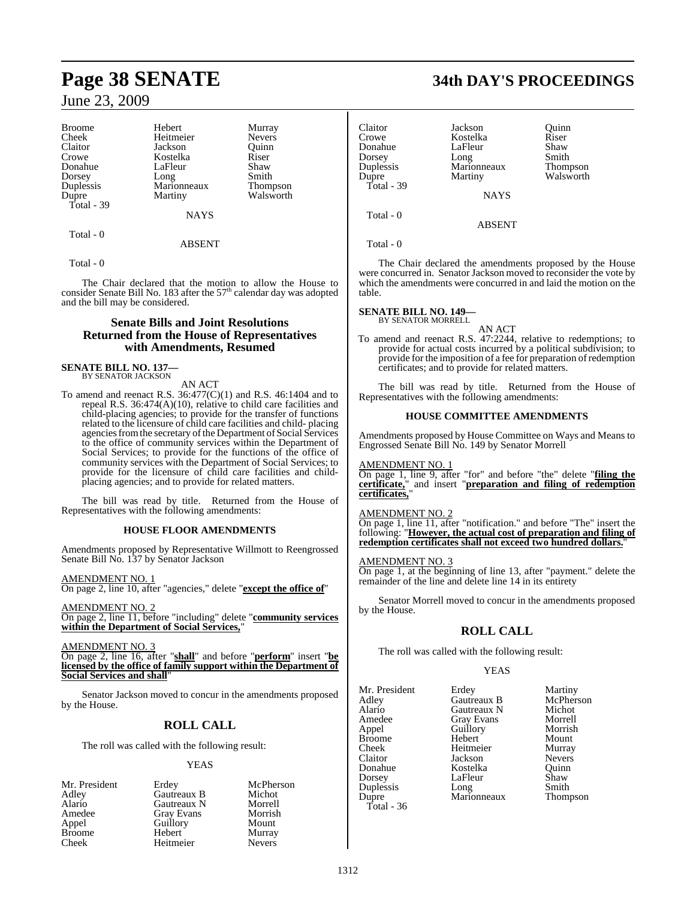| | | |
|---|---|---|
| Broome | Hebert | Murray |
| Cheek | Heitmeier | Nevers |
| Claitor | Jackson | Quinn |
| Crowe | Kostelka | Riser |
| Donahue | LaFleur | Shaw |
| Dorsey | Long | Smith |
| Duplessis | Marionneaux | Thompson |
| Dupre | Martiny | Walsworth |
| Total - 39 | | |

NAYS

Total - 0

ABSENT

Total - 0

The Chair declared that the motion to allow the House to consider Senate Bill No. 183 after the 57th calendar day was adopted and the bill may be considered.

## Senate Bills and Joint Resolutions Returned from the House of Representatives with Amendments, Resumed

**SENATE BILL NO. 137—**
BY SENATOR JACKSON

AN ACT

To amend and reenact R.S. 36:477(C)(1) and R.S. 46:1404 and to repeal R.S. 36:474(A)(10), relative to child care facilities and child-placing agencies; to provide for the transfer of functions related to the licensure of child care facilities and child- placing agencies from the secretary of the Department of Social Services to the office of community services within the Department of Social Services; to provide for the functions of the office of community services with the Department of Social Services; to provide for the licensure of child care facilities and child-placing agencies; and to provide for related matters.

The bill was read by title. Returned from the House of Representatives with the following amendments:

### HOUSE FLOOR AMENDMENTS

Amendments proposed by Representative Willmott to Reengrossed Senate Bill No. 137 by Senator Jackson

AMENDMENT NO. 1
On page 2, line 10, after "agencies," delete "**except the office of**"

AMENDMENT NO. 2
On page 2, line 11, before "including" delete "**community services within the Department of Social Services,**"

AMENDMENT NO. 3
On page 2, line 16, after "**shall**" and before "**perform**" insert "**be licensed by the office of family support within the Department of Social Services and shall**"

Senator Jackson moved to concur in the amendments proposed by the House.

## ROLL CALL

The roll was called with the following result:

YEAS

| | | |
|---|---|---|
| Mr. President | Erdey | McPherson |
| Adley | Gautreaux B | Michot |
| Alario | Gautreaux N | Morrell |
| Amedee | Gray Evans | Morrish |
| Appel | Guillory | Mount |
| Broome | Hebert | Murray |
| Cheek | Heitmeier | Nevers |
| Claitor | Jackson | Quinn |
| Crowe | Kostelka | Riser |
| Donahue | LaFleur | Shaw |
| Dorsey | Long | Smith |
| Duplessis | Marionneaux | Thompson |
| Dupre | Martiny | Walsworth |
| Total - 39 | | |

NAYS

Total - 0

ABSENT

Total - 0

The Chair declared the amendments proposed by the House were concurred in. Senator Jackson moved to reconsider the vote by which the amendments were concurred in and laid the motion on the table.

**SENATE BILL NO. 149—**
BY SENATOR MORRELL

AN ACT

To amend and reenact R.S. 47:2244, relative to redemptions; to provide for actual costs incurred by a political subdivision; to provide for the imposition of a fee for preparation of redemption certificates; and to provide for related matters.

The bill was read by title. Returned from the House of Representatives with the following amendments:

### HOUSE COMMITTEE AMENDMENTS

Amendments proposed by House Committee on Ways and Means to Engrossed Senate Bill No. 149 by Senator Morrell

AMENDMENT NO. 1
On page 1, line 9, after "for" and before "the" delete "**filing the certificate,**" and insert "**preparation and filing of redemption certificates,**"

AMENDMENT NO. 2
On page 1, line 11, after "notification." and before "The" insert the following: "**However, the actual cost of preparation and filing of redemption certificates shall not exceed two hundred dollars.**"

AMENDMENT NO. 3
On page 1, at the beginning of line 13, after "payment." delete the remainder of the line and delete line 14 in its entirety

Senator Morrell moved to concur in the amendments proposed by the House.

## ROLL CALL

The roll was called with the following result:

YEAS

| | | |
|---|---|---|
| Mr. President | Erdey | Martiny |
| Adley | Gautreaux B | McPherson |
| Alario | Gautreaux N | Michot |
| Amedee | Gray Evans | Morrell |
| Appel | Guillory | Morrish |
| Broome | Hebert | Mount |
| Cheek | Heitmeier | Murray |
| Claitor | Jackson | Nevers |
| Donahue | Kostelka | Quinn |
| Dorsey | LaFleur | Shaw |
| Duplessis | Long | Smith |
| Dupre | Marionneaux | Thompson |
| Total - 36 | | |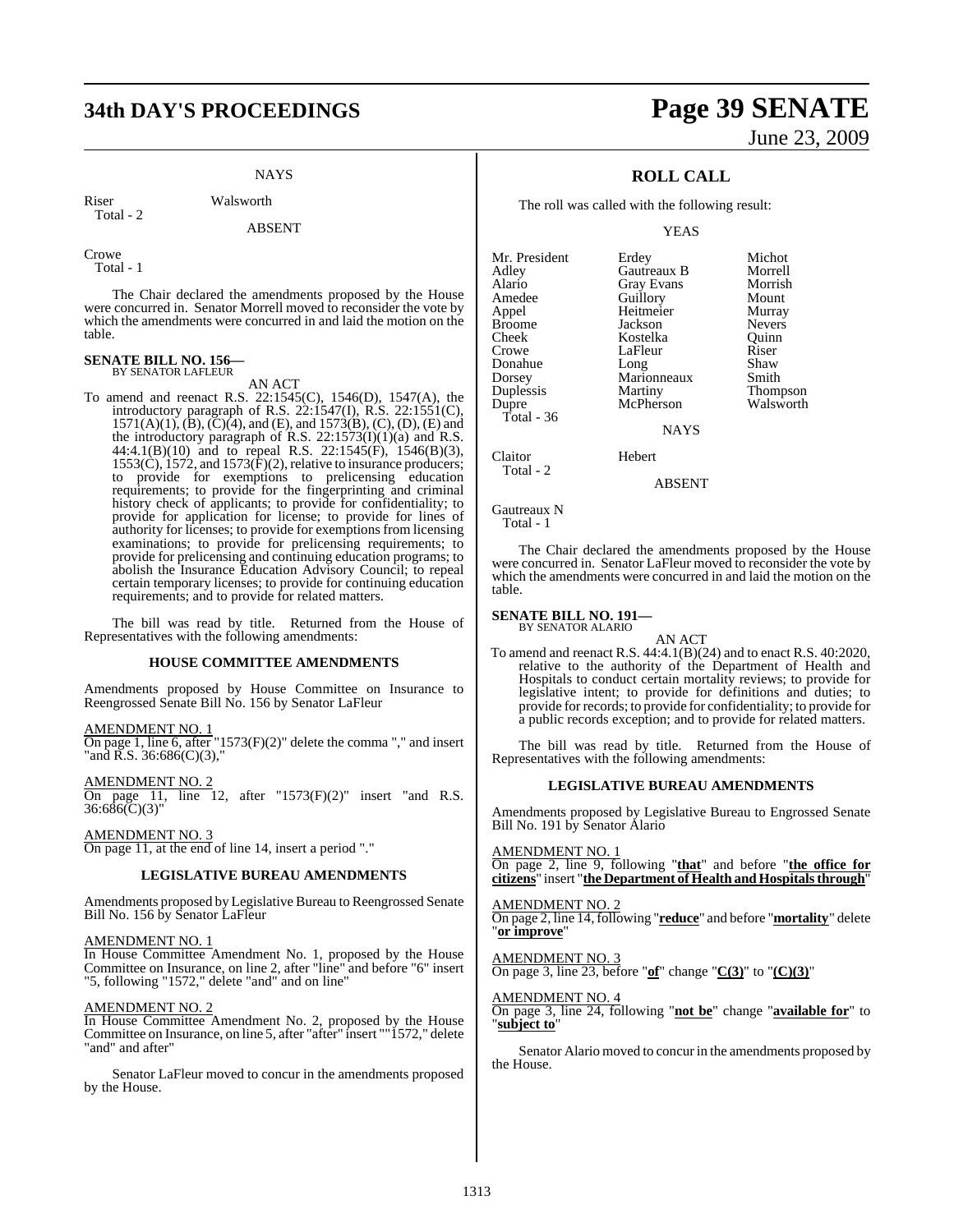NAYS

Riser Walsworth
Total - 2

ABSENT

Crowe
Total - 1

The Chair declared the amendments proposed by the House were concurred in. Senator Morrell moved to reconsider the vote by which the amendments were concurred in and laid the motion on the table.

**SENATE BILL NO. 156—**
BY SENATOR LAFLEUR

AN ACT

To amend and reenact R.S. 22:1545(C), 1546(D), 1547(A), the introductory paragraph of R.S. 22:1547(I), R.S. 22:1551(C), 1571(A)(1), (B), (C)(4), and (E), and 1573(B), (C), (D), (E) and the introductory paragraph of R.S. 22:1573(I)(1)(a) and R.S. 44:4.1(B)(10) and to repeal R.S. 22:1545(F), 1546(B)(3), 1553(C), 1572, and 1573(F)(2), relative to insurance producers; to provide for exemptions to prelicensing education requirements; to provide for the fingerprinting and criminal history check of applicants; to provide for confidentiality; to provide for application for license; to provide for lines of authority for licenses; to provide for exemptions from licensing examinations; to provide for prelicensing requirements; to provide for prelicensing and continuing education programs; to abolish the Insurance Education Advisory Council; to repeal certain temporary licenses; to provide for continuing education requirements; and to provide for related matters.

The bill was read by title. Returned from the House of Representatives with the following amendments:

**HOUSE COMMITTEE AMENDMENTS**

Amendments proposed by House Committee on Insurance to Reengrossed Senate Bill No. 156 by Senator LaFleur

AMENDMENT NO. 1
On page 1, line 6, after "1573(F)(2)" delete the comma "," and insert "and R.S. 36:686(C)(3),"

AMENDMENT NO. 2
On page 11, line 12, after "1573(F)(2)" insert "and R.S. 36:686(C)(3)"

AMENDMENT NO. 3
On page 11, at the end of line 14, insert a period "."

**LEGISLATIVE BUREAU AMENDMENTS**

Amendments proposed by Legislative Bureau to Reengrossed Senate Bill No. 156 by Senator LaFleur

AMENDMENT NO. 1
In House Committee Amendment No. 1, proposed by the House Committee on Insurance, on line 2, after "line" and before "6" insert "5, following "1572," delete "and" and on line"

AMENDMENT NO. 2
In House Committee Amendment No. 2, proposed by the House Committee on Insurance, on line 5, after "after" insert ""1572," delete "and" and after"

Senator LaFleur moved to concur in the amendments proposed by the House.

**ROLL CALL**

The roll was called with the following result:

YEAS

| | | |
|---|---|---|
| Mr. President | Erdey | Michot |
| Adley | Gautreaux B | Morrell |
| Alario | Gray Evans | Morrish |
| Amedee | Guillory | Mount |
| Appel | Heitmeier | Murray |
| Broome | Jackson | Nevers |
| Cheek | Kostelka | Quinn |
| Crowe | LaFleur | Riser |
| Donahue | Long | Shaw |
| Dorsey | Marionneaux | Smith |
| Duplessis | Martiny | Thompson |
| Dupre | McPherson | Walsworth |
| Total - 36 | | |

NAYS

Claitor Hebert
Total - 2

ABSENT

Gautreaux N
Total - 1

The Chair declared the amendments proposed by the House were concurred in. Senator LaFleur moved to reconsider the vote by which the amendments were concurred in and laid the motion on the table.

**SENATE BILL NO. 191—**
BY SENATOR ALARIO

AN ACT

To amend and reenact R.S. 44:4.1(B)(24) and to enact R.S. 40:2020, relative to the authority of the Department of Health and Hospitals to conduct certain mortality reviews; to provide for legislative intent; to provide for definitions and duties; to provide for records; to provide for confidentiality; to provide for a public records exception; and to provide for related matters.

The bill was read by title. Returned from the House of Representatives with the following amendments:

**LEGISLATIVE BUREAU AMENDMENTS**

Amendments proposed by Legislative Bureau to Engrossed Senate Bill No. 191 by Senator Alario

AMENDMENT NO. 1
On page 2, line 9, following "**that**" and before "**the office for citizens**" insert "**the Department of Health and Hospitals through**"

AMENDMENT NO. 2
On page 2, line 14, following "**reduce**" and before "**mortality**" delete "**or improve**"

AMENDMENT NO. 3
On page 3, line 23, before "**of**" change "**C(3)**" to "**(C)(3)**"

AMENDMENT NO. 4
On page 3, line 24, following "**not be**" change "**available for**" to "**subject to**"

Senator Alario moved to concur in the amendments proposed by the House.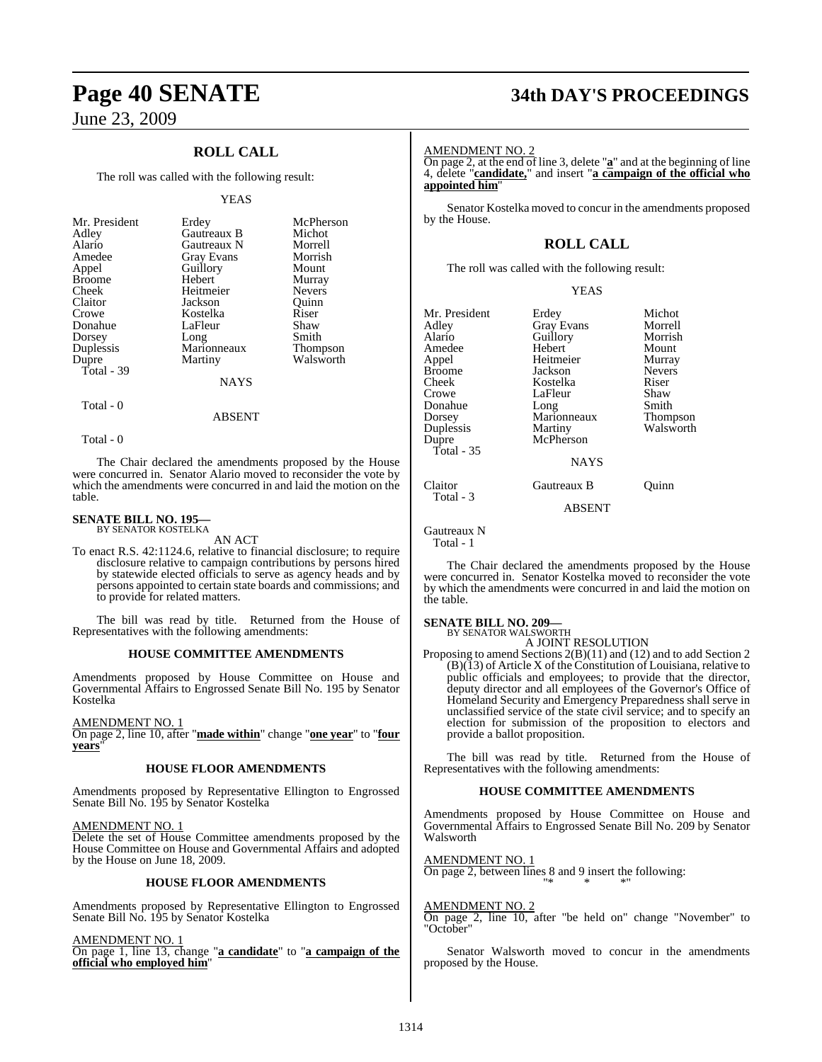## ROLL CALL

The roll was called with the following result:

YEAS

| | | |
|---|---|---|
| Mr. President | Erdey | McPherson |
| Adley | Gautreaux B | Michot |
| Alario | Gautreaux N | Morrell |
| Amedee | Gray Evans | Morrish |
| Appel | Guillory | Mount |
| Broome | Hebert | Murray |
| Cheek | Heitmeier | Nevers |
| Claitor | Jackson | Quinn |
| Crowe | Kostelka | Riser |
| Donahue | LaFleur | Shaw |
| Dorsey | Long | Smith |
| Duplessis | Marionneaux | Thompson |
| Dupre | Martiny | Walsworth |
| Total - 39 | | |

NAYS

Total - 0

ABSENT

Total - 0

The Chair declared the amendments proposed by the House were concurred in. Senator Alario moved to reconsider the vote by which the amendments were concurred in and laid the motion on the table.

**SENATE BILL NO. 195—**
BY SENATOR KOSTELKA

AN ACT

To enact R.S. 42:1124.6, relative to financial disclosure; to require disclosure relative to campaign contributions by persons hired by statewide elected officials to serve as agency heads and by persons appointed to certain state boards and commissions; and to provide for related matters.

The bill was read by title. Returned from the House of Representatives with the following amendments:

### HOUSE COMMITTEE AMENDMENTS

Amendments proposed by House Committee on House and Governmental Affairs to Engrossed Senate Bill No. 195 by Senator Kostelka

AMENDMENT NO. 1
On page 2, line 10, after "**made within**" change "**one year**" to "**four years**"

### HOUSE FLOOR AMENDMENTS

Amendments proposed by Representative Ellington to Engrossed Senate Bill No. 195 by Senator Kostelka

AMENDMENT NO. 1
Delete the set of House Committee amendments proposed by the House Committee on House and Governmental Affairs and adopted by the House on June 18, 2009.

### HOUSE FLOOR AMENDMENTS

Amendments proposed by Representative Ellington to Engrossed Senate Bill No. 195 by Senator Kostelka

AMENDMENT NO. 1
On page 1, line 13, change "**a candidate**" to "**a campaign of the official who employed him**"

AMENDMENT NO. 2
On page 2, at the end of line 3, delete "**a**" and at the beginning of line 4, delete "**candidate,**" and insert "**a campaign of the official who appointed him**"

Senator Kostelka moved to concur in the amendments proposed by the House.

## ROLL CALL

The roll was called with the following result:

YEAS

| | | |
|---|---|---|
| Mr. President | Erdey | Michot |
| Adley | Gray Evans | Morrell |
| Alario | Guillory | Morrish |
| Amedee | Hebert | Mount |
| Appel | Heitmeier | Murray |
| Broome | Jackson | Nevers |
| Cheek | Kostelka | Riser |
| Crowe | LaFleur | Shaw |
| Donahue | Long | Smith |
| Dorsey | Marionneaux | Thompson |
| Duplessis | Martiny | Walsworth |
| Dupre | McPherson | |
| Total - 35 | | |

NAYS

| | | |
|---|---|---|
| Claitor | Gautreaux B | Quinn |
| Total - 3 | | |

ABSENT

Gautreaux N
Total - 1

The Chair declared the amendments proposed by the House were concurred in. Senator Kostelka moved to reconsider the vote by which the amendments were concurred in and laid the motion on the table.

**SENATE BILL NO. 209—**
BY SENATOR WALSWORTH

A JOINT RESOLUTION

Proposing to amend Sections 2(B)(11) and (12) and to add Section 2 (B)(13) of Article X of the Constitution of Louisiana, relative to public officials and employees; to provide that the director, deputy director and all employees of the Governor's Office of Homeland Security and Emergency Preparedness shall serve in unclassified service of the state civil service; and to specify an election for submission of the proposition to electors and provide a ballot proposition.

The bill was read by title. Returned from the House of Representatives with the following amendments:

### HOUSE COMMITTEE AMENDMENTS

Amendments proposed by House Committee on House and Governmental Affairs to Engrossed Senate Bill No. 209 by Senator Walsworth

AMENDMENT NO. 1
On page 2, between lines 8 and 9 insert the following:
"* * *"

AMENDMENT NO. 2
On page 2, line 10, after "be held on" change "November" to "October"

Senator Walsworth moved to concur in the amendments proposed by the House.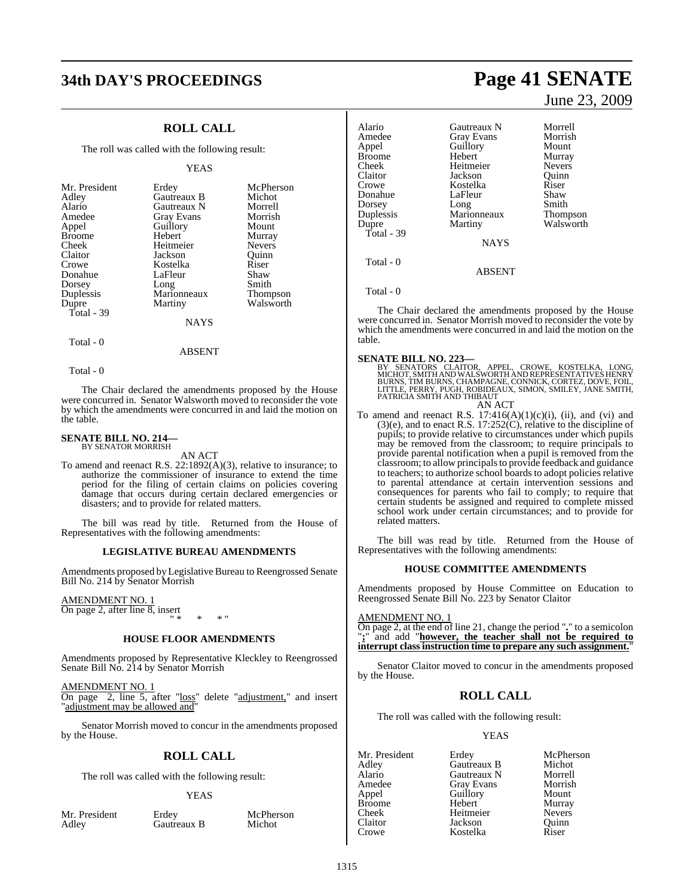## ROLL CALL

The roll was called with the following result:

YEAS

| | | |
|---|---|---|
| Mr. President | Erdey | McPherson |
| Adley | Gautreaux B | Michot |
| Alario | Gautreaux N | Morrell |
| Amedee | Gray Evans | Morrish |
| Appel | Guillory | Mount |
| Broome | Hebert | Murray |
| Cheek | Heitmeier | Nevers |
| Claitor | Jackson | Quinn |
| Crowe | Kostelka | Riser |
| Donahue | LaFleur | Shaw |
| Dorsey | Long | Smith |
| Duplessis | Marionneaux | Thompson |
| Dupre | Martiny | Walsworth |

Total - 39

NAYS

Total - 0

ABSENT

Total - 0

The Chair declared the amendments proposed by the House were concurred in. Senator Walsworth moved to reconsider the vote by which the amendments were concurred in and laid the motion on the table.

**SENATE BILL NO. 214—**
BY SENATOR MORRISH

AN ACT

To amend and reenact R.S. 22:1892(A)(3), relative to insurance; to authorize the commissioner of insurance to extend the time period for the filing of certain claims on policies covering damage that occurs during certain declared emergencies or disasters; and to provide for related matters.

The bill was read by title. Returned from the House of Representatives with the following amendments:

### LEGISLATIVE BUREAU AMENDMENTS

Amendments proposed by Legislative Bureau to Reengrossed Senate Bill No. 214 by Senator Morrish

AMENDMENT NO. 1
On page 2, after line 8, insert
" * * * "

### HOUSE FLOOR AMENDMENTS

Amendments proposed by Representative Kleckley to Reengrossed Senate Bill No. 214 by Senator Morrish

AMENDMENT NO. 1
On page 2, line 5, after "loss" delete "adjustment," and insert "adjustment may be allowed and"

Senator Morrish moved to concur in the amendments proposed by the House.

## ROLL CALL

The roll was called with the following result:

YEAS

| | | |
|---|---|---|
| Mr. President | Erdey | McPherson |
| Adley | Gautreaux B | Michot |
| Alario | Gautreaux N | Morrell |
| Amedee | Gray Evans | Morrish |
| Appel | Guillory | Mount |
| Broome | Hebert | Murray |
| Cheek | Heitmeier | Nevers |
| Claitor | Jackson | Quinn |
| Crowe | Kostelka | Riser |
| Donahue | LaFleur | Shaw |
| Dorsey | Long | Smith |
| Duplessis | Marionneaux | Thompson |
| Dupre | Martiny | Walsworth |

Total - 39

NAYS

Total - 0

ABSENT

Total - 0

The Chair declared the amendments proposed by the House were concurred in. Senator Morrish moved to reconsider the vote by which the amendments were concurred in and laid the motion on the table.

**SENATE BILL NO. 223—**
BY SENATORS CLAITOR, APPEL, CROWE, KOSTELKA, LONG, MICHOT, SMITH AND WALSWORTH AND REPRESENTATIVES HENRY BURNS, TIM BURNS, CHAMPAGNE, CONNICK, CORTEZ, DOVE, FOIL, LITTLE, PERRY, PUGH, ROBIDEAUX, SIMON, SMILEY, JANE SMITH, PATRICIA SMITH AND THIBAUT

AN ACT

To amend and reenact R.S. 17:416(A)(1)(c)(i), (ii), and (vi) and (3)(e), and to enact R.S. 17:252(C), relative to the discipline of pupils; to provide relative to circumstances under which pupils may be removed from the classroom; to require principals to provide parental notification when a pupil is removed from the classroom; to allow principals to provide feedback and guidance to teachers; to authorize school boards to adopt policies relative to parental attendance at certain intervention sessions and consequences for parents who fail to comply; to require that certain students be assigned and required to complete missed school work under certain circumstances; and to provide for related matters.

The bill was read by title. Returned from the House of Representatives with the following amendments:

### HOUSE COMMITTEE AMENDMENTS

Amendments proposed by House Committee on Education to Reengrossed Senate Bill No. 223 by Senator Claitor

AMENDMENT NO. 1
On page 2, at the end of line 21, change the period "**.**" to a semicolon "**;**" and add "**however, the teacher shall not be required to interrupt class instruction time to prepare any such assignment.**"

Senator Claitor moved to concur in the amendments proposed by the House.

## ROLL CALL

The roll was called with the following result:

YEAS

| | | |
|---|---|---|
| Mr. President | Erdey | McPherson |
| Adley | Gautreaux B | Michot |
| Alario | Gautreaux N | Morrell |
| Amedee | Gray Evans | Morrish |
| Appel | Guillory | Mount |
| Broome | Hebert | Murray |
| Cheek | Heitmeier | Nevers |
| Claitor | Jackson | Quinn |
| Crowe | Kostelka | Riser |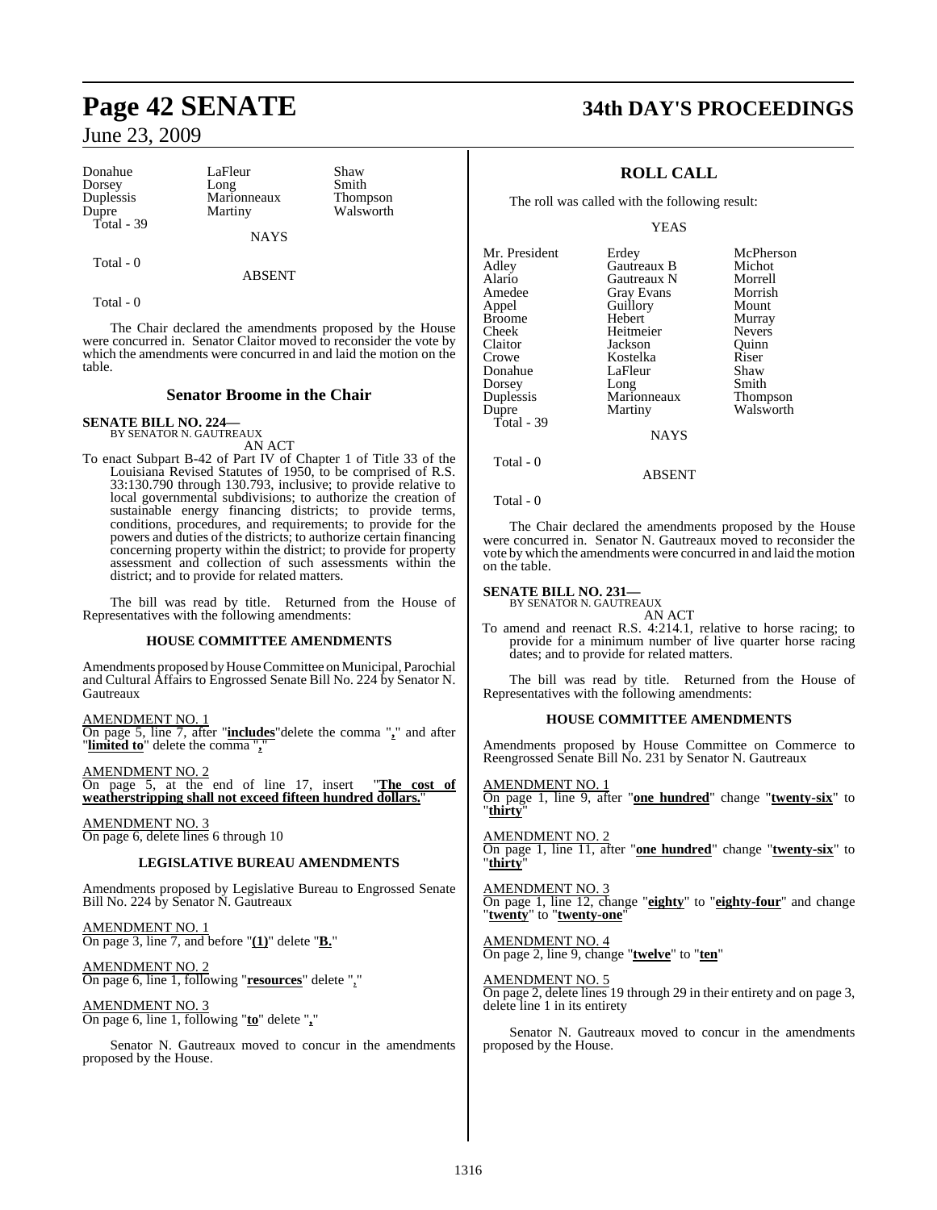Donahue | LaFleur | Shaw
Dorsey | Long | Smith
Duplessis | Marionneaux | Thompson
Dupre | Martiny | Walsworth
Total - 39

NAYS

Total - 0

ABSENT

Total - 0

The Chair declared the amendments proposed by the House were concurred in. Senator Claitor moved to reconsider the vote by which the amendments were concurred in and laid the motion on the table.

## Senator Broome in the Chair

**SENATE BILL NO. 224—**
BY SENATOR N. GAUTREAUX

AN ACT

To enact Subpart B-42 of Part IV of Chapter 1 of Title 33 of the Louisiana Revised Statutes of 1950, to be comprised of R.S. 33:130.790 through 130.793, inclusive; to provide relative to local governmental subdivisions; to authorize the creation of sustainable energy financing districts; to provide terms, conditions, procedures, and requirements; to provide for the powers and duties of the districts; to authorize certain financing concerning property within the district; to provide for property assessment and collection of such assessments within the district; and to provide for related matters.

The bill was read by title. Returned from the House of Representatives with the following amendments:

### HOUSE COMMITTEE AMENDMENTS

Amendments proposed by House Committee on Municipal, Parochial and Cultural Affairs to Engrossed Senate Bill No. 224 by Senator N. Gautreaux

AMENDMENT NO. 1
On page 5, line 7, after "**includes**"delete the comma "**,**" and after "**limited to**" delete the comma "**,**"

AMENDMENT NO. 2
On page 5, at the end of line 17, insert "**The cost of weatherstripping shall not exceed fifteen hundred dollars.**"

AMENDMENT NO. 3
On page 6, delete lines 6 through 10

### LEGISLATIVE BUREAU AMENDMENTS

Amendments proposed by Legislative Bureau to Engrossed Senate Bill No. 224 by Senator N. Gautreaux

AMENDMENT NO. 1
On page 3, line 7, and before "**(1)**" delete "**B.**"

AMENDMENT NO. 2
On page 6, line 1, following "**resources**" delete "**,**"

AMENDMENT NO. 3
On page 6, line 1, following "**to**" delete "**,**"

Senator N. Gautreaux moved to concur in the amendments proposed by the House.

## ROLL CALL

The roll was called with the following result:

YEAS

Mr. President | Erdey | McPherson
Adley | Gautreaux B | Michot
Alario | Gautreaux N | Morrell
Amedee | Gray Evans | Morrish
Appel | Guillory | Mount
Broome | Hebert | Murray
Cheek | Heitmeier | Nevers
Claitor | Jackson | Quinn
Crowe | Kostelka | Riser
Donahue | LaFleur | Shaw
Dorsey | Long | Smith
Duplessis | Marionneaux | Thompson
Dupre | Martiny | Walsworth
Total - 39

NAYS

Total - 0

ABSENT

Total - 0

The Chair declared the amendments proposed by the House were concurred in. Senator N. Gautreaux moved to reconsider the vote by which the amendments were concurred in and laid the motion on the table.

**SENATE BILL NO. 231—**
BY SENATOR N. GAUTREAUX

AN ACT

To amend and reenact R.S. 4:214.1, relative to horse racing; to provide for a minimum number of live quarter horse racing dates; and to provide for related matters.

The bill was read by title. Returned from the House of Representatives with the following amendments:

### HOUSE COMMITTEE AMENDMENTS

Amendments proposed by House Committee on Commerce to Reengrossed Senate Bill No. 231 by Senator N. Gautreaux

AMENDMENT NO. 1
On page 1, line 9, after "**one hundred**" change "**twenty-six**" to "**thirty**"

AMENDMENT NO. 2
On page 1, line 11, after "**one hundred**" change "**twenty-six**" to "**thirty**"

AMENDMENT NO. 3
On page 1, line 12, change "**eighty**" to "**eighty-four**" and change "**twenty**" to "**twenty-one**"

AMENDMENT NO. 4
On page 2, line 9, change "**twelve**" to "**ten**"

AMENDMENT NO. 5
On page 2, delete lines 19 through 29 in their entirety and on page 3, delete line 1 in its entirety

Senator N. Gautreaux moved to concur in the amendments proposed by the House.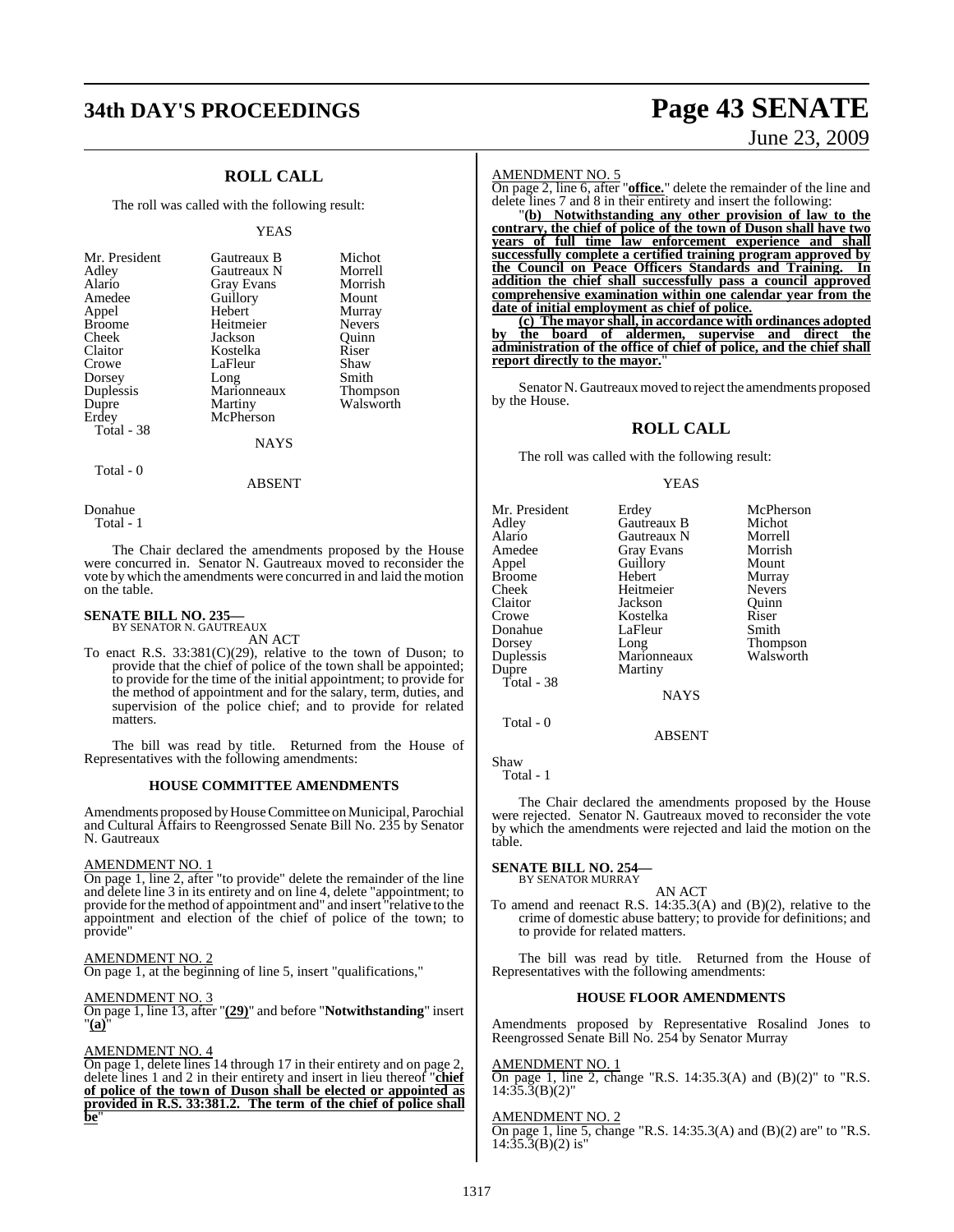## ROLL CALL

The roll was called with the following result:

YEAS

| | | |
|---|---|---|
| Mr. President | Gautreaux B | Michot |
| Adley | Gautreaux N | Morrell |
| Alario | Gray Evans | Morrish |
| Amedee | Guillory | Mount |
| Appel | Hebert | Murray |
| Broome | Heitmeier | Nevers |
| Cheek | Jackson | Quinn |
| Claitor | Kostelka | Riser |
| Crowe | LaFleur | Shaw |
| Dorsey | Long | Smith |
| Duplessis | Marionneaux | Thompson |
| Dupre | Martiny | Walsworth |
| Erdey | McPherson | |

Total - 38

NAYS

Total - 0

ABSENT

Donahue

Total - 1

The Chair declared the amendments proposed by the House were concurred in. Senator N. Gautreaux moved to reconsider the vote by which the amendments were concurred in and laid the motion on the table.

**SENATE BILL NO. 235—**
BY SENATOR N. GAUTREAUX

AN ACT

To enact R.S. 33:381(C)(29), relative to the town of Duson; to provide that the chief of police of the town shall be appointed; to provide for the time of the initial appointment; to provide for the method of appointment and for the salary, term, duties, and supervision of the police chief; and to provide for related matters.

The bill was read by title. Returned from the House of Representatives with the following amendments:

### HOUSE COMMITTEE AMENDMENTS

Amendments proposed by House Committee on Municipal, Parochial and Cultural Affairs to Reengrossed Senate Bill No. 235 by Senator N. Gautreaux

AMENDMENT NO. 1

On page 1, line 2, after "to provide" delete the remainder of the line and delete line 3 in its entirety and on line 4, delete "appointment; to provide for the method of appointment and" and insert "relative to the appointment and election of the chief of police of the town; to provide"

AMENDMENT NO. 2

On page 1, at the beginning of line 5, insert "qualifications,"

AMENDMENT NO. 3

On page 1, line 13, after "**(29)**" and before "**Notwithstanding**" insert "**(a)**"

AMENDMENT NO. 4

On page 1, delete lines 14 through 17 in their entirety and on page 2, delete lines 1 and 2 in their entirety and insert in lieu thereof "**chief of police of the town of Duson shall be elected or appointed as provided in R.S. 33:381.2. The term of the chief of police shall be**"

AMENDMENT NO. 5

On page 2, line 6, after "**office.**" delete the remainder of the line and delete lines 7 and 8 in their entirety and insert the following:

"**(b) Notwithstanding any other provision of law to the contrary, the chief of police of the town of Duson shall have two years of full time law enforcement experience and shall successfully complete a certified training program approved by the Council on Peace Officers Standards and Training. In addition the chief shall successfully pass a council approved comprehensive examination within one calendar year from the date of initial employment as chief of police.**

**(c) The mayor shall, in accordance with ordinances adopted by the board of aldermen, supervise and direct the administration of the office of chief of police, and the chief shall report directly to the mayor.**"

Senator N. Gautreaux moved to reject the amendments proposed by the House.

## ROLL CALL

The roll was called with the following result:

YEAS

| | | |
|---|---|---|
| Mr. President | Erdey | McPherson |
| Adley | Gautreaux B | Michot |
| Alario | Gautreaux N | Morrell |
| Amedee | Gray Evans | Morrish |
| Appel | Guillory | Mount |
| Broome | Hebert | Murray |
| Cheek | Heitmeier | Nevers |
| Claitor | Jackson | Quinn |
| Crowe | Kostelka | Riser |
| Donahue | LaFleur | Smith |
| Dorsey | Long | Thompson |
| Duplessis | Marionneaux | Walsworth |
| Dupre | Martiny | |

Total - 38

NAYS

Total - 0

ABSENT

Shaw

Total - 1

The Chair declared the amendments proposed by the House were rejected. Senator N. Gautreaux moved to reconsider the vote by which the amendments were rejected and laid the motion on the table.

**SENATE BILL NO. 254—**
BY SENATOR MURRAY

AN ACT

To amend and reenact R.S. 14:35.3(A) and (B)(2), relative to the crime of domestic abuse battery; to provide for definitions; and to provide for related matters.

The bill was read by title. Returned from the House of Representatives with the following amendments:

### HOUSE FLOOR AMENDMENTS

Amendments proposed by Representative Rosalind Jones to Reengrossed Senate Bill No. 254 by Senator Murray

AMENDMENT NO. 1

On page 1, line 2, change "R.S. 14:35.3(A) and (B)(2)" to "R.S. 14:35.3(B)(2)"

AMENDMENT NO. 2

On page 1, line 5, change "R.S. 14:35.3(A) and (B)(2) are" to "R.S. 14:35.3(B)(2) is"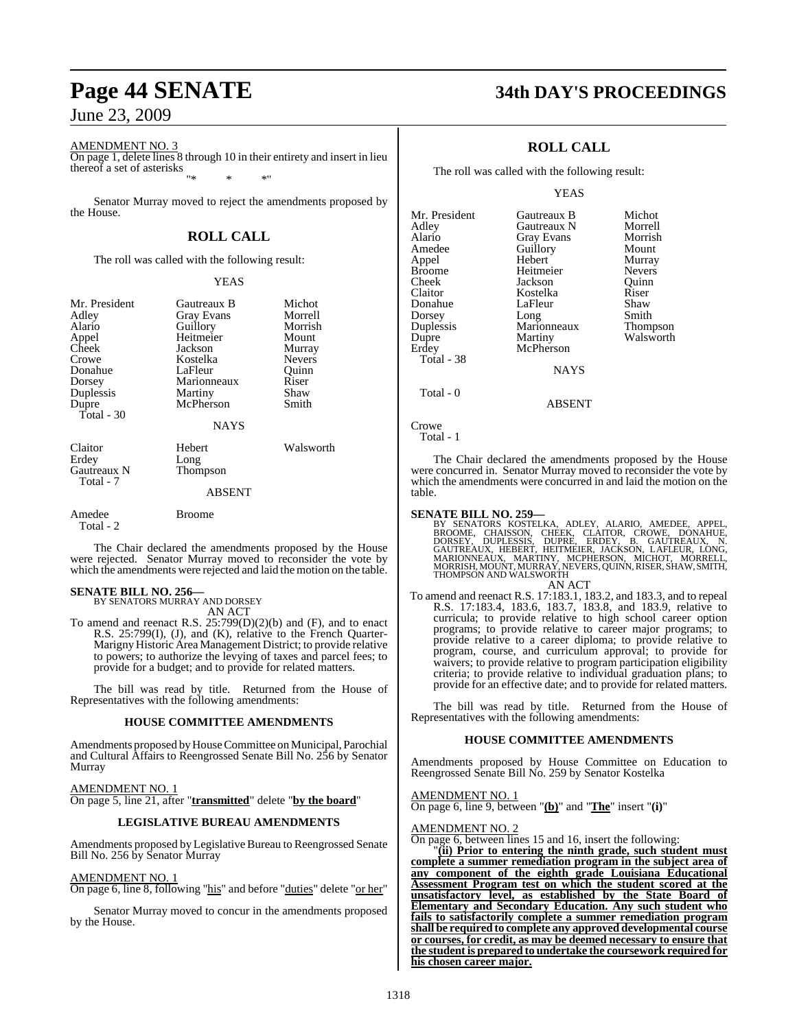AMENDMENT NO. 3

On page 1, delete lines 8 through 10 in their entirety and insert in lieu thereof a set of asterisks

"* * *"

Senator Murray moved to reject the amendments proposed by the House.

## ROLL CALL

The roll was called with the following result:

YEAS

| | | |
|---|---|---|
| Mr. President | Gautreaux B | Michot |
| Adley | Gray Evans | Morrell |
| Alario | Guillory | Morrish |
| Appel | Heitmeier | Mount |
| Cheek | Jackson | Murray |
| Crowe | Kostelka | Nevers |
| Donahue | LaFleur | Quinn |
| Dorsey | Marionneaux | Riser |
| Duplessis | Martiny | Shaw |
| Dupre | McPherson | Smith |

Total - 30

NAYS

| | | |
|---|---|---|
| Claitor | Hebert | Walsworth |
| Erdey | Long | |
| Gautreaux N | Thompson | |

Total - 7

ABSENT

| | |
|---|---|
| Amedee | Broome |

Total - 2

The Chair declared the amendments proposed by the House were rejected. Senator Murray moved to reconsider the vote by which the amendments were rejected and laid the motion on the table.

**SENATE BILL NO. 256—**
BY SENATORS MURRAY AND DORSEY
AN ACT

To amend and reenact R.S. 25:799(D)(2)(b) and (F), and to enact R.S. 25:799(I), (J), and (K), relative to the French Quarter-Marigny Historic Area Management District; to provide relative to powers; to authorize the levying of taxes and parcel fees; to provide for a budget; and to provide for related matters.

The bill was read by title. Returned from the House of Representatives with the following amendments:

### HOUSE COMMITTEE AMENDMENTS

Amendments proposed by House Committee on Municipal, Parochial and Cultural Affairs to Reengrossed Senate Bill No. 256 by Senator Murray

AMENDMENT NO. 1

On page 5, line 21, after "**transmitted**" delete "**by the board**"

### LEGISLATIVE BUREAU AMENDMENTS

Amendments proposed by Legislative Bureau to Reengrossed Senate Bill No. 256 by Senator Murray

AMENDMENT NO. 1

On page 6, line 8, following "his" and before "duties" delete "or her"

Senator Murray moved to concur in the amendments proposed by the House.

## ROLL CALL

The roll was called with the following result:

YEAS

| | | |
|---|---|---|
| Mr. President | Gautreaux B | Michot |
| Adley | Gautreaux N | Morrell |
| Alario | Gray Evans | Morrish |
| Amedee | Guillory | Mount |
| Appel | Hebert | Murray |
| Broome | Heitmeier | Nevers |
| Cheek | Jackson | Quinn |
| Claitor | Kostelka | Riser |
| Donahue | LaFleur | Shaw |
| Dorsey | Long | Smith |
| Duplessis | Marionneaux | Thompson |
| Dupre | Martiny | Walsworth |
| Erdey | McPherson | |

Total - 38

NAYS

Total - 0

ABSENT

Crowe

Total - 1

The Chair declared the amendments proposed by the House were concurred in. Senator Murray moved to reconsider the vote by which the amendments were concurred in and laid the motion on the table.

**SENATE BILL NO. 259—**
BY SENATORS KOSTELKA, ADLEY, ALARIO, AMEDEE, APPEL, BROOME, CHAISSON, CHEEK, CLAITOR, CROWE, DONAHUE, DORSEY, DUPLESSIS, DUPRE, ERDEY, B. GAUTREAUX, N. GAUTREAUX, HEBERT, HEITMEIER, JACKSON, LAFLEUR, LONG, MARIONNEAUX, MARTINY, MCPHERSON, MICHOT, MORRELL, MORRISH, MOUNT, MURRAY, NEVERS, QUINN, RISER, SHAW, SMITH, THOMPSON AND WALSWORTH
AN ACT

To amend and reenact R.S. 17:183.1, 183.2, and 183.3, and to repeal R.S. 17:183.4, 183.6, 183.7, 183.8, and 183.9, relative to curricula; to provide relative to high school career option programs; to provide relative to career major programs; to provide relative to a career diploma; to provide relative to program, course, and curriculum approval; to provide for waivers; to provide relative to program participation eligibility criteria; to provide relative to individual graduation plans; to provide for an effective date; and to provide for related matters.

The bill was read by title. Returned from the House of Representatives with the following amendments:

### HOUSE COMMITTEE AMENDMENTS

Amendments proposed by House Committee on Education to Reengrossed Senate Bill No. 259 by Senator Kostelka

AMENDMENT NO. 1

On page 6, line 9, between "**(b)**" and "**The**" insert "**(i)**"

AMENDMENT NO. 2

On page 6, between lines 15 and 16, insert the following:

"**(ii) Prior to entering the ninth grade, such student must complete a summer remediation program in the subject area of any component of the eighth grade Louisiana Educational Assessment Program test on which the student scored at the unsatisfactory level, as established by the State Board of Elementary and Secondary Education. Any such student who fails to satisfactorily complete a summer remediation program shall be required to complete any approved developmental course or courses, for credit, as may be deemed necessary to ensure that the student is prepared to undertake the coursework required for his chosen career major.**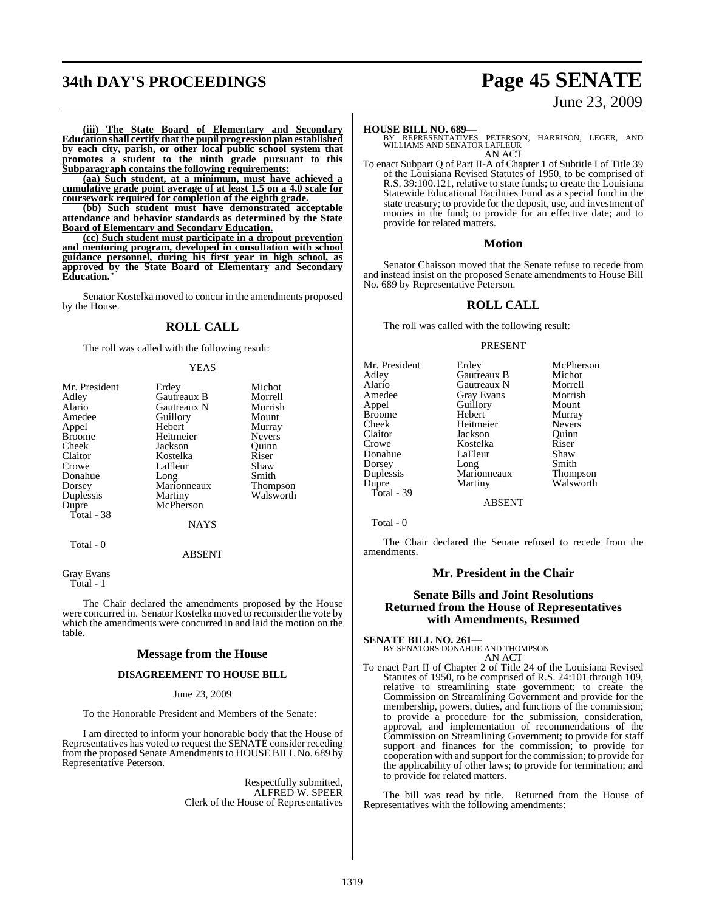**(iii) The State Board of Elementary and Secondary Education shall certify that the pupil progression plan established by each city, parish, or other local public school system that promotes a student to the ninth grade pursuant to this Subparagraph contains the following requirements:**

**(aa) Such student, at a minimum, must have achieved a cumulative grade point average of at least 1.5 on a 4.0 scale for coursework required for completion of the eighth grade.**

**(bb) Such student must have demonstrated acceptable attendance and behavior standards as determined by the State Board of Elementary and Secondary Education.**

**(cc) Such student must participate in a dropout prevention and mentoring program, developed in consultation with school guidance personnel, during his first year in high school, as approved by the State Board of Elementary and Secondary Education.**"

Senator Kostelka moved to concur in the amendments proposed by the House.

## ROLL CALL

The roll was called with the following result:

YEAS

| | | |
|---|---|---|
| Mr. President | Erdey | Michot |
| Adley | Gautreaux B | Morrell |
| Alario | Gautreaux N | Morrish |
| Amedee | Guillory | Mount |
| Appel | Hebert | Murray |
| Broome | Heitmeier | Nevers |
| Cheek | Jackson | Quinn |
| Claitor | Kostelka | Riser |
| Crowe | LaFleur | Shaw |
| Donahue | Long | Smith |
| Dorsey | Marionneaux | Thompson |
| Duplessis | Martiny | Walsworth |
| Dupre | McPherson | |

Total - 38

NAYS

Total - 0

ABSENT

Gray Evans

Total - 1

The Chair declared the amendments proposed by the House were concurred in. Senator Kostelka moved to reconsider the vote by which the amendments were concurred in and laid the motion on the table.

## Message from the House

### DISAGREEMENT TO HOUSE BILL

June 23, 2009

To the Honorable President and Members of the Senate:

I am directed to inform your honorable body that the House of Representatives has voted to request the SENATE consider receding from the proposed Senate Amendments to HOUSE BILL No. 689 by Representative Peterson.

Respectfully submitted,
ALFRED W. SPEER
Clerk of the House of Representatives

**HOUSE BILL NO. 689—**
BY REPRESENTATIVES PETERSON, HARRISON, LEGER, AND WILLIAMS AND SENATOR LAFLEUR
AN ACT

To enact Subpart Q of Part II-A of Chapter 1 of Subtitle I of Title 39 of the Louisiana Revised Statutes of 1950, to be comprised of R.S. 39:100.121, relative to state funds; to create the Louisiana Statewide Educational Facilities Fund as a special fund in the state treasury; to provide for the deposit, use, and investment of monies in the fund; to provide for an effective date; and to provide for related matters.

## Motion

Senator Chaisson moved that the Senate refuse to recede from and instead insist on the proposed Senate amendments to House Bill No. 689 by Representative Peterson.

## ROLL CALL

The roll was called with the following result:

PRESENT

| | | |
|---|---|---|
| Mr. President | Erdey | McPherson |
| Adley | Gautreaux B | Michot |
| Alario | Gautreaux N | Morrell |
| Amedee | Gray Evans | Morrish |
| Appel | Guillory | Mount |
| Broome | Hebert | Murray |
| Cheek | Heitmeier | Nevers |
| Claitor | Jackson | Quinn |
| Crowe | Kostelka | Riser |
| Donahue | LaFleur | Shaw |
| Dorsey | Long | Smith |
| Duplessis | Marionneaux | Thompson |
| Dupre | Martiny | Walsworth |

Total - 39

ABSENT

Total - 0

The Chair declared the Senate refused to recede from the amendments.

## Mr. President in the Chair

## Senate Bills and Joint Resolutions Returned from the House of Representatives with Amendments, Resumed

**SENATE BILL NO. 261—**
BY SENATORS DONAHUE AND THOMPSON
AN ACT

To enact Part II of Chapter 2 of Title 24 of the Louisiana Revised Statutes of 1950, to be comprised of R.S. 24:101 through 109, relative to streamlining state government; to create the Commission on Streamlining Government and provide for the membership, powers, duties, and functions of the commission; to provide a procedure for the submission, consideration, approval, and implementation of recommendations of the Commission on Streamlining Government; to provide for staff support and finances for the commission; to provide for cooperation with and support for the commission; to provide for the applicability of other laws; to provide for termination; and to provide for related matters.

The bill was read by title. Returned from the House of Representatives with the following amendments: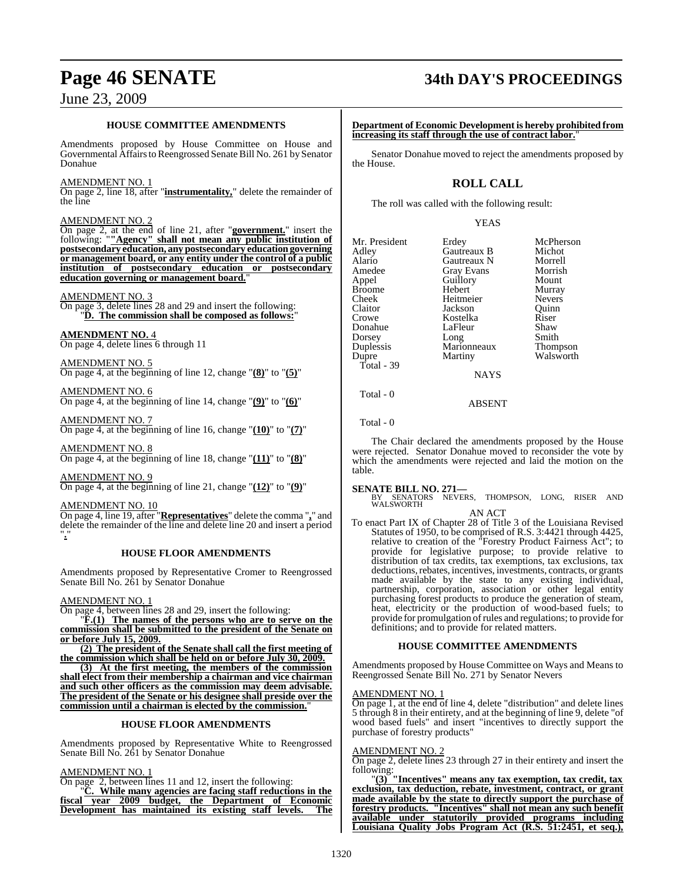### HOUSE COMMITTEE AMENDMENTS

Amendments proposed by House Committee on House and Governmental Affairs to Reengrossed Senate Bill No. 261 by Senator Donahue

AMENDMENT NO. 1

On page 2, line 18, after "**instrumentality,**" delete the remainder of the line

AMENDMENT NO. 2

On page 2, at the end of line 21, after "**government.**" insert the following: "**"Agency" shall not mean any public institution of postsecondary education, any postsecondary education governing or management board, or any entity under the control of a public institution of postsecondary education or postsecondary education governing or management board.**"

AMENDMENT NO. 3

On page 3, delete lines 28 and 29 and insert the following:

"**D. The commission shall be composed as follows:**"

**AMENDMENT NO. 4**

On page 4, delete lines 6 through 11

AMENDMENT NO. 5

On page 4, at the beginning of line 12, change "**(8)**" to "**(5)**"

AMENDMENT NO. 6

On page 4, at the beginning of line 14, change "**(9)**" to "**(6)**"

AMENDMENT NO. 7

On page 4, at the beginning of line 16, change "**(10)**" to "**(7)**"

AMENDMENT NO. 8

On page 4, at the beginning of line 18, change "**(11)**" to "**(8)**"

AMENDMENT NO. 9

On page 4, at the beginning of line 21, change "**(12)**" to "**(9)**"

AMENDMENT NO. 10

On page 4, line 19, after "**Representatives**" delete the comma "**,**" and delete the remainder of the line and delete line 20 and insert a period "**.**"

### HOUSE FLOOR AMENDMENTS

Amendments proposed by Representative Cromer to Reengrossed Senate Bill No. 261 by Senator Donahue

AMENDMENT NO. 1

On page 4, between lines 28 and 29, insert the following:

"**F.(1) The names of the persons who are to serve on the commission shall be submitted to the president of the Senate on or before July 15, 2009.**

**(2) The president of the Senate shall call the first meeting of the commission which shall be held on or before July 30, 2009.**

**(3) At the first meeting, the members of the commission shall elect from their membership a chairman and vice chairman and such other officers as the commission may deem advisable. The president of the Senate or his designee shall preside over the commission until a chairman is elected by the commission.**"

### HOUSE FLOOR AMENDMENTS

Amendments proposed by Representative White to Reengrossed Senate Bill No. 261 by Senator Donahue

AMENDMENT NO. 1

On page 2, between lines 11 and 12, insert the following:

"**C. While many agencies are facing staff reductions in the fiscal year 2009 budget, the Department of Economic Development has maintained its existing staff levels. The Department of Economic Development is hereby prohibited from increasing its staff through the use of contract labor.**"

Senator Donahue moved to reject the amendments proposed by the House.

## ROLL CALL

The roll was called with the following result:

YEAS

| | | |
|---|---|---|
| Mr. President | Erdey | McPherson |
| Adley | Gautreaux B | Michot |
| Alario | Gautreaux N | Morrell |
| Amedee | Gray Evans | Morrish |
| Appel | Guillory | Mount |
| Broome | Hebert | Murray |
| Cheek | Heitmeier | Nevers |
| Claitor | Jackson | Quinn |
| Crowe | Kostelka | Riser |
| Donahue | LaFleur | Shaw |
| Dorsey | Long | Smith |
| Duplessis | Marionneaux | Thompson |
| Dupre | Martiny | Walsworth |

Total - 39

NAYS

Total - 0

ABSENT

Total - 0

The Chair declared the amendments proposed by the House were rejected. Senator Donahue moved to reconsider the vote by which the amendments were rejected and laid the motion on the table.

**SENATE BILL NO. 271—**
BY SENATORS NEVERS, THOMPSON, LONG, RISER AND WALSWORTH

AN ACT

To enact Part IX of Chapter 28 of Title 3 of the Louisiana Revised Statutes of 1950, to be comprised of R.S. 3:4421 through 4425, relative to creation of the "Forestry Product Fairness Act"; to provide for legislative purpose; to provide relative to distribution of tax credits, tax exemptions, tax exclusions, tax deductions, rebates, incentives, investments, contracts, or grants made available by the state to any existing individual, partnership, corporation, association or other legal entity purchasing forest products to produce the generation of steam, heat, electricity or the production of wood-based fuels; to provide for promulgation of rules and regulations; to provide for definitions; and to provide for related matters.

### HOUSE COMMITTEE AMENDMENTS

Amendments proposed by House Committee on Ways and Means to Reengrossed Senate Bill No. 271 by Senator Nevers

AMENDMENT NO. 1

On page 1, at the end of line 4, delete "distribution" and delete lines 5 through 8 in their entirety, and at the beginning of line 9, delete "of wood based fuels" and insert "incentives to directly support the purchase of forestry products"

AMENDMENT NO. 2

On page 2, delete lines 23 through 27 in their entirety and insert the following:

"**(3) "Incentives" means any tax exemption, tax credit, tax exclusion, tax deduction, rebate, investment, contract, or grant made available by the state to directly support the purchase of forestry products. "Incentives" shall not mean any such benefit available under statutorily provided programs including Louisiana Quality Jobs Program Act (R.S. 51:2451, et seq.),**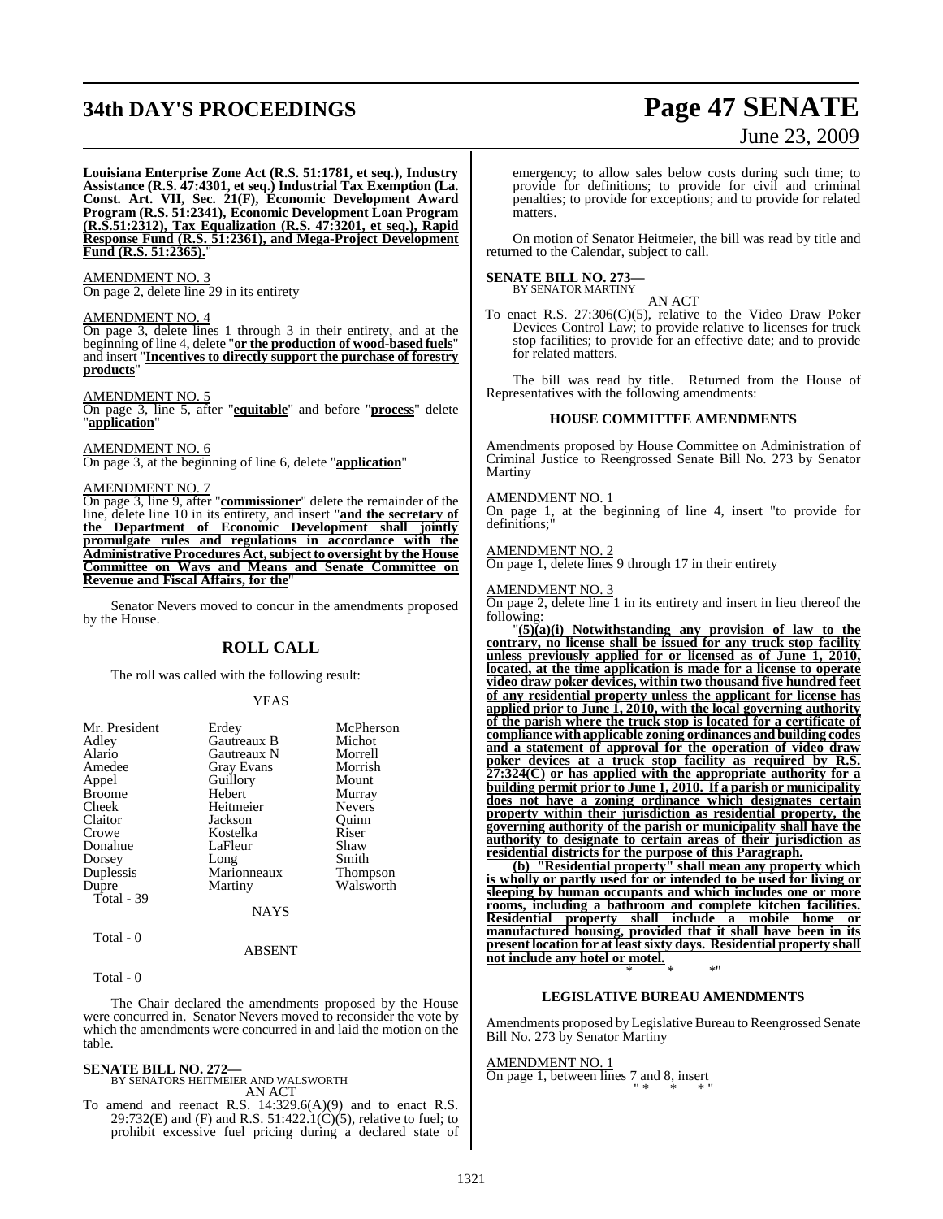**Louisiana Enterprise Zone Act (R.S. 51:1781, et seq.), Industry Assistance (R.S. 47:4301, et seq.) Industrial Tax Exemption (La. Const. Art. VII, Sec. 21(F), Economic Development Award Program (R.S. 51:2341), Economic Development Loan Program (R.S.51:2312), Tax Equalization (R.S. 47:3201, et seq.), Rapid Response Fund (R.S. 51:2361), and Mega-Project Development Fund (R.S. 51:2365).**"

AMENDMENT NO. 3
On page 2, delete line 29 in its entirety

AMENDMENT NO. 4
On page 3, delete lines 1 through 3 in their entirety, and at the beginning of line 4, delete "**or the production of wood-based fuels**" and insert "**Incentives to directly support the purchase of forestry products**"

AMENDMENT NO. 5
On page 3, line 5, after "**equitable**" and before "**process**" delete "**application**"

AMENDMENT NO. 6
On page 3, at the beginning of line 6, delete "**application**"

AMENDMENT NO. 7
On page 3, line 9, after "**commissioner**" delete the remainder of the line, delete line 10 in its entirety, and insert "**and the secretary of the Department of Economic Development shall jointly promulgate rules and regulations in accordance with the Administrative Procedures Act, subject to oversight by the House Committee on Ways and Means and Senate Committee on Revenue and Fiscal Affairs, for the**"

Senator Nevers moved to concur in the amendments proposed by the House.

## ROLL CALL

The roll was called with the following result:

YEAS

| | | |
|---|---|---|
| Mr. President | Erdey | McPherson |
| Adley | Gautreaux B | Michot |
| Alario | Gautreaux N | Morrell |
| Amedee | Gray Evans | Morrish |
| Appel | Guillory | Mount |
| Broome | Hebert | Murray |
| Cheek | Heitmeier | Nevers |
| Claitor | Jackson | Quinn |
| Crowe | Kostelka | Riser |
| Donahue | LaFleur | Shaw |
| Dorsey | Long | Smith |
| Duplessis | Marionneaux | Thompson |
| Dupre | Martiny | Walsworth |

Total - 39

NAYS

Total - 0

ABSENT

Total - 0

The Chair declared the amendments proposed by the House were concurred in. Senator Nevers moved to reconsider the vote by which the amendments were concurred in and laid the motion on the table.

**SENATE BILL NO. 272—**
BY SENATORS HEITMEIER AND WALSWORTH
AN ACT

To amend and reenact R.S. 14:329.6(A)(9) and to enact R.S. 29:732(E) and (F) and R.S. 51:422.1(C)(5), relative to fuel; to prohibit excessive fuel pricing during a declared state of emergency; to allow sales below costs during such time; to provide for definitions; to provide for civil and criminal penalties; to provide for exceptions; and to provide for related matters.

On motion of Senator Heitmeier, the bill was read by title and returned to the Calendar, subject to call.

**SENATE BILL NO. 273—**
BY SENATOR MARTINY
AN ACT

To enact R.S. 27:306(C)(5), relative to the Video Draw Poker Devices Control Law; to provide relative to licenses for truck stop facilities; to provide for an effective date; and to provide for related matters.

The bill was read by title. Returned from the House of Representatives with the following amendments:

### HOUSE COMMITTEE AMENDMENTS

Amendments proposed by House Committee on Administration of Criminal Justice to Reengrossed Senate Bill No. 273 by Senator Martiny

AMENDMENT NO. 1
On page 1, at the beginning of line 4, insert "to provide for definitions;"

AMENDMENT NO. 2
On page 1, delete lines 9 through 17 in their entirety

AMENDMENT NO. 3
On page 2, delete line 1 in its entirety and insert in lieu thereof the following:

"**(5)(a)(i) Notwithstanding any provision of law to the contrary, no license shall be issued for any truck stop facility unless previously applied for or licensed as of June 1, 2010, located, at the time application is made for a license to operate video draw poker devices, within two thousand five hundred feet of any residential property unless the applicant for license has applied prior to June 1, 2010, with the local governing authority of the parish where the truck stop is located for a certificate of compliance with applicable zoning ordinances and building codes and a statement of approval for the operation of video draw poker devices at a truck stop facility as required by R.S. 27:324(C) or has applied with the appropriate authority for a building permit prior to June 1, 2010. If a parish or municipality does not have a zoning ordinance which designates certain property within their jurisdiction as residential property, the governing authority of the parish or municipality shall have the authority to designate to certain areas of their jurisdiction as residential districts for the purpose of this Paragraph.**

**(b) "Residential property" shall mean any property which is wholly or partly used for or intended to be used for living or sleeping by human occupants and which includes one or more rooms, including a bathroom and complete kitchen facilities. Residential property shall include a mobile home or manufactured housing, provided that it shall have been in its present location for at least sixty days. Residential property shall not include any hotel or motel.**

\* \* \*"

### LEGISLATIVE BUREAU AMENDMENTS

Amendments proposed by Legislative Bureau to Reengrossed Senate Bill No. 273 by Senator Martiny

AMENDMENT NO. 1
On page 1, between lines 7 and 8, insert
" * * * "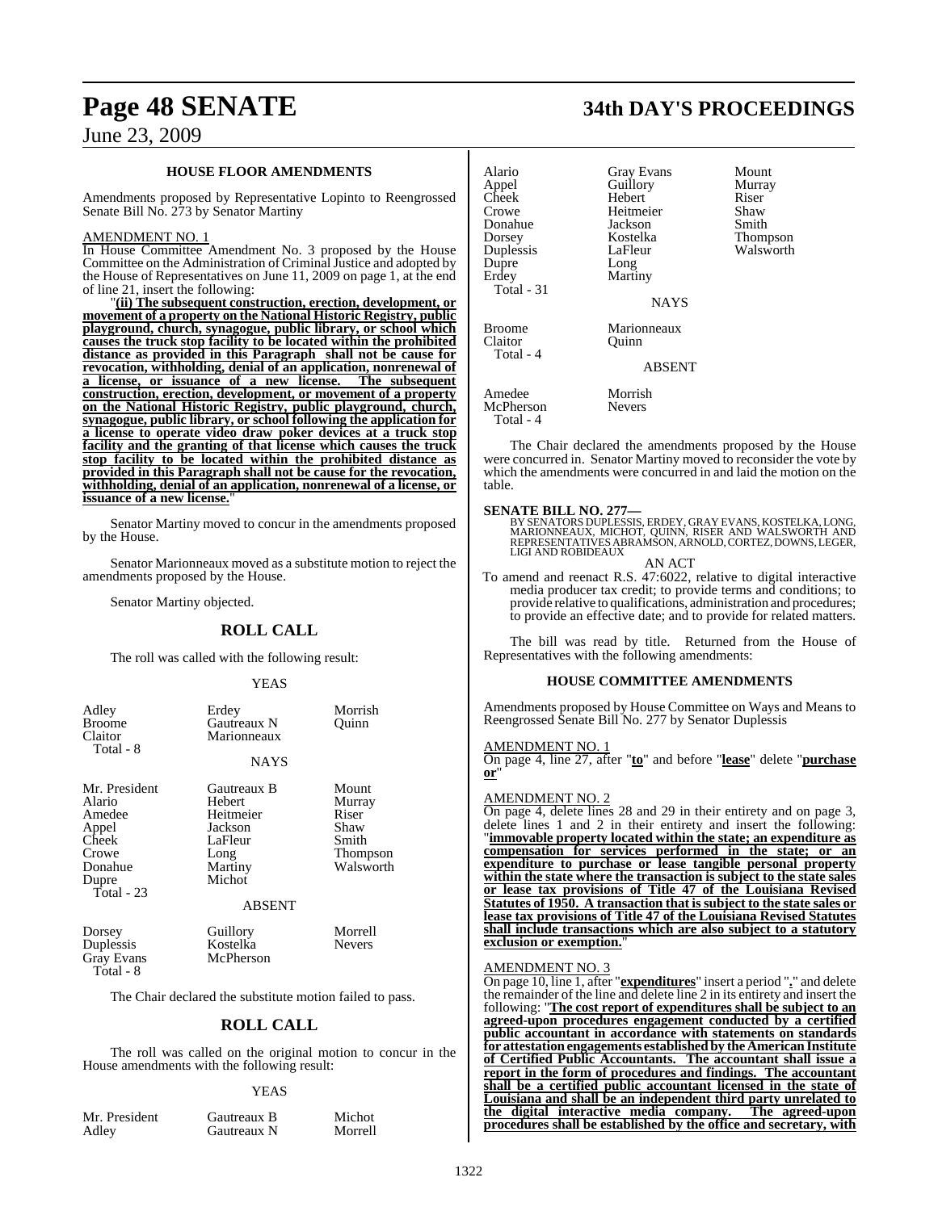### HOUSE FLOOR AMENDMENTS

Amendments proposed by Representative Lopinto to Reengrossed Senate Bill No. 273 by Senator Martiny

AMENDMENT NO. 1

In House Committee Amendment No. 3 proposed by the House Committee on the Administration of Criminal Justice and adopted by the House of Representatives on June 11, 2009 on page 1, at the end of line 21, insert the following:

"**(ii) The subsequent construction, erection, development, or movement of a property on the National Historic Registry, public playground, church, synagogue, public library, or school which causes the truck stop facility to be located within the prohibited distance as provided in this Paragraph shall not be cause for revocation, withholding, denial of an application, nonrenewal of a license, or issuance of a new license. The subsequent construction, erection, development, or movement of a property on the National Historic Registry, public playground, church, synagogue, public library, or school following the application for a license to operate video draw poker devices at a truck stop facility and the granting of that license which causes the truck stop facility to be located within the prohibited distance as provided in this Paragraph shall not be cause for the revocation, withholding, denial of an application, nonrenewal of a license, or issuance of a new license.**"

Senator Martiny moved to concur in the amendments proposed by the House.

Senator Marionneaux moved as a substitute motion to reject the amendments proposed by the House.

Senator Martiny objected.

## ROLL CALL

The roll was called with the following result:

YEAS

| | | |
|---|---|---|
| Adley | Erdey | Morrish |
| Broome | Gautreaux N | Quinn |
| Claitor | Marionneaux | |

Total - 8

NAYS

| | | |
|---|---|---|
| Mr. President | Gautreaux B | Mount |
| Alario | Hebert | Murray |
| Amedee | Heitmeier | Riser |
| Appel | Jackson | Shaw |
| Cheek | LaFleur | Smith |
| Crowe | Long | Thompson |
| Donahue | Martiny | Walsworth |
| Dupre | Michot | |

Total - 23

ABSENT

| | | |
|---|---|---|
| Dorsey | Guillory | Morrell |
| Duplessis | Kostelka | Nevers |
| Gray Evans | McPherson | |

Total - 8

The Chair declared the substitute motion failed to pass.

## ROLL CALL

The roll was called on the original motion to concur in the House amendments with the following result:

YEAS

| | | |
|---|---|---|
| Mr. President | Gautreaux B | Michot |
| Adley | Gautreaux N | Morrell |
| Alario | Gray Evans | Mount |
| Appel | Guillory | Murray |
| Cheek | Hebert | Riser |
| Crowe | Heitmeier | Shaw |
| Donahue | Jackson | Smith |
| Dorsey | Kostelka | Thompson |
| Duplessis | LaFleur | Walsworth |
| Dupre | Long | |
| Erdey | Martiny | |

Total - 31

NAYS

| | |
|---|---|
| Broome | Marionneaux |
| Claitor | Quinn |

Total - 4

ABSENT

| | |
|---|---|
| Amedee | Morrish |
| McPherson | Nevers |

Total - 4

The Chair declared the amendments proposed by the House were concurred in. Senator Martiny moved to reconsider the vote by which the amendments were concurred in and laid the motion on the table.

**SENATE BILL NO. 277—**
BY SENATORS DUPLESSIS, ERDEY, GRAY EVANS, KOSTELKA, LONG, MARIONNEAUX, MICHOT, QUINN, RISER AND WALSWORTH AND REPRESENTATIVES ABRAMSON, ARNOLD, CORTEZ, DOWNS, LEGER, LIGI AND ROBIDEAUX

AN ACT

To amend and reenact R.S. 47:6022, relative to digital interactive media producer tax credit; to provide terms and conditions; to provide relative to qualifications, administration and procedures; to provide an effective date; and to provide for related matters.

The bill was read by title. Returned from the House of Representatives with the following amendments:

### HOUSE COMMITTEE AMENDMENTS

Amendments proposed by House Committee on Ways and Means to Reengrossed Senate Bill No. 277 by Senator Duplessis

AMENDMENT NO. 1

On page 4, line 27, after "**to**" and before "**lease**" delete "**purchase or**"

AMENDMENT NO. 2

On page 4, delete lines 28 and 29 in their entirety and on page 3, delete lines 1 and 2 in their entirety and insert the following: "**immovable property located within the state; an expenditure as compensation for services performed in the state; or an expenditure to purchase or lease tangible personal property within the state where the transaction is subject to the state sales or lease tax provisions of Title 47 of the Louisiana Revised Statutes of 1950. A transaction that is subject to the state sales or lease tax provisions of Title 47 of the Louisiana Revised Statutes shall include transactions which are also subject to a statutory exclusion or exemption.**"

AMENDMENT NO. 3

On page 10, line 1, after "**expenditures**" insert a period "**.**" and delete the remainder of the line and delete line 2 in its entirety and insert the following: "**The cost report of expenditures shall be subject to an agreed-upon procedures engagement conducted by a certified public accountant in accordance with statements on standards for attestation engagements established by the American Institute of Certified Public Accountants. The accountant shall issue a report in the form of procedures and findings. The accountant shall be a certified public accountant licensed in the state of Louisiana and shall be an independent third party unrelated to the digital interactive media company. The agreed-upon procedures shall be established by the office and secretary, with**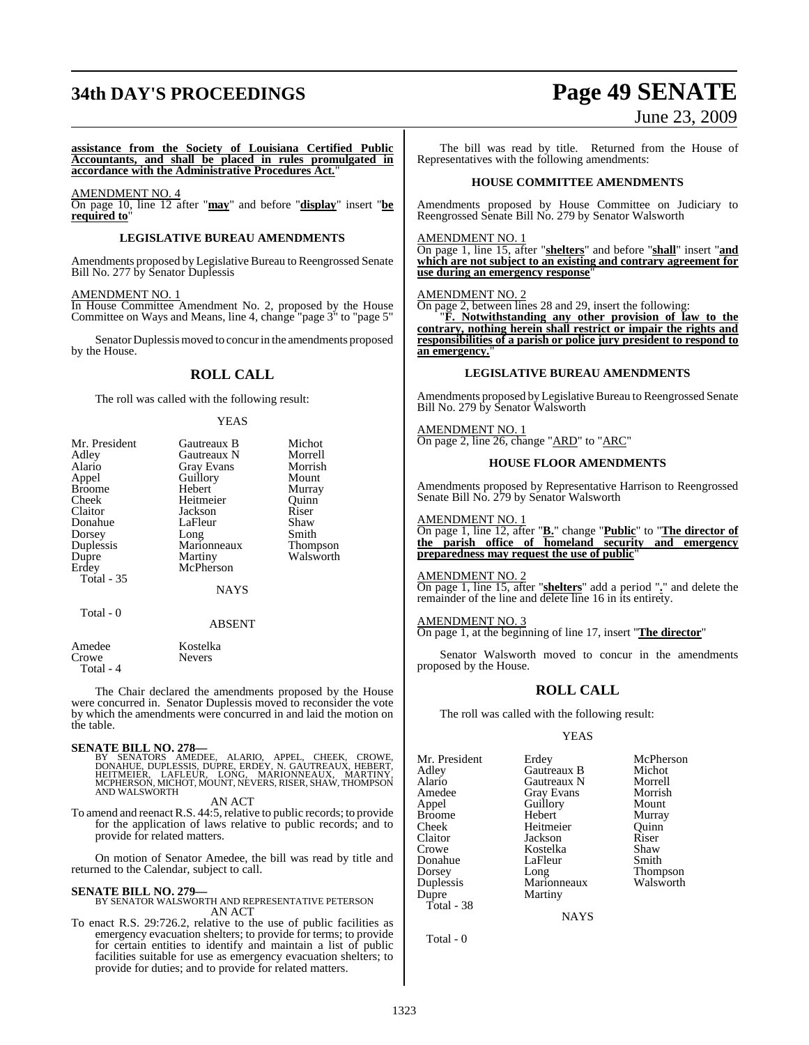**assistance from the Society of Louisiana Certified Public Accountants, and shall be placed in rules promulgated in accordance with the Administrative Procedures Act.**"

AMENDMENT NO. 4

On page 10, line 12 after "**may**" and before "**display**" insert "**be required to**"

### LEGISLATIVE BUREAU AMENDMENTS

Amendments proposed by Legislative Bureau to Reengrossed Senate Bill No. 277 by Senator Duplessis

AMENDMENT NO. 1

In House Committee Amendment No. 2, proposed by the House Committee on Ways and Means, line 4, change "page 3" to "page 5"

Senator Duplessis moved to concur in the amendments proposed by the House.

## ROLL CALL

The roll was called with the following result:

YEAS

| | | |
|---|---|---|
| Mr. President | Gautreaux B | Michot |
| Adley | Gautreaux N | Morrell |
| Alario | Gray Evans | Morrish |
| Appel | Guillory | Mount |
| Broome | Hebert | Murray |
| Cheek | Heitmeier | Quinn |
| Claitor | Jackson | Riser |
| Donahue | LaFleur | Shaw |
| Dorsey | Long | Smith |
| Duplessis | Marionneaux | Thompson |
| Dupre | Martiny | Walsworth |
| Erdey | McPherson | |

Total - 35

NAYS

Total - 0

ABSENT

| | |
|---|---|
| Amedee | Kostelka |
| Crowe | Nevers |

Total - 4

The Chair declared the amendments proposed by the House were concurred in. Senator Duplessis moved to reconsider the vote by which the amendments were concurred in and laid the motion on the table.

**SENATE BILL NO. 278—**
BY SENATORS AMEDEE, ALARIO, APPEL, CHEEK, CROWE, DONAHUE, DUPLESSIS, DUPRE, ERDEY, N. GAUTREAUX, HEBERT, HEITMEIER, LAFLEUR, LONG, MARIONNEAUX, MARTINY, MCPHERSON, MICHOT, MOUNT, NEVERS, RISER, SHAW, THOMPSON AND WALSWORTH

AN ACT

To amend and reenact R.S. 44:5, relative to public records; to provide for the application of laws relative to public records; and to provide for related matters.

On motion of Senator Amedee, the bill was read by title and returned to the Calendar, subject to call.

**SENATE BILL NO. 279—**
BY SENATOR WALSWORTH AND REPRESENTATIVE PETERSON

AN ACT

To enact R.S. 29:726.2, relative to the use of public facilities as emergency evacuation shelters; to provide for terms; to provide for certain entities to identify and maintain a list of public facilities suitable for use as emergency evacuation shelters; to provide for duties; and to provide for related matters.

The bill was read by title. Returned from the House of Representatives with the following amendments:

### HOUSE COMMITTEE AMENDMENTS

Amendments proposed by House Committee on Judiciary to Reengrossed Senate Bill No. 279 by Senator Walsworth

AMENDMENT NO. 1

On page 1, line 15, after "**shelters**" and before "**shall**" insert "**and which are not subject to an existing and contrary agreement for use during an emergency response**"

AMENDMENT NO. 2

On page 2, between lines 28 and 29, insert the following:

"**F. Notwithstanding any other provision of law to the contrary, nothing herein shall restrict or impair the rights and responsibilities of a parish or police jury president to respond to an emergency.**"

### LEGISLATIVE BUREAU AMENDMENTS

Amendments proposed by Legislative Bureau to Reengrossed Senate Bill No. 279 by Senator Walsworth

AMENDMENT NO. 1

On page 2, line 26, change "ARD" to "ARC"

### HOUSE FLOOR AMENDMENTS

Amendments proposed by Representative Harrison to Reengrossed Senate Bill No. 279 by Senator Walsworth

AMENDMENT NO. 1

On page 1, line 12, after "**B.**" change "**Public**" to "**The director of the parish office of homeland security and emergency preparedness may request the use of public**"

AMENDMENT NO. 2

On page 1, line 15, after "**shelters**" add a period "**.**" and delete the remainder of the line and delete line 16 in its entirety.

AMENDMENT NO. 3

On page 1, at the beginning of line 17, insert "**The director**"

Senator Walsworth moved to concur in the amendments proposed by the House.

## ROLL CALL

The roll was called with the following result:

YEAS

| | | |
|---|---|---|
| Mr. President | Erdey | McPherson |
| Adley | Gautreaux B | Michot |
| Alario | Gautreaux N | Morrell |
| Amedee | Gray Evans | Morrish |
| Appel | Guillory | Mount |
| Broome | Hebert | Murray |
| Cheek | Heitmeier | Quinn |
| Claitor | Jackson | Riser |
| Crowe | Kostelka | Shaw |
| Donahue | LaFleur | Smith |
| Dorsey | Long | Thompson |
| Duplessis | Marionneaux | Walsworth |
| Dupre | Martiny | |

Total - 38

NAYS

Total - 0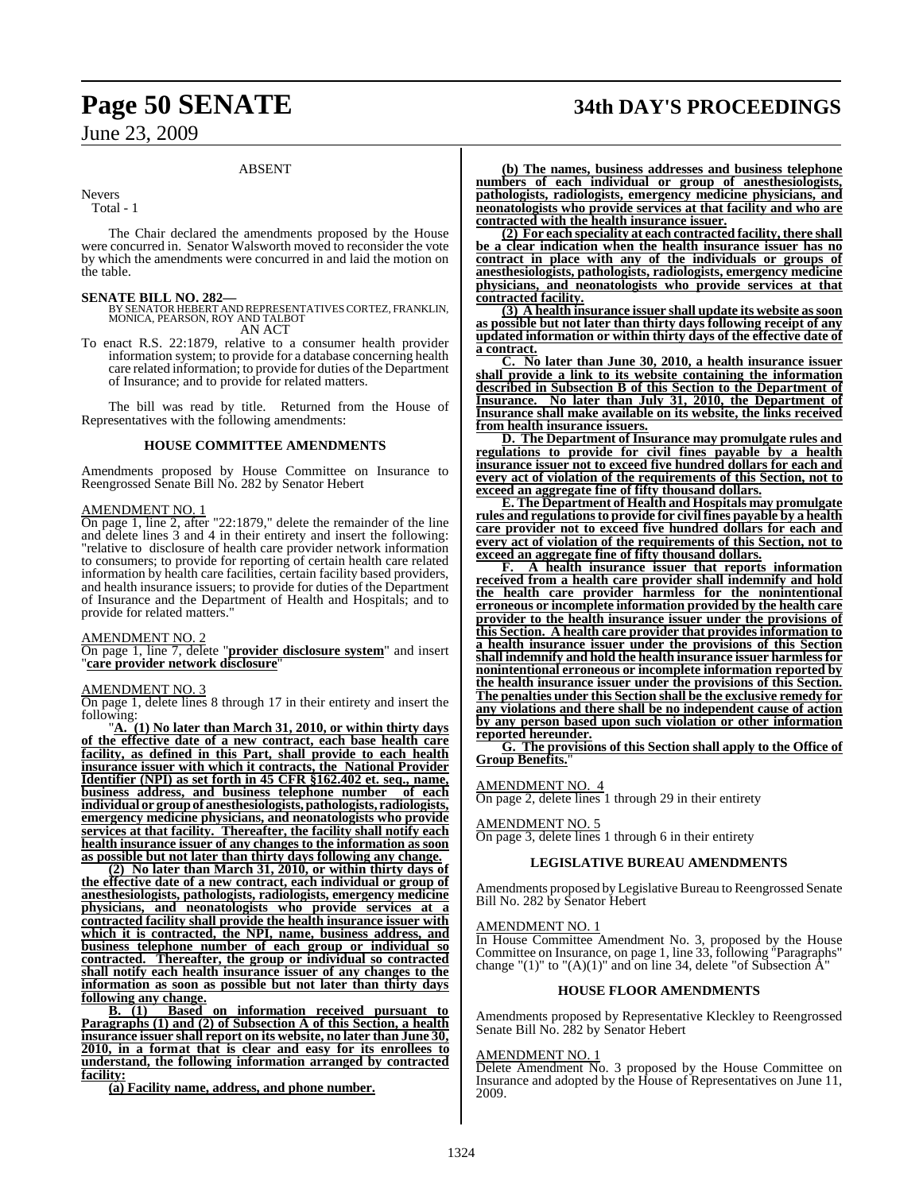## ABSENT

Nevers
Total - 1

The Chair declared the amendments proposed by the House were concurred in. Senator Walsworth moved to reconsider the vote by which the amendments were concurred in and laid the motion on the table.

**SENATE BILL NO. 282—**
BY SENATOR HEBERT AND REPRESENTATIVES CORTEZ, FRANKLIN, MONICA, PEARSON, ROY AND TALBOT
AN ACT

To enact R.S. 22:1879, relative to a consumer health provider information system; to provide for a database concerning health care related information; to provide for duties of the Department of Insurance; and to provide for related matters.

The bill was read by title. Returned from the House of Representatives with the following amendments:

### HOUSE COMMITTEE AMENDMENTS

Amendments proposed by House Committee on Insurance to Reengrossed Senate Bill No. 282 by Senator Hebert

AMENDMENT NO. 1

On page 1, line 2, after "22:1879," delete the remainder of the line and delete lines 3 and 4 in their entirety and insert the following: "relative to disclosure of health care provider network information to consumers; to provide for reporting of certain health care related information by health care facilities, certain facility based providers, and health insurance issuers; to provide for duties of the Department of Insurance and the Department of Health and Hospitals; and to provide for related matters."

AMENDMENT NO. 2

On page 1, line 7, delete "**provider disclosure system**" and insert "**care provider network disclosure**"

AMENDMENT NO. 3

On page 1, delete lines 8 through 17 in their entirety and insert the following:

"**A. (1) No later than March 31, 2010, or within thirty days of the effective date of a new contract, each base health care facility, as defined in this Part, shall provide to each health insurance issuer with which it contracts, the National Provider Identifier (NPI) as set forth in 45 CFR §162.402 et. seq., name, business address, and business telephone number of each individual or group of anesthesiologists, pathologists, radiologists, emergency medicine physicians, and neonatologists who provide services at that facility. Thereafter, the facility shall notify each health insurance issuer of any changes to the information as soon as possible but not later than thirty days following any change.**

**(2) No later than March 31, 2010, or within thirty days of the effective date of a new contract, each individual or group of anesthesiologists, pathologists, radiologists, emergency medicine physicians, and neonatologists who provide services at a contracted facility shall provide the health insurance issuer with which it is contracted, the NPI, name, business address, and business telephone number of each group or individual so contracted. Thereafter, the group or individual so contracted shall notify each health insurance issuer of any changes to the information as soon as possible but not later than thirty days following any change.**

**B. (1) Based on information received pursuant to Paragraphs (1) and (2) of Subsection A of this Section, a health insurance issuer shall report on its website, no later than June 30, 2010, in a format that is clear and easy for its enrollees to understand, the following information arranged by contracted facility:**

**(a) Facility name, address, and phone number.**

**(b) The names, business addresses and business telephone numbers of each individual or group of anesthesiologists, pathologists, radiologists, emergency medicine physicians, and neonatologists who provide services at that facility and who are contracted with the health insurance issuer.**

**(2) For each speciality at each contracted facility, there shall be a clear indication when the health insurance issuer has no contract in place with any of the individuals or groups of anesthesiologists, pathologists, radiologists, emergency medicine physicians, and neonatologists who provide services at that contracted facility.**

**(3) A health insurance issuer shall update its website as soon as possible but not later than thirty days following receipt of any updated information or within thirty days of the effective date of a contract.**

**C. No later than June 30, 2010, a health insurance issuer shall provide a link to its website containing the information described in Subsection B of this Section to the Department of Insurance. No later than July 31, 2010, the Department of Insurance shall make available on its website, the links received from health insurance issuers.**

**D. The Department of Insurance may promulgate rules and regulations to provide for civil fines payable by a health insurance issuer not to exceed five hundred dollars for each and every act of violation of the requirements of this Section, not to exceed an aggregate fine of fifty thousand dollars.**

**E. The Department of Health and Hospitals may promulgate rules and regulations to provide for civil fines payable by a health care provider not to exceed five hundred dollars for each and every act of violation of the requirements of this Section, not to exceed an aggregate fine of fifty thousand dollars.**

**F. A health insurance issuer that reports information received from a health care provider shall indemnify and hold the health care provider harmless for the nonintentional erroneous or incomplete information provided by the health care provider to the health insurance issuer under the provisions of this Section. A health care provider that provides information to a health insurance issuer under the provisions of this Section shall indemnify and hold the health insurance issuer harmless for nonintentional erroneous or incomplete information reported by the health insurance issuer under the provisions of this Section. The penalties under this Section shall be the exclusive remedy for any violations and there shall be no independent cause of action by any person based upon such violation or other information reported hereunder.**

**G. The provisions of this Section shall apply to the Office of Group Benefits.**"

AMENDMENT NO. 4

On page 2, delete lines 1 through 29 in their entirety

AMENDMENT NO. 5

On page 3, delete lines 1 through 6 in their entirety

### LEGISLATIVE BUREAU AMENDMENTS

Amendments proposed by Legislative Bureau to Reengrossed Senate Bill No. 282 by Senator Hebert

AMENDMENT NO. 1

In House Committee Amendment No. 3, proposed by the House Committee on Insurance, on page 1, line 33, following "Paragraphs" change "(1)" to "(A)(1)" and on line 34, delete "of Subsection A"

### HOUSE FLOOR AMENDMENTS

Amendments proposed by Representative Kleckley to Reengrossed Senate Bill No. 282 by Senator Hebert

AMENDMENT NO. 1

Delete Amendment No. 3 proposed by the House Committee on Insurance and adopted by the House of Representatives on June 11, 2009.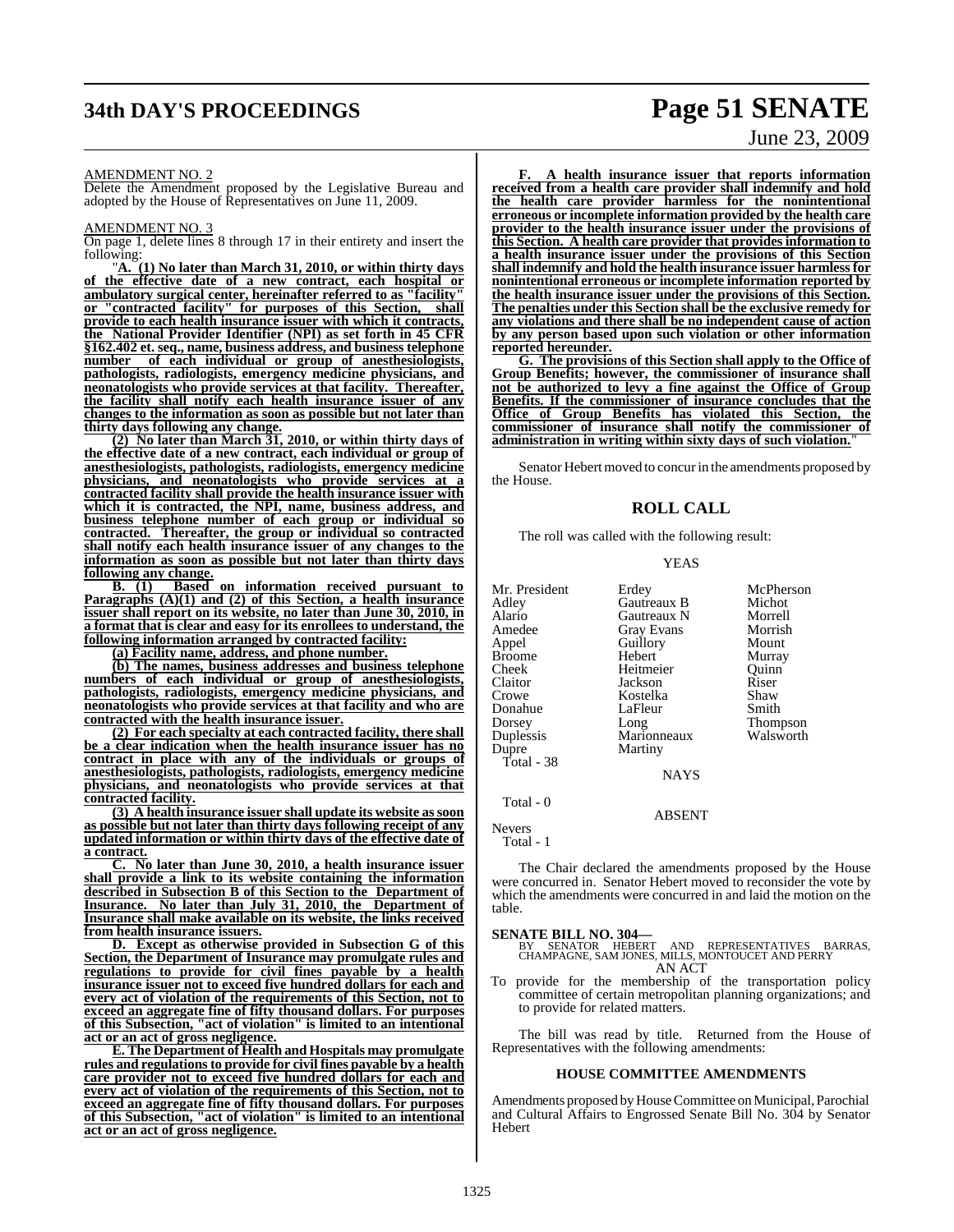AMENDMENT NO. 2

Delete the Amendment proposed by the Legislative Bureau and adopted by the House of Representatives on June 11, 2009.

AMENDMENT NO. 3

On page 1, delete lines 8 through 17 in their entirety and insert the following:

"**A. (1) No later than March 31, 2010, or within thirty days of the effective date of a new contract, each hospital or ambulatory surgical center, hereinafter referred to as "facility" or "contracted facility" for purposes of this Section, shall provide to each health insurance issuer with which it contracts, the National Provider Identifier (NPI) as set forth in 45 CFR §162.402 et. seq., name, business address, and business telephone number of each individual or group of anesthesiologists, pathologists, radiologists, emergency medicine physicians, and neonatologists who provide services at that facility. Thereafter, the facility shall notify each health insurance issuer of any changes to the information as soon as possible but not later than thirty days following any change.**

**(2) No later than March 31, 2010, or within thirty days of the effective date of a new contract, each individual or group of anesthesiologists, pathologists, radiologists, emergency medicine physicians, and neonatologists who provide services at a contracted facility shall provide the health insurance issuer with which it is contracted, the NPI, name, business address, and business telephone number of each group or individual so contracted. Thereafter, the group or individual so contracted shall notify each health insurance issuer of any changes to the information as soon as possible but not later than thirty days following any change.**

**B. (1) Based on information received pursuant to Paragraphs (A)(1) and (2) of this Section, a health insurance issuer shall report on its website, no later than June 30, 2010, in a format that is clear and easy for its enrollees to understand, the following information arranged by contracted facility:**

**(a) Facility name, address, and phone number.**

**(b) The names, business addresses and business telephone numbers of each individual or group of anesthesiologists, pathologists, radiologists, emergency medicine physicians, and neonatologists who provide services at that facility and who are contracted with the health insurance issuer.**

**(2) For each specialty at each contracted facility, there shall be a clear indication when the health insurance issuer has no contract in place with any of the individuals or groups of anesthesiologists, pathologists, radiologists, emergency medicine physicians, and neonatologists who provide services at that contracted facility.**

**(3) A health insurance issuer shall update its website as soon as possible but not later than thirty days following receipt of any updated information or within thirty days of the effective date of a contract.**

**C. No later than June 30, 2010, a health insurance issuer shall provide a link to its website containing the information described in Subsection B of this Section to the Department of Insurance. No later than July 31, 2010, the Department of Insurance shall make available on its website, the links received from health insurance issuers.**

**D. Except as otherwise provided in Subsection G of this Section, the Department of Insurance may promulgate rules and regulations to provide for civil fines payable by a health insurance issuer not to exceed five hundred dollars for each and every act of violation of the requirements of this Section, not to exceed an aggregate fine of fifty thousand dollars. For purposes of this Subsection, "act of violation" is limited to an intentional act or an act of gross negligence.**

**E. The Department of Health and Hospitals may promulgate rules and regulations to provide for civil fines payable by a health care provider not to exceed five hundred dollars for each and every act of violation of the requirements of this Section, not to exceed an aggregate fine of fifty thousand dollars. For purposes of this Subsection, "act of violation" is limited to an intentional act or an act of gross negligence.**

**F. A health insurance issuer that reports information received from a health care provider shall indemnify and hold the health care provider harmless for the nonintentional erroneous or incomplete information provided by the health care provider to the health insurance issuer under the provisions of this Section. A health care provider that provides information to a health insurance issuer under the provisions of this Section shall indemnify and hold the health insurance issuer harmless for nonintentional erroneous or incomplete information reported by the health insurance issuer under the provisions of this Section. The penalties under this Section shall be the exclusive remedy for any violations and there shall be no independent cause of action by any person based upon such violation or other information reported hereunder.**

**G. The provisions of this Section shall apply to the Office of Group Benefits; however, the commissioner of insurance shall not be authorized to levy a fine against the Office of Group Benefits. If the commissioner of insurance concludes that the Office of Group Benefits has violated this Section, the commissioner of insurance shall notify the commissioner of administration in writing within sixty days of such violation.**"

Senator Hebert moved to concur in the amendments proposed by the House.

## ROLL CALL

The roll was called with the following result:

YEAS

| | | |
|---|---|---|
| Mr. President | Erdey | McPherson |
| Adley | Gautreaux B | Michot |
| Alario | Gautreaux N | Morrell |
| Amedee | Gray Evans | Morrish |
| Appel | Guillory | Mount |
| Broome | Hebert | Murray |
| Cheek | Heitmeier | Quinn |
| Claitor | Jackson | Riser |
| Crowe | Kostelka | Shaw |
| Donahue | LaFleur | Smith |
| Dorsey | Long | Thompson |
| Duplessis | Marionneaux | Walsworth |
| Dupre | Martiny | |

Total - 38

NAYS

Total - 0

ABSENT

Nevers

Total - 1

The Chair declared the amendments proposed by the House were concurred in. Senator Hebert moved to reconsider the vote by which the amendments were concurred in and laid the motion on the table.

**SENATE BILL NO. 304—**

BY SENATOR HEBERT AND REPRESENTATIVES BARRAS, CHAMPAGNE, SAM JONES, MILLS, MONTOUCET AND PERRY

AN ACT

To provide for the membership of the transportation policy committee of certain metropolitan planning organizations; and to provide for related matters.

The bill was read by title. Returned from the House of Representatives with the following amendments:

### HOUSE COMMITTEE AMENDMENTS

Amendments proposed by House Committee on Municipal, Parochial and Cultural Affairs to Engrossed Senate Bill No. 304 by Senator Hebert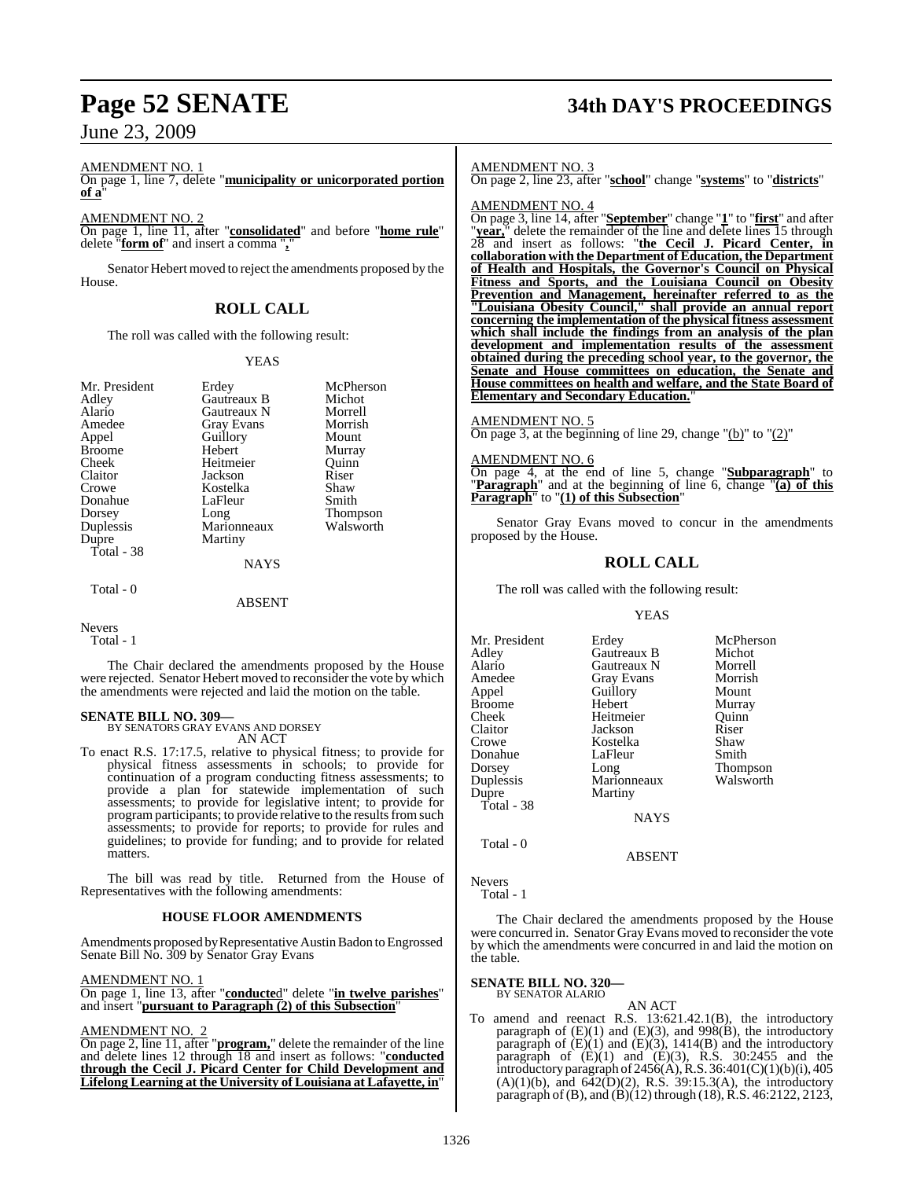AMENDMENT NO. 1

On page 1, line 7, delete "**municipality or unincorporated portion of a**"

AMENDMENT NO. 2

On page 1, line 11, after "**consolidated**" and before "**home rule**" delete "**form of**" and insert a comma "**,**"

Senator Hebert moved to reject the amendments proposed by the House.

## ROLL CALL

The roll was called with the following result:

YEAS

| | | |
|---|---|---|
| Mr. President | Erdey | McPherson |
| Adley | Gautreaux B | Michot |
| Alario | Gautreaux N | Morrell |
| Amedee | Gray Evans | Morrish |
| Appel | Guillory | Mount |
| Broome | Hebert | Murray |
| Cheek | Heitmeier | Quinn |
| Claitor | Jackson | Riser |
| Crowe | Kostelka | Shaw |
| Donahue | LaFleur | Smith |
| Dorsey | Long | Thompson |
| Duplessis | Marionneaux | Walsworth |
| Dupre | Martiny | |

Total - 38

NAYS

Total - 0

ABSENT

Nevers

Total - 1

The Chair declared the amendments proposed by the House were rejected. Senator Hebert moved to reconsider the vote by which the amendments were rejected and laid the motion on the table.

**SENATE BILL NO. 309—**
BY SENATORS GRAY EVANS AND DORSEY
AN ACT

To enact R.S. 17:17.5, relative to physical fitness; to provide for physical fitness assessments in schools; to provide for continuation of a program conducting fitness assessments; to provide a plan for statewide implementation of such assessments; to provide for legislative intent; to provide for program participants; to provide relative to the results from such assessments; to provide for reports; to provide for rules and guidelines; to provide for funding; and to provide for related matters.

The bill was read by title. Returned from the House of Representatives with the following amendments:

### HOUSE FLOOR AMENDMENTS

Amendments proposed by Representative Austin Badon to Engrossed Senate Bill No. 309 by Senator Gray Evans

AMENDMENT NO. 1

On page 1, line 13, after "**conducte**d" delete "**in twelve parishes**" and insert "**pursuant to Paragraph (2) of this Subsection**"

AMENDMENT NO. 2

On page 2, line 11, after "**program,**" delete the remainder of the line and delete lines 12 through 18 and insert as follows: "**conducted through the Cecil J. Picard Center for Child Development and Lifelong Learning at the University of Louisiana at Lafayette, in**"

AMENDMENT NO. 3

On page 2, line 23, after "**school**" change "**systems**" to "**districts**"

AMENDMENT NO. 4

On page 3, line 14, after "**September**" change "**1**" to "**first**" and after "**year,**" delete the remainder of the line and delete lines 15 through 28 and insert as follows: "**the Cecil J. Picard Center, in collaboration with the Department of Education, the Department of Health and Hospitals, the Governor's Council on Physical Fitness and Sports, and the Louisiana Council on Obesity Prevention and Management, hereinafter referred to as the "Louisiana Obesity Council," shall provide an annual report concerning the implementation of the physical fitness assessment which shall include the findings from an analysis of the plan development and implementation results of the assessment obtained during the preceding school year, to the governor, the Senate and House committees on education, the Senate and House committees on health and welfare, and the State Board of Elementary and Secondary Education.**"

AMENDMENT NO. 5

On page 3, at the beginning of line 29, change "(b)" to "(2)"

AMENDMENT NO. 6

On page 4, at the end of line 5, change "**Subparagraph**" to "**Paragraph**" and at the beginning of line 6, change "**(a) of this Paragraph**" to "**(1) of this Subsection**"

Senator Gray Evans moved to concur in the amendments proposed by the House.

## ROLL CALL

The roll was called with the following result:

YEAS

| | | |
|---|---|---|
| Mr. President | Erdey | McPherson |
| Adley | Gautreaux B | Michot |
| Alario | Gautreaux N | Morrell |
| Amedee | Gray Evans | Morrish |
| Appel | Guillory | Mount |
| Broome | Hebert | Murray |
| Cheek | Heitmeier | Quinn |
| Claitor | Jackson | Riser |
| Crowe | Kostelka | Shaw |
| Donahue | LaFleur | Smith |
| Dorsey | Long | Thompson |
| Duplessis | Marionneaux | Walsworth |
| Dupre | Martiny | |

Total - 38

NAYS

Total - 0

ABSENT

Nevers

Total - 1

The Chair declared the amendments proposed by the House were concurred in. Senator Gray Evans moved to reconsider the vote by which the amendments were concurred in and laid the motion on the table.

**SENATE BILL NO. 320—**
BY SENATOR ALARIO
AN ACT

To amend and reenact R.S. 13:621.42.1(B), the introductory paragraph of (E)(1) and (E)(3), and 998(B), the introductory paragraph of (E)(1) and (E)(3), 1414(B) and the introductory paragraph of (E)(1) and (E)(3), R.S. 30:2455 and the introductory paragraph of 2456(A), R.S. 36:401(C)(1)(b)(i), 405 (A)(1)(b), and 642(D)(2), R.S. 39:15.3(A), the introductory paragraph of (B), and (B)(12) through (18), R.S. 46:2122, 2123,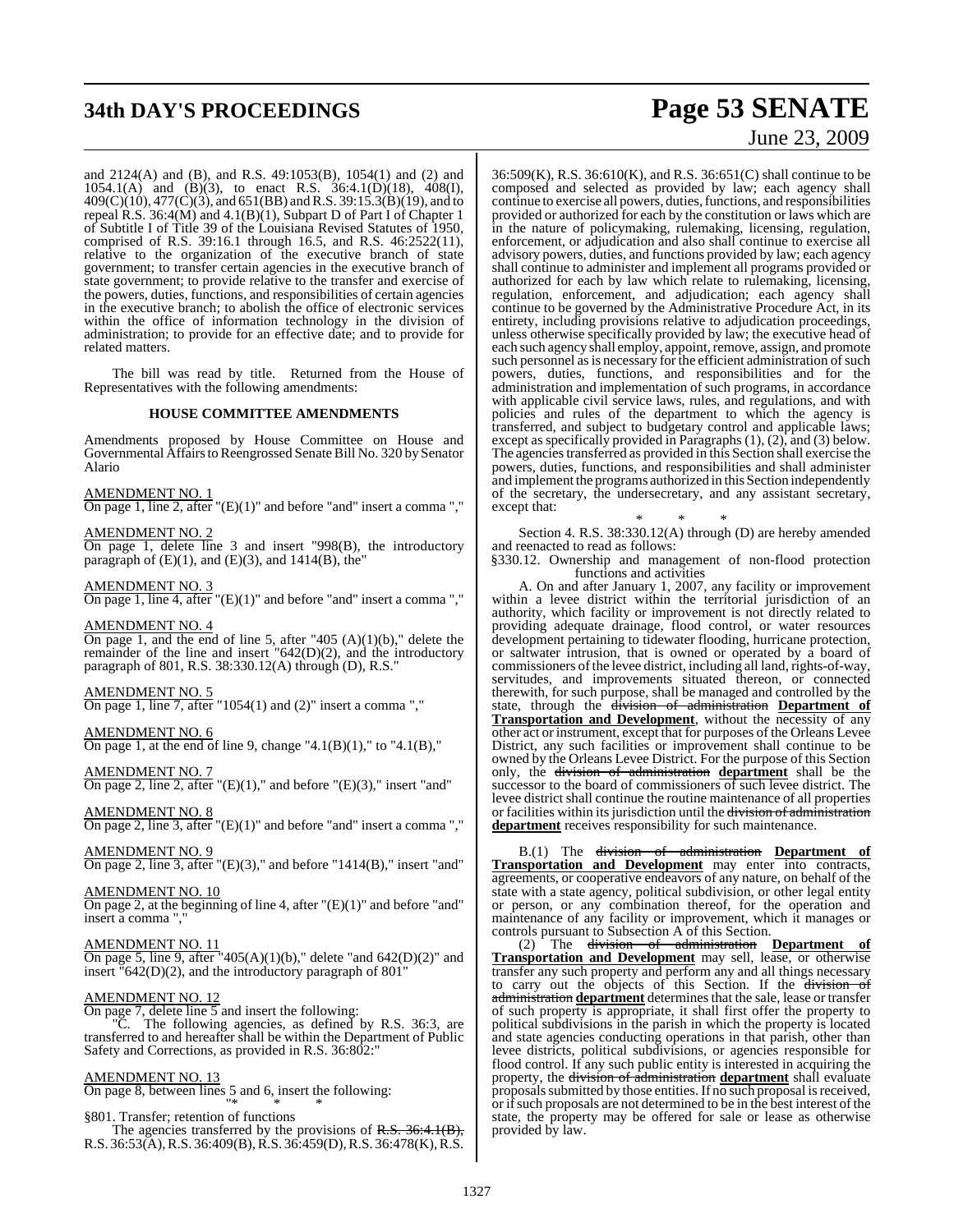and 2124(A) and (B), and R.S. 49:1053(B), 1054(1) and (2) and 1054.1(A) and (B)(3), to enact R.S. 36:4.1(D)(18), 408(I), 409(C)(10), 477(C)(3), and 651(BB) and R.S. 39:15.3(B)(19), and to repeal R.S. 36:4(M) and 4.1(B)(1), Subpart D of Part I of Chapter 1 of Subtitle I of Title 39 of the Louisiana Revised Statutes of 1950, comprised of R.S. 39:16.1 through 16.5, and R.S. 46:2522(11), relative to the organization of the executive branch of state government; to transfer certain agencies in the executive branch of state government; to provide relative to the transfer and exercise of the powers, duties, functions, and responsibilities of certain agencies in the executive branch; to abolish the office of electronic services within the office of information technology in the division of administration; to provide for an effective date; and to provide for related matters.

The bill was read by title. Returned from the House of Representatives with the following amendments:

**HOUSE COMMITTEE AMENDMENTS**

Amendments proposed by House Committee on House and Governmental Affairs to Reengrossed Senate Bill No. 320 by Senator Alario

AMENDMENT NO. 1
On page 1, line 2, after "(E)(1)" and before "and" insert a comma ","

AMENDMENT NO. 2
On page 1, delete line 3 and insert "998(B), the introductory paragraph of (E)(1), and (E)(3), and 1414(B), the"

AMENDMENT NO. 3
On page 1, line 4, after "(E)(1)" and before "and" insert a comma ","

AMENDMENT NO. 4
On page 1, and the end of line 5, after "405 (A)(1)(b)," delete the remainder of the line and insert "642(D)(2), and the introductory paragraph of 801, R.S. 38:330.12(A) through (D), R.S."

AMENDMENT NO. 5
On page 1, line 7, after "1054(1) and (2)" insert a comma ","

AMENDMENT NO. 6
On page 1, at the end of line 9, change "4.1(B)(1)," to "4.1(B),"

AMENDMENT NO. 7
On page 2, line 2, after "(E)(1)," and before "(E)(3)," insert "and"

AMENDMENT NO. 8
On page 2, line 3, after "(E)(1)" and before "and" insert a comma ","

AMENDMENT NO. 9
On page 2, line 3, after "(E)(3)," and before "1414(B)," insert "and"

AMENDMENT NO. 10
On page 2, at the beginning of line 4, after "(E)(1)" and before "and" insert a comma ","

AMENDMENT NO. 11
On page 5, line 9, after "405(A)(1)(b)," delete "and 642(D)(2)" and insert "642(D)(2), and the introductory paragraph of 801"

AMENDMENT NO. 12
On page 7, delete line 5 and insert the following:

"C. The following agencies, as defined by R.S. 36:3, are transferred to and hereafter shall be within the Department of Public Safety and Corrections, as provided in R.S. 36:802:"

AMENDMENT NO. 13
On page 8, between lines 5 and 6, insert the following:

"* * *

§801. Transfer; retention of functions

The agencies transferred by the provisions of ~~R.S. 36:4.1(B),~~ R.S. 36:53(A), R.S. 36:409(B), R.S. 36:459(D), R.S. 36:478(K), R.S. 36:509(K), R.S. 36:610(K), and R.S. 36:651(C) shall continue to be composed and selected as provided by law; each agency shall continue to exercise all powers, duties, functions, and responsibilities provided or authorized for each by the constitution or laws which are in the nature of policymaking, rulemaking, licensing, regulation, enforcement, or adjudication and also shall continue to exercise all advisory powers, duties, and functions provided by law; each agency shall continue to administer and implement all programs provided or authorized for each by law which relate to rulemaking, licensing, regulation, enforcement, and adjudication; each agency shall continue to be governed by the Administrative Procedure Act, in its entirety, including provisions relative to adjudication proceedings, unless otherwise specifically provided by law; the executive head of each such agency shall employ, appoint, remove, assign, and promote such personnel as is necessary for the efficient administration of such powers, duties, functions, and responsibilities and for the administration and implementation of such programs, in accordance with applicable civil service laws, rules, and regulations, and with policies and rules of the department to which the agency is transferred, and subject to budgetary control and applicable laws; except as specifically provided in Paragraphs (1), (2), and (3) below. The agencies transferred as provided in this Section shall exercise the powers, duties, functions, and responsibilities and shall administer and implement the programs authorized in this Section independently of the secretary, the undersecretary, and any assistant secretary, except that:

\* \* \*

Section 4. R.S. 38:330.12(A) through (D) are hereby amended and reenacted to read as follows:

§330.12. Ownership and management of non-flood protection functions and activities

A. On and after January 1, 2007, any facility or improvement within a levee district within the territorial jurisdiction of an authority, which facility or improvement is not directly related to providing adequate drainage, flood control, or water resources development pertaining to tidewater flooding, hurricane protection, or saltwater intrusion, that is owned or operated by a board of commissioners of the levee district, including all land, rights-of-way, servitudes, and improvements situated thereon, or connected therewith, for such purpose, shall be managed and controlled by the state, through the ~~division of administration~~ **Department of Transportation and Development**, without the necessity of any other act or instrument, except that for purposes of the Orleans Levee District, any such facilities or improvement shall continue to be owned by the Orleans Levee District. For the purpose of this Section only, the ~~division of administration~~ **department** shall be the successor to the board of commissioners of such levee district. The levee district shall continue the routine maintenance of all properties or facilities within its jurisdiction until the ~~division of administration~~ **department** receives responsibility for such maintenance.

B.(1) The ~~division of administration~~ **Department of Transportation and Development** may enter into contracts, agreements, or cooperative endeavors of any nature, on behalf of the state with a state agency, political subdivision, or other legal entity or person, or any combination thereof, for the operation and maintenance of any facility or improvement, which it manages or controls pursuant to Subsection A of this Section.

(2) The ~~division of administration~~ **Department of Transportation and Development** may sell, lease, or otherwise transfer any such property and perform any and all things necessary to carry out the objects of this Section. If the ~~division of administration~~ **department** determines that the sale, lease or transfer of such property is appropriate, it shall first offer the property to political subdivisions in the parish in which the property is located and state agencies conducting operations in that parish, other than levee districts, political subdivisions, or agencies responsible for flood control. If any such public entity is interested in acquiring the property, the ~~division of administration~~ **department** shall evaluate proposals submitted by those entities. If no such proposal is received, or if such proposals are not determined to be in the best interest of the state, the property may be offered for sale or lease as otherwise provided by law.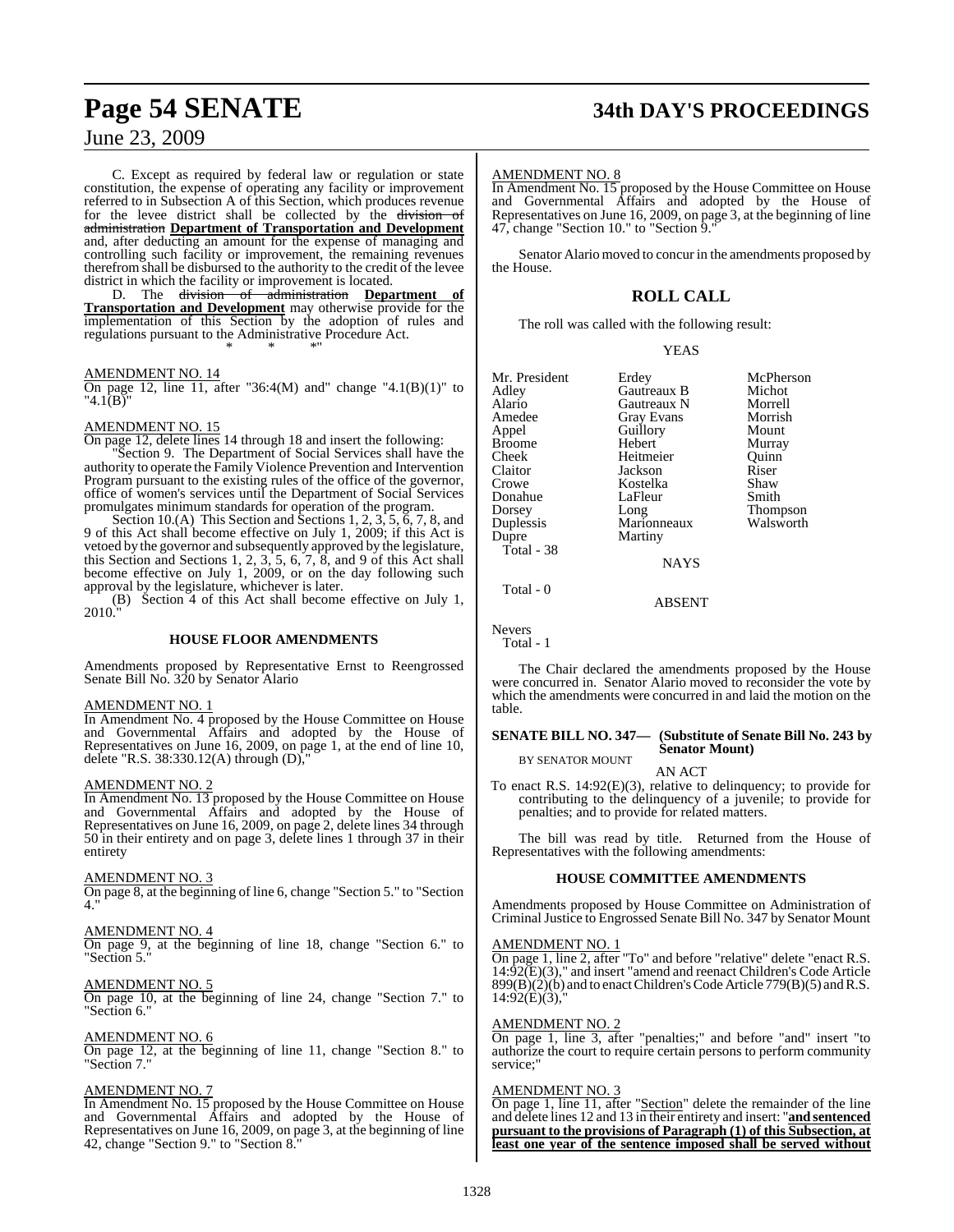C. Except as required by federal law or regulation or state constitution, the expense of operating any facility or improvement referred to in Subsection A of this Section, which produces revenue for the levee district shall be collected by the ~~division of administration~~ **Department of Transportation and Development** and, after deducting an amount for the expense of managing and controlling such facility or improvement, the remaining revenues therefrom shall be disbursed to the authority to the credit of the levee district in which the facility or improvement is located.

D. The ~~division of administration~~ **Department of Transportation and Development** may otherwise provide for the implementation of this Section by the adoption of rules and regulations pursuant to the Administrative Procedure Act.

\* \* \*"

AMENDMENT NO. 14

On page 12, line 11, after "36:4(M) and" change "4.1(B)(1)" to "4.1(B)"

AMENDMENT NO. 15

On page 12, delete lines 14 through 18 and insert the following:

"Section 9. The Department of Social Services shall have the authority to operate the Family Violence Prevention and Intervention Program pursuant to the existing rules of the office of the governor, office of women's services until the Department of Social Services promulgates minimum standards for operation of the program.

Section 10.(A) This Section and Sections 1, 2, 3, 5, 6, 7, 8, and 9 of this Act shall become effective on July 1, 2009; if this Act is vetoed by the governor and subsequently approved by the legislature, this Section and Sections 1, 2, 3, 5, 6, 7, 8, and 9 of this Act shall become effective on July 1, 2009, or on the day following such approval by the legislature, whichever is later.

(B) Section 4 of this Act shall become effective on July 1, 2010."

## HOUSE FLOOR AMENDMENTS

Amendments proposed by Representative Ernst to Reengrossed Senate Bill No. 320 by Senator Alario

AMENDMENT NO. 1

In Amendment No. 4 proposed by the House Committee on House and Governmental Affairs and adopted by the House of Representatives on June 16, 2009, on page 1, at the end of line 10, delete "R.S. 38:330.12(A) through (D),"

AMENDMENT NO. 2

In Amendment No. 13 proposed by the House Committee on House and Governmental Affairs and adopted by the House of Representatives on June 16, 2009, on page 2, delete lines 34 through 50 in their entirety and on page 3, delete lines 1 through 37 in their entirety

AMENDMENT NO. 3

On page 8, at the beginning of line 6, change "Section 5." to "Section 4."

AMENDMENT NO. 4

On page 9, at the beginning of line 18, change "Section 6." to "Section 5."

AMENDMENT NO. 5

On page 10, at the beginning of line 24, change "Section 7." to "Section 6."

AMENDMENT NO. 6

On page 12, at the beginning of line 11, change "Section 8." to "Section 7."

AMENDMENT NO. 7

In Amendment No. 15 proposed by the House Committee on House and Governmental Affairs and adopted by the House of Representatives on June 16, 2009, on page 3, at the beginning of line 42, change "Section 9." to "Section 8."

AMENDMENT NO. 8

In Amendment No. 15 proposed by the House Committee on House and Governmental Affairs and adopted by the House of Representatives on June 16, 2009, on page 3, at the beginning of line 47, change "Section 10." to "Section 9."

Senator Alario moved to concur in the amendments proposed by the House.

## ROLL CALL

The roll was called with the following result:

YEAS

| | | |
|---|---|---|
| Mr. President | Erdey | McPherson |
| Adley | Gautreaux B | Michot |
| Alario | Gautreaux N | Morrell |
| Amedee | Gray Evans | Morrish |
| Appel | Guillory | Mount |
| Broome | Hebert | Murray |
| Cheek | Heitmeier | Quinn |
| Claitor | Jackson | Riser |
| Crowe | Kostelka | Shaw |
| Donahue | LaFleur | Smith |
| Dorsey | Long | Thompson |
| Duplessis | Marionneaux | Walsworth |
| Dupre | Martiny | |

Total - 38

NAYS

Total - 0

ABSENT

Nevers

Total - 1

The Chair declared the amendments proposed by the House were concurred in. Senator Alario moved to reconsider the vote by which the amendments were concurred in and laid the motion on the table.

**SENATE BILL NO. 347— (Substitute of Senate Bill No. 243 by Senator Mount)**
BY SENATOR MOUNT

AN ACT

To enact R.S. 14:92(E)(3), relative to delinquency; to provide for contributing to the delinquency of a juvenile; to provide for penalties; and to provide for related matters.

The bill was read by title. Returned from the House of Representatives with the following amendments:

## HOUSE COMMITTEE AMENDMENTS

Amendments proposed by House Committee on Administration of Criminal Justice to Engrossed Senate Bill No. 347 by Senator Mount

AMENDMENT NO. 1

On page 1, line 2, after "To" and before "relative" delete "enact R.S. 14:92(E)(3)," and insert "amend and reenact Children's Code Article 899(B)(2)(b) and to enact Children's Code Article 779(B)(5) and R.S. 14:92(E)(3),"

AMENDMENT NO. 2

On page 1, line 3, after "penalties;" and before "and" insert "to authorize the court to require certain persons to perform community service;"

AMENDMENT NO. 3

On page 1, line 11, after "Section" delete the remainder of the line and delete lines 12 and 13 in their entirety and insert: "**and sentenced pursuant to the provisions of Paragraph (1) of this Subsection, at least one year of the sentence imposed shall be served without**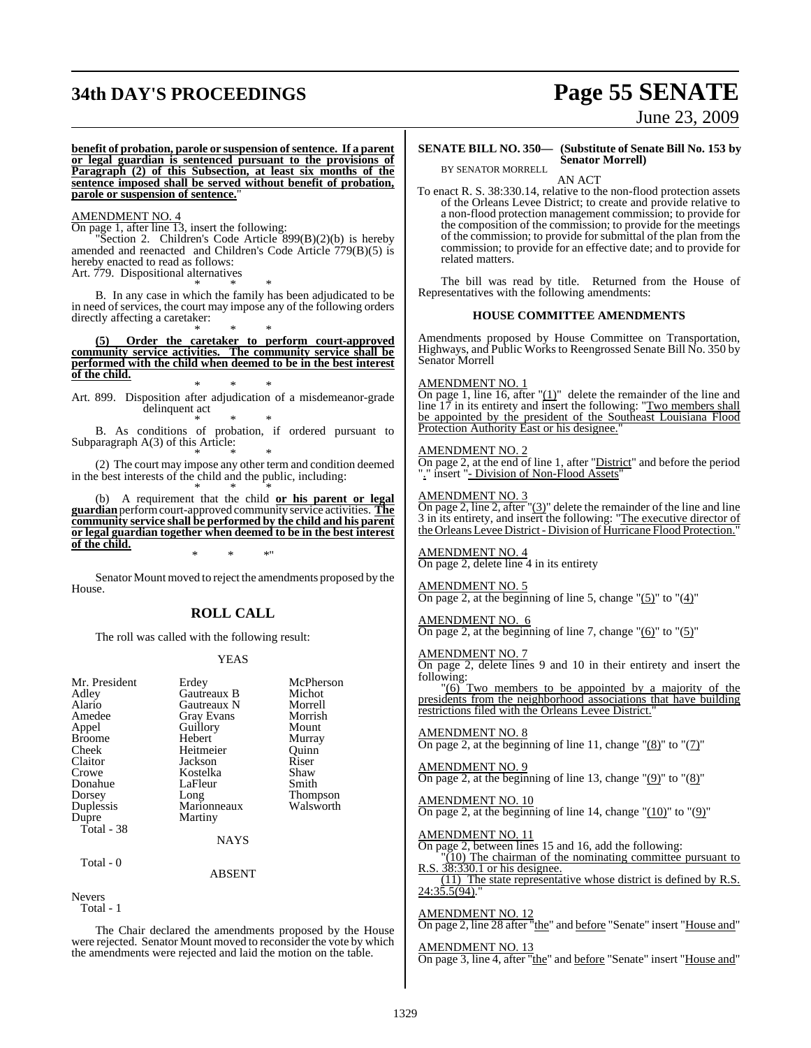**benefit of probation, parole or suspension of sentence. If a parent or legal guardian is sentenced pursuant to the provisions of Paragraph (2) of this Subsection, at least six months of the sentence imposed shall be served without benefit of probation, parole or suspension of sentence.**"

AMENDMENT NO. 4

On page 1, after line 13, insert the following:

"Section 2. Children's Code Article 899(B)(2)(b) is hereby amended and reenacted and Children's Code Article 779(B)(5) is hereby enacted to read as follows:

Art. 779. Dispositional alternatives

\* \* \*

B. In any case in which the family has been adjudicated to be in need of services, the court may impose any of the following orders directly affecting a caretaker:

\* \* \*

**(5) Order the caretaker to perform court-approved community service activities. The community service shall be performed with the child when deemed to be in the best interest of the child.**

\* \* \*

Art. 899. Disposition after adjudication of a misdemeanor-grade delinquent act

\* \* \*

B. As conditions of probation, if ordered pursuant to Subparagraph A(3) of this Article:

\* \* \*

(2) The court may impose any other term and condition deemed in the best interests of the child and the public, including:

\* \* \*

(b) A requirement that the child **or his parent or legal guardian** perform court-approved community service activities. **The community service shall be performed by the child and his parent or legal guardian together when deemed to be in the best interest of the child.**

\* \* \*"

Senator Mount moved to reject the amendments proposed by the House.

## ROLL CALL

The roll was called with the following result:

YEAS

| | | |
|---|---|---|
| Mr. President | Erdey | McPherson |
| Adley | Gautreaux B | Michot |
| Alario | Gautreaux N | Morrell |
| Amedee | Gray Evans | Morrish |
| Appel | Guillory | Mount |
| Broome | Hebert | Murray |
| Cheek | Heitmeier | Quinn |
| Claitor | Jackson | Riser |
| Crowe | Kostelka | Shaw |
| Donahue | LaFleur | Smith |
| Dorsey | Long | Thompson |
| Duplessis | Marionneaux | Walsworth |
| Dupre | Martiny | |

Total - 38

NAYS

Total - 0

ABSENT

Nevers

Total - 1

The Chair declared the amendments proposed by the House were rejected. Senator Mount moved to reconsider the vote by which the amendments were rejected and laid the motion on the table.

**SENATE BILL NO. 350— (Substitute of Senate Bill No. 153 by Senator Morrell)**

BY SENATOR MORRELL

AN ACT

To enact R. S. 38:330.14, relative to the non-flood protection assets of the Orleans Levee District; to create and provide relative to a non-flood protection management commission; to provide for the composition of the commission; to provide for the meetings of the commission; to provide for submittal of the plan from the commission; to provide for an effective date; and to provide for related matters.

The bill was read by title. Returned from the House of Representatives with the following amendments:

### HOUSE COMMITTEE AMENDMENTS

Amendments proposed by House Committee on Transportation, Highways, and Public Works to Reengrossed Senate Bill No. 350 by Senator Morrell

AMENDMENT NO. 1

On page 1, line 16, after "(1)" delete the remainder of the line and line 17 in its entirety and insert the following: "Two members shall be appointed by the president of the Southeast Louisiana Flood Protection Authority East or his designee."

AMENDMENT NO. 2

On page 2, at the end of line 1, after "District" and before the period "." insert "- Division of Non-Flood Assets"

AMENDMENT NO. 3

On page 2, line 2, after "(3)" delete the remainder of the line and line 3 in its entirety, and insert the following: "The executive director of the Orleans Levee District - Division of Hurricane Flood Protection."

AMENDMENT NO. 4

On page 2, delete line 4 in its entirety

AMENDMENT NO. 5

On page 2, at the beginning of line 5, change "(5)" to "(4)"

AMENDMENT NO. 6

On page 2, at the beginning of line 7, change "(6)" to "(5)"

AMENDMENT NO. 7

On page 2, delete lines 9 and 10 in their entirety and insert the following:

"(6) Two members to be appointed by a majority of the presidents from the neighborhood associations that have building restrictions filed with the Orleans Levee District."

AMENDMENT NO. 8

On page 2, at the beginning of line 11, change "(8)" to "(7)"

AMENDMENT NO. 9

On page 2, at the beginning of line 13, change "(9)" to "(8)"

AMENDMENT NO. 10

On page 2, at the beginning of line 14, change "(10)" to "(9)"

AMENDMENT NO. 11

On page 2, between lines 15 and 16, add the following:

"(10) The chairman of the nominating committee pursuant to R.S. 38:330.1 or his designee.

(11) The state representative whose district is defined by R.S. 24:35.5(94)."

AMENDMENT NO. 12

On page 2, line 28 after "the" and before "Senate" insert "House and"

AMENDMENT NO. 13

On page 3, line 4, after "the" and before "Senate" insert "House and"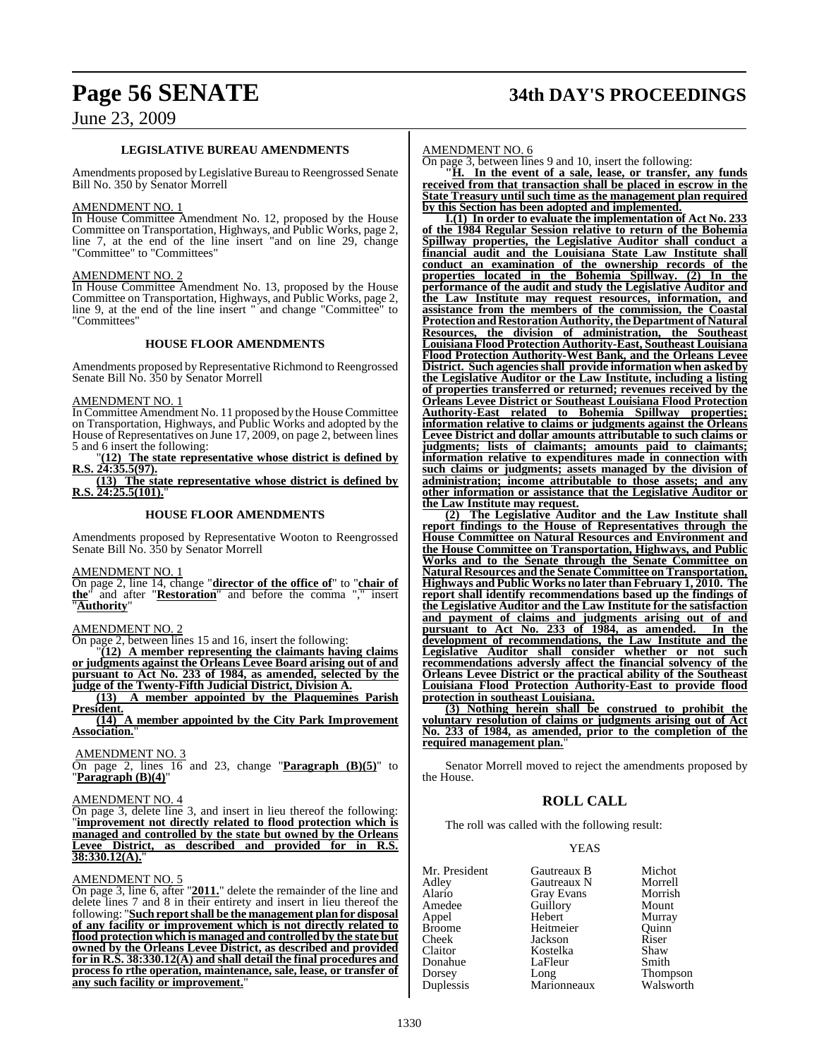### LEGISLATIVE BUREAU AMENDMENTS

Amendments proposed by Legislative Bureau to Reengrossed Senate Bill No. 350 by Senator Morrell

AMENDMENT NO. 1

In House Committee Amendment No. 12, proposed by the House Committee on Transportation, Highways, and Public Works, page 2, line 7, at the end of the line insert "and on line 29, change "Committee" to "Committees"

AMENDMENT NO. 2

In House Committee Amendment No. 13, proposed by the House Committee on Transportation, Highways, and Public Works, page 2, line 9, at the end of the line insert " and change "Committee" to "Committees"

### HOUSE FLOOR AMENDMENTS

Amendments proposed by Representative Richmond to Reengrossed Senate Bill No. 350 by Senator Morrell

AMENDMENT NO. 1

In Committee Amendment No. 11 proposed by the House Committee on Transportation, Highways, and Public Works and adopted by the House of Representatives on June 17, 2009, on page 2, between lines 5 and 6 insert the following:

"**(12) The state representative whose district is defined by R.S. 24:35.5(97).**

**(13) The state representative whose district is defined by R.S. 24:25.5(101).**"

### HOUSE FLOOR AMENDMENTS

Amendments proposed by Representative Wooton to Reengrossed Senate Bill No. 350 by Senator Morrell

AMENDMENT NO. 1

On page 2, line 14, change "**director of the office of**" to "**chair of the**" and after "**Restoration**" and before the comma "," insert "**Authority**"

AMENDMENT NO. 2

On page 2, between lines 15 and 16, insert the following:

"**(12) A member representing the claimants having claims or judgments against the Orleans Levee Board arising out of and pursuant to Act No. 233 of 1984, as amended, selected by the judge of the Twenty-Fifth Judicial District, Division A.**

**(13) A member appointed by the Plaquemines Parish President.**

**(14) A member appointed by the City Park Improvement Association.**"

AMENDMENT NO. 3

On page 2, lines 16 and 23, change "**Paragraph (B)(5)**" to "**Paragraph (B)(4)**"

AMENDMENT NO. 4

On page 3, delete line 3, and insert in lieu thereof the following: "**improvement not directly related to flood protection which is managed and controlled by the state but owned by the Orleans Levee District, as described and provided for in R.S. 38:330.12(A).**"

AMENDMENT NO. 5

On page 3, line 6, after "**2011.**" delete the remainder of the line and delete lines 7 and 8 in their entirety and insert in lieu thereof the following: "**Such report shall be the management plan for disposal of any facility or improvement which is not directly related to flood protection which is managed and controlled by the state but owned by the Orleans Levee District, as described and provided for in R.S. 38:330.12(A) and shall detail the final procedures and process fo rthe operation, maintenance, sale, lease, or transfer of any such facility or improvement.**"

AMENDMENT NO. 6

On page 3, between lines 9 and 10, insert the following:

"**H. In the event of a sale, lease, or transfer, any funds received from that transaction shall be placed in escrow in the State Treasury until such time as the management plan required by this Section has been adopted and implemented.**

**I.(1) In order to evaluate the implementation of Act No. 233 of the 1984 Regular Session relative to return of the Bohemia Spillway properties, the Legislative Auditor shall conduct a financial audit and the Louisiana State Law Institute shall conduct an examination of the ownership records of the properties located in the Bohemia Spillway. (2) In the performance of the audit and study the Legislative Auditor and the Law Institute may request resources, information, and assistance from the members of the commission, the Coastal Protection and Restoration Authority, the Department of Natural Resources, the division of administration, the Southeast Louisiana Flood Protection Authority-East, Southeast Louisiana Flood Protection Authority-West Bank, and the Orleans Levee District. Such agencies shall provide information when asked by the Legislative Auditor or the Law Institute, including a listing of properties transferred or returned; revenues received by the Orleans Levee District or Southeast Louisiana Flood Protection Authority-East related to Bohemia Spillway properties; information relative to claims or judgments against the Orleans Levee District and dollar amounts attributable to such claims or judgments; lists of claimants; amounts paid to claimants; information relative to expenditures made in connection with such claims or judgments; assets managed by the division of administration; income attributable to those assets; and any other information or assistance that the Legislative Auditor or the Law Institute may request.**

**(2) The Legislative Auditor and the Law Institute shall report findings to the House of Representatives through the House Committee on Natural Resources and Environment and the House Committee on Transportation, Highways, and Public Works and to the Senate through the Senate Committee on Natural Resources and the Senate Committee on Transportation, Highways and Public Works no later than February 1, 2010. The report shall identify recommendations based up the findings of the Legislative Auditor and the Law Institute for the satisfaction and payment of claims and judgments arising out of and pursuant to Act No. 233 of 1984, as amended. In the development of recommendations, the Law Institute and the Legislative Auditor shall consider whether or not such recommendations adversly affect the financial solvency of the Orleans Levee District or the practical ability of the Southeast Louisiana Flood Protection Authority-East to provide flood protection in southeast Louisiana.**

**(3) Nothing herein shall be construed to prohibit the voluntary resolution of claims or judgments arising out of Act No. 233 of 1984, as amended, prior to the completion of the required management plan.**"

Senator Morrell moved to reject the amendments proposed by the House.

## ROLL CALL

The roll was called with the following result:

YEAS

| | | |
|---|---|---|
| Mr. President | Gautreaux B | Michot |
| Adley | Gautreaux N | Morrell |
| Alario | Gray Evans | Morrish |
| Amedee | Guillory | Mount |
| Appel | Hebert | Murray |
| Broome | Heitmeier | Quinn |
| Cheek | Jackson | Riser |
| Claitor | Kostelka | Shaw |
| Donahue | LaFleur | Smith |
| Dorsey | Long | Thompson |
| Duplessis | Marionneaux | Walsworth |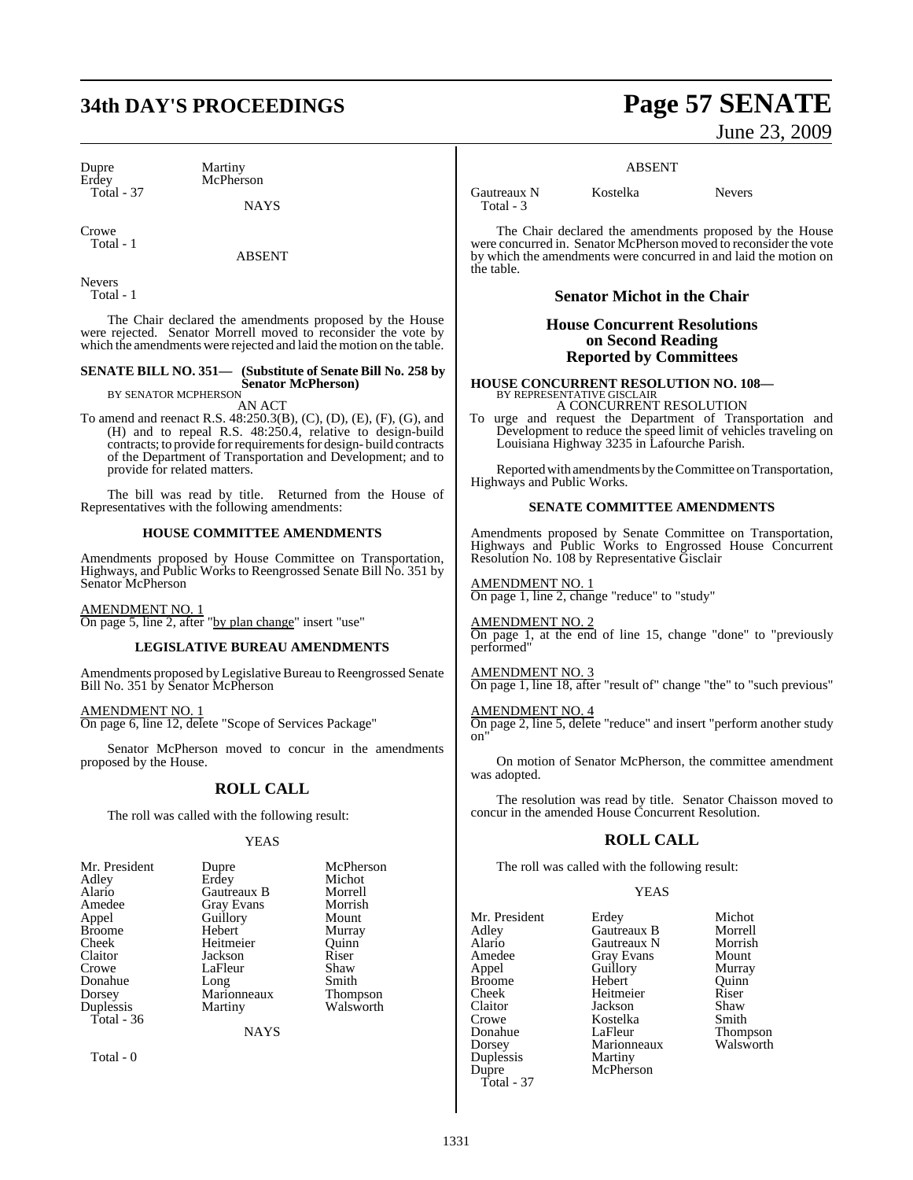| | |
|---|---|
| Dupre | Martiny |
| Erdey | McPherson |
| Total - 37 | |

NAYS

Crowe
Total - 1

ABSENT

Nevers
Total - 1

The Chair declared the amendments proposed by the House were rejected. Senator Morrell moved to reconsider the vote by which the amendments were rejected and laid the motion on the table.

**SENATE BILL NO. 351— (Substitute of Senate Bill No. 258 by Senator McPherson)**
BY SENATOR MCPHERSON

AN ACT

To amend and reenact R.S. 48:250.3(B), (C), (D), (E), (F), (G), and (H) and to repeal R.S. 48:250.4, relative to design-build contracts; to provide for requirements for design- build contracts of the Department of Transportation and Development; and to provide for related matters.

The bill was read by title. Returned from the House of Representatives with the following amendments:

**HOUSE COMMITTEE AMENDMENTS**

Amendments proposed by House Committee on Transportation, Highways, and Public Works to Reengrossed Senate Bill No. 351 by Senator McPherson

AMENDMENT NO. 1
On page 5, line 2, after "by plan change" insert "use"

**LEGISLATIVE BUREAU AMENDMENTS**

Amendments proposed by Legislative Bureau to Reengrossed Senate Bill No. 351 by Senator McPherson

AMENDMENT NO. 1
On page 6, line 12, delete "Scope of Services Package"

Senator McPherson moved to concur in the amendments proposed by the House.

## ROLL CALL

The roll was called with the following result:

YEAS

| | | |
|---|---|---|
| Mr. President | Dupre | McPherson |
| Adley | Erdey | Michot |
| Alario | Gautreaux B | Morrell |
| Amedee | Gray Evans | Morrish |
| Appel | Guillory | Mount |
| Broome | Hebert | Murray |
| Cheek | Heitmeier | Quinn |
| Claitor | Jackson | Riser |
| Crowe | LaFleur | Shaw |
| Donahue | Long | Smith |
| Dorsey | Marionneaux | Thompson |
| Duplessis | Martiny | Walsworth |
| Total - 36 | | |

NAYS

Total - 0

ABSENT

| | | |
|---|---|---|
| Gautreaux N | Kostelka | Nevers |
| Total - 3 | | |

The Chair declared the amendments proposed by the House were concurred in. Senator McPherson moved to reconsider the vote by which the amendments were concurred in and laid the motion on the table.

### Senator Michot in the Chair

### House Concurrent Resolutions on Second Reading Reported by Committees

**HOUSE CONCURRENT RESOLUTION NO. 108—**
BY REPRESENTATIVE GISCLAIR

A CONCURRENT RESOLUTION

To urge and request the Department of Transportation and Development to reduce the speed limit of vehicles traveling on Louisiana Highway 3235 in Lafourche Parish.

Reported with amendments by the Committee on Transportation, Highways and Public Works.

**SENATE COMMITTEE AMENDMENTS**

Amendments proposed by Senate Committee on Transportation, Highways and Public Works to Engrossed House Concurrent Resolution No. 108 by Representative Gisclair

AMENDMENT NO. 1
On page 1, line 2, change "reduce" to "study"

AMENDMENT NO. 2
On page 1, at the end of line 15, change "done" to "previously performed"

AMENDMENT NO. 3
On page 1, line 18, after "result of" change "the" to "such previous"

AMENDMENT NO. 4
On page 2, line 5, delete "reduce" and insert "perform another study on"

On motion of Senator McPherson, the committee amendment was adopted.

The resolution was read by title. Senator Chaisson moved to concur in the amended House Concurrent Resolution.

## ROLL CALL

The roll was called with the following result:

YEAS

| | | |
|---|---|---|
| Mr. President | Erdey | Michot |
| Adley | Gautreaux B | Morrell |
| Alario | Gautreaux N | Morrish |
| Amedee | Gray Evans | Mount |
| Appel | Guillory | Murray |
| Broome | Hebert | Quinn |
| Cheek | Heitmeier | Riser |
| Claitor | Jackson | Shaw |
| Crowe | Kostelka | Smith |
| Donahue | LaFleur | Thompson |
| Dorsey | Marionneaux | Walsworth |
| Duplessis | Martiny | |
| Dupre | McPherson | |
| Total - 37 | | |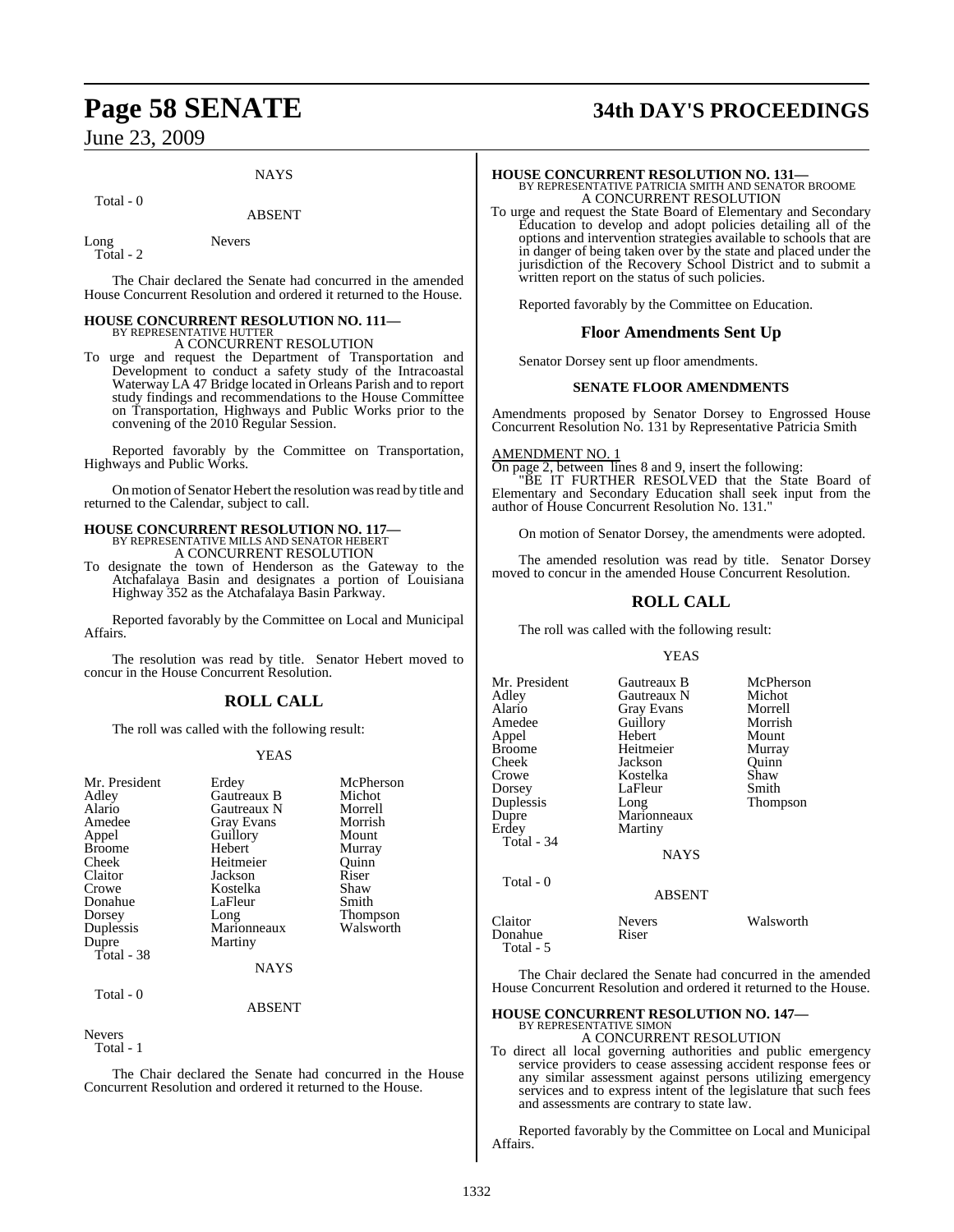NAYS

Total - 0

ABSENT

| | |
|---|---|
| Long | Nevers |
| Total - 2 | |

The Chair declared the Senate had concurred in the amended House Concurrent Resolution and ordered it returned to the House.

**HOUSE CONCURRENT RESOLUTION NO. 111—**
BY REPRESENTATIVE HUTTER
A CONCURRENT RESOLUTION

To urge and request the Department of Transportation and Development to conduct a safety study of the Intracoastal Waterway LA 47 Bridge located in Orleans Parish and to report study findings and recommendations to the House Committee on Transportation, Highways and Public Works prior to the convening of the 2010 Regular Session.

Reported favorably by the Committee on Transportation, Highways and Public Works.

On motion of Senator Hebert the resolution was read by title and returned to the Calendar, subject to call.

**HOUSE CONCURRENT RESOLUTION NO. 117—**
BY REPRESENTATIVE MILLS AND SENATOR HEBERT
A CONCURRENT RESOLUTION

To designate the town of Henderson as the Gateway to the Atchafalaya Basin and designates a portion of Louisiana Highway 352 as the Atchafalaya Basin Parkway.

Reported favorably by the Committee on Local and Municipal Affairs.

The resolution was read by title. Senator Hebert moved to concur in the House Concurrent Resolution.

## ROLL CALL

The roll was called with the following result:

YEAS

| | | |
|---|---|---|
| Mr. President | Erdey | McPherson |
| Adley | Gautreaux B | Michot |
| Alario | Gautreaux N | Morrell |
| Amedee | Gray Evans | Morrish |
| Appel | Guillory | Mount |
| Broome | Hebert | Murray |
| Cheek | Heitmeier | Quinn |
| Claitor | Jackson | Riser |
| Crowe | Kostelka | Shaw |
| Donahue | LaFleur | Smith |
| Dorsey | Long | Thompson |
| Duplessis | Marionneaux | Walsworth |
| Dupre | Martiny | |
| Total - 38 | | |

NAYS

Total - 0

ABSENT

Nevers
Total - 1

The Chair declared the Senate had concurred in the House Concurrent Resolution and ordered it returned to the House.

**HOUSE CONCURRENT RESOLUTION NO. 131—**
BY REPRESENTATIVE PATRICIA SMITH AND SENATOR BROOME
A CONCURRENT RESOLUTION

To urge and request the State Board of Elementary and Secondary Education to develop and adopt policies detailing all of the options and intervention strategies available to schools that are in danger of being taken over by the state and placed under the jurisdiction of the Recovery School District and to submit a written report on the status of such policies.

Reported favorably by the Committee on Education.

## Floor Amendments Sent Up

Senator Dorsey sent up floor amendments.

### SENATE FLOOR AMENDMENTS

Amendments proposed by Senator Dorsey to Engrossed House Concurrent Resolution No. 131 by Representative Patricia Smith

AMENDMENT NO. 1
On page 2, between lines 8 and 9, insert the following:
"BE IT FURTHER RESOLVED that the State Board of Elementary and Secondary Education shall seek input from the author of House Concurrent Resolution No. 131."

On motion of Senator Dorsey, the amendments were adopted.

The amended resolution was read by title. Senator Dorsey moved to concur in the amended House Concurrent Resolution.

## ROLL CALL

The roll was called with the following result:

YEAS

| | | |
|---|---|---|
| Mr. President | Gautreaux B | McPherson |
| Adley | Gautreaux N | Michot |
| Alario | Gray Evans | Morrell |
| Amedee | Guillory | Morrish |
| Appel | Hebert | Mount |
| Broome | Heitmeier | Murray |
| Cheek | Jackson | Quinn |
| Crowe | Kostelka | Shaw |
| Dorsey | LaFleur | Smith |
| Duplessis | Long | Thompson |
| Dupre | Marionneaux | |
| Erdey | Martiny | |
| Total - 34 | | |

NAYS

Total - 0

ABSENT

| | | |
|---|---|---|
| Claitor | Nevers | Walsworth |
| Donahue | Riser | |
| Total - 5 | | |

The Chair declared the Senate had concurred in the amended House Concurrent Resolution and ordered it returned to the House.

**HOUSE CONCURRENT RESOLUTION NO. 147—**
BY REPRESENTATIVE SIMON
A CONCURRENT RESOLUTION

To direct all local governing authorities and public emergency service providers to cease assessing accident response fees or any similar assessment against persons utilizing emergency services and to express intent of the legislature that such fees and assessments are contrary to state law.

Reported favorably by the Committee on Local and Municipal Affairs.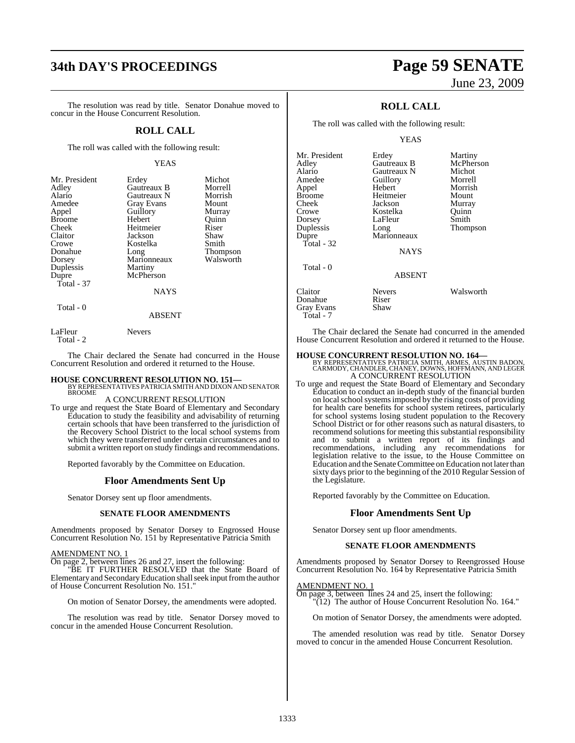The resolution was read by title. Senator Donahue moved to concur in the House Concurrent Resolution.

## ROLL CALL

The roll was called with the following result:

YEAS

| | | |
|---|---|---|
| Mr. President | Erdey | Michot |
| Adley | Gautreaux B | Morrell |
| Alario | Gautreaux N | Morrish |
| Amedee | Gray Evans | Mount |
| Appel | Guillory | Murray |
| Broome | Hebert | Quinn |
| Cheek | Heitmeier | Riser |
| Claitor | Jackson | Shaw |
| Crowe | Kostelka | Smith |
| Donahue | Long | Thompson |
| Dorsey | Marionneaux | Walsworth |
| Duplessis | Martiny | |
| Dupre | McPherson | |
| Total - 37 | | |

NAYS

Total - 0

ABSENT

| | |
|---|---|
| LaFleur | Nevers |
| Total - 2 | |

The Chair declared the Senate had concurred in the House Concurrent Resolution and ordered it returned to the House.

**HOUSE CONCURRENT RESOLUTION NO. 151—**
BY REPRESENTATIVES PATRICIA SMITH AND DIXON AND SENATOR BROOME
A CONCURRENT RESOLUTION

To urge and request the State Board of Elementary and Secondary Education to study the feasibility and advisability of returning certain schools that have been transferred to the jurisdiction of the Recovery School District to the local school systems from which they were transferred under certain circumstances and to submit a written report on study findings and recommendations.

Reported favorably by the Committee on Education.

## Floor Amendments Sent Up

Senator Dorsey sent up floor amendments.

### SENATE FLOOR AMENDMENTS

Amendments proposed by Senator Dorsey to Engrossed House Concurrent Resolution No. 151 by Representative Patricia Smith

AMENDMENT NO. 1
On page 2, between lines 26 and 27, insert the following:
"BE IT FURTHER RESOLVED that the State Board of Elementary and Secondary Education shall seek input from the author of House Concurrent Resolution No. 151."

On motion of Senator Dorsey, the amendments were adopted.

The resolution was read by title. Senator Dorsey moved to concur in the amended House Concurrent Resolution.

## ROLL CALL

The roll was called with the following result:

YEAS

| | | |
|---|---|---|
| Mr. President | Erdey | Martiny |
| Adley | Gautreaux B | McPherson |
| Alario | Gautreaux N | Michot |
| Amedee | Guillory | Morrell |
| Appel | Hebert | Morrish |
| Broome | Heitmeier | Mount |
| Cheek | Jackson | Murray |
| Crowe | Kostelka | Quinn |
| Dorsey | LaFleur | Smith |
| Duplessis | Long | Thompson |
| Dupre | Marionneaux | |
| Total - 32 | | |

NAYS

Total - 0

ABSENT

| | | |
|---|---|---|
| Claitor | Nevers | Walsworth |
| Donahue | Riser | |
| Gray Evans | Shaw | |
| Total - 7 | | |

The Chair declared the Senate had concurred in the amended House Concurrent Resolution and ordered it returned to the House.

**HOUSE CONCURRENT RESOLUTION NO. 164—**
BY REPRESENTATIVES PATRICIA SMITH, ARMES, AUSTIN BADON, CARMODY, CHANDLER, CHANEY, DOWNS, HOFFMANN, AND LEGER
A CONCURRENT RESOLUTION

To urge and request the State Board of Elementary and Secondary Education to conduct an in-depth study of the financial burden on local school systems imposed by the rising costs of providing for health care benefits for school system retirees, particularly for school systems losing student population to the Recovery School District or for other reasons such as natural disasters, to recommend solutions for meeting this substantial responsibility and to submit a written report of its findings and recommendations, including any recommendations for legislation relative to the issue, to the House Committee on Education and the Senate Committee on Education not later than sixty days prior to the beginning of the 2010 Regular Session of the Legislature.

Reported favorably by the Committee on Education.

## Floor Amendments Sent Up

Senator Dorsey sent up floor amendments.

### SENATE FLOOR AMENDMENTS

Amendments proposed by Senator Dorsey to Reengrossed House Concurrent Resolution No. 164 by Representative Patricia Smith

AMENDMENT NO. 1
On page 3, between lines 24 and 25, insert the following:
"(12) The author of House Concurrent Resolution No. 164."

On motion of Senator Dorsey, the amendments were adopted.

The amended resolution was read by title. Senator Dorsey moved to concur in the amended House Concurrent Resolution.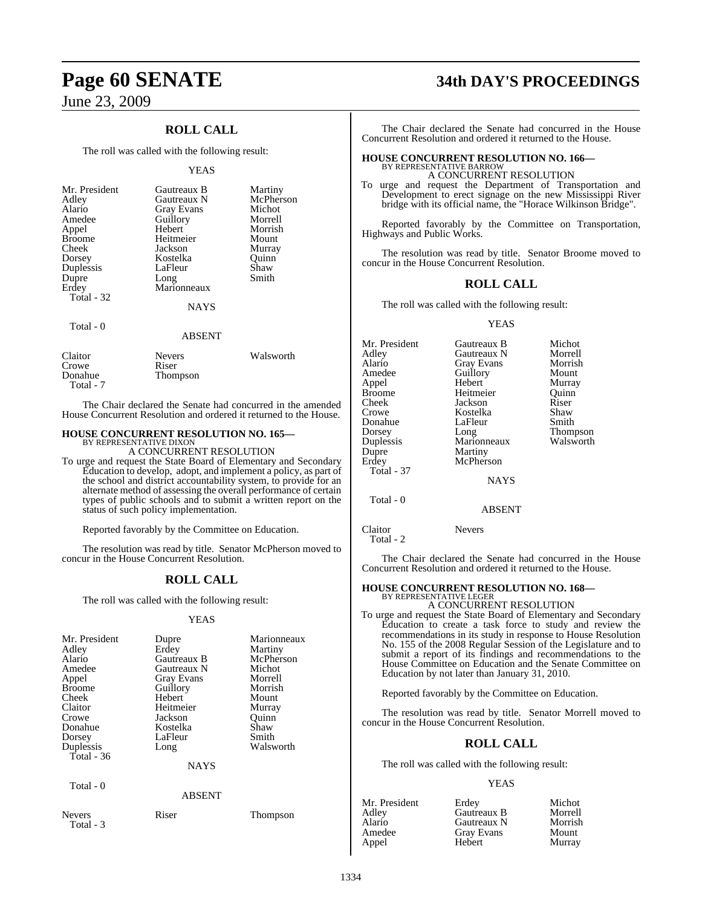## ROLL CALL

The roll was called with the following result:

YEAS

| | | |
|---|---|---|
| Mr. President | Gautreaux B | Martiny |
| Adley | Gautreaux N | McPherson |
| Alario | Gray Evans | Michot |
| Amedee | Guillory | Morrell |
| Appel | Hebert | Morrish |
| Broome | Heitmeier | Mount |
| Cheek | Jackson | Murray |
| Dorsey | Kostelka | Quinn |
| Duplessis | LaFleur | Shaw |
| Dupre | Long | Smith |
| Erdey | Marionneaux | |
| Total - 32 | | |

NAYS

Total - 0

ABSENT

| | | |
|---|---|---|
| Claitor | Nevers | Walsworth |
| Crowe | Riser | |
| Donahue | Thompson | |
| Total - 7 | | |

The Chair declared the Senate had concurred in the amended House Concurrent Resolution and ordered it returned to the House.

### HOUSE CONCURRENT RESOLUTION NO. 165—
BY REPRESENTATIVE DIXON

A CONCURRENT RESOLUTION

To urge and request the State Board of Elementary and Secondary Education to develop, adopt, and implement a policy, as part of the school and district accountability system, to provide for an alternate method of assessing the overall performance of certain types of public schools and to submit a written report on the status of such policy implementation.

Reported favorably by the Committee on Education.

The resolution was read by title. Senator McPherson moved to concur in the House Concurrent Resolution.

## ROLL CALL

The roll was called with the following result:

YEAS

| | | |
|---|---|---|
| Mr. President | Dupre | Marionneaux |
| Adley | Erdey | Martiny |
| Alario | Gautreaux B | McPherson |
| Amedee | Gautreaux N | Michot |
| Appel | Gray Evans | Morrell |
| Broome | Guillory | Morrish |
| Cheek | Hebert | Mount |
| Claitor | Heitmeier | Murray |
| Crowe | Jackson | Quinn |
| Donahue | Kostelka | Shaw |
| Dorsey | LaFleur | Smith |
| Duplessis | Long | Walsworth |
| Total - 36 | | |

NAYS

Total - 0

ABSENT

| | | |
|---|---|---|
| Nevers | Riser | Thompson |
| Total - 3 | | |

The Chair declared the Senate had concurred in the House Concurrent Resolution and ordered it returned to the House.

### HOUSE CONCURRENT RESOLUTION NO. 166—
BY REPRESENTATIVE BARROW

A CONCURRENT RESOLUTION

To urge and request the Department of Transportation and Development to erect signage on the new Mississippi River bridge with its official name, the "Horace Wilkinson Bridge".

Reported favorably by the Committee on Transportation, Highways and Public Works.

The resolution was read by title. Senator Broome moved to concur in the House Concurrent Resolution.

## ROLL CALL

The roll was called with the following result:

YEAS

| | | |
|---|---|---|
| Mr. President | Gautreaux B | Michot |
| Adley | Gautreaux N | Morrell |
| Alario | Gray Evans | Morrish |
| Amedee | Guillory | Mount |
| Appel | Hebert | Murray |
| Broome | Heitmeier | Quinn |
| Cheek | Jackson | Riser |
| Crowe | Kostelka | Shaw |
| Donahue | LaFleur | Smith |
| Dorsey | Long | Thompson |
| Duplessis | Marionneaux | Walsworth |
| Dupre | Martiny | |
| Erdey | McPherson | |
| Total - 37 | | |

NAYS

Total - 0

ABSENT

| | |
|---|---|
| Claitor | Nevers |
| Total - 2 | |

The Chair declared the Senate had concurred in the House Concurrent Resolution and ordered it returned to the House.

### HOUSE CONCURRENT RESOLUTION NO. 168—
BY REPRESENTATIVE LEGER

A CONCURRENT RESOLUTION

To urge and request the State Board of Elementary and Secondary Education to create a task force to study and review the recommendations in its study in response to House Resolution No. 155 of the 2008 Regular Session of the Legislature and to submit a report of its findings and recommendations to the House Committee on Education and the Senate Committee on Education by not later than January 31, 2010.

Reported favorably by the Committee on Education.

The resolution was read by title. Senator Morrell moved to concur in the House Concurrent Resolution.

## ROLL CALL

The roll was called with the following result:

YEAS

| | | |
|---|---|---|
| Mr. President | Erdey | Michot |
| Adley | Gautreaux B | Morrell |
| Alario | Gautreaux N | Morrish |
| Amedee | Gray Evans | Mount |
| Appel | Hebert | Murray |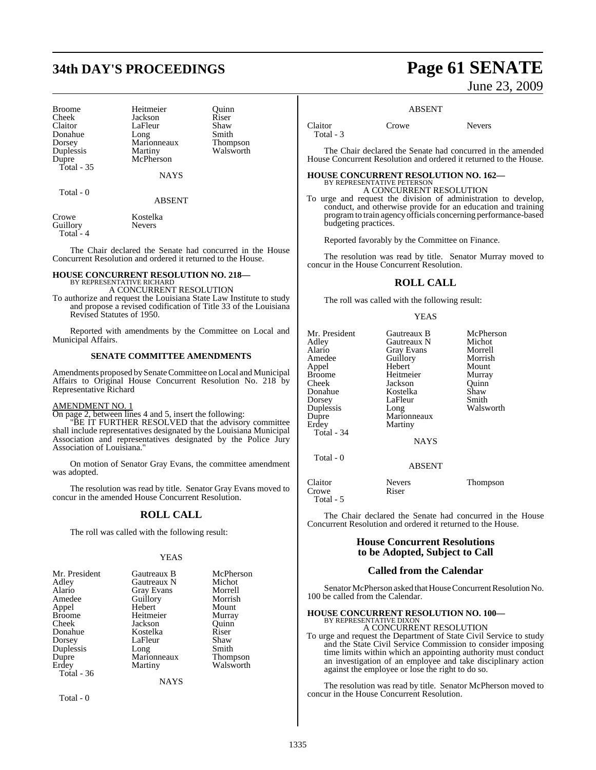| Broome | Heitmeier | Quinn |
|---|---|---|
| Cheek | Jackson | Riser |
| Claitor | LaFleur | Shaw |
| Donahue | Long | Smith |
| Dorsey | Marionneaux | Thompson |
| Duplessis | Martiny | Walsworth |
| Dupre | McPherson | |
| Total - 35 | | |

NAYS

Total - 0

ABSENT

| Crowe | Kostelka |
|---|---|
| Guillory | Nevers |
| Total - 4 | |

The Chair declared the Senate had concurred in the House Concurrent Resolution and ordered it returned to the House.

### HOUSE CONCURRENT RESOLUTION NO. 218—

BY REPRESENTATIVE RICHARD

A CONCURRENT RESOLUTION

To authorize and request the Louisiana State Law Institute to study and propose a revised codification of Title 33 of the Louisiana Revised Statutes of 1950.

Reported with amendments by the Committee on Local and Municipal Affairs.

#### SENATE COMMITTEE AMENDMENTS

Amendments proposed by Senate Committee on Local and Municipal Affairs to Original House Concurrent Resolution No. 218 by Representative Richard

AMENDMENT NO. 1

On page 2, between lines 4 and 5, insert the following:

"BE IT FURTHER RESOLVED that the advisory committee shall include representatives designated by the Louisiana Municipal Association and representatives designated by the Police Jury Association of Louisiana."

On motion of Senator Gray Evans, the committee amendment was adopted.

The resolution was read by title. Senator Gray Evans moved to concur in the amended House Concurrent Resolution.

## ROLL CALL

The roll was called with the following result:

YEAS

| Mr. President | Gautreaux B | McPherson |
|---|---|---|
| Adley | Gautreaux N | Michot |
| Alario | Gray Evans | Morrell |
| Amedee | Guillory | Morrish |
| Appel | Hebert | Mount |
| Broome | Heitmeier | Murray |
| Cheek | Jackson | Quinn |
| Donahue | Kostelka | Riser |
| Dorsey | LaFleur | Shaw |
| Duplessis | Long | Smith |
| Dupre | Marionneaux | Thompson |
| Erdey | Martiny | Walsworth |
| Total - 36 | | |

NAYS

Total - 0

ABSENT

| Claitor | Crowe | Nevers |
|---|---|---|
| Total - 3 | | |

The Chair declared the Senate had concurred in the amended House Concurrent Resolution and ordered it returned to the House.

### HOUSE CONCURRENT RESOLUTION NO. 162—

BY REPRESENTATIVE PETERSON

A CONCURRENT RESOLUTION

To urge and request the division of administration to develop, conduct, and otherwise provide for an education and training program to train agency officials concerning performance-based budgeting practices.

Reported favorably by the Committee on Finance.

The resolution was read by title. Senator Murray moved to concur in the House Concurrent Resolution.

## ROLL CALL

The roll was called with the following result:

YEAS

| Mr. President | Gautreaux B | McPherson |
|---|---|---|
| Adley | Gautreaux N | Michot |
| Alario | Gray Evans | Morrell |
| Amedee | Guillory | Morrish |
| Appel | Hebert | Mount |
| Broome | Heitmeier | Murray |
| Cheek | Jackson | Quinn |
| Donahue | Kostelka | Shaw |
| Dorsey | LaFleur | Smith |
| Duplessis | Long | Walsworth |
| Dupre | Marionneaux | |
| Erdey | Martiny | |
| Total - 34 | | |

NAYS

Total - 0

ABSENT

| Claitor | Nevers | Thompson |
|---|---|---|
| Crowe | Riser | |
| Total - 5 | | |

The Chair declared the Senate had concurred in the House Concurrent Resolution and ordered it returned to the House.

## House Concurrent Resolutions to be Adopted, Subject to Call

## Called from the Calendar

Senator McPherson asked that House Concurrent Resolution No. 100 be called from the Calendar.

### HOUSE CONCURRENT RESOLUTION NO. 100—

BY REPRESENTATIVE DIXON

A CONCURRENT RESOLUTION

To urge and request the Department of State Civil Service to study and the State Civil Service Commission to consider imposing time limits within which an appointing authority must conduct an investigation of an employee and take disciplinary action against the employee or lose the right to do so.

The resolution was read by title. Senator McPherson moved to concur in the House Concurrent Resolution.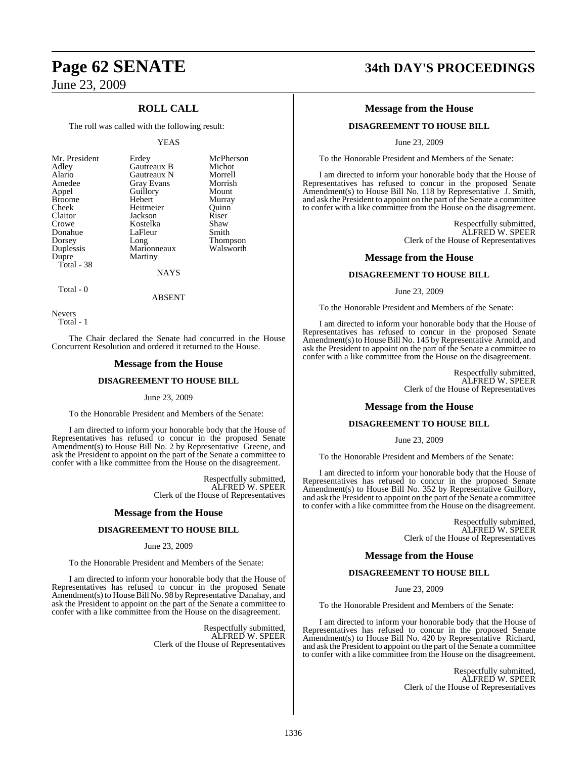## ROLL CALL

The roll was called with the following result:

YEAS

| | | |
|---|---|---|
| Mr. President | Erdey | McPherson |
| Adley | Gautreaux B | Michot |
| Alario | Gautreaux N | Morrell |
| Amedee | Gray Evans | Morrish |
| Appel | Guillory | Mount |
| Broome | Hebert | Murray |
| Cheek | Heitmeier | Quinn |
| Claitor | Jackson | Riser |
| Crowe | Kostelka | Shaw |
| Donahue | LaFleur | Smith |
| Dorsey | Long | Thompson |
| Duplessis | Marionneaux | Walsworth |
| Dupre | Martiny | |

Total - 38

NAYS

Total - 0

ABSENT

Nevers

Total - 1

The Chair declared the Senate had concurred in the House Concurrent Resolution and ordered it returned to the House.

### Message from the House

**DISAGREEMENT TO HOUSE BILL**

June 23, 2009

To the Honorable President and Members of the Senate:

I am directed to inform your honorable body that the House of Representatives has refused to concur in the proposed Senate Amendment(s) to House Bill No. 2 by Representative Greene, and ask the President to appoint on the part of the Senate a committee to confer with a like committee from the House on the disagreement.

Respectfully submitted,
ALFRED W. SPEER
Clerk of the House of Representatives

### Message from the House

**DISAGREEMENT TO HOUSE BILL**

June 23, 2009

To the Honorable President and Members of the Senate:

I am directed to inform your honorable body that the House of Representatives has refused to concur in the proposed Senate Amendment(s) to House Bill No. 98 by Representative Danahay, and ask the President to appoint on the part of the Senate a committee to confer with a like committee from the House on the disagreement.

Respectfully submitted,
ALFRED W. SPEER
Clerk of the House of Representatives

### Message from the House

**DISAGREEMENT TO HOUSE BILL**

June 23, 2009

To the Honorable President and Members of the Senate:

I am directed to inform your honorable body that the House of Representatives has refused to concur in the proposed Senate Amendment(s) to House Bill No. 118 by Representative J. Smith, and ask the President to appoint on the part of the Senate a committee to confer with a like committee from the House on the disagreement.

Respectfully submitted,
ALFRED W. SPEER
Clerk of the House of Representatives

### Message from the House

**DISAGREEMENT TO HOUSE BILL**

June 23, 2009

To the Honorable President and Members of the Senate:

I am directed to inform your honorable body that the House of Representatives has refused to concur in the proposed Senate Amendment(s) to House Bill No. 145 by Representative Arnold, and ask the President to appoint on the part of the Senate a committee to confer with a like committee from the House on the disagreement.

Respectfully submitted,
ALFRED W. SPEER
Clerk of the House of Representatives

### Message from the House

**DISAGREEMENT TO HOUSE BILL**

June 23, 2009

To the Honorable President and Members of the Senate:

I am directed to inform your honorable body that the House of Representatives has refused to concur in the proposed Senate Amendment(s) to House Bill No. 352 by Representative Guillory, and ask the President to appoint on the part of the Senate a committee to confer with a like committee from the House on the disagreement.

Respectfully submitted,
ALFRED W. SPEER
Clerk of the House of Representatives

### Message from the House

**DISAGREEMENT TO HOUSE BILL**

June 23, 2009

To the Honorable President and Members of the Senate:

I am directed to inform your honorable body that the House of Representatives has refused to concur in the proposed Senate Amendment(s) to House Bill No. 420 by Representative Richard, and ask the President to appoint on the part of the Senate a committee to confer with a like committee from the House on the disagreement.

Respectfully submitted,
ALFRED W. SPEER
Clerk of the House of Representatives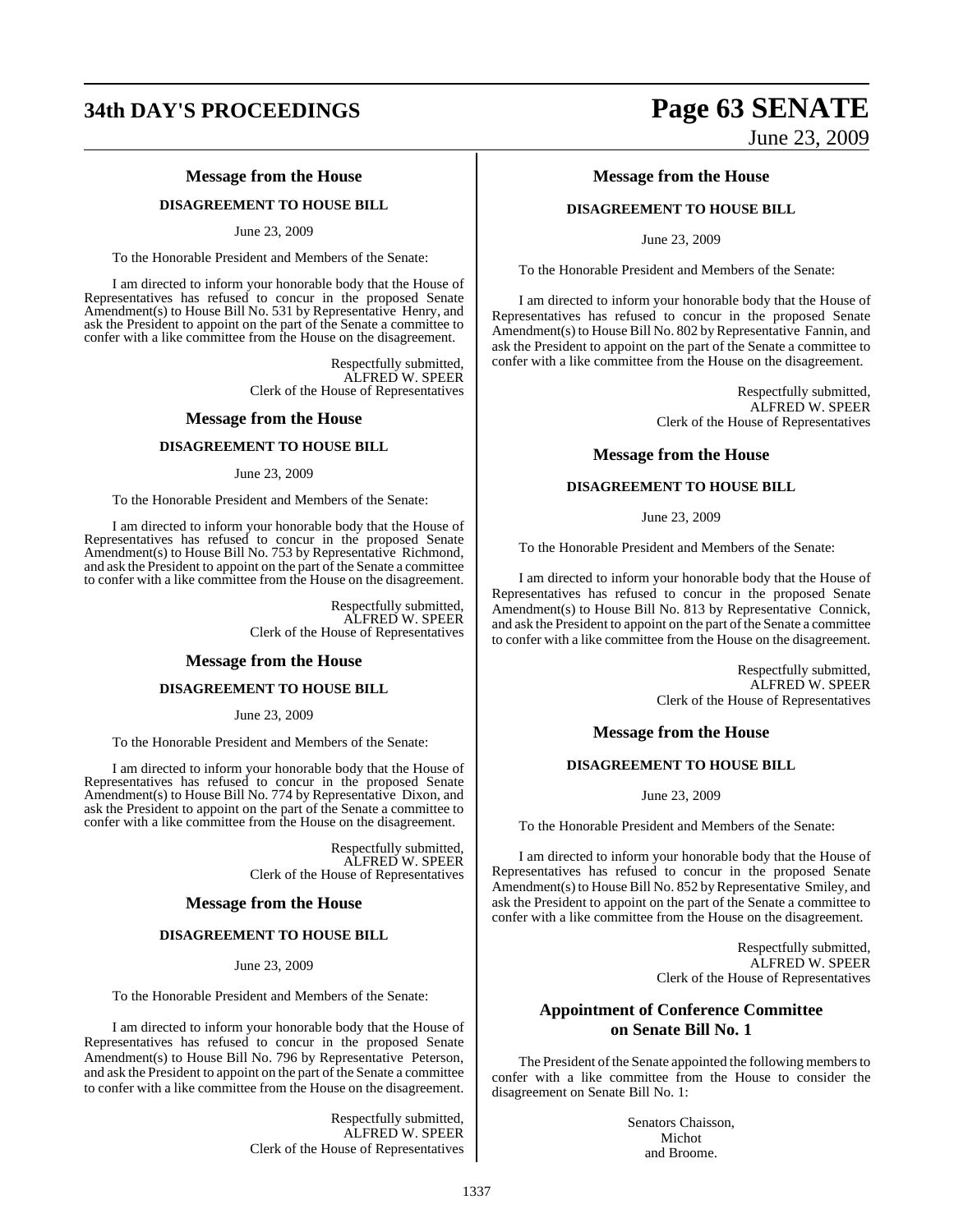## Message from the House

### DISAGREEMENT TO HOUSE BILL

June 23, 2009

To the Honorable President and Members of the Senate:

I am directed to inform your honorable body that the House of Representatives has refused to concur in the proposed Senate Amendment(s) to House Bill No. 531 by Representative Henry, and ask the President to appoint on the part of the Senate a committee to confer with a like committee from the House on the disagreement.

Respectfully submitted,
ALFRED W. SPEER
Clerk of the House of Representatives

## Message from the House

### DISAGREEMENT TO HOUSE BILL

June 23, 2009

To the Honorable President and Members of the Senate:

I am directed to inform your honorable body that the House of Representatives has refused to concur in the proposed Senate Amendment(s) to House Bill No. 753 by Representative Richmond, and ask the President to appoint on the part of the Senate a committee to confer with a like committee from the House on the disagreement.

Respectfully submitted,
ALFRED W. SPEER
Clerk of the House of Representatives

## Message from the House

### DISAGREEMENT TO HOUSE BILL

June 23, 2009

To the Honorable President and Members of the Senate:

I am directed to inform your honorable body that the House of Representatives has refused to concur in the proposed Senate Amendment(s) to House Bill No. 774 by Representative Dixon, and ask the President to appoint on the part of the Senate a committee to confer with a like committee from the House on the disagreement.

Respectfully submitted,
ALFRED W. SPEER
Clerk of the House of Representatives

## Message from the House

### DISAGREEMENT TO HOUSE BILL

June 23, 2009

To the Honorable President and Members of the Senate:

I am directed to inform your honorable body that the House of Representatives has refused to concur in the proposed Senate Amendment(s) to House Bill No. 796 by Representative Peterson, and ask the President to appoint on the part of the Senate a committee to confer with a like committee from the House on the disagreement.

Respectfully submitted,
ALFRED W. SPEER
Clerk of the House of Representatives

## Message from the House

### DISAGREEMENT TO HOUSE BILL

June 23, 2009

To the Honorable President and Members of the Senate:

I am directed to inform your honorable body that the House of Representatives has refused to concur in the proposed Senate Amendment(s) to House Bill No. 802 by Representative Fannin, and ask the President to appoint on the part of the Senate a committee to confer with a like committee from the House on the disagreement.

Respectfully submitted,
ALFRED W. SPEER
Clerk of the House of Representatives

## Message from the House

### DISAGREEMENT TO HOUSE BILL

June 23, 2009

To the Honorable President and Members of the Senate:

I am directed to inform your honorable body that the House of Representatives has refused to concur in the proposed Senate Amendment(s) to House Bill No. 813 by Representative Connick, and ask the President to appoint on the part of the Senate a committee to confer with a like committee from the House on the disagreement.

Respectfully submitted,
ALFRED W. SPEER
Clerk of the House of Representatives

## Message from the House

### DISAGREEMENT TO HOUSE BILL

June 23, 2009

To the Honorable President and Members of the Senate:

I am directed to inform your honorable body that the House of Representatives has refused to concur in the proposed Senate Amendment(s) to House Bill No. 852 by Representative Smiley, and ask the President to appoint on the part of the Senate a committee to confer with a like committee from the House on the disagreement.

Respectfully submitted,
ALFRED W. SPEER
Clerk of the House of Representatives

## Appointment of Conference Committee on Senate Bill No. 1

The President of the Senate appointed the following members to confer with a like committee from the House to consider the disagreement on Senate Bill No. 1:

Senators Chaisson,
Michot
and Broome.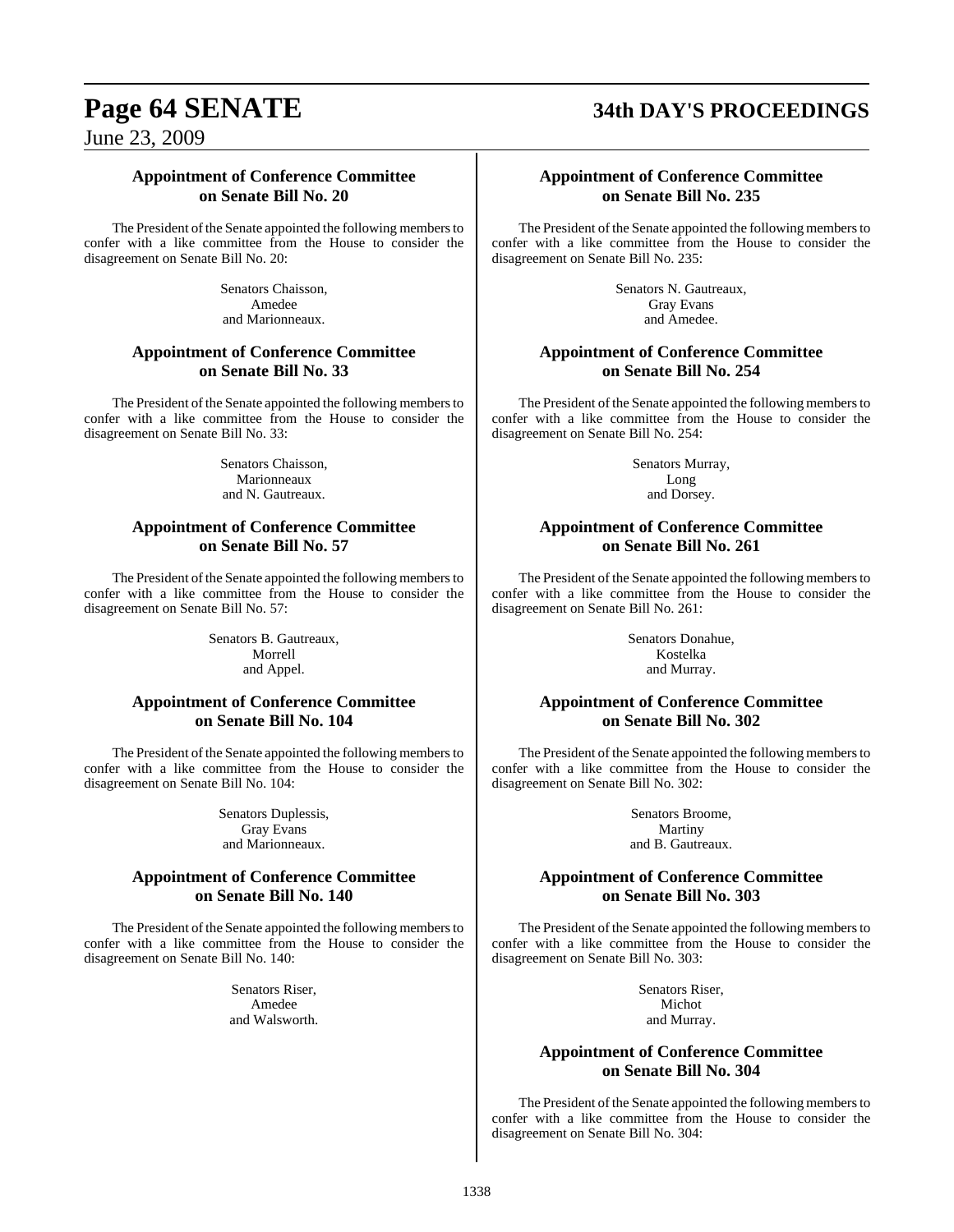## Appointment of Conference Committee on Senate Bill No. 20

The President of the Senate appointed the following members to confer with a like committee from the House to consider the disagreement on Senate Bill No. 20:

Senators Chaisson,
Amedee
and Marionneaux.

## Appointment of Conference Committee on Senate Bill No. 33

The President of the Senate appointed the following members to confer with a like committee from the House to consider the disagreement on Senate Bill No. 33:

Senators Chaisson,
Marionneaux
and N. Gautreaux.

## Appointment of Conference Committee on Senate Bill No. 57

The President of the Senate appointed the following members to confer with a like committee from the House to consider the disagreement on Senate Bill No. 57:

Senators B. Gautreaux,
Morrell
and Appel.

## Appointment of Conference Committee on Senate Bill No. 104

The President of the Senate appointed the following members to confer with a like committee from the House to consider the disagreement on Senate Bill No. 104:

Senators Duplessis,
Gray Evans
and Marionneaux.

## Appointment of Conference Committee on Senate Bill No. 140

The President of the Senate appointed the following members to confer with a like committee from the House to consider the disagreement on Senate Bill No. 140:

Senators Riser,
Amedee
and Walsworth.

## Appointment of Conference Committee on Senate Bill No. 235

The President of the Senate appointed the following members to confer with a like committee from the House to consider the disagreement on Senate Bill No. 235:

Senators N. Gautreaux,
Gray Evans
and Amedee.

## Appointment of Conference Committee on Senate Bill No. 254

The President of the Senate appointed the following members to confer with a like committee from the House to consider the disagreement on Senate Bill No. 254:

Senators Murray,
Long
and Dorsey.

## Appointment of Conference Committee on Senate Bill No. 261

The President of the Senate appointed the following members to confer with a like committee from the House to consider the disagreement on Senate Bill No. 261:

Senators Donahue,
Kostelka
and Murray.

## Appointment of Conference Committee on Senate Bill No. 302

The President of the Senate appointed the following members to confer with a like committee from the House to consider the disagreement on Senate Bill No. 302:

Senators Broome,
Martiny
and B. Gautreaux.

## Appointment of Conference Committee on Senate Bill No. 303

The President of the Senate appointed the following members to confer with a like committee from the House to consider the disagreement on Senate Bill No. 303:

Senators Riser,
Michot
and Murray.

## Appointment of Conference Committee on Senate Bill No. 304

The President of the Senate appointed the following members to confer with a like committee from the House to consider the disagreement on Senate Bill No. 304: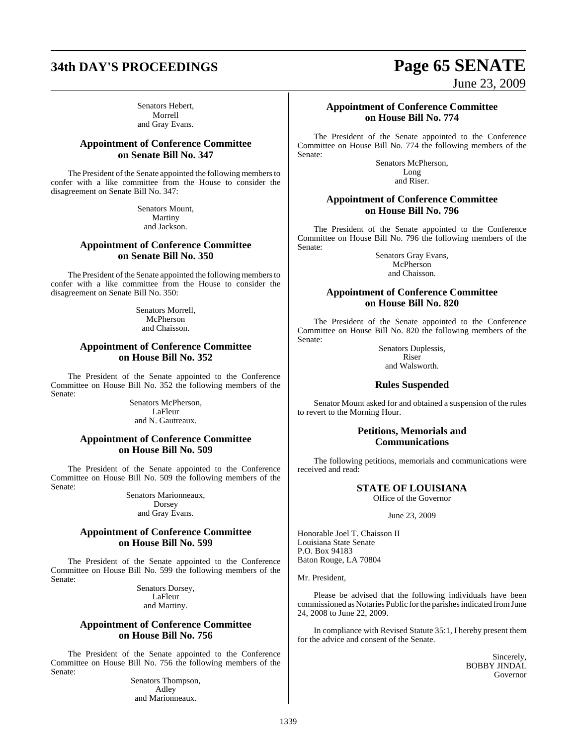Senators Hebert,
Morrell
and Gray Evans.

## Appointment of Conference Committee on Senate Bill No. 347

The President of the Senate appointed the following members to confer with a like committee from the House to consider the disagreement on Senate Bill No. 347:

Senators Mount,
Martiny
and Jackson.

## Appointment of Conference Committee on Senate Bill No. 350

The President of the Senate appointed the following members to confer with a like committee from the House to consider the disagreement on Senate Bill No. 350:

Senators Morrell,
McPherson
and Chaisson.

## Appointment of Conference Committee on House Bill No. 352

The President of the Senate appointed to the Conference Committee on House Bill No. 352 the following members of the Senate:

Senators McPherson,
LaFleur
and N. Gautreaux.

## Appointment of Conference Committee on House Bill No. 509

The President of the Senate appointed to the Conference Committee on House Bill No. 509 the following members of the Senate:

Senators Marionneaux,
Dorsey
and Gray Evans.

## Appointment of Conference Committee on House Bill No. 599

The President of the Senate appointed to the Conference Committee on House Bill No. 599 the following members of the Senate:

Senators Dorsey,
LaFleur
and Martiny.

## Appointment of Conference Committee on House Bill No. 756

The President of the Senate appointed to the Conference Committee on House Bill No. 756 the following members of the Senate:

Senators Thompson,
Adley
and Marionneaux.

## Appointment of Conference Committee on House Bill No. 774

The President of the Senate appointed to the Conference Committee on House Bill No. 774 the following members of the Senate:

Senators McPherson,
Long
and Riser.

## Appointment of Conference Committee on House Bill No. 796

The President of the Senate appointed to the Conference Committee on House Bill No. 796 the following members of the Senate:

Senators Gray Evans,
McPherson
and Chaisson.

## Appointment of Conference Committee on House Bill No. 820

The President of the Senate appointed to the Conference Committee on House Bill No. 820 the following members of the Senate:

Senators Duplessis,
Riser
and Walsworth.

## Rules Suspended

Senator Mount asked for and obtained a suspension of the rules to revert to the Morning Hour.

## Petitions, Memorials and Communications

The following petitions, memorials and communications were received and read:

**STATE OF LOUISIANA**
Office of the Governor

June 23, 2009

Honorable Joel T. Chaisson II
Louisiana State Senate
P.O. Box 94183
Baton Rouge, LA 70804

Mr. President,

Please be advised that the following individuals have been commissioned as Notaries Public for the parishes indicated from June 24, 2008 to June 22, 2009.

In compliance with Revised Statute 35:1, I hereby present them for the advice and consent of the Senate.

Sincerely,
BOBBY JINDAL
Governor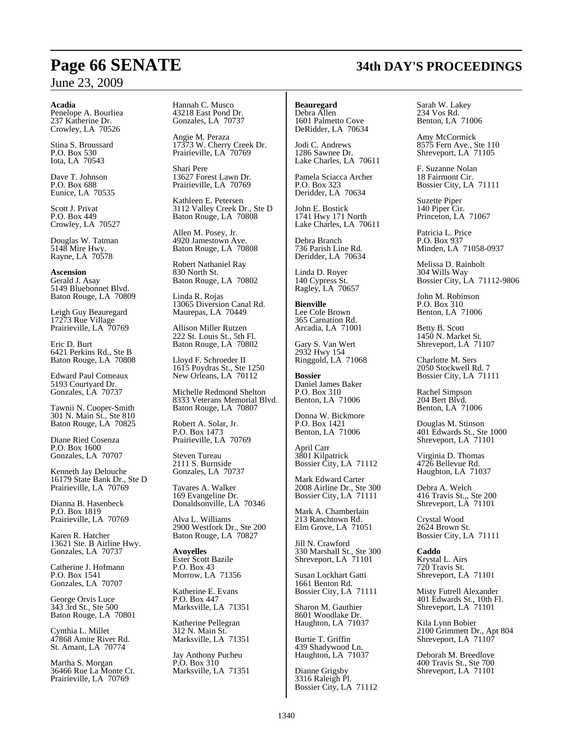**Acadia**
Penelope A. Bourliea
237 Katherine Dr.
Crowley, LA 70526

Stina S. Broussard
P.O. Box 530
Iota, LA 70543

Dave T. Johnson
P.O. Box 688
Eunice, LA 70535

Scott J. Privat
P.O. Box 449
Crowley, LA 70527

Douglas W. Tatman
5148 Mire Hwy.
Rayne, LA 70578

**Ascension**
Gerald J. Asay
5149 Bluebonnet Blvd.
Baton Rouge, LA 70809

Leigh Guy Beauregard
17273 Rue Village
Prairieville, LA 70769

Eric D. Burt
6421 Perkins Rd., Ste B
Baton Rouge, LA 70808

Edward Paul Comeaux
5193 Courtyard Dr.
Gonzales, LA 70737

Tawnii N. Cooper-Smith
301 N. Main St., Ste 810
Baton Rouge, LA 70825

Diane Ried Cosenza
P.O. Box 1600
Gonzales, LA 70707

Kenneth Jay Delouche
16179 State Bank Dr., Ste D
Prairieville, LA 70769

Dianna B. Hasenbeck
P.O. Box 1819
Prairieville, LA 70769

Karen R. Hatcher
13621 Ste. B Airline Hwy.
Gonzales, LA 70737

Catherine J. Hofmann
P.O. Box 1541
Gonzales, LA 70707

George Orvis Luce
343 3rd St., Ste 500
Baton Rouge, LA 70801

Cynthia L. Millet
47868 Amite River Rd.
St. Amant, LA 70774

Martha S. Morgan
36466 Rue La Monte Ct.
Prairieville, LA 70769

Hannah C. Musco
43218 East Pond Dr.
Gonzales, LA 70737

Angie M. Peraza
17373 W. Cherry Creek Dr.
Prairieville, LA 70769

Shari Pere
13627 Forest Lawn Dr.
Prairieville, LA 70769

Kathleen E. Petersen
3112 Valley Creek Dr., Ste D
Baton Rouge, LA 70808

Allen M. Posey, Jr.
4920 Jamestown Ave.
Baton Rouge, LA 70808

Robert Nathaniel Ray
830 North St.
Baton Rouge, LA 70802

Linda R. Rojas
13065 Diversion Canal Rd.
Maurepas, LA 70449

Allison Miller Rutzen
222 St. Louis St., 5th Fl.
Baton Rouge, LA 70802

Lloyd F. Schroeder II
1615 Poydras St., Ste 1250
New Orleans, LA 70112

Michelle Redmond Shelton
8333 Veterans Memorial Blvd.
Baton Rouge, LA 70807

Robert A. Solar, Jr.
P.O. Box 1473
Prairieville, LA 70769

Steven Tureau
2111 S. Burnside
Gonzales, LA 70737

Tavares A. Walker
169 Evangeline Dr.
Donaldsonville, LA 70346

Alva L. Williams
2900 Westfork Dr., Ste 200
Baton Rouge, LA 70827

**Avoyelles**
Ester Scott Bazile
P.O. Box 43
Morrow, LA 71356

Katherine E. Evans
P.O. Box 447
Marksville, LA 71351

Katherine Pellegran
312 N. Main St.
Marksville, LA 71351

Jay Anthony Pucheu
P.O. Box 310
Marksville, LA 71351

**Beauregard**
Debra Allen
1601 Palmetto Cove
DeRidder, LA 70634

Jodi C. Andrews
1286 Sawnee Dr.
Lake Charles, LA 70611

Pamela Sciacca Archer
P.O. Box 323
Deridder, LA 70634

John E. Bostick
1741 Hwy 171 North
Lake Charles, LA 70611

Debra Branch
736 Parish Line Rd.
Deridder, LA 70634

Linda D. Royer
140 Cypress St.
Ragley, LA 70657

**Bienville**
Lee Cole Brown
365 Carnation Rd.
Arcadia, LA 71001

Gary S. Van Wert
2932 Hwy 154
Ringgold, LA 71068

**Bossier**
Daniel James Baker
P.O. Box 310
Benton, LA 71006

Donna W. Bickmore
P.O. Box 1421
Benton, LA 71006

April Carr
3801 Kilpatrick
Bossier City, LA 71112

Mark Edward Carter
2008 Airline Dr., Ste 300
Bossier City, LA 71111

Mark A. Chamberlain
213 Ranchtown Rd.
Elm Grove, LA 71051

Jill N. Crawford
330 Marshall St., Ste 300
Shreveport, LA 71101

Susan Lockhart Gatti
1661 Benton Rd.
Bossier City, LA 71111

Sharon M. Gauthier
8601 Woodlake Dr.
Haughton, LA 71037

Burtie T. Griffin
439 Shadywood Ln.
Haughton, LA 71037

Dianne Grigsby
3316 Raleigh Pl.
Bossier City, LA 71112

Sarah W. Lakey
234 Vos Rd.
Benton, LA 71006

Amy McCormick
8575 Fern Ave., Ste 110
Shreveport, LA 71105

F. Suzanne Nolan
18 Fairmont Cir.
Bossier City, LA 71111

Suzette Piper
140 Piper Cir.
Princeton, LA 71067

Patricia L. Price
P.O. Box 937
Minden, LA 71058-0937

Melissa D. Rainbolt
304 Wills Way
Bossier City, LA 71112-9806

John M. Robinson
P.O. Box 310
Benton, LA 71006

Betty B. Scott
1450 N. Market St.
Shreveport, LA 71107

Charlotte M. Sers
2050 Stockwell Rd. 7
Bossier City, LA 71111

Rachel Simpson
204 Bert Blvd.
Benton, LA 71006

Douglas M. Stinson
401 Edwards St., Ste 1000
Shreveport, LA 71101

Virginia D. Thomas
4726 Bellevue Rd.
Haughton, LA 71037

Debra A. Welch
416 Travis St.,, Ste 200
Shreveport, LA 71101

Crystal Wood
2624 Brown St.
Bossier City, LA 71111

**Caddo**
Krystal L. Airs
720 Travis St.
Shreveport, LA 71101

Misty Futrell Alexander
401 Edwards St., 10th Fl.
Shreveport, LA 71101

Kila Lynn Bobier
2100 Grimmett Dr., Apt 804
Shreveport, LA 71107

Deborah M. Breedlove
400 Travis St., Ste 700
Shreveport, LA 71101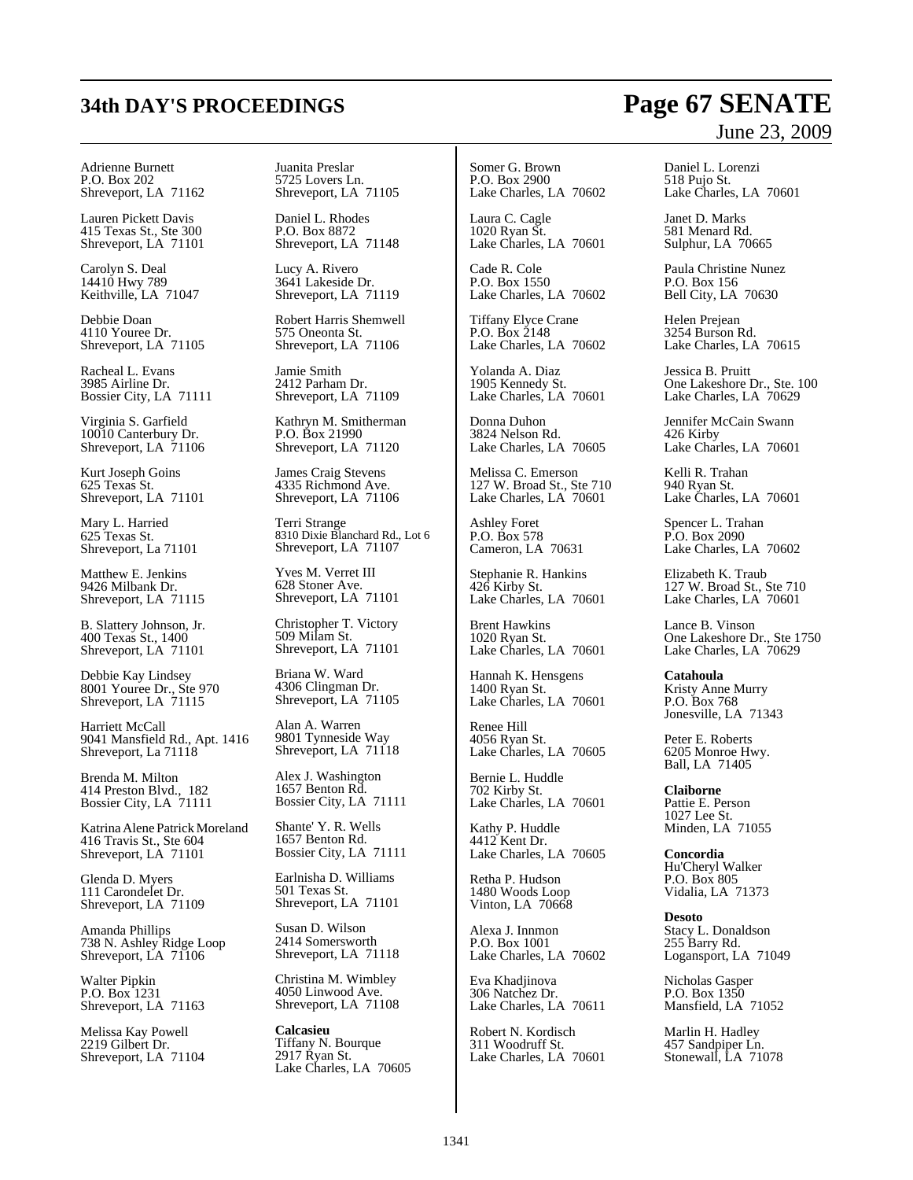Adrienne Burnett
P.O. Box 202
Shreveport, LA  71162

Lauren Pickett Davis
415 Texas St., Ste 300
Shreveport, LA  71101

Carolyn S. Deal
14410 Hwy 789
Keithville, LA  71047

Debbie Doan
4110 Youree Dr.
Shreveport, LA  71105

Racheal L. Evans
3985 Airline Dr.
Bossier City, LA  71111

Virginia S. Garfield
10010 Canterbury Dr.
Shreveport, LA  71106

Kurt Joseph Goins
625 Texas St.
Shreveport, LA  71101

Mary L. Harried
625 Texas St.
Shreveport, La 71101

Matthew E. Jenkins
9426 Milbank Dr.
Shreveport, LA  71115

B. Slattery Johnson, Jr.
400 Texas St., 1400
Shreveport, LA  71101

Debbie Kay Lindsey
8001 Youree Dr., Ste 970
Shreveport, LA  71115

Harriett McCall
9041 Mansfield Rd., Apt. 1416
Shreveport, La 71118

Brenda M. Milton
414 Preston Blvd.,  182
Bossier City, LA  71111

Katrina Alene Patrick Moreland
416 Travis St., Ste 604
Shreveport, LA  71101

Glenda D. Myers
111 Carondelet Dr.
Shreveport, LA  71109

Amanda Phillips
738 N. Ashley Ridge Loop
Shreveport, LA  71106

Walter Pipkin
P.O. Box 1231
Shreveport, LA  71163

Melissa Kay Powell
2219 Gilbert Dr.
Shreveport, LA  71104

Juanita Preslar
5725 Lovers Ln.
Shreveport, LA  71105

Daniel L. Rhodes
P.O. Box 8872
Shreveport, LA  71148

Lucy A. Rivero
3641 Lakeside Dr.
Shreveport, LA  71119

Robert Harris Shemwell
575 Oneonta St.
Shreveport, LA  71106

Jamie Smith
2412 Parham Dr.
Shreveport, LA  71109

Kathryn M. Smitherman
P.O. Box 21990
Shreveport, LA  71120

James Craig Stevens
4335 Richmond Ave.
Shreveport, LA  71106

Terri Strange
8310 Dixie Blanchard Rd., Lot 6
Shreveport, LA  71107

Yves M. Verret III
628 Stoner Ave.
Shreveport, LA  71101

Christopher T. Victory
509 Milam St.
Shreveport, LA  71101

Briana W. Ward
4306 Clingman Dr.
Shreveport, LA  71105

Alan A. Warren
9801 Tynneside Way
Shreveport, LA  71118

Alex J. Washington
1657 Benton Rd.
Bossier City, LA  71111

Shante' Y. R. Wells
1657 Benton Rd.
Bossier City, LA  71111

Earlnisha D. Williams
501 Texas St.
Shreveport, LA  71101

Susan D. Wilson
2414 Somersworth
Shreveport, LA  71118

Christina M. Wimbley
4050 Linwood Ave.
Shreveport, LA  71108

**Calcasieu**
Tiffany N. Bourque
2917 Ryan St.
Lake Charles, LA  70605

Somer G. Brown
P.O. Box 2900
Lake Charles, LA  70602

Laura C. Cagle
1020 Ryan St.
Lake Charles, LA  70601

Cade R. Cole
P.O. Box 1550
Lake Charles, LA  70602

Tiffany Elyce Crane
P.O. Box 2148
Lake Charles, LA  70602

Yolanda A. Diaz
1905 Kennedy St.
Lake Charles, LA  70601

Donna Duhon
3824 Nelson Rd.
Lake Charles, LA  70605

Melissa C. Emerson
127 W. Broad St., Ste 710
Lake Charles, LA  70601

Ashley Foret
P.O. Box 578
Cameron, LA  70631

Stephanie R. Hankins
426 Kirby St.
Lake Charles, LA  70601

Brent Hawkins
1020 Ryan St.
Lake Charles, LA  70601

Hannah K. Hensgens
1400 Ryan St.
Lake Charles, LA  70601

Renee Hill
4056 Ryan St.
Lake Charles, LA  70605

Bernie L. Huddle
702 Kirby St.
Lake Charles, LA  70601

Kathy P. Huddle
4412 Kent Dr.
Lake Charles, LA  70605

Retha P. Hudson
1480 Woods Loop
Vinton, LA  70668

Alexa J. Innmon
P.O. Box 1001
Lake Charles, LA  70602

Eva Khadjinova
306 Natchez Dr.
Lake Charles, LA  70611

Robert N. Kordisch
311 Woodruff St.
Lake Charles, LA  70601

Daniel L. Lorenzi
518 Pujo St.
Lake Charles, LA  70601

Janet D. Marks
581 Menard Rd.
Sulphur, LA  70665

Paula Christine Nunez
P.O. Box 156
Bell City, LA  70630

Helen Prejean
3254 Burson Rd.
Lake Charles, LA  70615

Jessica B. Pruitt
One Lakeshore Dr., Ste. 100
Lake Charles, LA  70629

Jennifer McCain Swann
426 Kirby
Lake Charles, LA  70601

Kelli R. Trahan
940 Ryan St.
Lake Charles, LA  70601

Spencer L. Trahan
P.O. Box 2090
Lake Charles, LA  70602

Elizabeth K. Traub
127 W. Broad St., Ste 710
Lake Charles, LA  70601

Lance B. Vinson
One Lakeshore Dr., Ste 1750
Lake Charles, LA  70629

**Catahoula**
Kristy Anne Murry
P.O. Box 768
Jonesville, LA  71343

Peter E. Roberts
6205 Monroe Hwy.
Ball, LA  71405

**Claiborne**
Pattie E. Person
1027 Lee St.
Minden, LA  71055

**Concordia**
Hu'Cheryl Walker
P.O. Box 805
Vidalia, LA  71373

**Desoto**
Stacy L. Donaldson
255 Barry Rd.
Logansport, LA  71049

Nicholas Gasper
P.O. Box 1350
Mansfield, LA  71052

Marlin H. Hadley
457 Sandpiper Ln.
Stonewall, LA  71078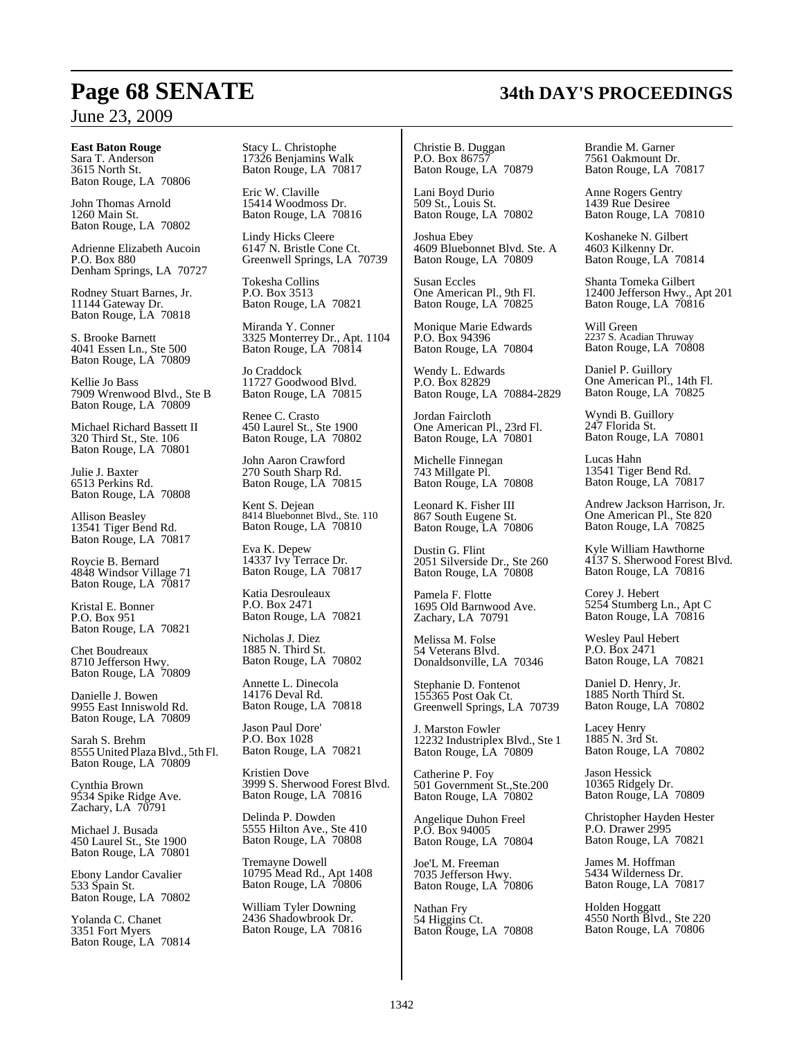**East Baton Rouge**

Sara T. Anderson
3615 North St.
Baton Rouge, LA 70806

John Thomas Arnold
1260 Main St.
Baton Rouge, LA 70802

Adrienne Elizabeth Aucoin
P.O. Box 880
Denham Springs, LA 70727

Rodney Stuart Barnes, Jr.
11144 Gateway Dr.
Baton Rouge, LA 70818

S. Brooke Barnett
4041 Essen Ln., Ste 500
Baton Rouge, LA 70809

Kellie Jo Bass
7909 Wrenwood Blvd., Ste B
Baton Rouge, LA 70809

Michael Richard Bassett II
320 Third St., Ste. 106
Baton Rouge, LA 70801

Julie J. Baxter
6513 Perkins Rd.
Baton Rouge, LA 70808

Allison Beasley
13541 Tiger Bend Rd.
Baton Rouge, LA 70817

Roycie B. Bernard
4848 Windsor Village 71
Baton Rouge, LA 70817

Kristal E. Bonner
P.O. Box 951
Baton Rouge, LA 70821

Chet Boudreaux
8710 Jefferson Hwy.
Baton Rouge, LA 70809

Danielle J. Bowen
9955 East Inniswold Rd.
Baton Rouge, LA 70809

Sarah S. Brehm
8555 United Plaza Blvd., 5th Fl.
Baton Rouge, LA 70809

Cynthia Brown
9534 Spike Ridge Ave.
Zachary, LA 70791

Michael J. Busada
450 Laurel St., Ste 1900
Baton Rouge, LA 70801

Ebony Landor Cavalier
533 Spain St.
Baton Rouge, LA 70802

Yolanda C. Chanet
3351 Fort Myers
Baton Rouge, LA 70814

Stacy L. Christophe
17326 Benjamins Walk
Baton Rouge, LA 70817

Eric W. Claville
15414 Woodmoss Dr.
Baton Rouge, LA 70816

Lindy Hicks Cleere
6147 N. Bristle Cone Ct.
Greenwell Springs, LA 70739

Tokesha Collins
P.O. Box 3513
Baton Rouge, LA 70821

Miranda Y. Conner
3325 Monterrey Dr., Apt. 1104
Baton Rouge, LA 70814

Jo Craddock
11727 Goodwood Blvd.
Baton Rouge, LA 70815

Renee C. Crasto
450 Laurel St., Ste 1900
Baton Rouge, LA 70802

John Aaron Crawford
270 South Sharp Rd.
Baton Rouge, LA 70815

Kent S. Dejean
8414 Bluebonnet Blvd., Ste. 110
Baton Rouge, LA 70810

Eva K. Depew
14337 Ivy Terrace Dr.
Baton Rouge, LA 70817

Katia Desrouleaux
P.O. Box 2471
Baton Rouge, LA 70821

Nicholas J. Diez
1885 N. Third St.
Baton Rouge, LA 70802

Annette L. Dinecola
14176 Deval Rd.
Baton Rouge, LA 70818

Jason Paul Dore'
P.O. Box 1028
Baton Rouge, LA 70821

Kristien Dove
3999 S. Sherwood Forest Blvd.
Baton Rouge, LA 70816

Delinda P. Dowden
5555 Hilton Ave., Ste 410
Baton Rouge, LA 70808

Tremayne Dowell
10795 Mead Rd., Apt 1408
Baton Rouge, LA 70806

William Tyler Downing
2436 Shadowbrook Dr.
Baton Rouge, LA 70816

Christie B. Duggan
P.O. Box 86757
Baton Rouge, LA 70879

Lani Boyd Durio
509 St., Louis St.
Baton Rouge, LA 70802

Joshua Ebey
4609 Bluebonnet Blvd. Ste. A
Baton Rouge, LA 70809

Susan Eccles
One American Pl., 9th Fl.
Baton Rouge, LA 70825

Monique Marie Edwards
P.O. Box 94396
Baton Rouge, LA 70804

Wendy L. Edwards
P.O. Box 82829
Baton Rouge, LA 70884-2829

Jordan Faircloth
One American Pl., 23rd Fl.
Baton Rouge, LA 70801

Michelle Finnegan
743 Millgate Pl.
Baton Rouge, LA 70808

Leonard K. Fisher III
867 South Eugene St.
Baton Rouge, LA 70806

Dustin G. Flint
2051 Silverside Dr., Ste 260
Baton Rouge, LA 70808

Pamela F. Flotte
1695 Old Barnwood Ave.
Zachary, LA 70791

Melissa M. Folse
54 Veterans Blvd.
Donaldsonville, LA 70346

Stephanie D. Fontenot
155365 Post Oak Ct.
Greenwell Springs, LA 70739

J. Marston Fowler
12232 Industriplex Blvd., Ste 1
Baton Rouge, LA 70809

Catherine P. Foy
501 Government St.,Ste.200
Baton Rouge, LA 70802

Angelique Duhon Freel
P.O. Box 94005
Baton Rouge, LA 70804

Joe'L M. Freeman
7035 Jefferson Hwy.
Baton Rouge, LA 70806

Nathan Fry
54 Higgins Ct.
Baton Rouge, LA 70808

Brandie M. Garner
7561 Oakmount Dr.
Baton Rouge, LA 70817

Anne Rogers Gentry
1439 Rue Desiree
Baton Rouge, LA 70810

Koshaneke N. Gilbert
4603 Kilkenny Dr.
Baton Rouge, LA 70814

Shanta Tomeka Gilbert
12400 Jefferson Hwy., Apt 201
Baton Rouge, LA 70816

Will Green
2237 S. Acadian Thruway
Baton Rouge, LA 70808

Daniel P. Guillory
One American Pl., 14th Fl.
Baton Rouge, LA 70825

Wyndi B. Guillory
247 Florida St.
Baton Rouge, LA 70801

Lucas Hahn
13541 Tiger Bend Rd.
Baton Rouge, LA 70817

Andrew Jackson Harrison, Jr.
One American Pl., Ste 820
Baton Rouge, LA 70825

Kyle William Hawthorne
4137 S. Sherwood Forest Blvd.
Baton Rouge, LA 70816

Corey J. Hebert
5254 Stumberg Ln., Apt C
Baton Rouge, LA 70816

Wesley Paul Hebert
P.O. Box 2471
Baton Rouge, LA 70821

Daniel D. Henry, Jr.
1885 North Third St.
Baton Rouge, LA 70802

Lacey Henry
1885 N. 3rd St.
Baton Rouge, LA 70802

Jason Hessick
10365 Ridgely Dr.
Baton Rouge, LA 70809

Christopher Hayden Hester
P.O. Drawer 2995
Baton Rouge, LA 70821

James M. Hoffman
5434 Wilderness Dr.
Baton Rouge, LA 70817

Holden Hoggatt
4550 North Blvd., Ste 220
Baton Rouge, LA 70806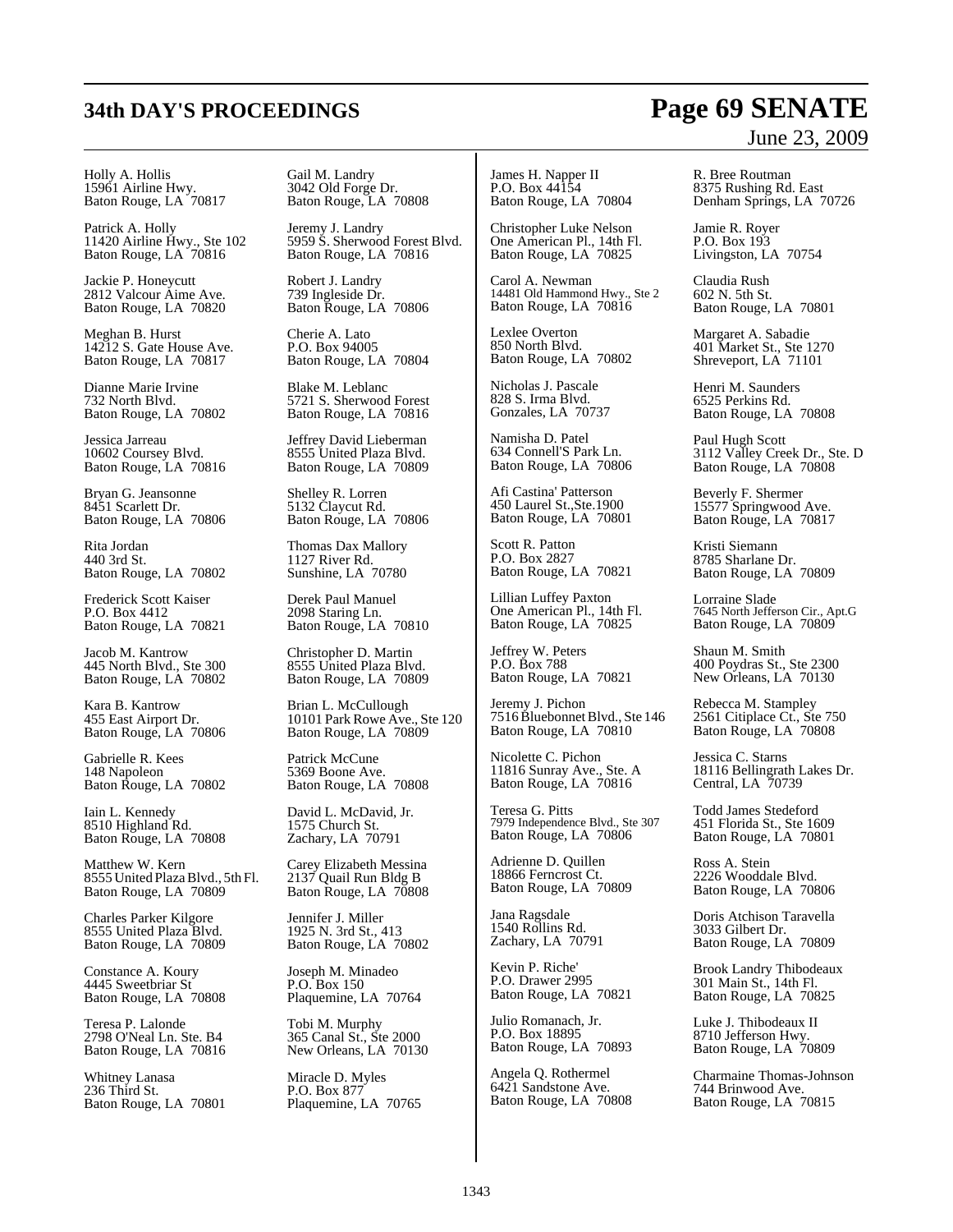Holly A. Hollis
15961 Airline Hwy.
Baton Rouge, LA 70817

Patrick A. Holly
11420 Airline Hwy., Ste 102
Baton Rouge, LA 70816

Jackie P. Honeycutt
2812 Valcour Aime Ave.
Baton Rouge, LA 70820

Meghan B. Hurst
14212 S. Gate House Ave.
Baton Rouge, LA 70817

Dianne Marie Irvine
732 North Blvd.
Baton Rouge, LA 70802

Jessica Jarreau
10602 Coursey Blvd.
Baton Rouge, LA 70816

Bryan G. Jeansonne
8451 Scarlett Dr.
Baton Rouge, LA 70806

Rita Jordan
440 3rd St.
Baton Rouge, LA 70802

Frederick Scott Kaiser
P.O. Box 4412
Baton Rouge, LA 70821

Jacob M. Kantrow
445 North Blvd., Ste 300
Baton Rouge, LA 70802

Kara B. Kantrow
455 East Airport Dr.
Baton Rouge, LA 70806

Gabrielle R. Kees
148 Napoleon
Baton Rouge, LA 70802

Iain L. Kennedy
8510 Highland Rd.
Baton Rouge, LA 70808

Matthew W. Kern
8555 United Plaza Blvd., 5th Fl.
Baton Rouge, LA 70809

Charles Parker Kilgore
8555 United Plaza Blvd.
Baton Rouge, LA 70809

Constance A. Koury
4445 Sweetbriar St
Baton Rouge, LA 70808

Teresa P. Lalonde
2798 O'Neal Ln. Ste. B4
Baton Rouge, LA 70816

Whitney Lanasa
236 Third St.
Baton Rouge, LA 70801

Gail M. Landry
3042 Old Forge Dr.
Baton Rouge, LA 70808

Jeremy J. Landry
5959 S. Sherwood Forest Blvd.
Baton Rouge, LA 70816

Robert J. Landry
739 Ingleside Dr.
Baton Rouge, LA 70806

Cherie A. Lato
P.O. Box 94005
Baton Rouge, LA 70804

Blake M. Leblanc
5721 S. Sherwood Forest
Baton Rouge, LA 70816

Jeffrey David Lieberman
8555 United Plaza Blvd.
Baton Rouge, LA 70809

Shelley R. Lorren
5132 Claycut Rd.
Baton Rouge, LA 70806

Thomas Dax Mallory
1127 River Rd.
Sunshine, LA 70780

Derek Paul Manuel
2098 Staring Ln.
Baton Rouge, LA 70810

Christopher D. Martin
8555 United Plaza Blvd.
Baton Rouge, LA 70809

Brian L. McCullough
10101 Park Rowe Ave., Ste 120
Baton Rouge, LA 70809

Patrick McCune
5369 Boone Ave.
Baton Rouge, LA 70808

David L. McDavid, Jr.
1575 Church St.
Zachary, LA 70791

Carey Elizabeth Messina
2137 Quail Run Bldg B
Baton Rouge, LA 70808

Jennifer J. Miller
1925 N. 3rd St., 413
Baton Rouge, LA 70802

Joseph M. Minadeo
P.O. Box 150
Plaquemine, LA 70764

Tobi M. Murphy
365 Canal St., Ste 2000
New Orleans, LA 70130

Miracle D. Myles
P.O. Box 877
Plaquemine, LA 70765

James H. Napper II
P.O. Box 44154
Baton Rouge, LA 70804

Christopher Luke Nelson
One American Pl., 14th Fl.
Baton Rouge, LA 70825

Carol A. Newman
14481 Old Hammond Hwy., Ste 2
Baton Rouge, LA 70816

Lexlee Overton
850 North Blvd.
Baton Rouge, LA 70802

Nicholas J. Pascale
828 S. Irma Blvd.
Gonzales, LA 70737

Namisha D. Patel
634 Connell'S Park Ln.
Baton Rouge, LA 70806

Afi Castina' Patterson
450 Laurel St.,Ste.1900
Baton Rouge, LA 70801

Scott R. Patton
P.O. Box 2827
Baton Rouge, LA 70821

Lillian Luffey Paxton
One American Pl., 14th Fl.
Baton Rouge, LA 70825

Jeffrey W. Peters
P.O. Box 788
Baton Rouge, LA 70821

Jeremy J. Pichon
7516 Bluebonnet Blvd., Ste 146
Baton Rouge, LA 70810

Nicolette C. Pichon
11816 Sunray Ave., Ste. A
Baton Rouge, LA 70816

Teresa G. Pitts
7979 Independence Blvd., Ste 307
Baton Rouge, LA 70806

Adrienne D. Quillen
18866 Ferncrost Ct.
Baton Rouge, LA 70809

Jana Ragsdale
1540 Rollins Rd.
Zachary, LA 70791

Kevin P. Riche'
P.O. Drawer 2995
Baton Rouge, LA 70821

Julio Romanach, Jr.
P.O. Box 18895
Baton Rouge, LA 70893

Angela Q. Rothermel
6421 Sandstone Ave.
Baton Rouge, LA 70808

R. Bree Routman
8375 Rushing Rd. East
Denham Springs, LA 70726

Jamie R. Royer
P.O. Box 193
Livingston, LA 70754

Claudia Rush
602 N. 5th St.
Baton Rouge, LA 70801

Margaret A. Sabadie
401 Market St., Ste 1270
Shreveport, LA 71101

Henri M. Saunders
6525 Perkins Rd.
Baton Rouge, LA 70808

Paul Hugh Scott
3112 Valley Creek Dr., Ste. D
Baton Rouge, LA 70808

Beverly F. Shermer
15577 Springwood Ave.
Baton Rouge, LA 70817

Kristi Siemann
8785 Sharlane Dr.
Baton Rouge, LA 70809

Lorraine Slade
7645 North Jefferson Cir., Apt.G
Baton Rouge, LA 70809

Shaun M. Smith
400 Poydras St., Ste 2300
New Orleans, LA 70130

Rebecca M. Stampley
2561 Citiplace Ct., Ste 750
Baton Rouge, LA 70808

Jessica C. Starns
18116 Bellingrath Lakes Dr.
Central, LA 70739

Todd James Stedeford
451 Florida St., Ste 1609
Baton Rouge, LA 70801

Ross A. Stein
2226 Wooddale Blvd.
Baton Rouge, LA 70806

Doris Atchison Taravella
3033 Gilbert Dr.
Baton Rouge, LA 70809

Brook Landry Thibodeaux
301 Main St., 14th Fl.
Baton Rouge, LA 70825

Luke J. Thibodeaux II
8710 Jefferson Hwy.
Baton Rouge, LA 70809

Charmaine Thomas-Johnson
744 Brinwood Ave.
Baton Rouge, LA 70815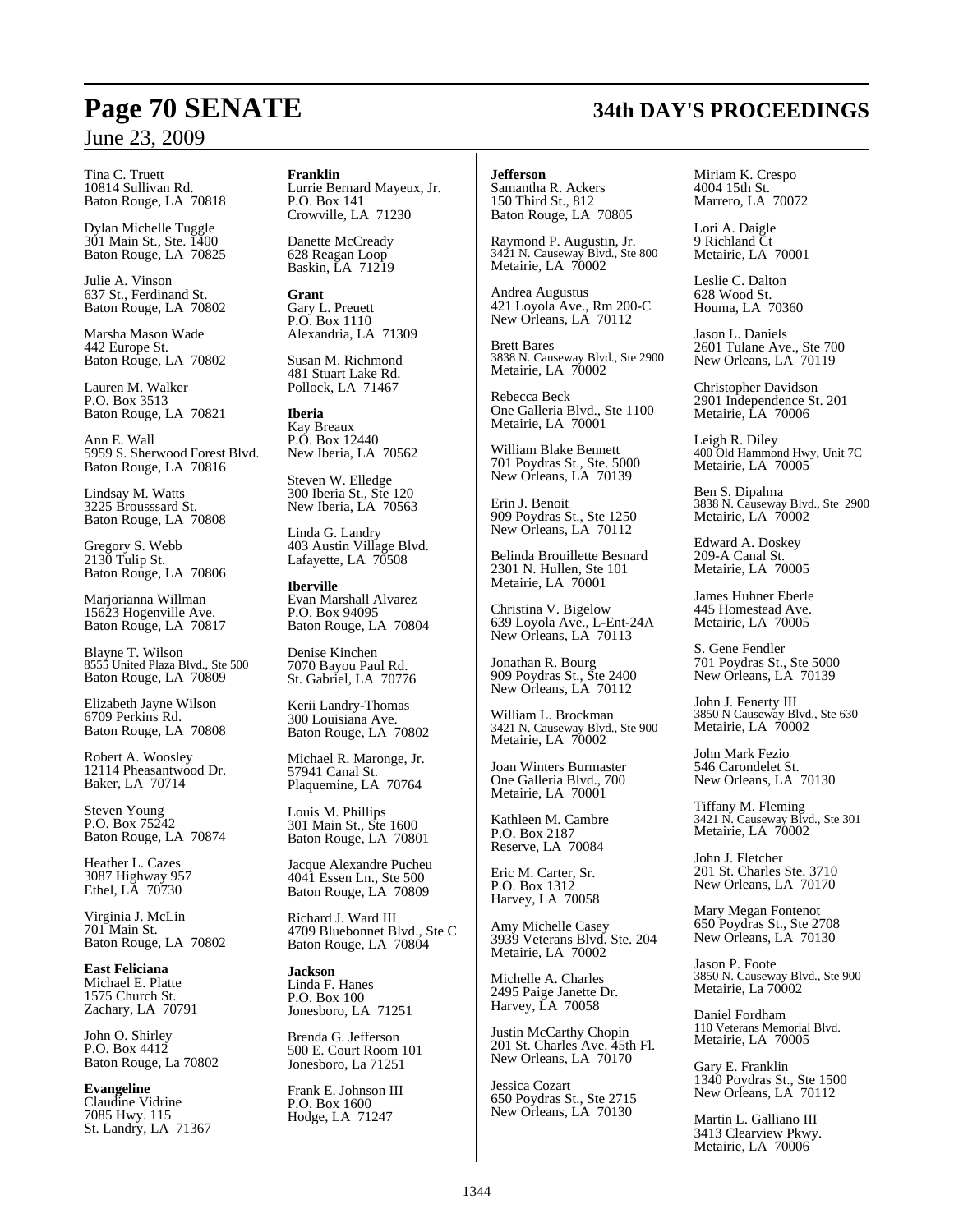Tina C. Truett
10814 Sullivan Rd.
Baton Rouge, LA 70818

Dylan Michelle Tuggle
301 Main St., Ste. 1400
Baton Rouge, LA 70825

Julie A. Vinson
637 St., Ferdinand St.
Baton Rouge, LA 70802

Marsha Mason Wade
442 Europe St.
Baton Rouge, LA 70802

Lauren M. Walker
P.O. Box 3513
Baton Rouge, LA 70821

Ann E. Wall
5959 S. Sherwood Forest Blvd.
Baton Rouge, LA 70816

Lindsay M. Watts
3225 Brousssard St.
Baton Rouge, LA 70808

Gregory S. Webb
2130 Tulip St.
Baton Rouge, LA 70806

Marjorianna Willman
15623 Hogenville Ave.
Baton Rouge, LA 70817

Blayne T. Wilson
8555 United Plaza Blvd., Ste 500
Baton Rouge, LA 70809

Elizabeth Jayne Wilson
6709 Perkins Rd.
Baton Rouge, LA 70808

Robert A. Woosley
12114 Pheasantwood Dr.
Baker, LA 70714

Steven Young
P.O. Box 75242
Baton Rouge, LA 70874

Heather L. Cazes
3087 Highway 957
Ethel, LA 70730

Virginia J. McLin
701 Main St.
Baton Rouge, LA 70802

**East Feliciana**
Michael E. Platte
1575 Church St.
Zachary, LA 70791

John O. Shirley
P.O. Box 4412
Baton Rouge, La 70802

**Evangeline**
Claudine Vidrine
7085 Hwy. 115
St. Landry, LA 71367

**Franklin**
Lurrie Bernard Mayeux, Jr.
P.O. Box 141
Crowville, LA 71230

Danette McCready
628 Reagan Loop
Baskin, LA 71219

**Grant**
Gary L. Preuett
P.O. Box 1110
Alexandria, LA 71309

Susan M. Richmond
481 Stuart Lake Rd.
Pollock, LA 71467

**Iberia**
Kay Breaux
P.O. Box 12440
New Iberia, LA 70562

Steven W. Elledge
300 Iberia St., Ste 120
New Iberia, LA 70563

Linda G. Landry
403 Austin Village Blvd.
Lafayette, LA 70508

**Iberville**
Evan Marshall Alvarez
P.O. Box 94095
Baton Rouge, LA 70804

Denise Kinchen
7070 Bayou Paul Rd.
St. Gabriel, LA 70776

Kerii Landry-Thomas
300 Louisiana Ave.
Baton Rouge, LA 70802

Michael R. Maronge, Jr.
57941 Canal St.
Plaquemine, LA 70764

Louis M. Phillips
301 Main St., Ste 1600
Baton Rouge, LA 70801

Jacque Alexandre Pucheu
4041 Essen Ln., Ste 500
Baton Rouge, LA 70809

Richard J. Ward III
4709 Bluebonnet Blvd., Ste C
Baton Rouge, LA 70804

**Jackson**
Linda F. Hanes
P.O. Box 100
Jonesboro, LA 71251

Brenda G. Jefferson
500 E. Court Room 101
Jonesboro, La 71251

Frank E. Johnson III
P.O. Box 1600
Hodge, LA 71247

**Jefferson**
Samantha R. Ackers
150 Third St., 812
Baton Rouge, LA 70805

Raymond P. Augustin, Jr.
3421 N. Causeway Blvd., Ste 800
Metairie, LA 70002

Andrea Augustus
421 Loyola Ave., Rm 200-C
New Orleans, LA 70112

Brett Bares
3838 N. Causeway Blvd., Ste 2900
Metairie, LA 70002

Rebecca Beck
One Galleria Blvd., Ste 1100
Metairie, LA 70001

William Blake Bennett
701 Poydras St., Ste. 5000
New Orleans, LA 70139

Erin J. Benoit
909 Poydras St., Ste 1250
New Orleans, LA 70112

Belinda Brouillette Besnard
2301 N. Hullen, Ste 101
Metairie, LA 70001

Christina V. Bigelow
639 Loyola Ave., L-Ent-24A
New Orleans, LA 70113

Jonathan R. Bourg
909 Poydras St., Ste 2400
New Orleans, LA 70112

William L. Brockman
3421 N. Causeway Blvd., Ste 900
Metairie, LA 70002

Joan Winters Burmaster
One Galleria Blvd., 700
Metairie, LA 70001

Kathleen M. Cambre
P.O. Box 2187
Reserve, LA 70084

Eric M. Carter, Sr.
P.O. Box 1312
Harvey, LA 70058

Amy Michelle Casey
3939 Veterans Blvd. Ste. 204
Metairie, LA 70002

Michelle A. Charles
2495 Paige Janette Dr.
Harvey, LA 70058

Justin McCarthy Chopin
201 St. Charles Ave. 45th Fl.
New Orleans, LA 70170

Jessica Cozart
650 Poydras St., Ste 2715
New Orleans, LA 70130

Miriam K. Crespo
4004 15th St.
Marrero, LA 70072

Lori A. Daigle
9 Richland Ct
Metairie, LA 70001

Leslie C. Dalton
628 Wood St.
Houma, LA 70360

Jason L. Daniels
2601 Tulane Ave., Ste 700
New Orleans, LA 70119

Christopher Davidson
2901 Independence St. 201
Metairie, LA 70006

Leigh R. Diley
400 Old Hammond Hwy, Unit 7C
Metairie, LA 70005

Ben S. Dipalma
3838 N. Causeway Blvd., Ste 2900
Metairie, LA 70002

Edward A. Doskey
209-A Canal St.
Metairie, LA 70005

James Huhner Eberle
445 Homestead Ave.
Metairie, LA 70005

S. Gene Fendler
701 Poydras St., Ste 5000
New Orleans, LA 70139

John J. Fenerty III
3850 N Causeway Blvd., Ste 630
Metairie, LA 70002

John Mark Fezio
546 Carondelet St.
New Orleans, LA 70130

Tiffany M. Fleming
3421 N. Causeway Blvd., Ste 301
Metairie, LA 70002

John J. Fletcher
201 St. Charles Ste. 3710
New Orleans, LA 70170

Mary Megan Fontenot
650 Poydras St., Ste 2708
New Orleans, LA 70130

Jason P. Foote
3850 N. Causeway Blvd., Ste 900
Metairie, La 70002

Daniel Fordham
110 Veterans Memorial Blvd.
Metairie, LA 70005

Gary E. Franklin
1340 Poydras St., Ste 1500
New Orleans, LA 70112

Martin L. Galliano III
3413 Clearview Pkwy.
Metairie, LA 70006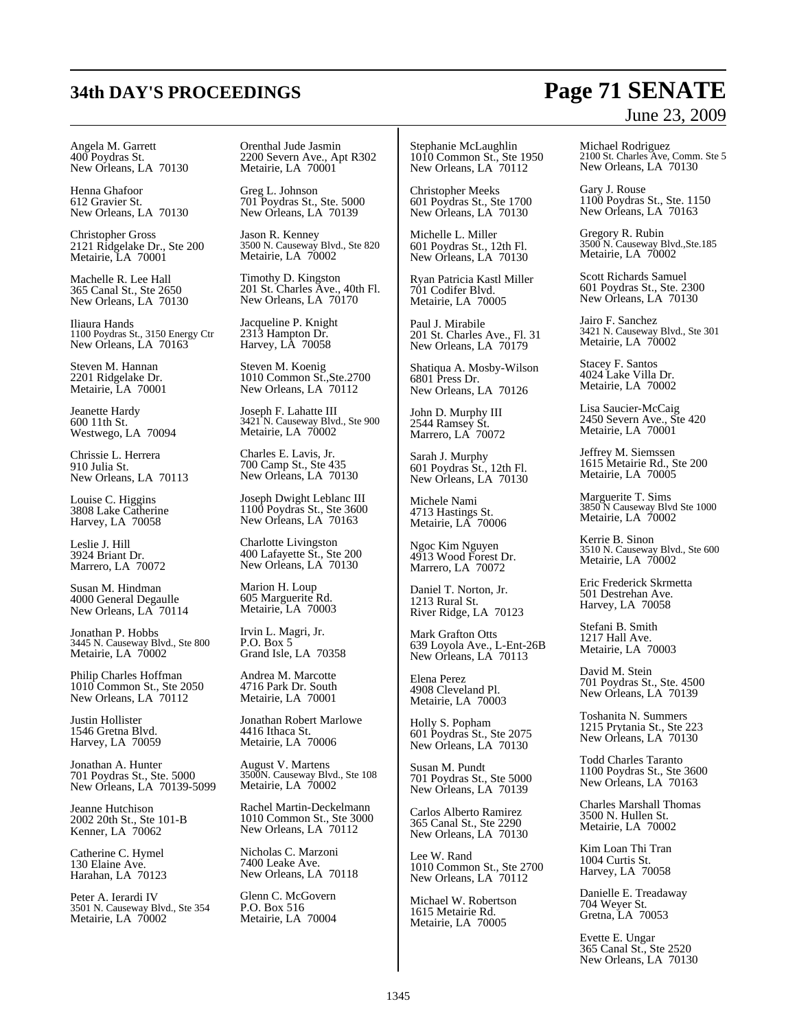Angela M. Garrett
400 Poydras St.
New Orleans, LA 70130

Henna Ghafoor
612 Gravier St.
New Orleans, LA 70130

Christopher Gross
2121 Ridgelake Dr., Ste 200
Metairie, LA 70001

Machelle R. Lee Hall
365 Canal St., Ste 2650
New Orleans, LA 70130

Iliaura Hands
1100 Poydras St., 3150 Energy Ctr
New Orleans, LA 70163

Steven M. Hannan
2201 Ridgelake Dr.
Metairie, LA 70001

Jeanette Hardy
600 11th St.
Westwego, LA 70094

Chrissie L. Herrera
910 Julia St.
New Orleans, LA 70113

Louise C. Higgins
3808 Lake Catherine
Harvey, LA 70058

Leslie J. Hill
3924 Briant Dr.
Marrero, LA 70072

Susan M. Hindman
4000 General Degaulle
New Orleans, LA 70114

Jonathan P. Hobbs
3445 N. Causeway Blvd., Ste 800
Metairie, LA 70002

Philip Charles Hoffman
1010 Common St., Ste 2050
New Orleans, LA 70112

Justin Hollister
1546 Gretna Blvd.
Harvey, LA 70059

Jonathan A. Hunter
701 Poydras St., Ste. 5000
New Orleans, LA 70139-5099

Jeanne Hutchison
2002 20th St., Ste 101-B
Kenner, LA 70062

Catherine C. Hymel
130 Elaine Ave.
Harahan, LA 70123

Peter A. Ierardi IV
3501 N. Causeway Blvd., Ste 354
Metairie, LA 70002

Orenthal Jude Jasmin
2200 Severn Ave., Apt R302
Metairie, LA 70001

Greg L. Johnson
701 Poydras St., Ste. 5000
New Orleans, LA 70139

Jason R. Kenney
3500 N. Causeway Blvd., Ste 820
Metairie, LA 70002

Timothy D. Kingston
201 St. Charles Ave., 40th Fl.
New Orleans, LA 70170

Jacqueline P. Knight
2313 Hampton Dr.
Harvey, LA 70058

Steven M. Koenig
1010 Common St.,Ste.2700
New Orleans, LA 70112

Joseph F. Lahatte III
3421 N. Causeway Blvd., Ste 900
Metairie, LA 70002

Charles E. Lavis, Jr.
700 Camp St., Ste 435
New Orleans, LA 70130

Joseph Dwight Leblanc III
1100 Poydras St., Ste 3600
New Orleans, LA 70163

Charlotte Livingston
400 Lafayette St., Ste 200
New Orleans, LA 70130

Marion H. Loup
605 Marguerite Rd.
Metairie, LA 70003

Irvin L. Magri, Jr.
P.O. Box 5
Grand Isle, LA 70358

Andrea M. Marcotte
4716 Park Dr. South
Metairie, LA 70001

Jonathan Robert Marlowe
4416 Ithaca St.
Metairie, LA 70006

August V. Martens
3500N. Causeway Blvd., Ste 108
Metairie, LA 70002

Rachel Martin-Deckelmann
1010 Common St., Ste 3000
New Orleans, LA 70112

Nicholas C. Marzoni
7400 Leake Ave.
New Orleans, LA 70118

Glenn C. McGovern
P.O. Box 516
Metairie, LA 70004

Stephanie McLaughlin
1010 Common St., Ste 1950
New Orleans, LA 70112

Christopher Meeks
601 Poydras St., Ste 1700
New Orleans, LA 70130

Michelle L. Miller
601 Poydras St., 12th Fl.
New Orleans, LA 70130

Ryan Patricia Kastl Miller
701 Codifer Blvd.
Metairie, LA 70005

Paul J. Mirabile
201 St. Charles Ave., Fl. 31
New Orleans, LA 70179

Shatiqua A. Mosby-Wilson
6801 Press Dr.
New Orleans, LA 70126

John D. Murphy III
2544 Ramsey St.
Marrero, LA 70072

Sarah J. Murphy
601 Poydras St., 12th Fl.
New Orleans, LA 70130

Michele Nami
4713 Hastings St.
Metairie, LA 70006

Ngoc Kim Nguyen
4913 Wood Forest Dr.
Marrero, LA 70072

Daniel T. Norton, Jr.
1213 Rural St.
River Ridge, LA 70123

Mark Grafton Otts
639 Loyola Ave., L-Ent-26B
New Orleans, LA 70113

Elena Perez
4908 Cleveland Pl.
Metairie, LA 70003

Holly S. Popham
601 Poydras St., Ste 2075
New Orleans, LA 70130

Susan M. Pundt
701 Poydras St., Ste 5000
New Orleans, LA 70139

Carlos Alberto Ramirez
365 Canal St., Ste 2290
New Orleans, LA 70130

Lee W. Rand
1010 Common St., Ste 2700
New Orleans, LA 70112

Michael W. Robertson
1615 Metairie Rd.
Metairie, LA 70005

Michael Rodriguez
2100 St. Charles Ave, Comm. Ste 5
New Orleans, LA 70130

Gary J. Rouse
1100 Poydras St., Ste. 1150
New Orleans, LA 70163

Gregory R. Rubin
3500 N. Causeway Blvd.,Ste.185
Metairie, LA 70002

Scott Richards Samuel
601 Poydras St., Ste. 2300
New Orleans, LA 70130

Jairo F. Sanchez
3421 N. Causeway Blvd., Ste 301
Metairie, LA 70002

Stacey F. Santos
4024 Lake Villa Dr.
Metairie, LA 70002

Lisa Saucier-McCaig
2450 Severn Ave., Ste 420
Metairie, LA 70001

Jeffrey M. Siemssen
1615 Metairie Rd., Ste 200
Metairie, LA 70005

Marguerite T. Sims
3850 N Causeway Blvd Ste 1000
Metairie, LA 70002

Kerrie B. Sinon
3510 N. Causeway Blvd., Ste 600
Metairie, LA 70002

Eric Frederick Skrmetta
501 Destrehan Ave.
Harvey, LA 70058

Stefani B. Smith
1217 Hall Ave.
Metairie, LA 70003

David M. Stein
701 Poydras St., Ste. 4500
New Orleans, LA 70139

Toshanita N. Summers
1215 Prytania St., Ste 223
New Orleans, LA 70130

Todd Charles Taranto
1100 Poydras St., Ste 3600
New Orleans, LA 70163

Charles Marshall Thomas
3500 N. Hullen St.
Metairie, LA 70002

Kim Loan Thi Tran
1004 Curtis St.
Harvey, LA 70058

Danielle E. Treadaway
704 Weyer St.
Gretna, LA 70053

Evette E. Ungar
365 Canal St., Ste 2520
New Orleans, LA 70130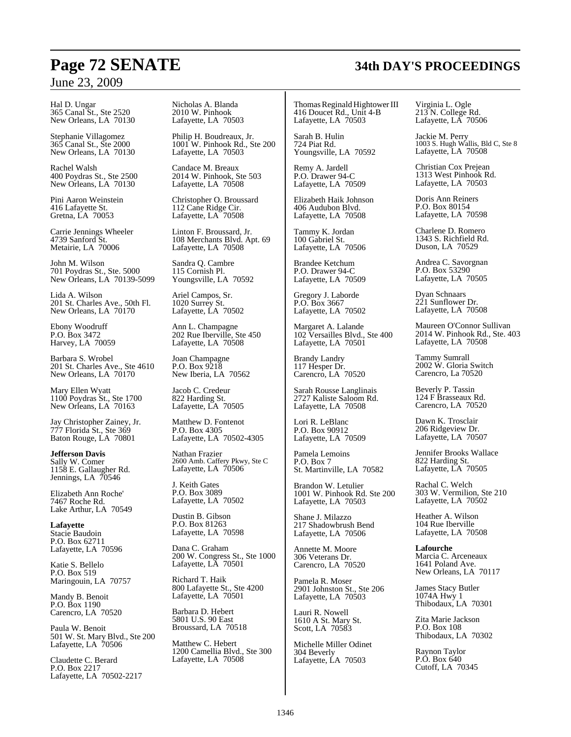Hal D. Ungar
365 Canal St., Ste 2520
New Orleans, LA 70130

Stephanie Villagomez
365 Canal St., Ste 2000
New Orleans, LA 70130

Rachel Walsh
400 Poydras St., Ste 2500
New Orleans, LA 70130

Pini Aaron Weinstein
416 Lafayette St.
Gretna, LA 70053

Carrie Jennings Wheeler
4739 Sanford St.
Metairie, LA 70006

John M. Wilson
701 Poydras St., Ste. 5000
New Orleans, LA 70139-5099

Lida A. Wilson
201 St. Charles Ave., 50th Fl.
New Orleans, LA 70170

Ebony Woodruff
P.O. Box 3472
Harvey, LA 70059

Barbara S. Wrobel
201 St. Charles Ave., Ste 4610
New Orleans, LA 70170

Mary Ellen Wyatt
1100 Poydras St., Ste 1700
New Orleans, LA 70163

Jay Christopher Zainey, Jr.
777 Florida St., Ste 369
Baton Rouge, LA 70801

**Jefferson Davis**
Sally W. Comer
1158 E. Gallaugher Rd.
Jennings, LA 70546

Elizabeth Ann Roche'
7467 Roche Rd.
Lake Arthur, LA 70549

**Lafayette**
Stacie Baudoin
P.O. Box 62711
Lafayette, LA 70596

Katie S. Bellelo
P.O. Box 519
Maringouin, LA 70757

Mandy B. Benoit
P.O. Box 1190
Carencro, LA 70520

Paula W. Benoit
501 W. St. Mary Blvd., Ste 200
Lafayette, LA 70506

Claudette C. Berard
P.O. Box 2217
Lafayette, LA 70502-2217

Nicholas A. Blanda
2010 W. Pinhook
Lafayette, LA 70503

Philip H. Boudreaux, Jr.
1001 W. Pinhook Rd., Ste 200
Lafayette, LA 70503

Candace M. Breaux
2014 W. Pinhook, Ste 503
Lafayette, LA 70508

Christopher O. Broussard
112 Cane Ridge Cir.
Lafayette, LA 70508

Linton F. Broussard, Jr.
108 Merchants Blvd. Apt. 69
Lafayette, LA 70508

Sandra Q. Cambre
115 Cornish Pl.
Youngsville, LA 70592

Ariel Campos, Sr.
1020 Surrey St.
Lafayette, LA 70502

Ann L. Champagne
202 Rue Iberville, Ste 450
Lafayette, LA 70508

Joan Champagne
P.O. Box 9218
New Iberia, LA 70562

Jacob C. Credeur
822 Harding St.
Lafayette, LA 70505

Matthew D. Fontenot
P.O. Box 4305
Lafayette, LA 70502-4305

Nathan Frazier
2600 Amb. Caffery Pkwy, Ste C
Lafayette, LA 70506

J. Keith Gates
P.O. Box 3089
Lafayette, LA 70502

Dustin B. Gibson
P.O. Box 81263
Lafayette, LA 70598

Dana C. Graham
200 W. Congress St., Ste 1000
Lafayette, LA 70501

Richard T. Haik
800 Lafayette St., Ste 4200
Lafayette, LA 70501

Barbara D. Hebert
5801 U.S. 90 East
Broussard, LA 70518

Matthew C. Hebert
1200 Camellia Blvd., Ste 300
Lafayette, LA 70508

Thomas Reginald Hightower III
416 Doucet Rd., Unit 4-B
Lafayette, LA 70503

Sarah B. Hulin
724 Piat Rd.
Youngsville, LA 70592

Remy A. Jardell
P.O. Drawer 94-C
Lafayette, LA 70509

Elizabeth Haik Johnson
406 Audubon Blvd.
Lafayette, LA 70508

Tammy K. Jordan
100 Gabriel St.
Lafayette, LA 70506

Brandee Ketchum
P.O. Drawer 94-C
Lafayette, LA 70509

Gregory J. Laborde
P.O. Box 3667
Lafayette, LA 70502

Margaret A. Lalande
102 Versailles Blvd., Ste 400
Lafayette, LA 70501

Brandy Landry
117 Hesper Dr.
Carencro, LA 70520

Sarah Rousse Langlinais
2727 Kaliste Saloom Rd.
Lafayette, LA 70508

Lori R. LeBlanc
P.O. Box 90912
Lafayette, LA 70509

Pamela Lemoins
P.O. Box 7
St. Martinville, LA 70582

Brandon W. Letulier
1001 W. Pinhook Rd. Ste 200
Lafayette, LA 70503

Shane J. Milazzo
217 Shadowbrush Bend
Lafayette, LA 70506

Annette M. Moore
306 Veterans Dr.
Carencro, LA 70520

Pamela R. Moser
2901 Johnston St., Ste 206
Lafayette, LA 70503

Lauri R. Nowell
1610 A St. Mary St.
Scott, LA 70583

Michelle Miller Odinet
304 Beverly
Lafayette, LA 70503

Virginia L. Ogle
213 N. College Rd.
Lafayette, LA 70506

Jackie M. Perry
1003 S. Hugh Wallis, Bld C, Ste 8
Lafayette, LA 70508

Christian Cox Prejean
1313 West Pinhook Rd.
Lafayette, LA 70503

Doris Ann Reiners
P.O. Box 80154
Lafayette, LA 70598

Charlene D. Romero
1343 S. Richfield Rd.
Duson, LA 70529

Andrea C. Savorgnan
P.O. Box 53290
Lafayette, LA 70505

Dyan Schnaars
221 Sunflower Dr.
Lafayette, LA 70508

Maureen O'Connor Sullivan
2014 W. Pinhook Rd., Ste. 403
Lafayette, LA 70508

Tammy Sumrall
2002 W. Gloria Switch
Carencro, La 70520

Beverly P. Tassin
124 F Brasseaux Rd.
Carencro, LA 70520

Dawn K. Trosclair
206 Ridgeview Dr.
Lafayette, LA 70507

Jennifer Brooks Wallace
822 Harding St.
Lafayette, LA 70505

Rachal C. Welch
303 W. Vermilion, Ste 210
Lafayette, LA 70502

Heather A. Wilson
104 Rue Iberville
Lafayette, LA 70508

**Lafourche**
Marcia C. Arceneaux
1641 Poland Ave.
New Orleans, LA 70117

James Stacy Butler
1074A Hwy 1
Thibodaux, LA 70301

Zita Marie Jackson
P.O. Box 108
Thibodaux, LA 70302

Raynon Taylor
P.O. Box 640
Cutoff, LA 70345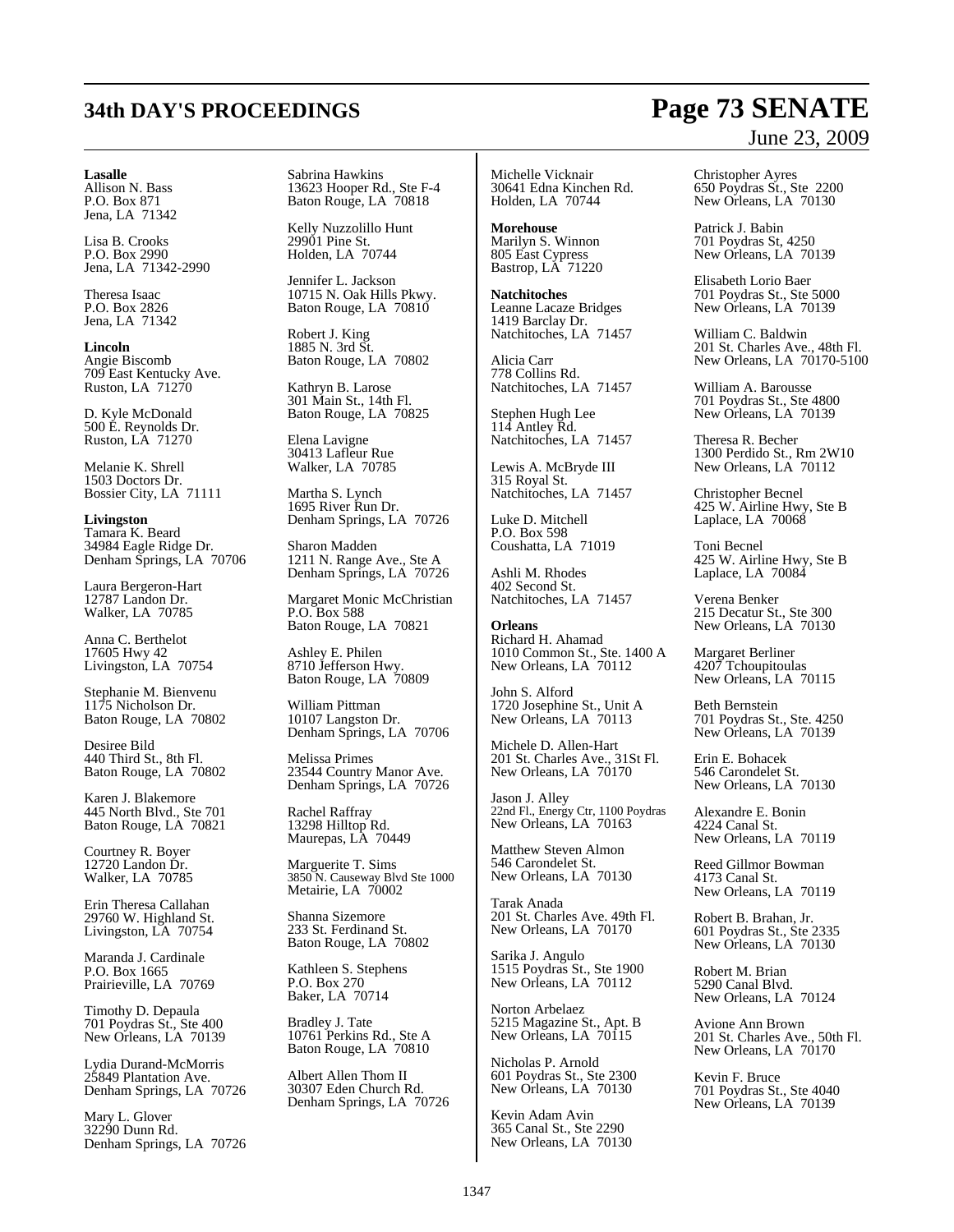**Lasalle**
Allison N. Bass
P.O. Box 871
Jena, LA 71342

Lisa B. Crooks
P.O. Box 2990
Jena, LA 71342-2990

Theresa Isaac
P.O. Box 2826
Jena, LA 71342

**Lincoln**
Angie Biscomb
709 East Kentucky Ave.
Ruston, LA 71270

D. Kyle McDonald
500 E. Reynolds Dr.
Ruston, LA 71270

Melanie K. Shrell
1503 Doctors Dr.
Bossier City, LA 71111

**Livingston**
Tamara K. Beard
34984 Eagle Ridge Dr.
Denham Springs, LA 70706

Laura Bergeron-Hart
12787 Landon Dr.
Walker, LA 70785

Anna C. Berthelot
17605 Hwy 42
Livingston, LA 70754

Stephanie M. Bienvenu
1175 Nicholson Dr.
Baton Rouge, LA 70802

Desiree Bild
440 Third St., 8th Fl.
Baton Rouge, LA 70802

Karen J. Blakemore
445 North Blvd., Ste 701
Baton Rouge, LA 70821

Courtney R. Boyer
12720 Landon Dr.
Walker, LA 70785

Erin Theresa Callahan
29760 W. Highland St.
Livingston, LA 70754

Maranda J. Cardinale
P.O. Box 1665
Prairieville, LA 70769

Timothy D. Depaula
701 Poydras St., Ste 400
New Orleans, LA 70139

Lydia Durand-McMorris
25849 Plantation Ave.
Denham Springs, LA 70726

Mary L. Glover
32290 Dunn Rd.
Denham Springs, LA 70726

Sabrina Hawkins
13623 Hooper Rd., Ste F-4
Baton Rouge, LA 70818

Kelly Nuzzolillo Hunt
29901 Pine St.
Holden, LA 70744

Jennifer L. Jackson
10715 N. Oak Hills Pkwy.
Baton Rouge, LA 70810

Robert J. King
1885 N. 3rd St.
Baton Rouge, LA 70802

Kathryn B. Larose
301 Main St., 14th Fl.
Baton Rouge, LA 70825

Elena Lavigne
30413 Lafleur Rue
Walker, LA 70785

Martha S. Lynch
1695 River Run Dr.
Denham Springs, LA 70726

Sharon Madden
1211 N. Range Ave., Ste A
Denham Springs, LA 70726

Margaret Monic McChristian
P.O. Box 588
Baton Rouge, LA 70821

Ashley E. Philen
8710 Jefferson Hwy.
Baton Rouge, LA 70809

William Pittman
10107 Langston Dr.
Denham Springs, LA 70706

Melissa Primes
23544 Country Manor Ave.
Denham Springs, LA 70726

Rachel Raffray
13298 Hilltop Rd.
Maurepas, LA 70449

Marguerite T. Sims
3850 N. Causeway Blvd Ste 1000
Metairie, LA 70002

Shanna Sizemore
233 St. Ferdinand St.
Baton Rouge, LA 70802

Kathleen S. Stephens
P.O. Box 270
Baker, LA 70714

Bradley J. Tate
10761 Perkins Rd., Ste A
Baton Rouge, LA 70810

Albert Allen Thom II
30307 Eden Church Rd.
Denham Springs, LA 70726

Michelle Vicknair
30641 Edna Kinchen Rd.
Holden, LA 70744

**Morehouse**
Marilyn S. Winnon
805 East Cypress
Bastrop, LA 71220

**Natchitoches**
Leanne Lacaze Bridges
1419 Barclay Dr.
Natchitoches, LA 71457

Alicia Carr
778 Collins Rd.
Natchitoches, LA 71457

Stephen Hugh Lee
114 Antley Rd.
Natchitoches, LA 71457

Lewis A. McBryde III
315 Royal St.
Natchitoches, LA 71457

Luke D. Mitchell
P.O. Box 598
Coushatta, LA 71019

Ashli M. Rhodes
402 Second St.
Natchitoches, LA 71457

**Orleans**
Richard H. Ahamad
1010 Common St., Ste. 1400 A
New Orleans, LA 70112

John S. Alford
1720 Josephine St., Unit A
New Orleans, LA 70113

Michele D. Allen-Hart
201 St. Charles Ave., 31St Fl.
New Orleans, LA 70170

Jason J. Alley
22nd Fl., Energy Ctr, 1100 Poydras
New Orleans, LA 70163

Matthew Steven Almon
546 Carondelet St.
New Orleans, LA 70130

Tarak Anada
201 St. Charles Ave. 49th Fl.
New Orleans, LA 70170

Sarika J. Angulo
1515 Poydras St., Ste 1900
New Orleans, LA 70112

Norton Arbelaez
5215 Magazine St., Apt. B
New Orleans, LA 70115

Nicholas P. Arnold
601 Poydras St., Ste 2300
New Orleans, LA 70130

Kevin Adam Avin
365 Canal St., Ste 2290
New Orleans, LA 70130

Christopher Ayres
650 Poydras St., Ste 2200
New Orleans, LA 70130

Patrick J. Babin
701 Poydras St, 4250
New Orleans, LA 70139

Elisabeth Lorio Baer
701 Poydras St., Ste 5000
New Orleans, LA 70139

William C. Baldwin
201 St. Charles Ave., 48th Fl.
New Orleans, LA 70170-5100

William A. Barousse
701 Poydras St., Ste 4800
New Orleans, LA 70139

Theresa R. Becher
1300 Perdido St., Rm 2W10
New Orleans, LA 70112

Christopher Becnel
425 W. Airline Hwy, Ste B
Laplace, LA 70068

Toni Becnel
425 W. Airline Hwy, Ste B
Laplace, LA 70084

Verena Benker
215 Decatur St., Ste 300
New Orleans, LA 70130

Margaret Berliner
4207 Tchoupitoulas
New Orleans, LA 70115

Beth Bernstein
701 Poydras St., Ste. 4250
New Orleans, LA 70139

Erin E. Bohacek
546 Carondelet St.
New Orleans, LA 70130

Alexandre E. Bonin
4224 Canal St.
New Orleans, LA 70119

Reed Gillmor Bowman
4173 Canal St.
New Orleans, LA 70119

Robert B. Brahan, Jr.
601 Poydras St., Ste 2335
New Orleans, LA 70130

Robert M. Brian
5290 Canal Blvd.
New Orleans, LA 70124

Avione Ann Brown
201 St. Charles Ave., 50th Fl.
New Orleans, LA 70170

Kevin F. Bruce
701 Poydras St., Ste 4040
New Orleans, LA 70139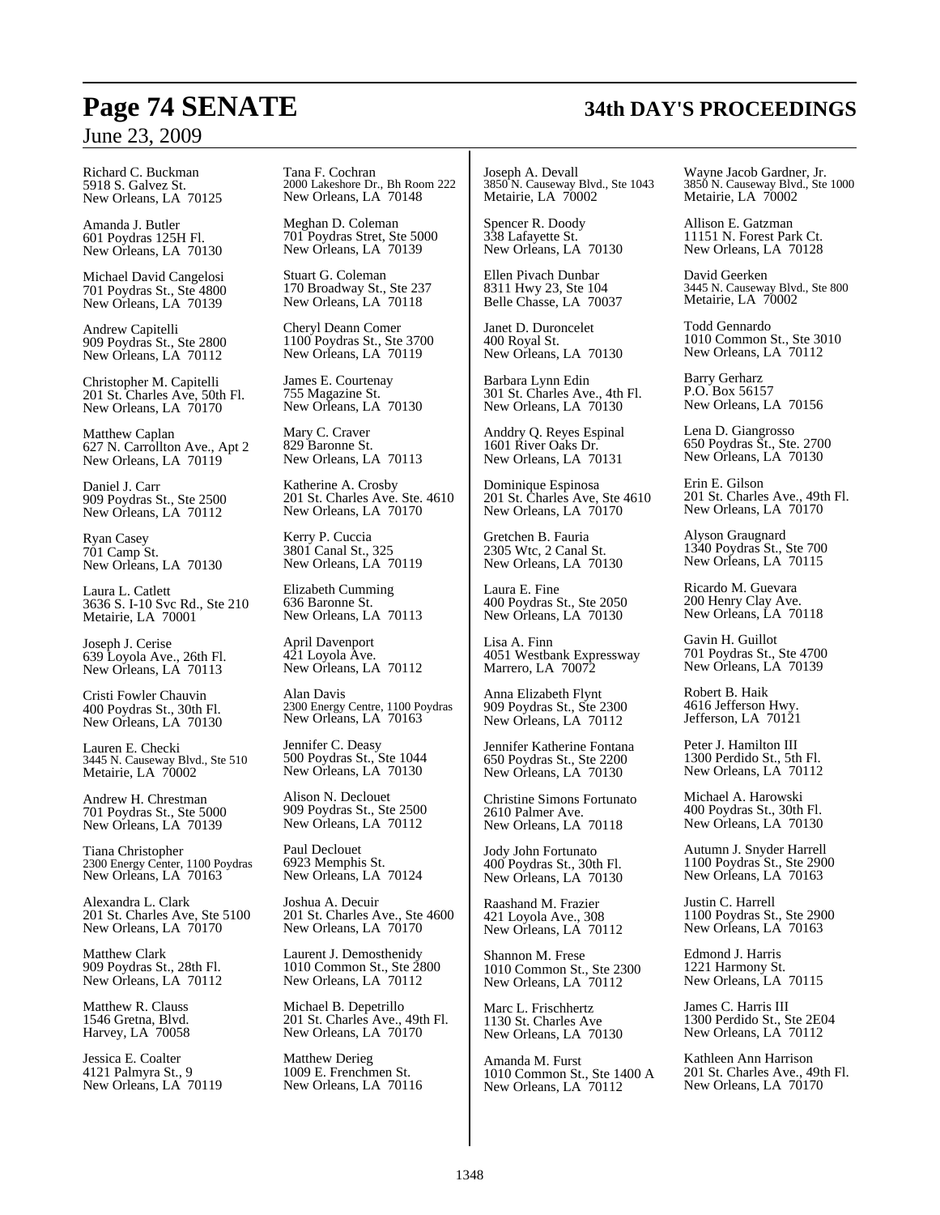Richard C. Buckman
5918 S. Galvez St.
New Orleans, LA 70125

Amanda J. Butler
601 Poydras 125H Fl.
New Orleans, LA 70130

Michael David Cangelosi
701 Poydras St., Ste 4800
New Orleans, LA 70139

Andrew Capitelli
909 Poydras St., Ste 2800
New Orleans, LA 70112

Christopher M. Capitelli
201 St. Charles Ave, 50th Fl.
New Orleans, LA 70170

Matthew Caplan
627 N. Carrollton Ave., Apt 2
New Orleans, LA 70119

Daniel J. Carr
909 Poydras St., Ste 2500
New Orleans, LA 70112

Ryan Casey
701 Camp St.
New Orleans, LA 70130

Laura L. Catlett
3636 S. I-10 Svc Rd., Ste 210
Metairie, LA 70001

Joseph J. Cerise
639 Loyola Ave., 26th Fl.
New Orleans, LA 70113

Cristi Fowler Chauvin
400 Poydras St., 30th Fl.
New Orleans, LA 70130

Lauren E. Checki
3445 N. Causeway Blvd., Ste 510
Metairie, LA 70002

Andrew H. Chrestman
701 Poydras St., Ste 5000
New Orleans, LA 70139

Tiana Christopher
2300 Energy Center, 1100 Poydras
New Orleans, LA 70163

Alexandra L. Clark
201 St. Charles Ave, Ste 5100
New Orleans, LA 70170

Matthew Clark
909 Poydras St., 28th Fl.
New Orleans, LA 70112

Matthew R. Clauss
1546 Gretna, Blvd.
Harvey, LA 70058

Jessica E. Coalter
4121 Palmyra St., 9
New Orleans, LA 70119

Tana F. Cochran
2000 Lakeshore Dr., Bh Room 222
New Orleans, LA 70148

Meghan D. Coleman
701 Poydras Stret, Ste 5000
New Orleans, LA 70139

Stuart G. Coleman
170 Broadway St., Ste 237
New Orleans, LA 70118

Cheryl Deann Comer
1100 Poydras St., Ste 3700
New Orleans, LA 70119

James E. Courtenay
755 Magazine St.
New Orleans, LA 70130

Mary C. Craver
829 Baronne St.
New Orleans, LA 70113

Katherine A. Crosby
201 St. Charles Ave. Ste. 4610
New Orleans, LA 70170

Kerry P. Cuccia
3801 Canal St., 325
New Orleans, LA 70119

Elizabeth Cumming
636 Baronne St.
New Orleans, LA 70113

April Davenport
421 Loyola Ave.
New Orleans, LA 70112

Alan Davis
2300 Energy Centre, 1100 Poydras
New Orleans, LA 70163

Jennifer C. Deasy
500 Poydras St., Ste 1044
New Orleans, LA 70130

Alison N. Declouet
909 Poydras St., Ste 2500
New Orleans, LA 70112

Paul Declouet
6923 Memphis St.
New Orleans, LA 70124

Joshua A. Decuir
201 St. Charles Ave., Ste 4600
New Orleans, LA 70170

Laurent J. Demosthenidy
1010 Common St., Ste 2800
New Orleans, LA 70112

Michael B. Depetrillo
201 St. Charles Ave., 49th Fl.
New Orleans, LA 70170

Matthew Derieg
1009 E. Frenchmen St.
New Orleans, LA 70116

Joseph A. Devall
3850 N. Causeway Blvd., Ste 1043
Metairie, LA 70002

Spencer R. Doody
338 Lafayette St.
New Orleans, LA 70130

Ellen Pivach Dunbar
8311 Hwy 23, Ste 104
Belle Chasse, LA 70037

Janet D. Duroncelet
400 Royal St.
New Orleans, LA 70130

Barbara Lynn Edin
301 St. Charles Ave., 4th Fl.
New Orleans, LA 70130

Anddry Q. Reyes Espinal
1601 River Oaks Dr.
New Orleans, LA 70131

Dominique Espinosa
201 St. Charles Ave, Ste 4610
New Orleans, LA 70170

Gretchen B. Fauria
2305 Wtc, 2 Canal St.
New Orleans, LA 70130

Laura E. Fine
400 Poydras St., Ste 2050
New Orleans, LA 70130

Lisa A. Finn
4051 Westbank Expressway
Marrero, LA 70072

Anna Elizabeth Flynt
909 Poydras St., Ste 2300
New Orleans, LA 70112

Jennifer Katherine Fontana
650 Poydras St., Ste 2200
New Orleans, LA 70130

Christine Simons Fortunato
2610 Palmer Ave.
New Orleans, LA 70118

Jody John Fortunato
400 Poydras St., 30th Fl.
New Orleans, LA 70130

Raashand M. Frazier
421 Loyola Ave., 308
New Orleans, LA 70112

Shannon M. Frese
1010 Common St., Ste 2300
New Orleans, LA 70112

Marc L. Frischhertz
1130 St. Charles Ave
New Orleans, LA 70130

Amanda M. Furst
1010 Common St., Ste 1400 A
New Orleans, LA 70112

Wayne Jacob Gardner, Jr.
3850 N. Causeway Blvd., Ste 1000
Metairie, LA 70002

Allison E. Gatzman
11151 N. Forest Park Ct.
New Orleans, LA 70128

David Geerken
3445 N. Causeway Blvd., Ste 800
Metairie, LA 70002

Todd Gennardo
1010 Common St., Ste 3010
New Orleans, LA 70112

Barry Gerharz
P.O. Box 56157
New Orleans, LA 70156

Lena D. Giangrosso
650 Poydras St., Ste. 2700
New Orleans, LA 70130

Erin E. Gilson
201 St. Charles Ave., 49th Fl.
New Orleans, LA 70170

Alyson Graugnard
1340 Poydras St., Ste 700
New Orleans, LA 70115

Ricardo M. Guevara
200 Henry Clay Ave.
New Orleans, LA 70118

Gavin H. Guillot
701 Poydras St., Ste 4700
New Orleans, LA 70139

Robert B. Haik
4616 Jefferson Hwy.
Jefferson, LA 70121

Peter J. Hamilton III
1300 Perdido St., 5th Fl.
New Orleans, LA 70112

Michael A. Harowski
400 Poydras St., 30th Fl.
New Orleans, LA 70130

Autumn J. Snyder Harrell
1100 Poydras St., Ste 2900
New Orleans, LA 70163

Justin C. Harrell
1100 Poydras St., Ste 2900
New Orleans, LA 70163

Edmond J. Harris
1221 Harmony St.
New Orleans, LA 70115

James C. Harris III
1300 Perdido St., Ste 2E04
New Orleans, LA 70112

Kathleen Ann Harrison
201 St. Charles Ave., 49th Fl.
New Orleans, LA 70170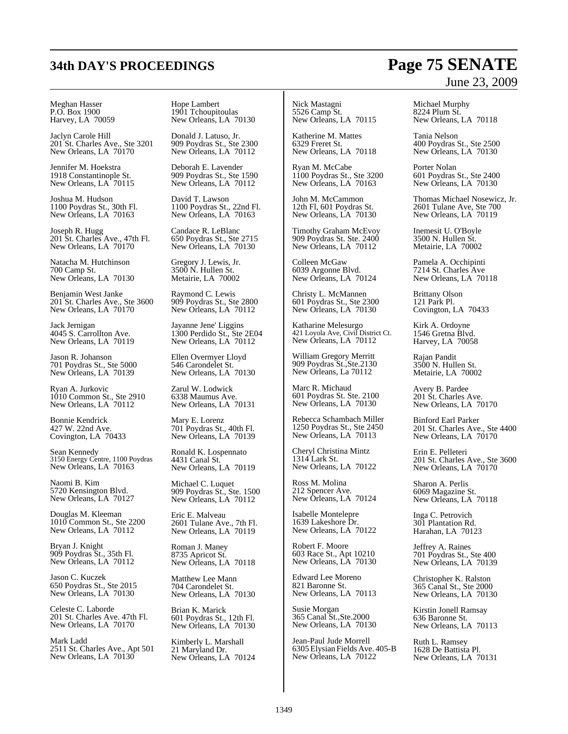Meghan Hasser
P.O. Box 1900
Harvey, LA 70059

Jaclyn Carole Hill
201 St. Charles Ave., Ste 3201
New Orleans, LA 70170

Jennifer M. Hoekstra
1918 Constantinople St.
New Orleans, LA 70115

Joshua M. Hudson
1100 Poydras St., 30th Fl.
New Orleans, LA 70163

Joseph R. Hugg
201 St. Charles Ave., 47th Fl.
New Orleans, LA 70170

Natacha M. Hutchinson
700 Camp St.
New Orleans, LA 70130

Benjamin West Janke
201 St. Charles Ave., Ste 3600
New Orleans, LA 70170

Jack Jernigan
4045 S. Carrollton Ave.
New Orleans, LA 70119

Jason R. Johanson
701 Poydras St., Ste 5000
New Orleans, LA 70139

Ryan A. Jurkovic
1010 Common St., Ste 2910
New Orleans, LA 70112

Bonnie Kendrick
427 W. 22nd Ave.
Covington, LA 70433

Sean Kennedy
3150 Energy Centre, 1100 Poydras
New Orleans, LA 70163

Naomi B. Kim
5720 Kensington Blvd.
New Orleans, LA 70127

Douglas M. Kleeman
1010 Common St., Ste 2200
New Orleans, LA 70112

Bryan J. Knight
909 Poydras St., 35th Fl.
New Orleans, LA 70112

Jason C. Kuczek
650 Poydras St., Ste 2015
New Orleans, LA 70130

Celeste C. Laborde
201 St. Charles Ave. 47th Fl.
New Orleans, LA 70170

Mark Ladd
2511 St. Charles Ave., Apt 501
New Orleans, LA 70130

Hope Lambert
1901 Tchoupitoulas
New Orleans, LA 70130

Donald J. Latuso, Jr.
909 Poydras St., Ste 2300
New Orleans, LA 70112

Deborah E. Lavender
909 Poydras St., Ste 1590
New Orleans, LA 70112

David T. Lawson
1100 Poydras St., 22nd Fl.
New Orleans, LA 70163

Candace R. LeBlanc
650 Poydras St., Ste 2715
New Orleans, LA 70130

Gregory J. Lewis, Jr.
3500 N. Hullen St.
Metairie, LA 70002

Raymond C. Lewis
909 Poydras St., Ste 2800
New Orleans, LA 70112

Jayanne Jene' Liggins
1300 Perdido St., Ste 2E04
New Orleans, LA 70112

Ellen Overmyer Lloyd
546 Carondelet St.
New Orleans, LA 70130

Zarul W. Lodwick
6338 Maumus Ave.
New Orleans, LA 70131

Mary E. Lorenz
701 Poydras St., 40th Fl.
New Orleans, LA 70139

Ronald K. Lospennato
4431 Canal St.
New Orleans, LA 70119

Michael C. Luquet
909 Poydras St., Ste. 1500
New Orleans, LA 70112

Eric E. Malveau
2601 Tulane Ave., 7th Fl.
New Orleans, LA 70119

Roman J. Maney
8735 Apricot St.
New Orleans, LA 70118

Matthew Lee Mann
704 Carondelet St.
New Orleans, LA 70130

Brian K. Marick
601 Poydras St., 12th Fl.
New Orleans, LA 70130

Kimberly L. Marshall
21 Maryland Dr.
New Orleans, LA 70124

Nick Mastagni
5526 Camp St.
New Orleans, LA 70115

Katherine M. Mattes
6329 Freret St.
New Orleans, LA 70118

Ryan M. McCabe
1100 Poydras St., Ste 3200
New Orleans, LA 70163

John M. McCammon
12th Fl, 601 Poydras St.
New Orleans, LA 70130

Timothy Graham McEvoy
909 Poydras St. Ste. 2400
New Orleans, LA 70112

Colleen McGaw
6039 Argonne Blvd.
New Orleans, LA 70124

Christy L. McMannen
601 Poydras St., Ste 2300
New Orleans, LA 70130

Katharine Melesurgo
421 Loyola Ave, Civil District Ct.
New Orleans, LA 70112

William Gregory Merritt
909 Poydras St.,Ste.2130
New Orleans, La 70112

Marc R. Michaud
601 Poydras St. Ste. 2100
New Orleans, LA 70130

Rebecca Schambach Miller
1250 Poydras St., Ste 2450
New Orleans, LA 70113

Cheryl Christina Mintz
1314 Lark St.
New Orleans, LA 70122

Ross M. Molina
212 Spencer Ave.
New Orleans, LA 70124

Isabelle Montelepre
1639 Lakeshore Dr.
New Orleans, LA 70122

Robert F. Moore
603 Race St., Apt 10210
New Orleans, LA 70130

Edward Lee Moreno
821 Baronne St.
New Orleans, LA 70113

Susie Morgan
365 Canal St.,Ste.2000
New Orleans, LA 70130

Jean-Paul Jude Morrell
6305 Elysian Fields Ave. 405-B
New Orleans, LA 70122

Michael Murphy
8224 Plum St.
New Orleans, LA 70118

Tania Nelson
400 Poydras St., Ste 2500
New Orleans, LA 70130

Porter Nolan
601 Poydras St., Ste 2400
New Orleans, LA 70130

Thomas Michael Nosewicz, Jr.
2601 Tulane Ave, Ste 700
New Orleans, LA 70119

Inemesit U. O'Boyle
3500 N. Hullen St.
Metairie, LA 70002

Pamela A. Occhipinti
7214 St. Charles Ave
New Orleans, LA 70118

Brittany Olson
121 Park Pl.
Covington, LA 70433

Kirk A. Ordoyne
1546 Gretna Blvd.
Harvey, LA 70058

Rajan Pandit
3500 N. Hullen St.
Metairie, LA 70002

Avery B. Pardee
201 St. Charles Ave.
New Orleans, LA 70170

Binford Earl Parker
201 St. Charles Ave., Ste 4400
New Orleans, LA 70170

Erin E. Pelleteri
201 St. Charles Ave., Ste 3600
New Orleans, LA 70170

Sharon A. Perlis
6069 Magazine St.
New Orleans, LA 70118

Inga C. Petrovich
301 Plantation Rd.
Harahan, LA 70123

Jeffrey A. Raines
701 Poydras St., Ste 400
New Orleans, LA 70139

Christopher K. Ralston
365 Canal St., Ste 2000
New Orleans, LA 70130

Kirstin Jonell Ramsay
636 Baronne St.
New Orleans, LA 70113

Ruth L. Ramsey
1628 De Battista Pl.
New Orleans, LA 70131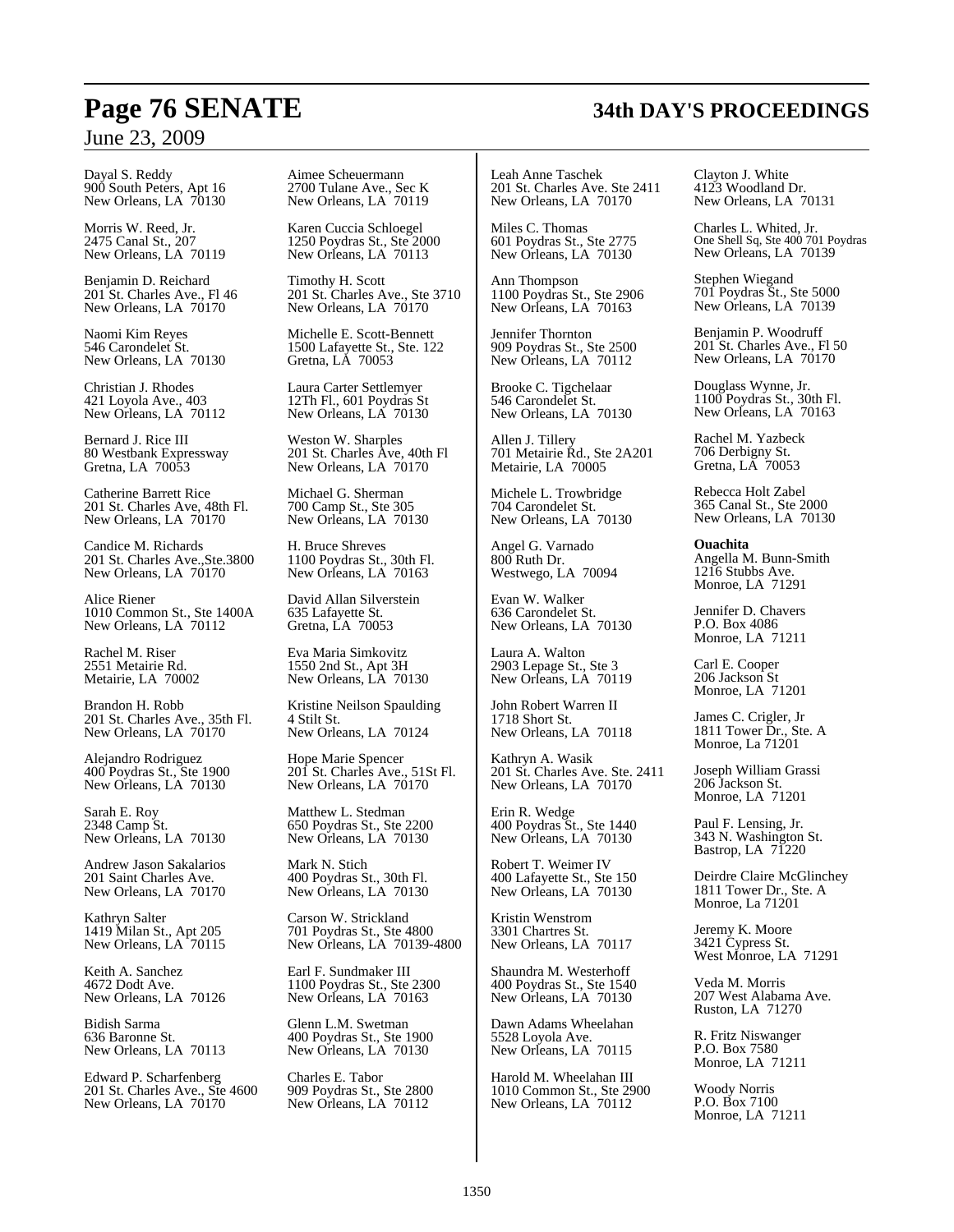Dayal S. Reddy
900 South Peters, Apt 16
New Orleans, LA 70130

Morris W. Reed, Jr.
2475 Canal St., 207
New Orleans, LA 70119

Benjamin D. Reichard
201 St. Charles Ave., Fl 46
New Orleans, LA 70170

Naomi Kim Reyes
546 Carondelet St.
New Orleans, LA 70130

Christian J. Rhodes
421 Loyola Ave., 403
New Orleans, LA 70112

Bernard J. Rice III
80 Westbank Expressway
Gretna, LA 70053

Catherine Barrett Rice
201 St. Charles Ave, 48th Fl.
New Orleans, LA 70170

Candice M. Richards
201 St. Charles Ave.,Ste.3800
New Orleans, LA 70170

Alice Riener
1010 Common St., Ste 1400A
New Orleans, LA 70112

Rachel M. Riser
2551 Metairie Rd.
Metairie, LA 70002

Brandon H. Robb
201 St. Charles Ave., 35th Fl.
New Orleans, LA 70170

Alejandro Rodriguez
400 Poydras St., Ste 1900
New Orleans, LA 70130

Sarah E. Roy
2348 Camp St.
New Orleans, LA 70130

Andrew Jason Sakalarios
201 Saint Charles Ave.
New Orleans, LA 70170

Kathryn Salter
1419 Milan St., Apt 205
New Orleans, LA 70115

Keith A. Sanchez
4672 Dodt Ave.
New Orleans, LA 70126

Bidish Sarma
636 Baronne St.
New Orleans, LA 70113

Edward P. Scharfenberg
201 St. Charles Ave., Ste 4600
New Orleans, LA 70170

Aimee Scheuermann
2700 Tulane Ave., Sec K
New Orleans, LA 70119

Karen Cuccia Schloegel
1250 Poydras St., Ste 2000
New Orleans, LA 70113

Timothy H. Scott
201 St. Charles Ave., Ste 3710
New Orleans, LA 70170

Michelle E. Scott-Bennett
1500 Lafayette St., Ste. 122
Gretna, LA 70053

Laura Carter Settlemyer
12Th Fl., 601 Poydras St
New Orleans, LA 70130

Weston W. Sharples
201 St. Charles Ave, 40th Fl
New Orleans, LA 70170

Michael G. Sherman
700 Camp St., Ste 305
New Orleans, LA 70130

H. Bruce Shreves
1100 Poydras St., 30th Fl.
New Orleans, LA 70163

David Allan Silverstein
635 Lafayette St.
Gretna, LA 70053

Eva Maria Simkovitz
1550 2nd St., Apt 3H
New Orleans, LA 70130

Kristine Neilson Spaulding
4 Stilt St.
New Orleans, LA 70124

Hope Marie Spencer
201 St. Charles Ave., 51St Fl.
New Orleans, LA 70170

Matthew L. Stedman
650 Poydras St., Ste 2200
New Orleans, LA 70130

Mark N. Stich
400 Poydras St., 30th Fl.
New Orleans, LA 70130

Carson W. Strickland
701 Poydras St., Ste 4800
New Orleans, LA 70139-4800

Earl F. Sundmaker III
1100 Poydras St., Ste 2300
New Orleans, LA 70163

Glenn L.M. Swetman
400 Poydras St., Ste 1900
New Orleans, LA 70130

Charles E. Tabor
909 Poydras St., Ste 2800
New Orleans, LA 70112

Leah Anne Taschek
201 St. Charles Ave. Ste 2411
New Orleans, LA 70170

Miles C. Thomas
601 Poydras St., Ste 2775
New Orleans, LA 70130

Ann Thompson
1100 Poydras St., Ste 2906
New Orleans, LA 70163

Jennifer Thornton
909 Poydras St., Ste 2500
New Orleans, LA 70112

Brooke C. Tigchelaar
546 Carondelet St.
New Orleans, LA 70130

Allen J. Tillery
701 Metairie Rd., Ste 2A201
Metairie, LA 70005

Michele L. Trowbridge
704 Carondelet St.
New Orleans, LA 70130

Angel G. Varnado
800 Ruth Dr.
Westwego, LA 70094

Evan W. Walker
636 Carondelet St.
New Orleans, LA 70130

Laura A. Walton
2903 Lepage St., Ste 3
New Orleans, LA 70119

John Robert Warren II
1718 Short St.
New Orleans, LA 70118

Kathryn A. Wasik
201 St. Charles Ave. Ste. 2411
New Orleans, LA 70170

Erin R. Wedge
400 Poydras St., Ste 1440
New Orleans, LA 70130

Robert T. Weimer IV
400 Lafayette St., Ste 150
New Orleans, LA 70130

Kristin Wenstrom
3301 Chartres St.
New Orleans, LA 70117

Shaundra M. Westerhoff
400 Poydras St., Ste 1540
New Orleans, LA 70130

Dawn Adams Wheelahan
5528 Loyola Ave.
New Orleans, LA 70115

Harold M. Wheelahan III
1010 Common St., Ste 2900
New Orleans, LA 70112

Clayton J. White
4123 Woodland Dr.
New Orleans, LA 70131

Charles L. Whited, Jr.
One Shell Sq, Ste 400 701 Poydras
New Orleans, LA 70139

Stephen Wiegand
701 Poydras St., Ste 5000
New Orleans, LA 70139

Benjamin P. Woodruff
201 St. Charles Ave., Fl 50
New Orleans, LA 70170

Douglass Wynne, Jr.
1100 Poydras St., 30th Fl.
New Orleans, LA 70163

Rachel M. Yazbeck
706 Derbigny St.
Gretna, LA 70053

Rebecca Holt Zabel
365 Canal St., Ste 2000
New Orleans, LA 70130

**Ouachita**

Angella M. Bunn-Smith
1216 Stubbs Ave.
Monroe, LA 71291

Jennifer D. Chavers
P.O. Box 4086
Monroe, LA 71211

Carl E. Cooper
206 Jackson St
Monroe, LA 71201

James C. Crigler, Jr
1811 Tower Dr., Ste. A
Monroe, La 71201

Joseph William Grassi
206 Jackson St.
Monroe, LA 71201

Paul F. Lensing, Jr.
343 N. Washington St.
Bastrop, LA 71220

Deirdre Claire McGlinchey
1811 Tower Dr., Ste. A
Monroe, La 71201

Jeremy K. Moore
3421 Cypress St.
West Monroe, LA 71291

Veda M. Morris
207 West Alabama Ave.
Ruston, LA 71270

R. Fritz Niswanger
P.O. Box 7580
Monroe, LA 71211

Woody Norris
P.O. Box 7100
Monroe, LA 71211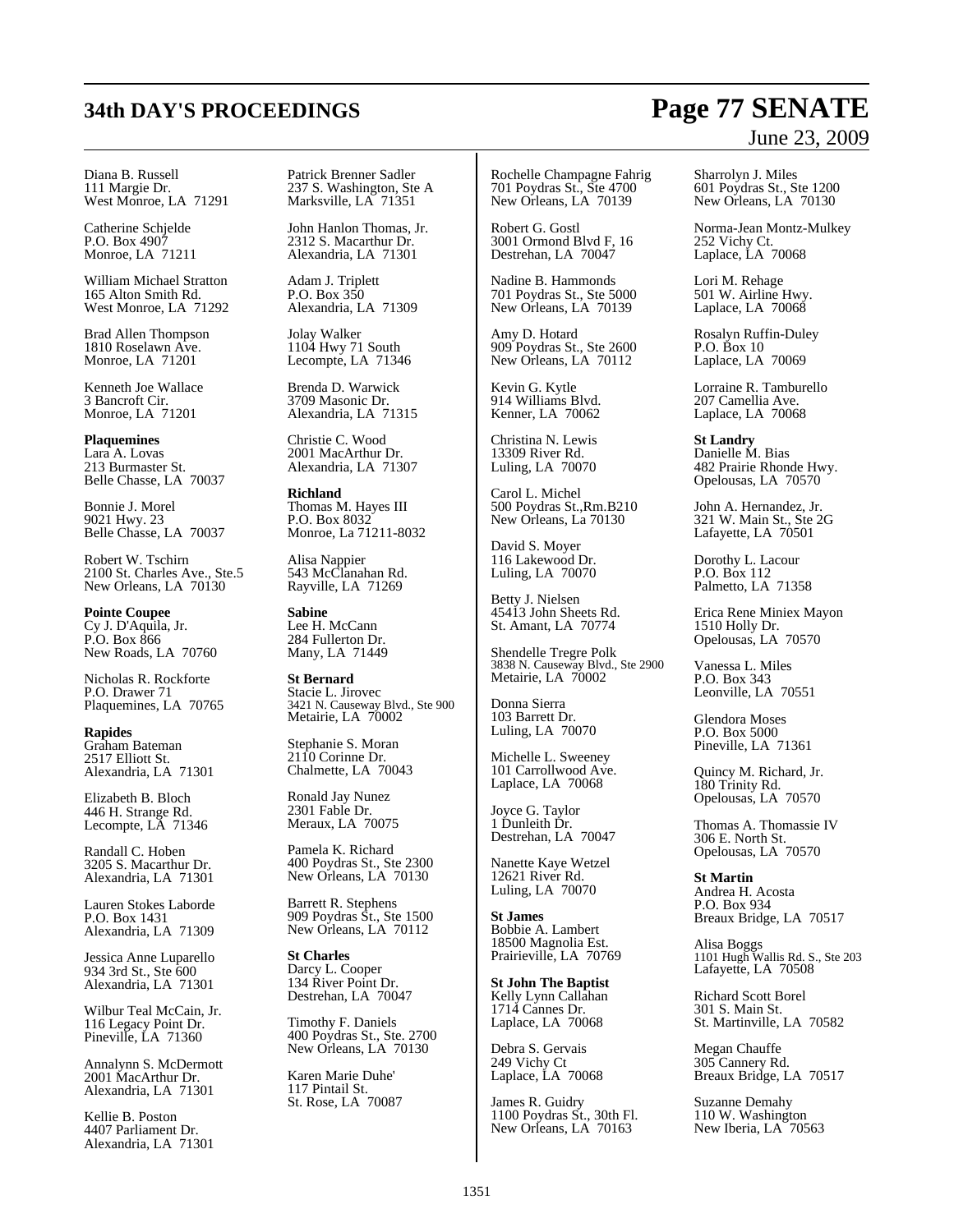Diana B. Russell
111 Margie Dr.
West Monroe, LA 71291

Catherine Schjelde
P.O. Box 4907
Monroe, LA 71211

William Michael Stratton
165 Alton Smith Rd.
West Monroe, LA 71292

Brad Allen Thompson
1810 Roselawn Ave.
Monroe, LA 71201

Kenneth Joe Wallace
3 Bancroft Cir.
Monroe, LA 71201

**Plaquemines**
Lara A. Lovas
213 Burmaster St.
Belle Chasse, LA 70037

Bonnie J. Morel
9021 Hwy. 23
Belle Chasse, LA 70037

Robert W. Tschirn
2100 St. Charles Ave., Ste.5
New Orleans, LA 70130

**Pointe Coupee**
Cy J. D'Aquila, Jr.
P.O. Box 866
New Roads, LA 70760

Nicholas R. Rockforte
P.O. Drawer 71
Plaquemines, LA 70765

**Rapides**
Graham Bateman
2517 Elliott St.
Alexandria, LA 71301

Elizabeth B. Bloch
446 H. Strange Rd.
Lecompte, LA 71346

Randall C. Hoben
3205 S. Macarthur Dr.
Alexandria, LA 71301

Lauren Stokes Laborde
P.O. Box 1431
Alexandria, LA 71309

Jessica Anne Luparello
934 3rd St., Ste 600
Alexandria, LA 71301

Wilbur Teal McCain, Jr.
116 Legacy Point Dr.
Pineville, LA 71360

Annalynn S. McDermott
2001 MacArthur Dr.
Alexandria, LA 71301

Kellie B. Poston
4407 Parliament Dr.
Alexandria, LA 71301

Patrick Brenner Sadler
237 S. Washington, Ste A
Marksville, LA 71351

John Hanlon Thomas, Jr.
2312 S. Macarthur Dr.
Alexandria, LA 71301

Adam J. Triplett
P.O. Box 350
Alexandria, LA 71309

Jolay Walker
1104 Hwy 71 South
Lecompte, LA 71346

Brenda D. Warwick
3709 Masonic Dr.
Alexandria, LA 71315

Christie C. Wood
2001 MacArthur Dr.
Alexandria, LA 71307

**Richland**
Thomas M. Hayes III
P.O. Box 8032
Monroe, La 71211-8032

Alisa Nappier
543 McClanahan Rd.
Rayville, LA 71269

**Sabine**
Lee H. McCann
284 Fullerton Dr.
Many, LA 71449

**St Bernard**
Stacie L. Jirovec
3421 N. Causeway Blvd., Ste 900
Metairie, LA 70002

Stephanie S. Moran
2110 Corinne Dr.
Chalmette, LA 70043

Ronald Jay Nunez
2301 Fable Dr.
Meraux, LA 70075

Pamela K. Richard
400 Poydras St., Ste 2300
New Orleans, LA 70130

Barrett R. Stephens
909 Poydras St., Ste 1500
New Orleans, LA 70112

**St Charles**
Darcy L. Cooper
134 River Point Dr.
Destrehan, LA 70047

Timothy F. Daniels
400 Poydras St., Ste. 2700
New Orleans, LA 70130

Karen Marie Duhe'
117 Pintail St.
St. Rose, LA 70087

Rochelle Champagne Fahrig
701 Poydras St., Ste 4700
New Orleans, LA 70139

Robert G. Gostl
3001 Ormond Blvd F, 16
Destrehan, LA 70047

Nadine B. Hammonds
701 Poydras St., Ste 5000
New Orleans, LA 70139

Amy D. Hotard
909 Poydras St., Ste 2600
New Orleans, LA 70112

Kevin G. Kytle
914 Williams Blvd.
Kenner, LA 70062

Christina N. Lewis
13309 River Rd.
Luling, LA 70070

Carol L. Michel
500 Poydras St.,Rm.B210
New Orleans, La 70130

David S. Moyer
116 Lakewood Dr.
Luling, LA 70070

Betty J. Nielsen
45413 John Sheets Rd.
St. Amant, LA 70774

Shendelle Tregre Polk
3838 N. Causeway Blvd., Ste 2900
Metairie, LA 70002

Donna Sierra
103 Barrett Dr.
Luling, LA 70070

Michelle L. Sweeney
101 Carrollwood Ave.
Laplace, LA 70068

Joyce G. Taylor
1 Dunleith Dr.
Destrehan, LA 70047

Nanette Kaye Wetzel
12621 River Rd.
Luling, LA 70070

**St James**
Bobbie A. Lambert
18500 Magnolia Est.
Prairieville, LA 70769

**St John The Baptist**
Kelly Lynn Callahan
1714 Cannes Dr.
Laplace, LA 70068

Debra S. Gervais
249 Vichy Ct
Laplace, LA 70068

James R. Guidry
1100 Poydras St., 30th Fl.
New Orleans, LA 70163

Sharrolyn J. Miles
601 Poydras St., Ste 1200
New Orleans, LA 70130

Norma-Jean Montz-Mulkey
252 Vichy Ct.
Laplace, LA 70068

Lori M. Rehage
501 W. Airline Hwy.
Laplace, LA 70068

Rosalyn Ruffin-Duley
P.O. Box 10
Laplace, LA 70069

Lorraine R. Tamburello
207 Camellia Ave.
Laplace, LA 70068

**St Landry**
Danielle M. Bias
482 Prairie Rhonde Hwy.
Opelousas, LA 70570

John A. Hernandez, Jr.
321 W. Main St., Ste 2G
Lafayette, LA 70501

Dorothy L. Lacour
P.O. Box 112
Palmetto, LA 71358

Erica Rene Miniex Mayon
1510 Holly Dr.
Opelousas, LA 70570

Vanessa L. Miles
P.O. Box 343
Leonville, LA 70551

Glendora Moses
P.O. Box 5000
Pineville, LA 71361

Quincy M. Richard, Jr.
180 Trinity Rd.
Opelousas, LA 70570

Thomas A. Thomassie IV
306 E. North St.
Opelousas, LA 70570

**St Martin**
Andrea H. Acosta
P.O. Box 934
Breaux Bridge, LA 70517

Alisa Boggs
1101 Hugh Wallis Rd. S., Ste 203
Lafayette, LA 70508

Richard Scott Borel
301 S. Main St.
St. Martinville, LA 70582

Megan Chauffe
305 Cannery Rd.
Breaux Bridge, LA 70517

Suzanne Demahy
110 W. Washington
New Iberia, LA 70563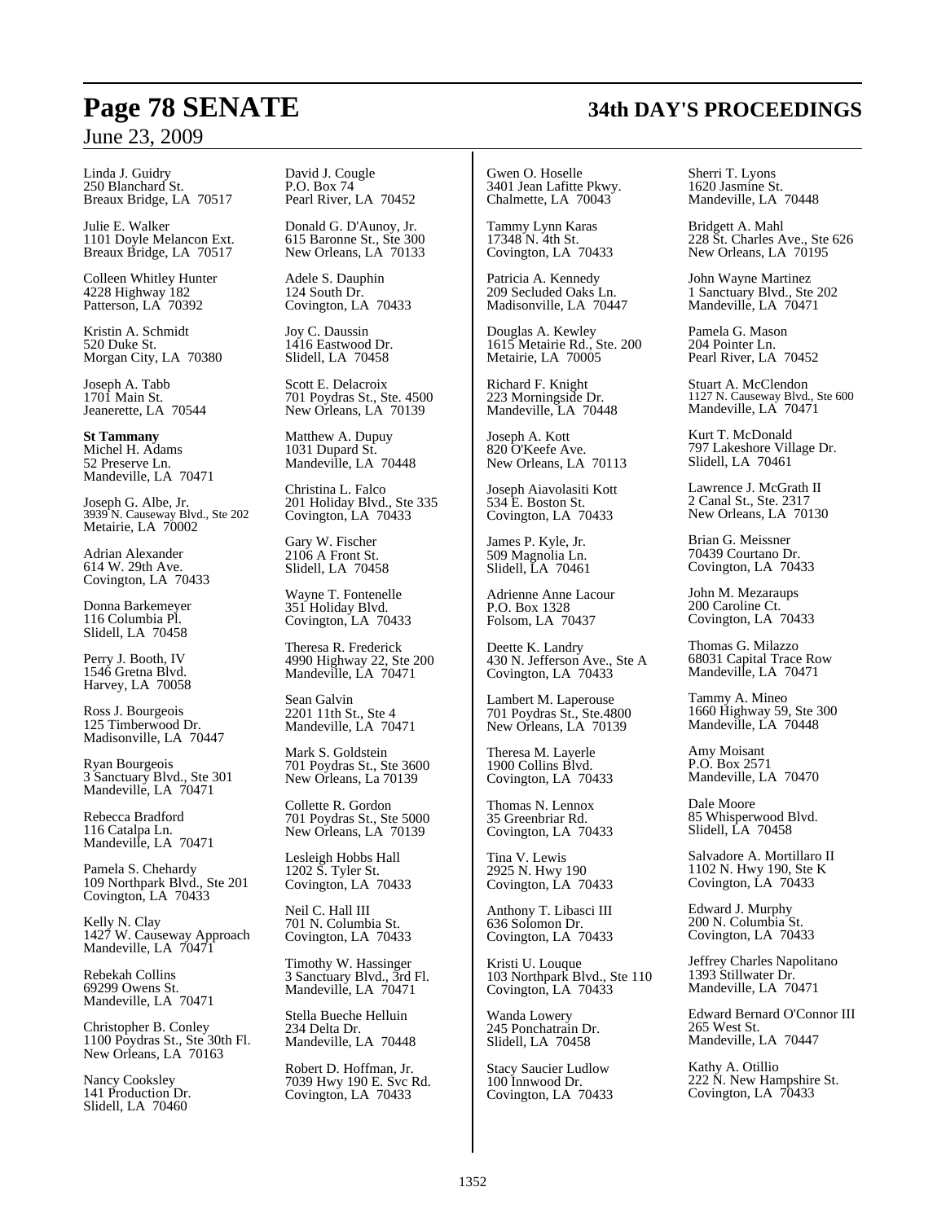Linda J. Guidry
250 Blanchard St.
Breaux Bridge, LA 70517

Julie E. Walker
1101 Doyle Melancon Ext.
Breaux Bridge, LA 70517

Colleen Whitley Hunter
4228 Highway 182
Patterson, LA 70392

Kristin A. Schmidt
520 Duke St.
Morgan City, LA 70380

Joseph A. Tabb
1701 Main St.
Jeanerette, LA 70544

**St Tammany**
Michel H. Adams
52 Preserve Ln.
Mandeville, LA 70471

Joseph G. Albe, Jr.
3939 N. Causeway Blvd., Ste 202
Metairie, LA 70002

Adrian Alexander
614 W. 29th Ave.
Covington, LA 70433

Donna Barkemeyer
116 Columbia Pl.
Slidell, LA 70458

Perry J. Booth, IV
1546 Gretna Blvd.
Harvey, LA 70058

Ross J. Bourgeois
125 Timberwood Dr.
Madisonville, LA 70447

Ryan Bourgeois
3 Sanctuary Blvd., Ste 301
Mandeville, LA 70471

Rebecca Bradford
116 Catalpa Ln.
Mandeville, LA 70471

Pamela S. Chehardy
109 Northpark Blvd., Ste 201
Covington, LA 70433

Kelly N. Clay
1427 W. Causeway Approach
Mandeville, LA 70471

Rebekah Collins
69299 Owens St.
Mandeville, LA 70471

Christopher B. Conley
1100 Poydras St., Ste 30th Fl.
New Orleans, LA 70163

Nancy Cooksley
141 Production Dr.
Slidell, LA 70460

David J. Cougle
P.O. Box 74
Pearl River, LA 70452

Donald G. D'Aunoy, Jr.
615 Baronne St., Ste 300
New Orleans, LA 70133

Adele S. Dauphin
124 South Dr.
Covington, LA 70433

Joy C. Daussin
1416 Eastwood Dr.
Slidell, LA 70458

Scott E. Delacroix
701 Poydras St., Ste. 4500
New Orleans, LA 70139

Matthew A. Dupuy
1031 Dupard St.
Mandeville, LA 70448

Christina L. Falco
201 Holiday Blvd., Ste 335
Covington, LA 70433

Gary W. Fischer
2106 A Front St.
Slidell, LA 70458

Wayne T. Fontenelle
351 Holiday Blvd.
Covington, LA 70433

Theresa R. Frederick
4990 Highway 22, Ste 200
Mandeville, LA 70471

Sean Galvin
2201 11th St., Ste 4
Mandeville, LA 70471

Mark S. Goldstein
701 Poydras St., Ste 3600
New Orleans, La 70139

Collette R. Gordon
701 Poydras St., Ste 5000
New Orleans, LA 70139

Lesleigh Hobbs Hall
1202 S. Tyler St.
Covington, LA 70433

Neil C. Hall III
701 N. Columbia St.
Covington, LA 70433

Timothy W. Hassinger
3 Sanctuary Blvd., 3rd Fl.
Mandeville, LA 70471

Stella Bueche Helluin
234 Delta Dr.
Mandeville, LA 70448

Robert D. Hoffman, Jr.
7039 Hwy 190 E. Svc Rd.
Covington, LA 70433

Gwen O. Hoselle
3401 Jean Lafitte Pkwy.
Chalmette, LA 70043

Tammy Lynn Karas
17348 N. 4th St.
Covington, LA 70433

Patricia A. Kennedy
209 Secluded Oaks Ln.
Madisonville, LA 70447

Douglas A. Kewley
1615 Metairie Rd., Ste. 200
Metairie, LA 70005

Richard F. Knight
223 Morningside Dr.
Mandeville, LA 70448

Joseph A. Kott
820 O'Keefe Ave.
New Orleans, LA 70113

Joseph Aiavolasiti Kott
534 E. Boston St.
Covington, LA 70433

James P. Kyle, Jr.
509 Magnolia Ln.
Slidell, LA 70461

Adrienne Anne Lacour
P.O. Box 1328
Folsom, LA 70437

Deette K. Landry
430 N. Jefferson Ave., Ste A
Covington, LA 70433

Lambert M. Laperouse
701 Poydras St., Ste.4800
New Orleans, LA 70139

Theresa M. Layerle
1900 Collins Blvd.
Covington, LA 70433

Thomas N. Lennox
35 Greenbriar Rd.
Covington, LA 70433

Tina V. Lewis
2925 N. Hwy 190
Covington, LA 70433

Anthony T. Libasci III
636 Solomon Dr.
Covington, LA 70433

Kristi U. Louque
103 Northpark Blvd., Ste 110
Covington, LA 70433

Wanda Lowery
245 Ponchatrain Dr.
Slidell, LA 70458

Stacy Saucier Ludlow
100 Innwood Dr.
Covington, LA 70433

Sherri T. Lyons
1620 Jasmine St.
Mandeville, LA 70448

Bridgett A. Mahl
228 St. Charles Ave., Ste 626
New Orleans, LA 70195

John Wayne Martinez
1 Sanctuary Blvd., Ste 202
Mandeville, LA 70471

Pamela G. Mason
204 Pointer Ln.
Pearl River, LA 70452

Stuart A. McClendon
1127 N. Causeway Blvd., Ste 600
Mandeville, LA 70471

Kurt T. McDonald
797 Lakeshore Village Dr.
Slidell, LA 70461

Lawrence J. McGrath II
2 Canal St., Ste. 2317
New Orleans, LA 70130

Brian G. Meissner
70439 Courtano Dr.
Covington, LA 70433

John M. Mezaraups
200 Caroline Ct.
Covington, LA 70433

Thomas G. Milazzo
68031 Capital Trace Row
Mandeville, LA 70471

Tammy A. Mineo
1660 Highway 59, Ste 300
Mandeville, LA 70448

Amy Moisant
P.O. Box 2571
Mandeville, LA 70470

Dale Moore
85 Whisperwood Blvd.
Slidell, LA 70458

Salvadore A. Mortillaro II
1102 N. Hwy 190, Ste K
Covington, LA 70433

Edward J. Murphy
200 N. Columbia St.
Covington, LA 70433

Jeffrey Charles Napolitano
1393 Stillwater Dr.
Mandeville, LA 70471

Edward Bernard O'Connor III
265 West St.
Mandeville, LA 70447

Kathy A. Otillio
222 N. New Hampshire St.
Covington, LA 70433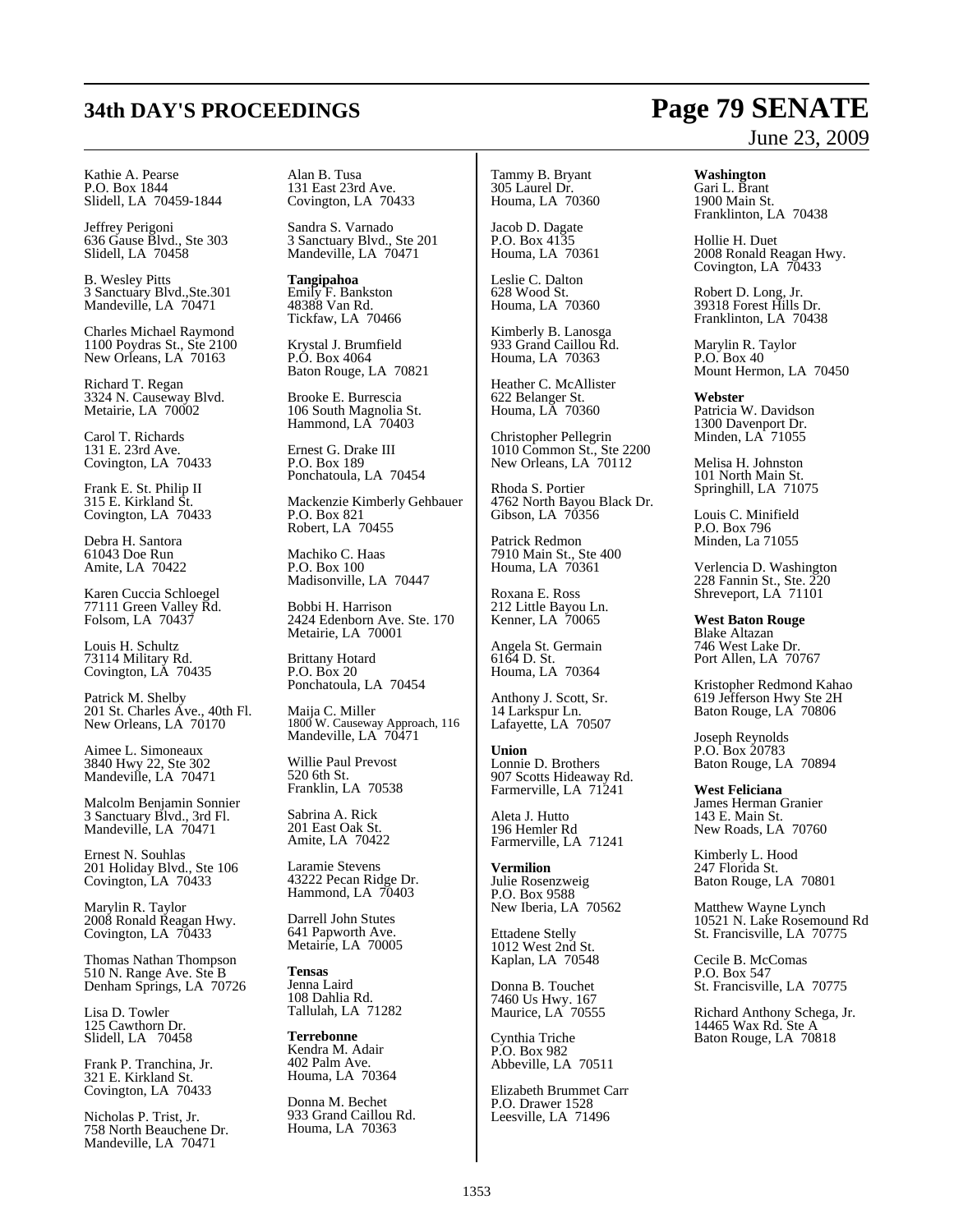Kathie A. Pearse
P.O. Box 1844
Slidell, LA 70459-1844

Jeffrey Perigoni
636 Gause Blvd., Ste 303
Slidell, LA 70458

B. Wesley Pitts
3 Sanctuary Blvd.,Ste.301
Mandeville, LA 70471

Charles Michael Raymond
1100 Poydras St., Ste 2100
New Orleans, LA 70163

Richard T. Regan
3324 N. Causeway Blvd.
Metairie, LA 70002

Carol T. Richards
131 E. 23rd Ave.
Covington, LA 70433

Frank E. St. Philip II
315 E. Kirkland St.
Covington, LA 70433

Debra H. Santora
61043 Doe Run
Amite, LA 70422

Karen Cuccia Schloegel
77111 Green Valley Rd.
Folsom, LA 70437

Louis H. Schultz
73114 Military Rd.
Covington, LA 70435

Patrick M. Shelby
201 St. Charles Ave., 40th Fl.
New Orleans, LA 70170

Aimee L. Simoneaux
3840 Hwy 22, Ste 302
Mandeville, LA 70471

Malcolm Benjamin Sonnier
3 Sanctuary Blvd., 3rd Fl.
Mandeville, LA 70471

Ernest N. Souhlas
201 Holiday Blvd., Ste 106
Covington, LA 70433

Marylin R. Taylor
2008 Ronald Reagan Hwy.
Covington, LA 70433

Thomas Nathan Thompson
510 N. Range Ave. Ste B
Denham Springs, LA 70726

Lisa D. Towler
125 Cawthorn Dr.
Slidell, LA 70458

Frank P. Tranchina, Jr.
321 E. Kirkland St.
Covington, LA 70433

Nicholas P. Trist, Jr.
758 North Beauchene Dr.
Mandeville, LA 70471

Alan B. Tusa
131 East 23rd Ave.
Covington, LA 70433

Sandra S. Varnado
3 Sanctuary Blvd., Ste 201
Mandeville, LA 70471

**Tangipahoa**
Emily F. Bankston
48388 Van Rd.
Tickfaw, LA 70466

Krystal J. Brumfield
P.O. Box 4064
Baton Rouge, LA 70821

Brooke E. Burrescia
106 South Magnolia St.
Hammond, LA 70403

Ernest G. Drake III
P.O. Box 189
Ponchatoula, LA 70454

Mackenzie Kimberly Gehbauer
P.O. Box 821
Robert, LA 70455

Machiko C. Haas
P.O. Box 100
Madisonville, LA 70447

Bobbi H. Harrison
2424 Edenborn Ave. Ste. 170
Metairie, LA 70001

Brittany Hotard
P.O. Box 20
Ponchatoula, LA 70454

Maija C. Miller
1800 W. Causeway Approach, 116
Mandeville, LA 70471

Willie Paul Prevost
520 6th St.
Franklin, LA 70538

Sabrina A. Rick
201 East Oak St.
Amite, LA 70422

Laramie Stevens
43222 Pecan Ridge Dr.
Hammond, LA 70403

Darrell John Stutes
641 Papworth Ave.
Metairie, LA 70005

**Tensas**
Jenna Laird
108 Dahlia Rd.
Tallulah, LA 71282

**Terrebonne**
Kendra M. Adair
402 Palm Ave.
Houma, LA 70364

Donna M. Bechet
933 Grand Caillou Rd.
Houma, LA 70363

Tammy B. Bryant
305 Laurel Dr.
Houma, LA 70360

Jacob D. Dagate
P.O. Box 4135
Houma, LA 70361

Leslie C. Dalton
628 Wood St.
Houma, LA 70360

Kimberly B. Lanosga
933 Grand Caillou Rd.
Houma, LA 70363

Heather C. McAllister
622 Belanger St.
Houma, LA 70360

Christopher Pellegrin
1010 Common St., Ste 2200
New Orleans, LA 70112

Rhoda S. Portier
4762 North Bayou Black Dr.
Gibson, LA 70356

Patrick Redmon
7910 Main St., Ste 400
Houma, LA 70361

Roxana E. Ross
212 Little Bayou Ln.
Kenner, LA 70065

Angela St. Germain
6164 D. St.
Houma, LA 70364

Anthony J. Scott, Sr.
14 Larkspur Ln.
Lafayette, LA 70507

**Union**
Lonnie D. Brothers
907 Scotts Hideaway Rd.
Farmerville, LA 71241

Aleta J. Hutto
196 Hemler Rd
Farmerville, LA 71241

**Vermilion**
Julie Rosenzweig
P.O. Box 9588
New Iberia, LA 70562

Ettadene Stelly
1012 West 2nd St.
Kaplan, LA 70548

Donna B. Touchet
7460 Us Hwy. 167
Maurice, LA 70555

Cynthia Triche
P.O. Box 982
Abbeville, LA 70511

Elizabeth Brummet Carr
P.O. Drawer 1528
Leesville, LA 71496

**Washington**
Gari L. Brant
1900 Main St.
Franklinton, LA 70438

Hollie H. Duet
2008 Ronald Reagan Hwy.
Covington, LA 70433

Robert D. Long, Jr.
39318 Forest Hills Dr.
Franklinton, LA 70438

Marylin R. Taylor
P.O. Box 40
Mount Hermon, LA 70450

**Webster**
Patricia W. Davidson
1300 Davenport Dr.
Minden, LA 71055

Melisa H. Johnston
101 North Main St.
Springhill, LA 71075

Louis C. Minifield
P.O. Box 796
Minden, La 71055

Verlencia D. Washington
228 Fannin St., Ste. 220
Shreveport, LA 71101

**West Baton Rouge**
Blake Altazan
746 West Lake Dr.
Port Allen, LA 70767

Kristopher Redmond Kahao
619 Jefferson Hwy Ste 2H
Baton Rouge, LA 70806

Joseph Reynolds
P.O. Box 20783
Baton Rouge, LA 70894

**West Feliciana**
James Herman Granier
143 E. Main St.
New Roads, LA 70760

Kimberly L. Hood
247 Florida St.
Baton Rouge, LA 70801

Matthew Wayne Lynch
10521 N. Lake Rosemound Rd
St. Francisville, LA 70775

Cecile B. McComas
P.O. Box 547
St. Francisville, LA 70775

Richard Anthony Schega, Jr.
14465 Wax Rd. Ste A
Baton Rouge, LA 70818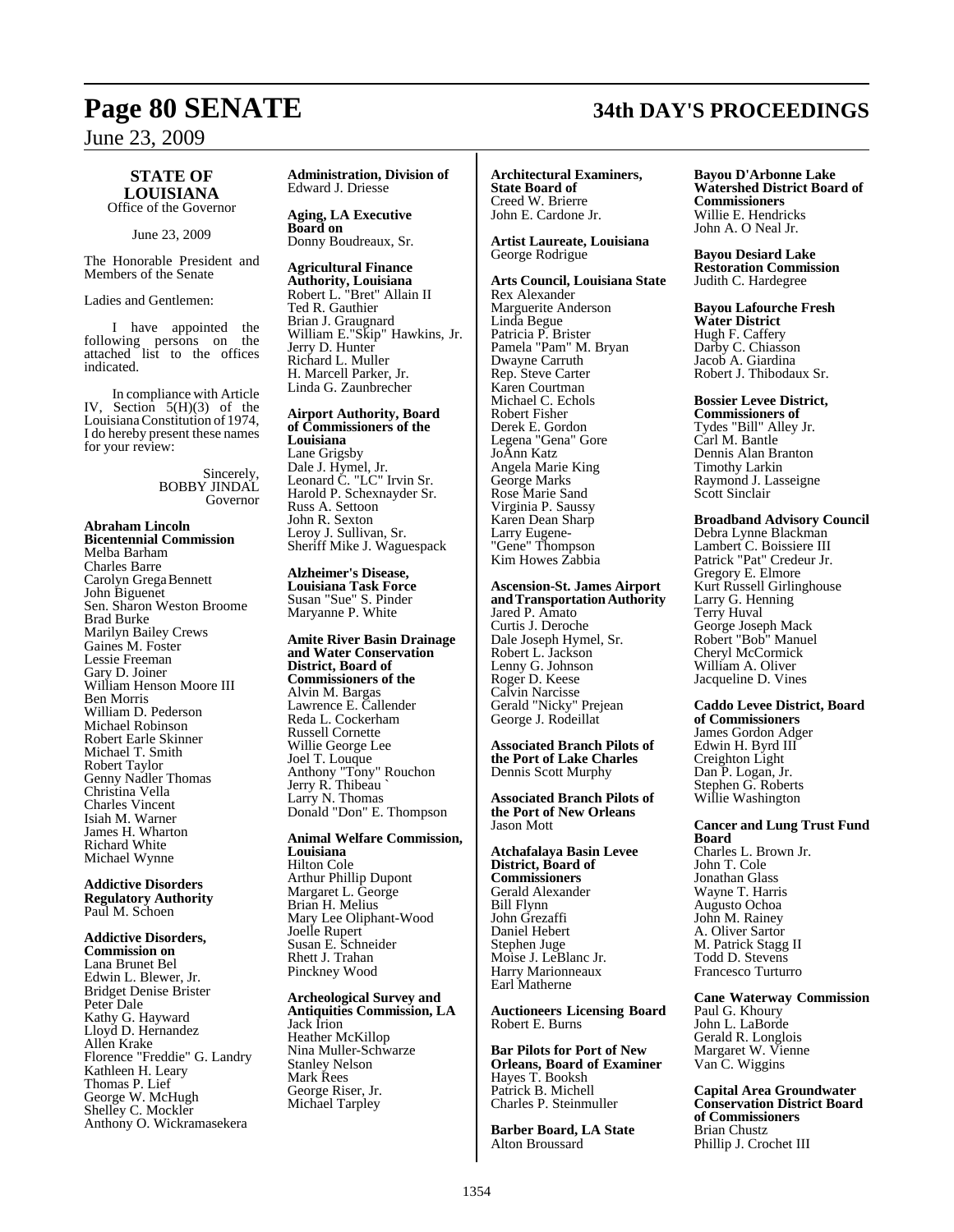**STATE OF LOUISIANA**
Office of the Governor

June 23, 2009

The Honorable President and Members of the Senate

Ladies and Gentlemen:

I have appointed the following persons on the attached list to the offices indicated.

In compliance with Article IV, Section 5(H)(3) of the Louisiana Constitution of 1974, I do hereby present these names for your review:

Sincerely,
BOBBY JINDAL
Governor

**Abraham Lincoln Bicentennial Commission**
Melba Barham
Charles Barre
Carolyn Grega Bennett
John Biguenet
Sen. Sharon Weston Broome
Brad Burke
Marilyn Bailey Crews
Gaines M. Foster
Lessie Freeman
Gary D. Joiner
William Henson Moore III
Ben Morris
William D. Pederson
Michael Robinson
Robert Earle Skinner
Michael T. Smith
Robert Taylor
Genny Nadler Thomas
Christina Vella
Charles Vincent
Isiah M. Warner
James H. Wharton
Richard White
Michael Wynne

**Addictive Disorders Regulatory Authority**
Paul M. Schoen

**Addictive Disorders, Commission on**
Lana Brunet Bel
Edwin L. Blewer, Jr.
Bridget Denise Brister
Peter Dale
Kathy G. Hayward
Lloyd D. Hernandez
Allen Krake
Florence "Freddie" G. Landry
Kathleen H. Leary
Thomas P. Lief
George W. McHugh
Shelley C. Mockler
Anthony O. Wickramasekera

**Administration, Division of**
Edward J. Driesse

**Aging, LA Executive Board on**
Donny Boudreaux, Sr.

**Agricultural Finance Authority, Louisiana**
Robert L. "Bret" Allain II
Ted R. Gauthier
Brian J. Graugnard
William E."Skip" Hawkins, Jr.
Jerry D. Hunter
Richard L. Muller
H. Marcell Parker, Jr.
Linda G. Zaunbrecher

**Airport Authority, Board of Commissioners of the Louisiana**
Lane Grigsby
Dale J. Hymel, Jr.
Leonard C. "LC" Irvin Sr.
Harold P. Schexnayder Sr.
Russ A. Settoon
John R. Sexton
Leroy J. Sullivan, Sr.
Sheriff Mike J. Waguespack

**Alzheimer's Disease, Louisiana Task Force**
Susan "Sue" S. Pinder
Maryanne P. White

**Amite River Basin Drainage and Water Conservation District, Board of Commissioners of the**
Alvin M. Bargas
Lawrence E. Callender
Reda L. Cockerham
Russell Cornette
Willie George Lee
Joel T. Louque
Anthony "Tony" Rouchon
Jerry R. Thibeau `
Larry N. Thomas
Donald "Don" E. Thompson

**Animal Welfare Commission, Louisiana**
Hilton Cole
Arthur Phillip Dupont
Margaret L. George
Brian H. Melius
Mary Lee Oliphant-Wood
Joelle Rupert
Susan E. Schneider
Rhett J. Trahan
Pinckney Wood

**Archeological Survey and Antiquities Commission, LA**
Jack Irion
Heather McKillop
Nina Muller-Schwarze
Stanley Nelson
Mark Rees
George Riser, Jr.
Michael Tarpley

**Architectural Examiners, State Board of**
Creed W. Brierre
John E. Cardone Jr.

**Artist Laureate, Louisiana**
George Rodrigue

**Arts Council, Louisiana State**
Rex Alexander
Marguerite Anderson
Linda Begue
Patricia P. Brister
Pamela "Pam" M. Bryan
Dwayne Carruth
Rep. Steve Carter
Karen Courtman
Michael C. Echols
Robert Fisher
Derek E. Gordon
Legena "Gena" Gore
JoAnn Katz
Angela Marie King
George Marks
Rose Marie Sand
Virginia P. Saussy
Karen Dean Sharp
Larry Eugene-
"Gene" Thompson
Kim Howes Zabbia

**Ascension-St. James Airport and Transportation Authority**
Jared P. Amato
Curtis J. Deroche
Dale Joseph Hymel, Sr.
Robert L. Jackson
Lenny G. Johnson
Roger D. Keese
Calvin Narcisse
Gerald "Nicky" Prejean
George J. Rodeillat

**Associated Branch Pilots of the Port of Lake Charles**
Dennis Scott Murphy

**Associated Branch Pilots of the Port of New Orleans**
Jason Mott

**Atchafalaya Basin Levee District, Board of Commissioners**
Gerald Alexander
Bill Flynn
John Grezaffi
Daniel Hebert
Stephen Juge
Moise J. LeBlanc Jr.
Harry Marionneaux
Earl Matherne

**Auctioneers Licensing Board**
Robert E. Burns

**Bar Pilots for Port of New Orleans, Board of Examiner**
Hayes T. Booksh
Patrick B. Michell
Charles P. Steinmuller

**Barber Board, LA State**
Alton Broussard

**Bayou D'Arbonne Lake Watershed District Board of Commissioners**
Willie E. Hendricks
John A. O Neal Jr.

**Bayou Desiard Lake Restoration Commission**
Judith C. Hardegree

**Bayou Lafourche Fresh Water District**
Hugh F. Caffery
Darby C. Chiasson
Jacob A. Giardina
Robert J. Thibodaux Sr.

**Bossier Levee District, Commissioners of**
Tydes "Bill" Alley Jr.
Carl M. Bantle
Dennis Alan Branton
Timothy Larkin
Raymond J. Lasseigne
Scott Sinclair

**Broadband Advisory Council**
Debra Lynne Blackman
Lambert C. Boissiere III
Patrick "Pat" Credeur Jr.
Gregory E. Elmore
Kurt Russell Girlinghouse
Larry G. Henning
Terry Huval
George Joseph Mack
Robert "Bob" Manuel
Cheryl McCormick
William A. Oliver
Jacqueline D. Vines

**Caddo Levee District, Board of Commissioners**
James Gordon Adger
Edwin H. Byrd III
Creighton Light
Dan P. Logan, Jr.
Stephen G. Roberts
Willie Washington

**Cancer and Lung Trust Fund Board**
Charles L. Brown Jr.
John T. Cole
Jonathan Glass
Wayne T. Harris
Augusto Ochoa
John M. Rainey
A. Oliver Sartor
M. Patrick Stagg II
Todd D. Stevens
Francesco Turturro

**Cane Waterway Commission**
Paul G. Khoury
John L. LaBorde
Gerald R. Longlois
Margaret W. Vienne
Van C. Wiggins

**Capital Area Groundwater Conservation District Board of Commissioners**
Brian Chustz
Phillip J. Crochet III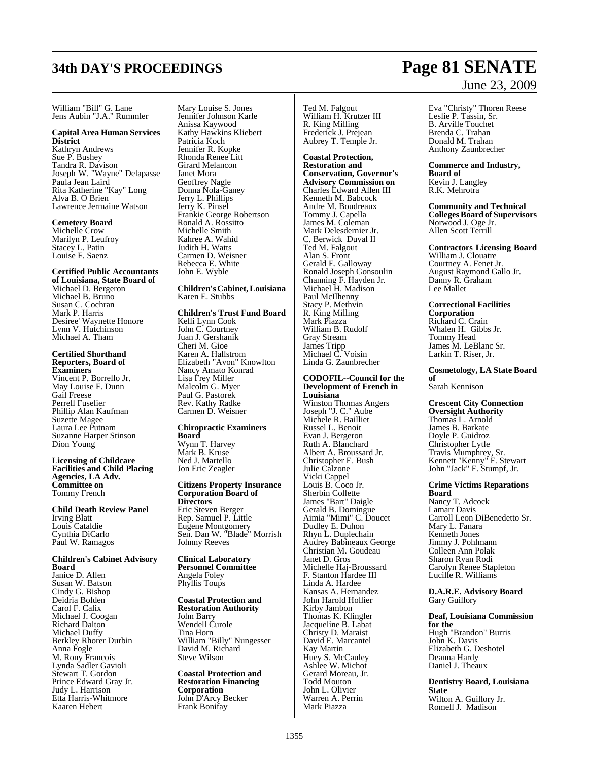William "Bill" G. Lane
Jens Aubin "J.A." Rummler

**Capital Area Human Services District**
Kathryn Andrews
Sue P. Bushey
Tandra R. Davison
Joseph W. "Wayne" Delapasse
Paula Jean Laird
Rita Katherine "Kay" Long
Alva B. O Brien
Lawrence Jermaine Watson

**Cemetery Board**
Michelle Crow
Marilyn P. Leufroy
Stacey L. Patin
Louise F. Saenz

**Certified Public Accountants of Louisiana, State Board of**
Michael D. Bergeron
Michael B. Bruno
Susan C. Cochran
Mark P. Harris
Desiree' Waynette Honore
Lynn V. Hutchinson
Michael A. Tham

**Certified Shorthand Reporters, Board of Examiners**
Vincent P. Borrello Jr.
May Louise F. Dunn
Gail Freese
Perrell Fuselier
Phillip Alan Kaufman
Suzette Magee
Laura Lee Putnam
Suzanne Harper Stinson
Dion Young

**Licensing of Childcare Facilities and Child Placing Agencies, LA Adv. Committee on**
Tommy French

**Child Death Review Panel**
Irving Blatt
Louis Cataldie
Cynthia DiCarlo
Paul W. Ramagos

**Children's Cabinet Advisory Board**
Janice D. Allen
Susan W. Batson
Cindy G. Bishop
Deidria Bolden
Carol F. Calix
Michael J. Coogan
Richard Dalton
Michael Duffy
Berkley Rhorer Durbin
Anna Fogle
M. Rony Francois
Lynda Sadler Gavioli
Stewart T. Gordon
Prince Edward Gray Jr.
Judy L. Harrison
Etta Harris-Whitmore
Kaaren Hebert
Mary Louise S. Jones
Jennifer Johnson Karle
Anissa Kaywood
Kathy Hawkins Kliebert
Patricia Koch
Jennifer R. Kopke
Rhonda Renee Litt
Girard Melancon
Janet Mora
Geoffrey Nagle
Donna Nola-Ganey
Jerry L. Phillips
Jerry K. Pinsel
Frankie George Robertson
Ronald A. Rossitto
Michelle Smith
Kahree A. Wahid
Judith H. Watts
Carmen D. Weisner
Rebecca E. White
John E. Wyble

**Children's Cabinet, Louisiana**
Karen E. Stubbs

**Children's Trust Fund Board**
Kelli Lynn Cook
John C. Courtney
Juan J. Gershanik
Cheri M. Gioe
Karen A. Hallstrom
Elizabeth "Avon" Knowlton
Nancy Amato Konrad
Lisa Frey Miller
Malcolm G. Myer
Paul G. Pastorek
Rev. Kathy Radke
Carmen D. Weisner

**Chiropractic Examiners Board**
Wynn T. Harvey
Mark B. Kruse
Ned J. Martello
Jon Eric Zeagler

**Citizens Property Insurance Corporation Board of Directors**
Eric Steven Berger
Rep. Samuel P. Little
Eugene Montgomery
Sen. Dan W. "Blade" Morrish
Johnny Reeves

**Clinical Laboratory Personnel Committee**
Angela Foley
Phyllis Toups

**Coastal Protection and Restoration Authority**
John Barry
Wendell Curole
Tina Horn
William "Billy" Nungesser
David M. Richard
Steve Wilson

**Coastal Protection and Restoration Financing Corporation**
John D'Arcy Becker
Frank Bonifay
Ted M. Falgout
William H. Krutzer III
R. King Milling
Frederick J. Prejean
Aubrey T. Temple Jr.

**Coastal Protection, Restoration and Conservation, Governor's Advisory Commission on**
Charles Edward Allen III
Kenneth M. Babcock
Andre M. Boudreaux
Tommy J. Capella
James M. Coleman
Mark Delesdernier Jr.
C. Berwick Duval II
Ted M. Falgout
Alan S. Front
Gerald E. Galloway
Ronald Joseph Gonsoulin
Channing F. Hayden Jr.
Michael H. Madison
Paul McIlhenny
Stacy P. Methvin
R. King Milling
Mark Piazza
William B. Rudolf
Gray Stream
James Tripp
Michael C. Voisin
Linda G. Zaunbrecher

**CODOFIL--Council for the Development of French in Louisiana**
Winston Thomas Angers
Joseph "J. C." Aube
Michele R. Bailliet
Russel L. Benoit
Evan J. Bergeron
Ruth A. Blanchard
Albert A. Broussard Jr.
Christopher E. Bush
Julie Calzone
Vicki Cappel
Louis B. Coco Jr.
Sherbin Collette
James "Bart" Daigle
Gerald B. Domingue
Aimia "Mimi" C. Doucet
Dudley E. Duhon
Rhyn L. Duplechain
Audrey Babineaux George
Christian M. Goudeau
Janet D. Gros
Michelle Haj-Broussard
F. Stanton Hardee III
Linda A. Hardee
Kansas A. Hernandez
John Harold Hollier
Kirby Jambon
Thomas K. Klingler
Jacqueline B. Labat
Christy D. Maraist
David E. Marcantel
Kay Martin
Huey S. McCauley
Ashlee W. Michot
Gerard Moreau, Jr.
Todd Mouton
John L. Olivier
Warren A. Perrin
Mark Piazza
Eva "Christy" Thoren Reese
Leslie P. Tassin, Sr.
B. Arville Touchet
Brenda C. Trahan
Donald M. Trahan
Anthony Zaunbrecher

**Commerce and Industry, Board of**
Kevin J. Langley
R.K. Mehrotra

**Community and Technical Colleges Board of Supervisors**
Norwood J. Oge Jr.
Allen Scott Terrill

**Contractors Licensing Board**
William J. Clouatre
Courtney A. Fenet Jr.
August Raymond Gallo Jr.
Danny R. Graham
Lee Mallet

**Correctional Facilities Corporation**
Richard C. Crain
Whalen H. Gibbs Jr.
Tommy Head
James M. LeBlanc Sr.
Larkin T. Riser, Jr.

**Cosmetology, LA State Board of**
Sarah Kennison

**Crescent City Connection Oversight Authority**
Thomas L. Arnold
James B. Barkate
Doyle P. Guidroz
Christopher Lytle
Travis Mumphrey, Sr.
Kennett "Kenny" F. Stewart
John "Jack" F. Stumpf, Jr.

**Crime Victims Reparations Board**
Nancy T. Adcock
Lamarr Davis
Carroll Leon DiBenedetto Sr.
Mary L. Fanara
Kenneth Jones
Jimmy J. Pohlmann
Colleen Ann Polak
Sharon Ryan Rodi
Carolyn Renee Stapleton
Lucille R. Williams

**D.A.R.E. Advisory Board**
Gary Guillory

**Deaf, Louisiana Commission for the**
Hugh "Brandon" Burris
John K. Davis
Elizabeth G. Deshotel
Deanna Hardy
Daniel J. Theaux

**Dentistry Board, Louisiana State**
Wilton A. Guillory Jr.
Romell J. Madison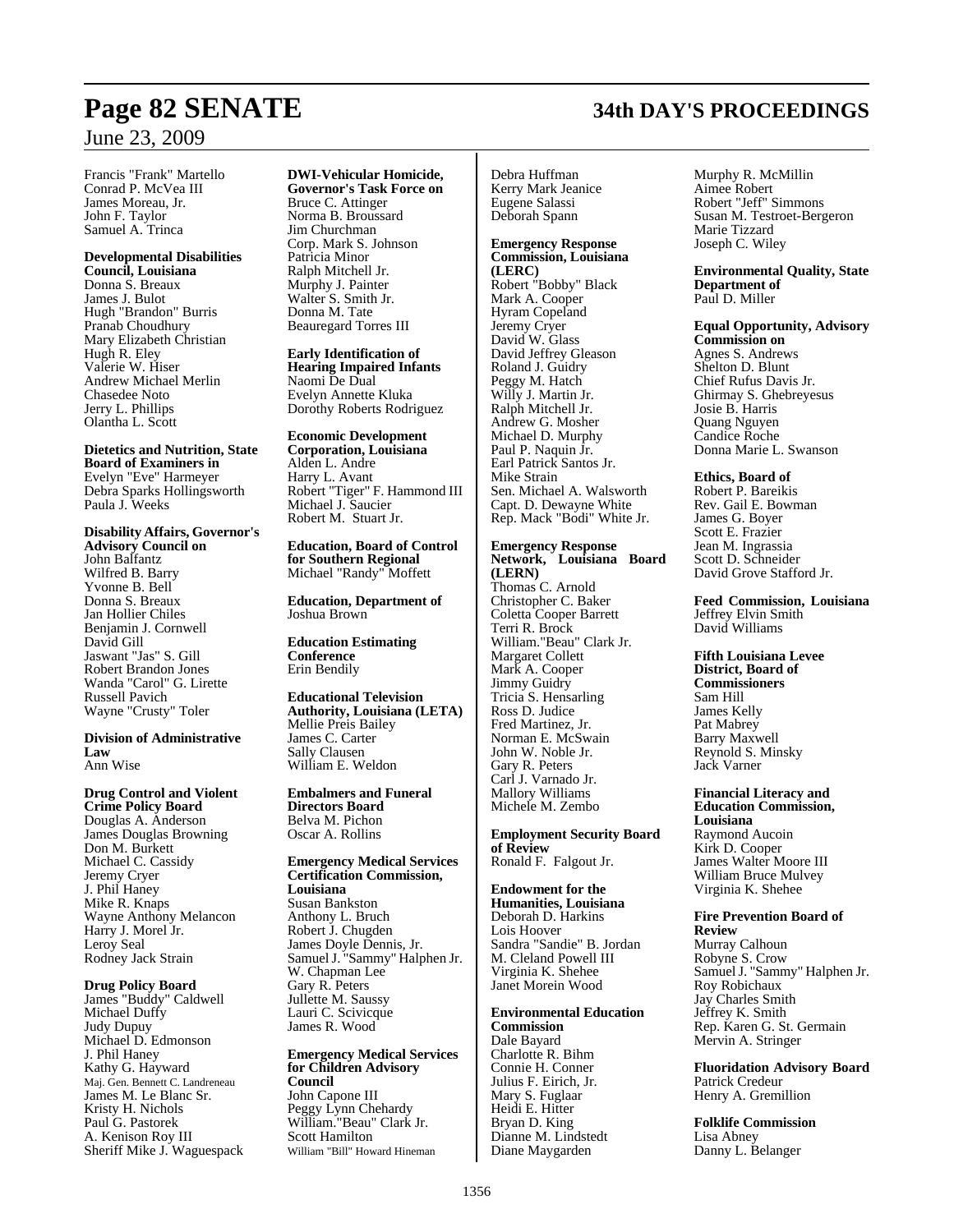Francis "Frank" Martello
Conrad P. McVea III
James Moreau, Jr.
John F. Taylor
Samuel A. Trinca

**Developmental Disabilities Council, Louisiana**
Donna S. Breaux
James J. Bulot
Hugh "Brandon" Burris
Pranab Choudhury
Mary Elizabeth Christian
Hugh R. Eley
Valerie W. Hiser
Andrew Michael Merlin
Chasedee Noto
Jerry L. Phillips
Olantha L. Scott

**Dietetics and Nutrition, State Board of Examiners in**
Evelyn "Eve" Harmeyer
Debra Sparks Hollingsworth
Paula J. Weeks

**Disability Affairs, Governor's Advisory Council on**
John Balfantz
Wilfred B. Barry
Yvonne B. Bell
Donna S. Breaux
Jan Hollier Chiles
Benjamin J. Cornwell
David Gill
Jaswant "Jas" S. Gill
Robert Brandon Jones
Wanda "Carol" G. Lirette
Russell Pavich
Wayne "Crusty" Toler

**Division of Administrative Law**
Ann Wise

**Drug Control and Violent Crime Policy Board**
Douglas A. Anderson
James Douglas Browning
Don M. Burkett
Michael C. Cassidy
Jeremy Cryer
J. Phil Haney
Mike R. Knaps
Wayne Anthony Melancon
Harry J. Morel Jr.
Leroy Seal
Rodney Jack Strain

**Drug Policy Board**
James "Buddy" Caldwell
Michael Duffy
Judy Dupuy
Michael D. Edmonson
J. Phil Haney
Kathy G. Hayward
Maj. Gen. Bennett C. Landreneau
James M. Le Blanc Sr.
Kristy H. Nichols
Paul G. Pastorek
A. Kenison Roy III
Sheriff Mike J. Waguespack

**DWI-Vehicular Homicide, Governor's Task Force on**
Bruce C. Attinger
Norma B. Broussard
Jim Churchman
Corp. Mark S. Johnson
Patricia Minor
Ralph Mitchell Jr.
Murphy J. Painter
Walter S. Smith Jr.
Donna M. Tate
Beauregard Torres III

**Early Identification of Hearing Impaired Infants**
Naomi De Dual
Evelyn Annette Kluka
Dorothy Roberts Rodriguez

**Economic Development Corporation, Louisiana**
Alden L. Andre
Harry L. Avant
Robert "Tiger" F. Hammond III
Michael J. Saucier
Robert M. Stuart Jr.

**Education, Board of Control for Southern Regional**
Michael "Randy" Moffett

**Education, Department of**
Joshua Brown

**Education Estimating Conference**
Erin Bendily

**Educational Television Authority, Louisiana (LETA)**
Mellie Preis Bailey
James C. Carter
Sally Clausen
William E. Weldon

**Embalmers and Funeral Directors Board**
Belva M. Pichon
Oscar A. Rollins

**Emergency Medical Services Certification Commission, Louisiana**
Susan Bankston
Anthony L. Bruch
Robert J. Chugden
James Doyle Dennis, Jr.
Samuel J. "Sammy" Halphen Jr.
W. Chapman Lee
Gary R. Peters
Jullette M. Saussy
Lauri C. Scivicque
James R. Wood

**Emergency Medical Services for Children Advisory Council**
John Capone III
Peggy Lynn Chehardy
William."Beau" Clark Jr.
Scott Hamilton
William "Bill" Howard Hineman
Debra Huffman
Kerry Mark Jeanice
Eugene Salassi
Deborah Spann

**Emergency Response Commission, Louisiana (LERC)**
Robert "Bobby" Black
Mark A. Cooper
Hyram Copeland
Jeremy Cryer
David W. Glass
David Jeffrey Gleason
Roland J. Guidry
Peggy M. Hatch
Willy J. Martin Jr.
Ralph Mitchell Jr.
Andrew G. Mosher
Michael D. Murphy
Paul P. Naquin Jr.
Earl Patrick Santos Jr.
Mike Strain
Sen. Michael A. Walsworth
Capt. D. Dewayne White
Rep. Mack "Bodi" White Jr.

**Emergency Response Network, Louisiana Board (LERN)**
Thomas C. Arnold
Christopher C. Baker
Coletta Cooper Barrett
Terri R. Brock
William."Beau" Clark Jr.
Margaret Collett
Mark A. Cooper
Jimmy Guidry
Tricia S. Hensarling
Ross D. Judice
Fred Martinez, Jr.
Norman E. McSwain
John W. Noble Jr.
Gary R. Peters
Carl J. Varnado Jr.
Mallory Williams
Michele M. Zembo

**Employment Security Board of Review**
Ronald F. Falgout Jr.

**Endowment for the Humanities, Louisiana**
Deborah D. Harkins
Lois Hoover
Sandra "Sandie" B. Jordan
M. Cleland Powell III
Virginia K. Shehee
Janet Morein Wood

**Environmental Education Commission**
Dale Bayard
Charlotte R. Bihm
Connie H. Conner
Julius F. Eirich, Jr.
Mary S. Fuglaar
Heidi E. Hitter
Bryan D. King
Dianne M. Lindstedt
Diane Maygarden
Murphy R. McMillin
Aimee Robert
Robert "Jeff" Simmons
Susan M. Testroet-Bergeron
Marie Tizzard
Joseph C. Wiley

**Environmental Quality, State Department of**
Paul D. Miller

**Equal Opportunity, Advisory Commission on**
Agnes S. Andrews
Shelton D. Blunt
Chief Rufus Davis Jr.
Ghirmay S. Ghebreyesus
Josie B. Harris
Quang Nguyen
Candice Roche
Donna Marie L. Swanson

**Ethics, Board of**
Robert P. Bareikis
Rev. Gail E. Bowman
James G. Boyer
Scott E. Frazier
Jean M. Ingrassia
Scott D. Schneider
David Grove Stafford Jr.

**Feed Commission, Louisiana**
Jeffrey Elvin Smith
David Williams

**Fifth Louisiana Levee District, Board of Commissioners**
Sam Hill
James Kelly
Pat Mabrey
Barry Maxwell
Reynold S. Minsky
Jack Varner

**Financial Literacy and Education Commission, Louisiana**
Raymond Aucoin
Kirk D. Cooper
James Walter Moore III
William Bruce Mulvey
Virginia K. Shehee

**Fire Prevention Board of Review**
Murray Calhoun
Robyne S. Crow
Samuel J. "Sammy" Halphen Jr.
Roy Robichaux
Jay Charles Smith
Jeffrey K. Smith
Rep. Karen G. St. Germain
Mervin A. Stringer

**Fluoridation Advisory Board**
Patrick Credeur
Henry A. Gremillion

**Folklife Commission**
Lisa Abney
Danny L. Belanger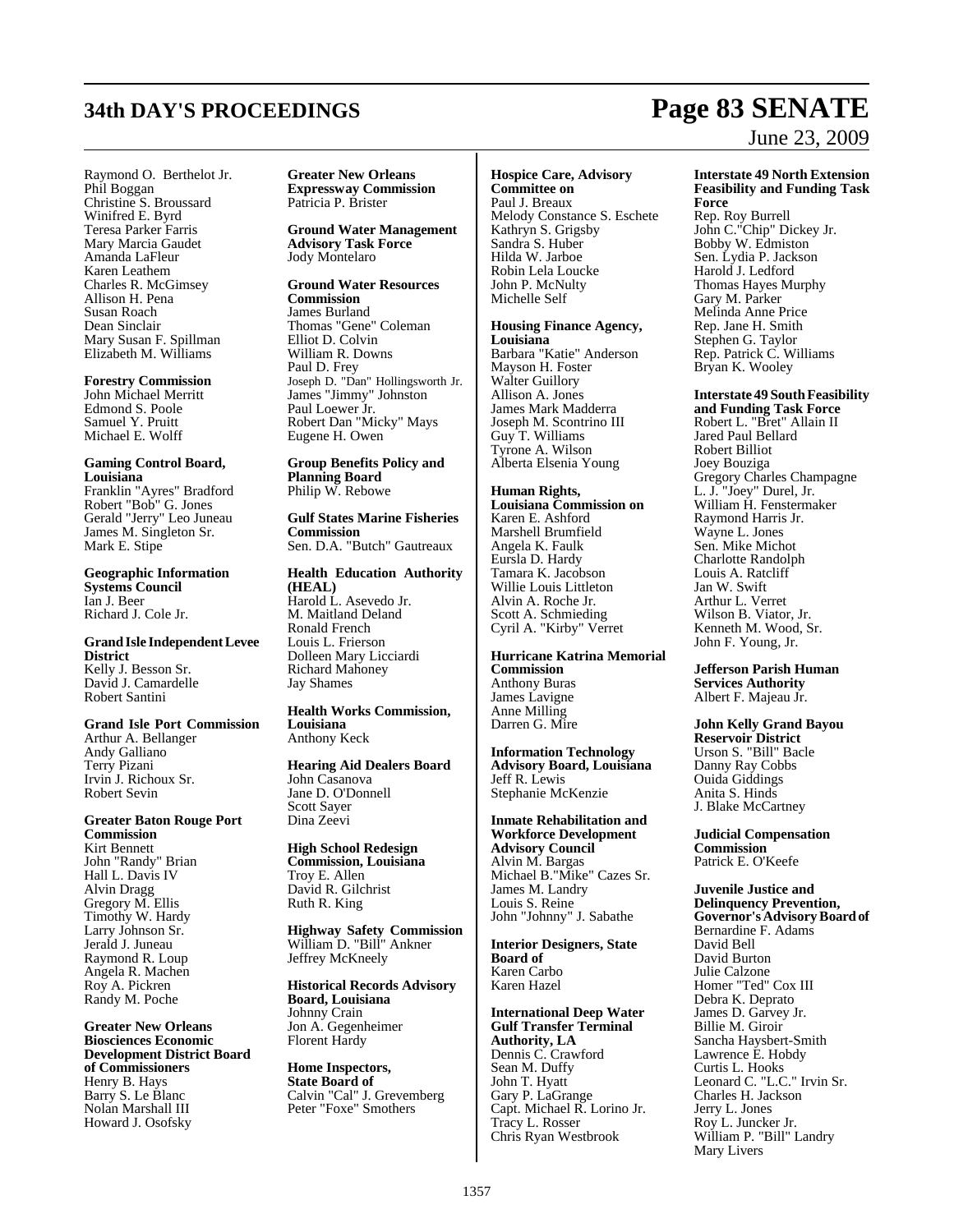Raymond O. Berthelot Jr.
Phil Boggan
Christine S. Broussard
Winifred E. Byrd
Teresa Parker Farris
Mary Marcia Gaudet
Amanda LaFleur
Karen Leathem
Charles R. McGimsey
Allison H. Pena
Susan Roach
Dean Sinclair
Mary Susan F. Spillman
Elizabeth M. Williams

**Forestry Commission**
John Michael Merritt
Edmond S. Poole
Samuel Y. Pruitt
Michael E. Wolff

**Gaming Control Board, Louisiana**
Franklin "Ayres" Bradford
Robert "Bob" G. Jones
Gerald "Jerry" Leo Juneau
James M. Singleton Sr.
Mark E. Stipe

**Geographic Information Systems Council**
Ian J. Beer
Richard J. Cole Jr.

**Grand Isle Independent Levee District**
Kelly J. Besson Sr.
David J. Camardelle
Robert Santini

**Grand Isle Port Commission**
Arthur A. Bellanger
Andy Galliano
Terry Pizani
Irvin J. Richoux Sr.
Robert Sevin

**Greater Baton Rouge Port Commission**
Kirt Bennett
John "Randy" Brian
Hall L. Davis IV
Alvin Dragg
Gregory M. Ellis
Timothy W. Hardy
Larry Johnson Sr.
Jerald J. Juneau
Raymond R. Loup
Angela R. Machen
Roy A. Pickren
Randy M. Poche

**Greater New Orleans Biosciences Economic Development District Board of Commissioners**
Henry B. Hays
Barry S. Le Blanc
Nolan Marshall III
Howard J. Osofsky

**Greater New Orleans Expressway Commission**
Patricia P. Brister

**Ground Water Management Advisory Task Force**
Jody Montelaro

**Ground Water Resources Commission**
James Burland
Thomas "Gene" Coleman
Elliot D. Colvin
William R. Downs
Paul D. Frey
Joseph D. "Dan" Hollingsworth Jr.
James "Jimmy" Johnston
Paul Loewer Jr.
Robert Dan "Micky" Mays
Eugene H. Owen

**Group Benefits Policy and Planning Board**
Philip W. Rebowe

**Gulf States Marine Fisheries Commission**
Sen. D.A. "Butch" Gautreaux

**Health Education Authority (HEAL)**
Harold L. Asevedo Jr.
M. Maitland Deland
Ronald French
Louis L. Frierson
Dolleen Mary Licciardi
Richard Mahoney
Jay Shames

**Health Works Commission, Louisiana**
Anthony Keck

**Hearing Aid Dealers Board**
John Casanova
Jane D. O'Donnell
Scott Sayer
Dina Zeevi

**High School Redesign Commission, Louisiana**
Troy E. Allen
David R. Gilchrist
Ruth R. King

**Highway Safety Commission**
William D. "Bill" Ankner
Jeffrey McKneely

**Historical Records Advisory Board, Louisiana**
Johnny Crain
Jon A. Gegenheimer
Florent Hardy

**Home Inspectors, State Board of**
Calvin "Cal" J. Grevemberg
Peter "Foxe" Smothers

**Hospice Care, Advisory Committee on**
Paul J. Breaux
Melody Constance S. Eschete
Kathryn S. Grigsby
Sandra S. Huber
Hilda W. Jarboe
Robin Lela Loucke
John P. McNulty
Michelle Self

**Housing Finance Agency, Louisiana**
Barbara "Katie" Anderson
Mayson H. Foster
Walter Guillory
Allison A. Jones
James Mark Madderra
Joseph M. Scontrino III
Guy T. Williams
Tyrone A. Wilson
Alberta Elsenia Young

**Human Rights, Louisiana Commission on**
Karen E. Ashford
Marshell Brumfield
Angela K. Faulk
Eursla D. Hardy
Tamara K. Jacobson
Willie Louis Littleton
Alvin A. Roche Jr.
Scott A. Schmieding
Cyril A. "Kirby" Verret

**Hurricane Katrina Memorial Commission**
Anthony Buras
James Lavigne
Anne Milling
Darren G. Mire

**Information Technology Advisory Board, Louisiana**
Jeff R. Lewis
Stephanie McKenzie

**Inmate Rehabilitation and Workforce Development Advisory Council**
Alvin M. Bargas
Michael B."Mike" Cazes Sr.
James M. Landry
Louis S. Reine
John "Johnny" J. Sabathe

**Interior Designers, State Board of**
Karen Carbo
Karen Hazel

**International Deep Water Gulf Transfer Terminal Authority, LA**
Dennis C. Crawford
Sean M. Duffy
John T. Hyatt
Gary P. LaGrange
Capt. Michael R. Lorino Jr.
Tracy L. Rosser
Chris Ryan Westbrook

**Interstate 49 North Extension Feasibility and Funding Task Force**
Rep. Roy Burrell
John C."Chip" Dickey Jr.
Bobby W. Edmiston
Sen. Lydia P. Jackson
Harold J. Ledford
Thomas Hayes Murphy
Gary M. Parker
Melinda Anne Price
Rep. Jane H. Smith
Stephen G. Taylor
Rep. Patrick C. Williams
Bryan K. Wooley

**Interstate 49 South Feasibility and Funding Task Force**
Robert L. "Bret" Allain II
Jared Paul Bellard
Robert Billiot
Joey Bouziga
Gregory Charles Champagne
L. J. "Joey" Durel, Jr.
William H. Fenstermaker
Raymond Harris Jr.
Wayne L. Jones
Sen. Mike Michot
Charlotte Randolph
Louis A. Ratcliff
Jan W. Swift
Arthur L. Verret
Wilson B. Viator, Jr.
Kenneth M. Wood, Sr.
John F. Young, Jr.

**Jefferson Parish Human Services Authority**
Albert F. Majeau Jr.

**John Kelly Grand Bayou Reservoir District**
Urson S. "Bill" Bacle
Danny Ray Cobbs
Ouida Giddings
Anita S. Hinds
J. Blake McCartney

**Judicial Compensation Commission**
Patrick E. O'Keefe

**Juvenile Justice and Delinquency Prevention, Governor's Advisory Board of**
Bernardine F. Adams
David Bell
David Burton
Julie Calzone
Homer "Ted" Cox III
Debra K. Deprato
James D. Garvey Jr.
Billie M. Giroir
Sancha Haysbert-Smith
Lawrence E. Hobdy
Curtis L. Hooks
Leonard C. "L.C." Irvin Sr.
Charles H. Jackson
Jerry L. Jones
Roy L. Juncker Jr.
William P. "Bill" Landry
Mary Livers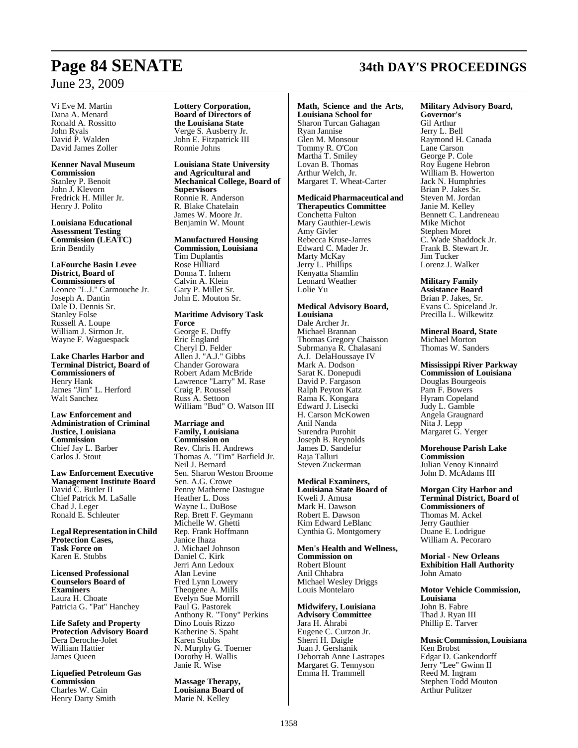Vi Eve M. Martin
Dana A. Menard
Ronald A. Rossitto
John Ryals
David P. Walden
David James Zoller

**Kenner Naval Museum Commission**
Stanley P. Benoit
John J. Klevorn
Fredrick H. Miller Jr.
Henry J. Polito

**Louisiana Educational Assessment Testing Commission (LEATC)**
Erin Bendily

**LaFourche Basin Levee District, Board of Commissioners of**
Leonce "L.J." Carmouche Jr.
Joseph A. Dantin
Dale D. Dennis Sr.
Stanley Folse
Russell A. Loupe
William J. Sirmon Jr.
Wayne F. Waguespack

**Lake Charles Harbor and Terminal District, Board of Commissioners of**
Henry Hank
James "Jim" L. Herford
Walt Sanchez

**Law Enforcement and Administration of Criminal Justice, Louisiana Commission**
Chief Jay L. Barber
Carlos J. Stout

**Law Enforcement Executive Management Institute Board**
David C. Butler II
Chief Patrick M. LaSalle
Chad J. Leger
Ronald E. Schleuter

**Legal Representation in Child Protection Cases, Task Force on**
Karen E. Stubbs

**Licensed Professional Counselors Board of Examiners**
Laura H. Choate
Patricia G. "Pat" Hanchey

**Life Safety and Property Protection Advisory Board**
Dera Deroche-Jolet
William Hattier
James Queen

**Liquefied Petroleum Gas Commission**
Charles W. Cain
Henry Darty Smith

**Lottery Corporation, Board of Directors of the Louisiana State**
Verge S. Ausberry Jr.
John E. Fitzpatrick III
Ronnie Johns

**Louisiana State University and Agricultural and Mechanical College, Board of Supervisors**
Ronnie R. Anderson
R. Blake Chatelain
James W. Moore Jr.
Benjamin W. Mount

**Manufactured Housing Commission, Louisiana**
Tim Duplantis
Rose Hilliard
Donna T. Inhern
Calvin A. Klein
Gary P. Millet Sr.
John E. Mouton Sr.

**Maritime Advisory Task Force**
George E. Duffy
Eric England
Cheryl D. Felder
Allen J. "A.J." Gibbs
Chander Gorowara
Robert Adam McBride
Lawrence "Larry" M. Rase
Craig P. Roussel
Russ A. Settoon
William "Bud" O. Watson III

**Marriage and Family, Louisiana Commission on**
Rev. Chris H. Andrews
Thomas A. "Tim" Barfield Jr.
Neil J. Bernard
Sen. Sharon Weston Broome
Sen. A.G. Crowe
Penny Matherne Dastugue
Heather L. Doss
Wayne L. DuBose
Rep. Brett F. Geymann
Michelle W. Ghetti
Rep. Frank Hoffmann
Janice Ihaza
J. Michael Johnson
Daniel C. Kirk
Jerri Ann Ledoux
Alan Levine
Fred Lynn Lowery
Theogene A. Mills
Evelyn Sue Morrill
Paul G. Pastorek
Anthony R. "Tony" Perkins
Dino Louis Rizzo
Katherine S. Spaht
Karen Stubbs
N. Murphy G. Toerner
Dorothy H. Wallis
Janie R. Wise

**Massage Therapy, Louisiana Board of**
Marie N. Kelley

**Math, Science and the Arts, Louisiana School for**
Sharon Turcan Gahagan
Ryan Jannise
Glen M. Monsour
Tommy R. O'Con
Martha T. Smiley
Lovan B. Thomas
Arthur Welch, Jr.
Margaret T. Wheat-Carter

**Medicaid Pharmaceutical and Therapeutics Committee**
Conchetta Fulton
Mary Gauthier-Lewis
Amy Givler
Rebecca Kruse-Jarres
Edward C. Mader Jr.
Marty McKay
Jerry L. Phillips
Kenyatta Shamlin
Leonard Weather
Lolie Yu

**Medical Advisory Board, Louisiana**
Dale Archer Jr.
Michael Brannan
Thomas Gregory Chaisson
Subrmanya R. Chalasani
A.J. DelaHoussaye IV
Mark A. Dodson
Sarat K. Donepudi
David P. Fargason
Ralph Peyton Katz
Rama K. Kongara
Edward J. Lisecki
H. Carson McKowen
Anil Nanda
Surendra Purohit
Joseph B. Reynolds
James D. Sandefur
Raja Talluri
Steven Zuckerman

**Medical Examiners, Louisiana State Board of**
Kweli J. Amusa
Mark H. Dawson
Robert E. Dawson
Kim Edward LeBlanc
Cynthia G. Montgomery

**Men's Health and Wellness, Commission on**
Robert Blount
Anil Chhabra
Michael Wesley Driggs
Louis Montelaro

**Midwifery, Louisiana Advisory Committee**
Jara H. Ahrabi
Eugene C. Curzon Jr.
Sherri H. Daigle
Juan J. Gershanik
Deborrah Anne Lastrapes
Margaret G. Tennyson
Emma H. Trammell

**Military Advisory Board, Governor's**
Gil Arthur
Jerry L. Bell
Raymond H. Canada
Lane Carson
George P. Cole
Roy Eugene Hebron
William B. Howerton
Jack N. Humphries
Brian P. Jakes Sr.
Steven M. Jordan
Janie M. Kelley
Bennett C. Landreneau
Mike Michot
Stephen Moret
C. Wade Shaddock Jr.
Frank B. Stewart Jr.
Jim Tucker
Lorenz J. Walker

**Military Family Assistance Board**
Brian P. Jakes, Sr.
Evans C. Spiceland Jr.
Precilla L. Wilkewitz

**Mineral Board, State**
Michael Morton
Thomas W. Sanders

**Mississippi River Parkway Commission of Louisiana**
Douglas Bourgeois
Pam F. Bowers
Hyram Copeland
Judy L. Gamble
Angela Graugnard
Nita J. Lepp
Margaret G. Yerger

**Morehouse Parish Lake Commission**
Julian Venoy Kinnaird
John D. McAdams III

**Morgan City Harbor and Terminal District, Board of Commissioners of**
Thomas M. Ackel
Jerry Gauthier
Duane E. Lodrigue
William A. Pecoraro

**Morial - New Orleans Exhibition Hall Authority**
John Amato

**Motor Vehicle Commission, Louisiana**
John B. Fabre
Thad J. Ryan III
Phillip E. Tarver

**Music Commission, Louisiana**
Ken Brobst
Edgar D. Gankendorff
Jerry "Lee" Gwinn II
Reed M. Ingram
Stephen Todd Mouton
Arthur Pulitzer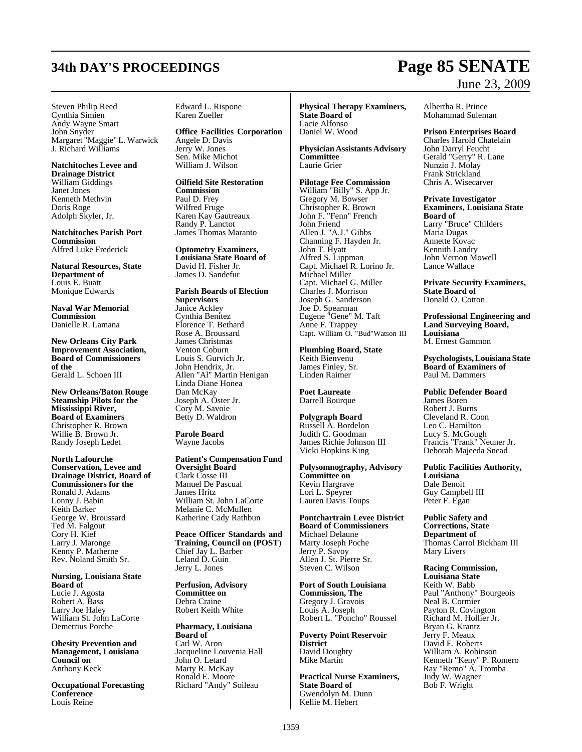Steven Philip Reed
Cynthia Simien
Andy Wayne Smart
John Snyder
Margaret "Maggie" L. Warwick
J. Richard Williams

**Natchitoches Levee and Drainage District**
William Giddings
Janet Jones
Kenneth Methvin
Doris Roge
Adolph Skyler, Jr.

**Natchitoches Parish Port Commission**
Alfred Luke Frederick

**Natural Resources, State Department of**
Louis E. Buatt
Monique Edwards

**Naval War Memorial Commission**
Danielle R. Lamana

**New Orleans City Park Improvement Association, Board of Commissioners of the**
Gerald L. Schoen III

**New Orleans/Baton Rouge Steamship Pilots for the Mississippi River, Board of Examiners**
Christopher R. Brown
Willie B. Brown Jr.
Randy Joseph Ledet

**North Lafourche Conservation, Levee and Drainage District, Board of Commissioners for the**
Ronald J. Adams
Lonny J. Babin
Keith Barker
George W. Broussard
Ted M. Falgout
Cory H. Kief
Larry J. Maronge
Kenny P. Matherne
Rev. Noland Smith Sr.

**Nursing, Louisiana State Board of**
Lucie J. Agosta
Robert A. Bass
Larry Joe Haley
William St. John LaCorte
Demetrius Porche

**Obesity Prevention and Management, Louisiana Council on**
Anthony Keck

**Occupational Forecasting Conference**
Louis Reine

Edward L. Rispone
Karen Zoeller

**Office Facilities Corporation**
Angele D. Davis
Jerry W. Jones
Sen. Mike Michot
William J. Wilson

**Oilfield Site Restoration Commission**
Paul D. Frey
Wilfred Fruge
Karen Kay Gautreaux
Randy P. Lanctot
James Thomas Maranto

**Optometry Examiners, Louisiana State Board of**
David H. Fisher Jr.
James D. Sandefur

**Parish Boards of Election Supervisors**
Janice Ackley
Cynthia Benitez
Florence T. Bethard
Rose A. Broussard
James Christmas
Venton Coburn
Louis S. Gurvich Jr.
John Hendrix, Jr.
Allen "Al" Martin Henigan
Linda Diane Honea
Dan McKay
Joseph A. Oster Jr.
Cory M. Savoie
Betty D. Waldron

**Parole Board**
Wayne Jacobs

**Patient's Compensation Fund Oversight Board**
Clark Cosse III
Manuel De Pascual
James Hritz
William St. John LaCorte
Melanie C. McMullen
Katherine Cady Rathbun

**Peace Officer Standards and Training, Council on (POST)**
Chief Jay L. Barber
Leland D. Guin
Jerry L. Jones

**Perfusion, Advisory Committee on**
Debra Craine
Robert Keith White

**Pharmacy, Louisiana Board of**
Carl W. Aron
Jacqueline Louvenia Hall
John O. Letard
Marty R. McKay
Ronald E. Moore
Richard "Andy" Soileau

**Physical Therapy Examiners, State Board of**
Lacie Alfonso
Daniel W. Wood

**Physician Assistants Advisory Committee**
Laurie Grier

**Pilotage Fee Commission**
William "Billy" S. App Jr.
Gregory M. Bowser
Christopher R. Brown
John F. "Fenn" French
John Friend
Allen J. "A.J." Gibbs
Channing F. Hayden Jr.
John T. Hyatt
Alfred S. Lippman
Capt. Michael R. Lorino Jr.
Michael Miller
Capt. Michael G. Miller
Charles J. Morrison
Joseph G. Sanderson
Joe D. Spearman
Eugene "Gene" M. Taft
Anne F. Trappey
Capt. William O. "Bud"Watson III

**Plumbing Board, State**
Keith Bienvenu
James Finley, Sr.
Linden Raimer

**Poet Laureate**
Darrell Bourque

**Polygraph Board**
Russell A. Bordelon
Judith C. Goodman
James Richie Johnson III
Vicki Hopkins King

**Polysomnography, Advisory Committee on**
Kevin Hargrave
Lori L. Speyrer
Lauren Davis Toups

**Pontchartrain Levee District Board of Commissioners**
Michael Delaune
Marty Joseph Poche
Jerry P. Savoy
Allen J. St. Pierre Sr.
Steven C. Wilson

**Port of South Louisiana Commission, The**
Gregory J. Gravois
Louis A. Joseph
Robert L. "Poncho" Roussel

**Poverty Point Reservoir District**
David Doughty
Mike Martin

**Practical Nurse Examiners, State Board of**
Gwendolyn M. Dunn
Kellie M. Hebert

Albertha R. Prince
Mohammad Suleman

**Prison Enterprises Board**
Charles Harold Chatelain
John Darryl Feucht
Gerald "Gerry" R. Lane
Nunzio J. Molay
Frank Strickland
Chris A. Wisecarver

**Private Investigator Examiners, Louisiana State Board of**
Larry "Bruce" Childers
Maria Dugas
Annette Kovac
Kennith Landry
John Vernon Mowell
Lance Wallace

**Private Security Examiners, State Board of**
Donald O. Cotton

**Professional Engineering and Land Surveying Board, Louisiana**
M. Ernest Gammon

**Psychologists, Louisiana State Board of Examiners of**
Paul M. Dammers

**Public Defender Board**
James Boren
Robert J. Burns
Cleveland R. Coon
Leo C. Hamilton
Lucy S. McGough
Francis "Frank" Neuner Jr.
Deborah Majeeda Snead

**Public Facilities Authority, Louisiana**
Dale Benoit
Guy Campbell III
Peter F. Egan

**Public Safety and Corrections, State Department of**
Thomas Carrol Bickham III
Mary Livers

**Racing Commission, Louisiana State**
Keith W. Babb
Paul "Anthony" Bourgeois
Neal B. Cormier
Payton R. Covington
Richard M. Hollier Jr.
Bryan G. Krantz
Jerry F. Meaux
David E. Roberts
William A. Robinson
Kenneth "Keny" P. Romero
Ray "Remo" A. Tromba
Judy W. Wagner
Bob F. Wright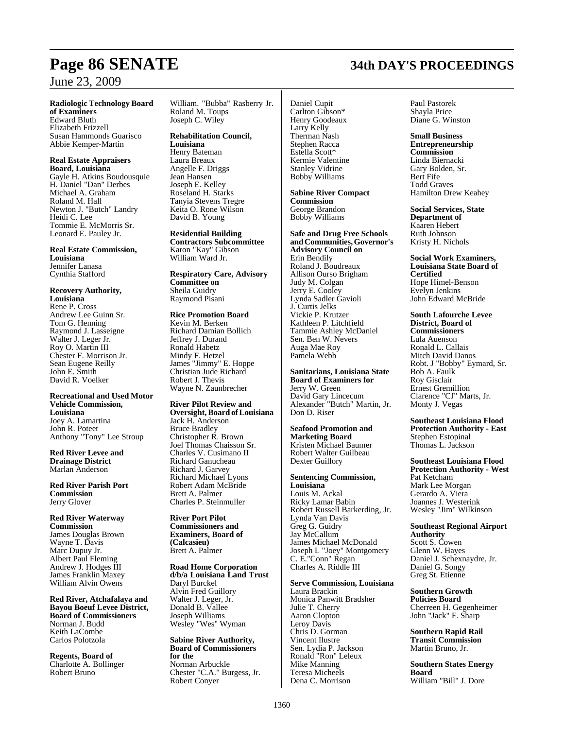**Radiologic Technology Board of Examiners**
Edward Bluth
Elizabeth Frizzell
Susan Hammonds Guarisco
Abbie Kemper-Martin

**Real Estate Appraisers Board, Louisiana**
Gayle H. Atkins Boudousquie
H. Daniel "Dan" Derbes
Michael A. Graham
Roland M. Hall
Newton J. "Butch" Landry
Heidi C. Lee
Tommie E. McMorris Sr.
Leonard E. Pauley Jr.

**Real Estate Commission, Louisiana**
Jennifer Lanasa
Cynthia Stafford

**Recovery Authority, Louisiana**
Rene P. Cross
Andrew Lee Guinn Sr.
Tom G. Henning
Raymond J. Lasseigne
Walter J. Leger Jr.
Roy O. Martin III
Chester F. Morrison Jr.
Sean Eugene Reilly
John E. Smith
David R. Voelker

**Recreational and Used Motor Vehicle Commission, Louisiana**
Joey A. Lamartina
John R. Poteet
Anthony "Tony" Lee Stroup

**Red River Levee and Drainage District**
Marlan Anderson

**Red River Parish Port Commission**
Jerry Glover

**Red River Waterway Commission**
James Douglas Brown
Wayne T. Davis
Marc Dupuy Jr.
Albert Paul Fleming
Andrew J. Hodges III
James Franklin Maxey
William Alvin Owens

**Red River, Atchafalaya and Bayou Boeuf Levee District, Board of Commissioners**
Norman J. Budd
Keith LaCombe
Carlos Polotzola

**Regents, Board of**
Charlotte A. Bollinger
Robert Bruno
William. "Bubba" Rasberry Jr.
Roland M. Toups
Joseph C. Wiley

**Rehabilitation Council, Louisiana**
Henry Bateman
Laura Breaux
Angelle F. Driggs
Jean Hansen
Joseph E. Kelley
Roseland H. Starks
Tanyia Stevens Tregre
Keita O. Rone Wilson
David B. Young

**Residential Building Contractors Subcommittee**
Karon "Kay" Gibson
William Ward Jr.

**Respiratory Care, Advisory Committee on**
Sheila Guidry
Raymond Pisani

**Rice Promotion Board**
Kevin M. Berken
Richard Damian Bollich
Jeffrey J. Durand
Ronald Habetz
Mindy F. Hetzel
James "Jimmy" E. Hoppe
Christian Jude Richard
Robert J. Thevis
Wayne N. Zaunbrecher

**River Pilot Review and Oversight, Board of Louisiana**
Jack H. Anderson
Bruce Bradley
Christopher R. Brown
Joel Thomas Chaisson Sr.
Charles V. Cusimano II
Richard Ganucheau
Richard J. Garvey
Richard Michael Lyons
Robert Adam McBride
Brett A. Palmer
Charles P. Steinmuller

**River Port Pilot Commissioners and Examiners, Board of (Calcasieu)**
Brett A. Palmer

**Road Home Corporation d/b/a Louisiana Land Trust**
Daryl Burckel
Alvin Fred Guillory
Walter J. Leger, Jr.
Donald B. Vallee
Joseph Williams
Wesley "Wes" Wyman

**Sabine River Authority, Board of Commissioners for the**
Norman Arbuckle
Chester "C.A." Burgess, Jr.
Robert Conyer
Daniel Cupit
Carlton Gibson*
Henry Goodeaux
Larry Kelly
Therman Nash
Stephen Racca
Estella Scott*
Kermie Valentine
Stanley Vidrine
Bobby Williams

**Sabine River Compact Commission**
George Brandon
Bobby Williams

**Safe and Drug Free Schools and Communities, Governor's Advisory Council on**
Erin Bendily
Roland J. Boudreaux
Allison Ourso Brigham
Judy M. Colgan
Jerry E. Cooley
Lynda Sadler Gavioli
J. Curtis Jelks
Vickie P. Krutzer
Kathleen P. Litchfield
Tammie Ashley McDaniel
Sen. Ben W. Nevers
Auga Mae Roy
Pamela Webb

**Sanitarians, Louisiana State Board of Examiners for**
Jerry W. Green
David Gary Lincecum
Alexander "Butch" Martin, Jr.
Don D. Riser

**Seafood Promotion and Marketing Board**
Kristen Michael Baumer
Robert Walter Guilbeau
Dexter Guillory

**Sentencing Commission, Louisiana**
Louis M. Ackal
Ricky Lamar Babin
Robert Russell Barkerding, Jr.
Lynda Van Davis
Greg G. Guidry
Jay McCallum
James Michael McDonald
Joseph L "Joey" Montgomery
C. E."Conn" Regan
Charles A. Riddle III

**Serve Commission, Louisiana**
Laura Brackin
Monica Panwitt Bradsher
Julie T. Cherry
Aaron Clopton
Leroy Davis
Chris D. Gorman
Vincent Ilustre
Sen. Lydia P. Jackson
Ronald "Ron" Leleux
Mike Manning
Teresa Micheels
Dena C. Morrison
Paul Pastorek
Shayla Price
Diane G. Winston

**Small Business Entrepreneurship Commission**
Linda Biernacki
Gary Bolden, Sr.
Bert Fife
Todd Graves
Hamilton Drew Keahey

**Social Services, State Department of**
Kaaren Hebert
Ruth Johnson
Kristy H. Nichols

**Social Work Examiners, Louisiana State Board of Certified**
Hope Himel-Benson
Evelyn Jenkins
John Edward McBride

**South Lafourche Levee District, Board of Commissioners**
Lula Auenson
Ronald L. Callais
Mitch David Danos
Robt. J "Bobby" Eymard, Sr.
Bob A. Faulk
Roy Gisclair
Ernest Gremillion
Clarence "CJ" Marts, Jr.
Monty J. Vegas

**Southeast Louisiana Flood Protection Authority - East**
Stephen Estopinal
Thomas L. Jackson

**Southeast Louisiana Flood Protection Authority - West**
Pat Ketcham
Mark Lee Morgan
Gerardo A. Viera
Joannes J. Westerink
Wesley "Jim" Wilkinson

**Southeast Regional Airport Authority**
Scott S. Cowen
Glenn W. Hayes
Daniel J. Schexnaydre, Jr.
Daniel G. Songy
Greg St. Etienne

**Southern Growth Policies Board**
Cherreen H. Gegenheimer
John "Jack" F. Sharp

**Southern Rapid Rail Transit Commission**
Martin Bruno, Jr.

**Southern States Energy Board**
William "Bill" J. Dore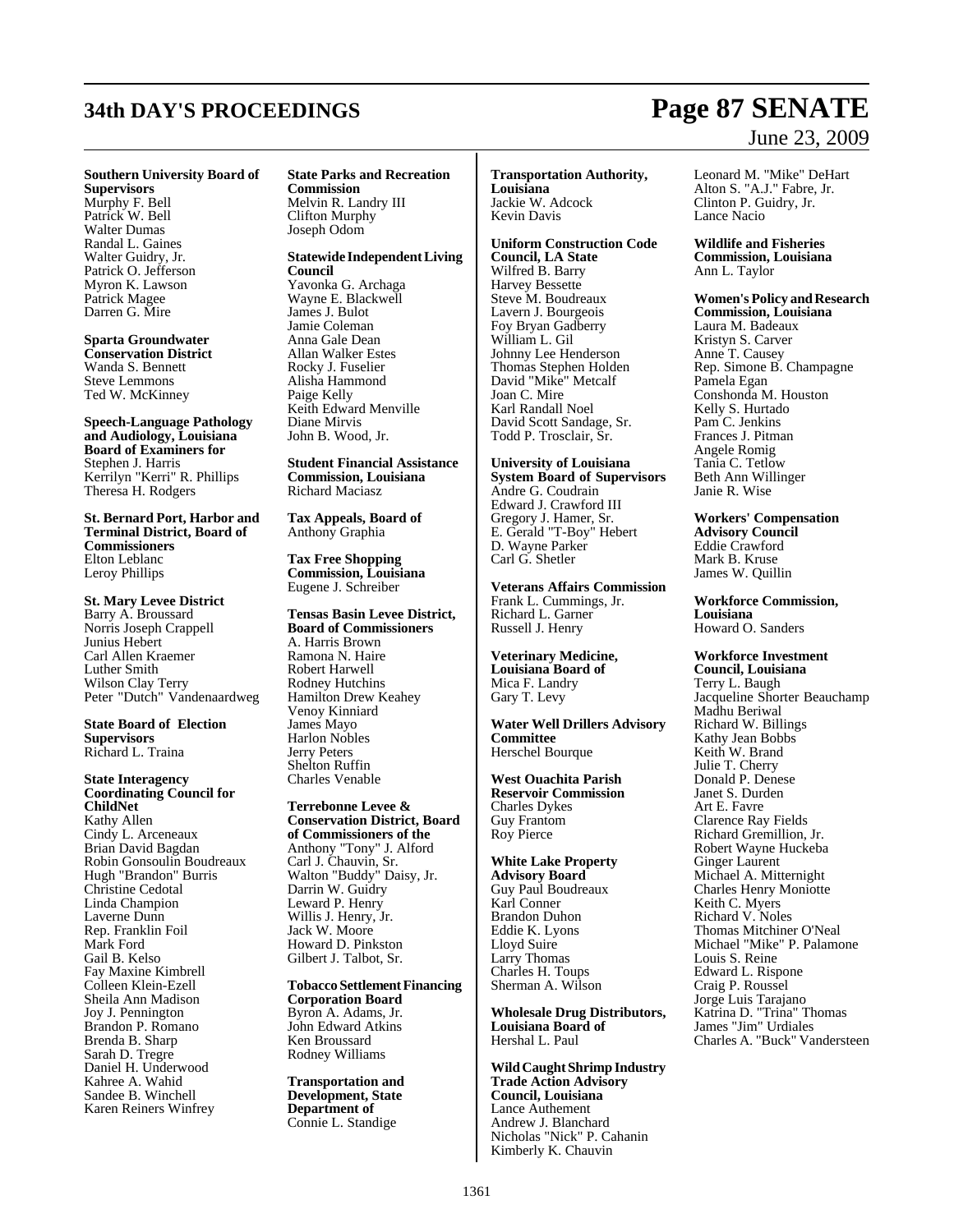**Southern University Board of Supervisors**
Murphy F. Bell
Patrick W. Bell
Walter Dumas
Randal L. Gaines
Walter Guidry, Jr.
Patrick O. Jefferson
Myron K. Lawson
Patrick Magee
Darren G. Mire

**Sparta Groundwater Conservation District**
Wanda S. Bennett
Steve Lemmons
Ted W. McKinney

**Speech-Language Pathology and Audiology, Louisiana Board of Examiners for**
Stephen J. Harris
Kerrilyn "Kerri" R. Phillips
Theresa H. Rodgers

**St. Bernard Port, Harbor and Terminal District, Board of Commissioners**
Elton Leblanc
Leroy Phillips

**St. Mary Levee District**
Barry A. Broussard
Norris Joseph Crappell
Junius Hebert
Carl Allen Kraemer
Luther Smith
Wilson Clay Terry
Peter "Dutch" Vandenaardweg

**State Board of Election Supervisors**
Richard L. Traina

**State Interagency Coordinating Council for ChildNet**
Kathy Allen
Cindy L. Arceneaux
Brian David Bagdan
Robin Gonsoulin Boudreaux
Hugh "Brandon" Burris
Christine Cedotal
Linda Champion
Laverne Dunn
Rep. Franklin Foil
Mark Ford
Gail B. Kelso
Fay Maxine Kimbrell
Colleen Klein-Ezell
Sheila Ann Madison
Joy J. Pennington
Brandon P. Romano
Brenda B. Sharp
Sarah D. Tregre
Daniel H. Underwood
Kahree A. Wahid
Sandee B. Winchell
Karen Reiners Winfrey

**State Parks and Recreation Commission**
Melvin R. Landry III
Clifton Murphy
Joseph Odom

**Statewide Independent Living Council**
Yavonka G. Archaga
Wayne E. Blackwell
James J. Bulot
Jamie Coleman
Anna Gale Dean
Allan Walker Estes
Rocky J. Fuselier
Alisha Hammond
Paige Kelly
Keith Edward Menville
Diane Mirvis
John B. Wood, Jr.

**Student Financial Assistance Commission, Louisiana**
Richard Maciasz

**Tax Appeals, Board of**
Anthony Graphia

**Tax Free Shopping Commission, Louisiana**
Eugene J. Schreiber

**Tensas Basin Levee District, Board of Commissioners**
A. Harris Brown
Ramona N. Haire
Robert Harwell
Rodney Hutchins
Hamilton Drew Keahey
Venoy Kinniard
James Mayo
Harlon Nobles
Jerry Peters
Shelton Ruffin
Charles Venable

**Terrebonne Levee & Conservation District, Board of Commissioners of the**
Anthony "Tony" J. Alford
Carl J. Chauvin, Sr.
Walton "Buddy" Daisy, Jr.
Darrin W. Guidry
Leward P. Henry
Willis J. Henry, Jr.
Jack W. Moore
Howard D. Pinkston
Gilbert J. Talbot, Sr.

**Tobacco Settlement Financing Corporation Board**
Byron A. Adams, Jr.
John Edward Atkins
Ken Broussard
Rodney Williams

**Transportation and Development, State Department of**
Connie L. Standige

**Transportation Authority, Louisiana**
Jackie W. Adcock
Kevin Davis

**Uniform Construction Code Council, LA State**
Wilfred B. Barry
Harvey Bessette
Steve M. Boudreaux
Lavern J. Bourgeois
Foy Bryan Gadberry
William L. Gil
Johnny Lee Henderson
Thomas Stephen Holden
David "Mike" Metcalf
Joan C. Mire
Karl Randall Noel
David Scott Sandage, Sr.
Todd P. Trosclair, Sr.

**University of Louisiana System Board of Supervisors**
Andre G. Coudrain
Edward J. Crawford III
Gregory J. Hamer, Sr.
E. Gerald "T-Boy" Hebert
D. Wayne Parker
Carl G. Shetler

**Veterans Affairs Commission**
Frank L. Cummings, Jr.
Richard L. Garner
Russell J. Henry

**Veterinary Medicine, Louisiana Board of**
Mica F. Landry
Gary T. Levy

**Water Well Drillers Advisory Committee**
Herschel Bourque

**West Ouachita Parish Reservoir Commission**
Charles Dykes
Guy Frantom
Roy Pierce

**White Lake Property Advisory Board**
Guy Paul Boudreaux
Karl Conner
Brandon Duhon
Eddie K. Lyons
Lloyd Suire
Larry Thomas
Charles H. Toups
Sherman A. Wilson

**Wholesale Drug Distributors, Louisiana Board of**
Hershal L. Paul

**Wild Caught Shrimp Industry Trade Action Advisory Council, Louisiana**
Lance Authement
Andrew J. Blanchard
Nicholas "Nick" P. Cahanin
Kimberly K. Chauvin
Leonard M. "Mike" DeHart
Alton S. "A.J." Fabre, Jr.
Clinton P. Guidry, Jr.
Lance Nacio

**Wildlife and Fisheries Commission, Louisiana**
Ann L. Taylor

**Women's Policy and Research Commission, Louisiana**
Laura M. Badeaux
Kristyn S. Carver
Anne T. Causey
Rep. Simone B. Champagne
Pamela Egan
Conshonda M. Houston
Kelly S. Hurtado
Pam C. Jenkins
Frances J. Pitman
Angele Romig
Tania C. Tetlow
Beth Ann Willinger
Janie R. Wise

**Workers' Compensation Advisory Council**
Eddie Crawford
Mark B. Kruse
James W. Quillin

**Workforce Commission, Louisiana**
Howard O. Sanders

**Workforce Investment Council, Louisiana**
Terry L. Baugh
Jacqueline Shorter Beauchamp
Madhu Beriwal
Richard W. Billings
Kathy Jean Bobbs
Keith W. Brand
Julie T. Cherry
Donald P. Denese
Janet S. Durden
Art E. Favre
Clarence Ray Fields
Richard Gremillion, Jr.
Robert Wayne Huckeba
Ginger Laurent
Michael A. Mitternight
Charles Henry Moniotte
Keith C. Myers
Richard V. Noles
Thomas Mitchiner O'Neal
Michael "Mike" P. Palamone
Louis S. Reine
Edward L. Rispone
Craig P. Roussel
Jorge Luis Tarajano
Katrina D. "Trina" Thomas
James "Jim" Urdiales
Charles A. "Buck" Vandersteen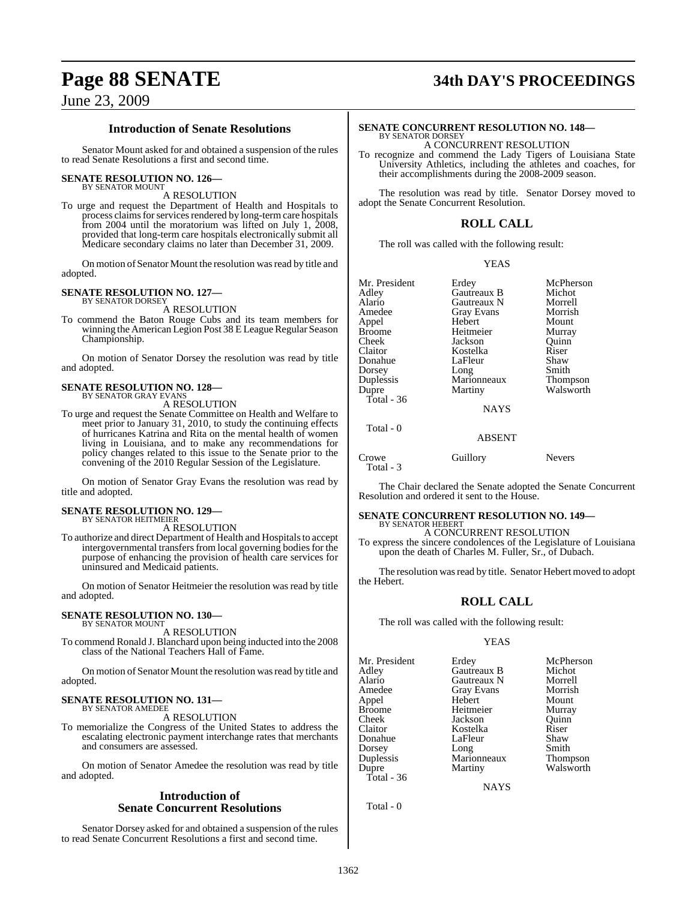## Introduction of Senate Resolutions

Senator Mount asked for and obtained a suspension of the rules to read Senate Resolutions a first and second time.

**SENATE RESOLUTION NO. 126—**
BY SENATOR MOUNT

A RESOLUTION

To urge and request the Department of Health and Hospitals to process claims for services rendered by long-term care hospitals from 2004 until the moratorium was lifted on July 1, 2008, provided that long-term care hospitals electronically submit all Medicare secondary claims no later than December 31, 2009.

On motion of Senator Mount the resolution was read by title and adopted.

**SENATE RESOLUTION NO. 127—**
BY SENATOR DORSEY

A RESOLUTION

To commend the Baton Rouge Cubs and its team members for winning the American Legion Post 38 E League Regular Season Championship.

On motion of Senator Dorsey the resolution was read by title and adopted.

**SENATE RESOLUTION NO. 128—**
BY SENATOR GRAY EVANS

A RESOLUTION

To urge and request the Senate Committee on Health and Welfare to meet prior to January 31, 2010, to study the continuing effects of hurricanes Katrina and Rita on the mental health of women living in Louisiana, and to make any recommendations for policy changes related to this issue to the Senate prior to the convening of the 2010 Regular Session of the Legislature.

On motion of Senator Gray Evans the resolution was read by title and adopted.

**SENATE RESOLUTION NO. 129—**
BY SENATOR HEITMEIER

A RESOLUTION

To authorize and direct Department of Health and Hospitals to accept intergovernmental transfers from local governing bodies for the purpose of enhancing the provision of health care services for uninsured and Medicaid patients.

On motion of Senator Heitmeier the resolution was read by title and adopted.

**SENATE RESOLUTION NO. 130—**
BY SENATOR MOUNT

A RESOLUTION

To commend Ronald J. Blanchard upon being inducted into the 2008 class of the National Teachers Hall of Fame.

On motion of Senator Mount the resolution was read by title and adopted.

**SENATE RESOLUTION NO. 131—**
BY SENATOR AMEDEE

A RESOLUTION

To memorialize the Congress of the United States to address the escalating electronic payment interchange rates that merchants and consumers are assessed.

On motion of Senator Amedee the resolution was read by title and adopted.

## Introduction of Senate Concurrent Resolutions

Senator Dorsey asked for and obtained a suspension of the rules to read Senate Concurrent Resolutions a first and second time.

**SENATE CONCURRENT RESOLUTION NO. 148—**
BY SENATOR DORSEY

A CONCURRENT RESOLUTION

To recognize and commend the Lady Tigers of Louisiana State University Athletics, including the athletes and coaches, for their accomplishments during the 2008-2009 season.

The resolution was read by title. Senator Dorsey moved to adopt the Senate Concurrent Resolution.

## ROLL CALL

The roll was called with the following result:

YEAS

| | | |
|---|---|---|
| Mr. President | Erdey | McPherson |
| Adley | Gautreaux B | Michot |
| Alario | Gautreaux N | Morrell |
| Amedee | Gray Evans | Morrish |
| Appel | Hebert | Mount |
| Broome | Heitmeier | Murray |
| Cheek | Jackson | Quinn |
| Claitor | Kostelka | Riser |
| Donahue | LaFleur | Shaw |
| Dorsey | Long | Smith |
| Duplessis | Marionneaux | Thompson |
| Dupre | Martiny | Walsworth |

Total - 36

NAYS

Total - 0

ABSENT

| | | |
|---|---|---|
| Crowe | Guillory | Nevers |

Total - 3

The Chair declared the Senate adopted the Senate Concurrent Resolution and ordered it sent to the House.

**SENATE CONCURRENT RESOLUTION NO. 149—**
BY SENATOR HEBERT

A CONCURRENT RESOLUTION

To express the sincere condolences of the Legislature of Louisiana upon the death of Charles M. Fuller, Sr., of Dubach.

The resolution was read by title. Senator Hebert moved to adopt the Hebert.

## ROLL CALL

The roll was called with the following result:

YEAS

| | | |
|---|---|---|
| Mr. President | Erdey | McPherson |
| Adley | Gautreaux B | Michot |
| Alario | Gautreaux N | Morrell |
| Amedee | Gray Evans | Morrish |
| Appel | Hebert | Mount |
| Broome | Heitmeier | Murray |
| Cheek | Jackson | Quinn |
| Claitor | Kostelka | Riser |
| Donahue | LaFleur | Shaw |
| Dorsey | Long | Smith |
| Duplessis | Marionneaux | Thompson |
| Dupre | Martiny | Walsworth |

Total - 36

NAYS

Total - 0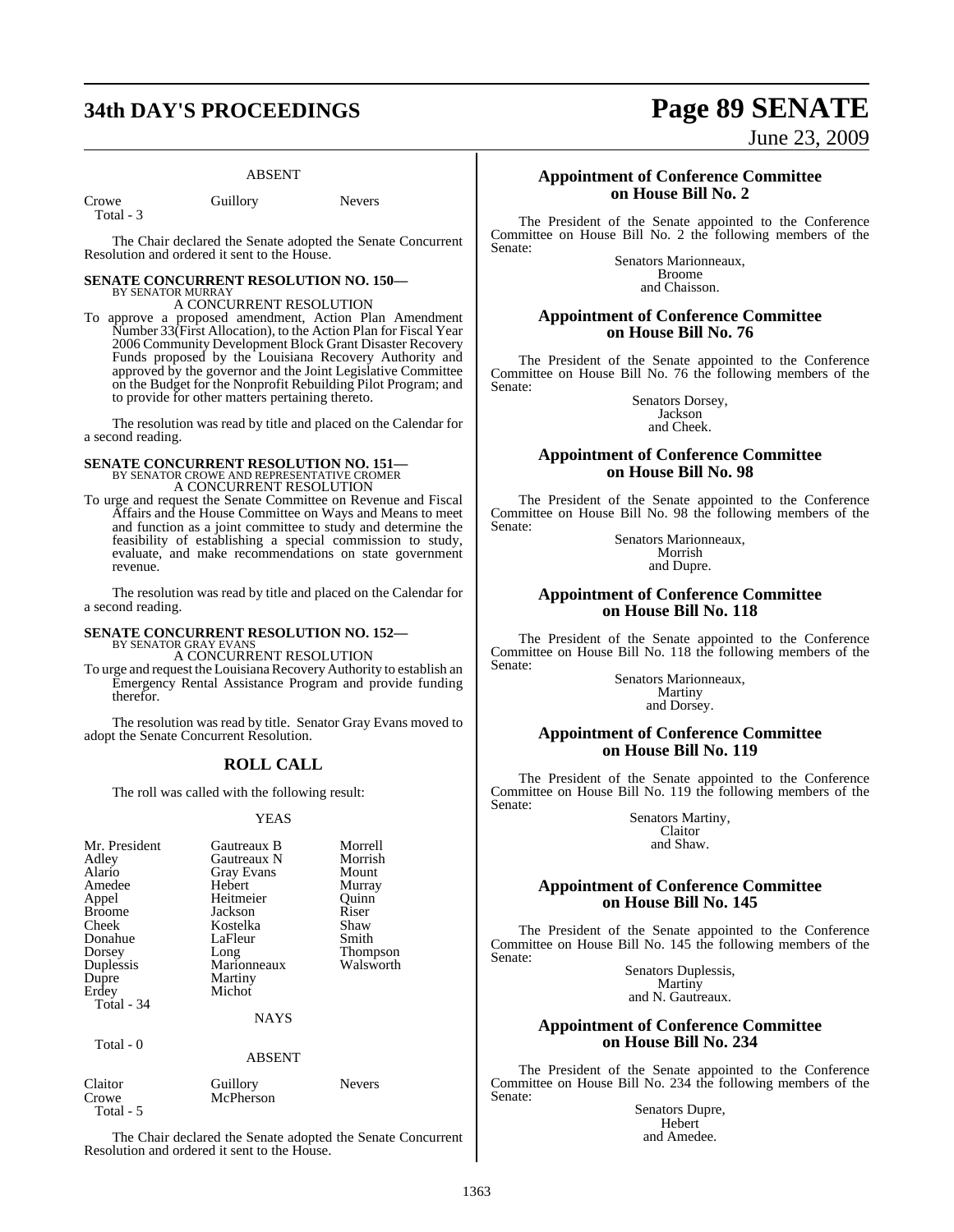ABSENT

| | | |
|---|---|---|
| Crowe | Guillory | Nevers |
| Total - 3 | | |

The Chair declared the Senate adopted the Senate Concurrent Resolution and ordered it sent to the House.

**SENATE CONCURRENT RESOLUTION NO. 150—**
BY SENATOR MURRAY
A CONCURRENT RESOLUTION

To approve a proposed amendment, Action Plan Amendment Number 33(First Allocation), to the Action Plan for Fiscal Year 2006 Community Development Block Grant Disaster Recovery Funds proposed by the Louisiana Recovery Authority and approved by the governor and the Joint Legislative Committee on the Budget for the Nonprofit Rebuilding Pilot Program; and to provide for other matters pertaining thereto.

The resolution was read by title and placed on the Calendar for a second reading.

**SENATE CONCURRENT RESOLUTION NO. 151—**
BY SENATOR CROWE AND REPRESENTATIVE CROMER
A CONCURRENT RESOLUTION

To urge and request the Senate Committee on Revenue and Fiscal Affairs and the House Committee on Ways and Means to meet and function as a joint committee to study and determine the feasibility of establishing a special commission to study, evaluate, and make recommendations on state government revenue.

The resolution was read by title and placed on the Calendar for a second reading.

**SENATE CONCURRENT RESOLUTION NO. 152—**
BY SENATOR GRAY EVANS
A CONCURRENT RESOLUTION

To urge and request the Louisiana Recovery Authority to establish an Emergency Rental Assistance Program and provide funding therefor.

The resolution was read by title. Senator Gray Evans moved to adopt the Senate Concurrent Resolution.

## ROLL CALL

The roll was called with the following result:

YEAS

| | | |
|---|---|---|
| Mr. President | Gautreaux B | Morrell |
| Adley | Gautreaux N | Morrish |
| Alario | Gray Evans | Mount |
| Amedee | Hebert | Murray |
| Appel | Heitmeier | Quinn |
| Broome | Jackson | Riser |
| Cheek | Kostelka | Shaw |
| Donahue | LaFleur | Smith |
| Dorsey | Long | Thompson |
| Duplessis | Marionneaux | Walsworth |
| Dupre | Martiny | |
| Erdey | Michot | |
| Total - 34 | | |

NAYS

Total - 0

ABSENT

| | | |
|---|---|---|
| Claitor | Guillory | Nevers |
| Crowe | McPherson | |
| Total - 5 | | |

The Chair declared the Senate adopted the Senate Concurrent Resolution and ordered it sent to the House.

### Appointment of Conference Committee on House Bill No. 2

The President of the Senate appointed to the Conference Committee on House Bill No. 2 the following members of the Senate:

Senators Marionneaux,
Broome
and Chaisson.

### Appointment of Conference Committee on House Bill No. 76

The President of the Senate appointed to the Conference Committee on House Bill No. 76 the following members of the Senate:

Senators Dorsey,
Jackson
and Cheek.

### Appointment of Conference Committee on House Bill No. 98

The President of the Senate appointed to the Conference Committee on House Bill No. 98 the following members of the Senate:

Senators Marionneaux,
Morrish
and Dupre.

### Appointment of Conference Committee on House Bill No. 118

The President of the Senate appointed to the Conference Committee on House Bill No. 118 the following members of the Senate:

Senators Marionneaux,
Martiny
and Dorsey.

### Appointment of Conference Committee on House Bill No. 119

The President of the Senate appointed to the Conference Committee on House Bill No. 119 the following members of the Senate:

Senators Martiny,
Claitor
and Shaw.

### Appointment of Conference Committee on House Bill No. 145

The President of the Senate appointed to the Conference Committee on House Bill No. 145 the following members of the Senate:

Senators Duplessis,
Martiny
and N. Gautreaux.

### Appointment of Conference Committee on House Bill No. 234

The President of the Senate appointed to the Conference Committee on House Bill No. 234 the following members of the Senate:

Senators Dupre,
Hebert
and Amedee.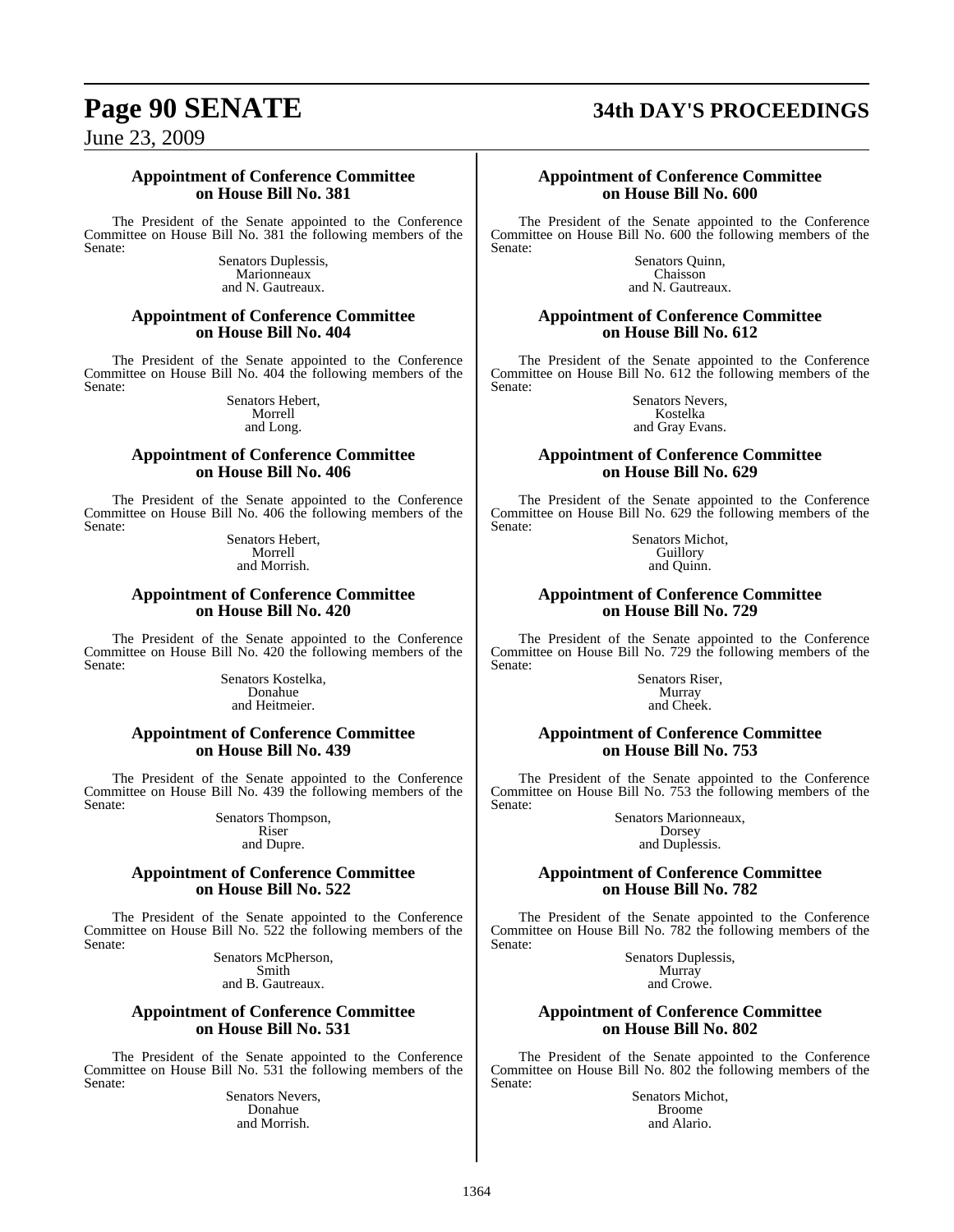### Appointment of Conference Committee on House Bill No. 381

The President of the Senate appointed to the Conference Committee on House Bill No. 381 the following members of the Senate:

Senators Duplessis,
Marionneaux
and N. Gautreaux.

### Appointment of Conference Committee on House Bill No. 404

The President of the Senate appointed to the Conference Committee on House Bill No. 404 the following members of the Senate:

Senators Hebert,
Morrell
and Long.

### Appointment of Conference Committee on House Bill No. 406

The President of the Senate appointed to the Conference Committee on House Bill No. 406 the following members of the Senate:

Senators Hebert,
Morrell
and Morrish.

### Appointment of Conference Committee on House Bill No. 420

The President of the Senate appointed to the Conference Committee on House Bill No. 420 the following members of the Senate:

Senators Kostelka,
Donahue
and Heitmeier.

### Appointment of Conference Committee on House Bill No. 439

The President of the Senate appointed to the Conference Committee on House Bill No. 439 the following members of the Senate:

Senators Thompson,
Riser
and Dupre.

### Appointment of Conference Committee on House Bill No. 522

The President of the Senate appointed to the Conference Committee on House Bill No. 522 the following members of the Senate:

Senators McPherson,
Smith
and B. Gautreaux.

### Appointment of Conference Committee on House Bill No. 531

The President of the Senate appointed to the Conference Committee on House Bill No. 531 the following members of the Senate:

Senators Nevers,
Donahue
and Morrish.

### Appointment of Conference Committee on House Bill No. 600

The President of the Senate appointed to the Conference Committee on House Bill No. 600 the following members of the Senate:

Senators Quinn,
Chaisson
and N. Gautreaux.

### Appointment of Conference Committee on House Bill No. 612

The President of the Senate appointed to the Conference Committee on House Bill No. 612 the following members of the Senate:

Senators Nevers,
Kostelka
and Gray Evans.

### Appointment of Conference Committee on House Bill No. 629

The President of the Senate appointed to the Conference Committee on House Bill No. 629 the following members of the Senate:

Senators Michot,
Guillory
and Quinn.

### Appointment of Conference Committee on House Bill No. 729

The President of the Senate appointed to the Conference Committee on House Bill No. 729 the following members of the Senate:

Senators Riser,
Murray
and Cheek.

### Appointment of Conference Committee on House Bill No. 753

The President of the Senate appointed to the Conference Committee on House Bill No. 753 the following members of the Senate:

Senators Marionneaux,
Dorsey
and Duplessis.

### Appointment of Conference Committee on House Bill No. 782

The President of the Senate appointed to the Conference Committee on House Bill No. 782 the following members of the Senate:

Senators Duplessis,
Murray
and Crowe.

### Appointment of Conference Committee on House Bill No. 802

The President of the Senate appointed to the Conference Committee on House Bill No. 802 the following members of the Senate:

Senators Michot,
Broome
and Alario.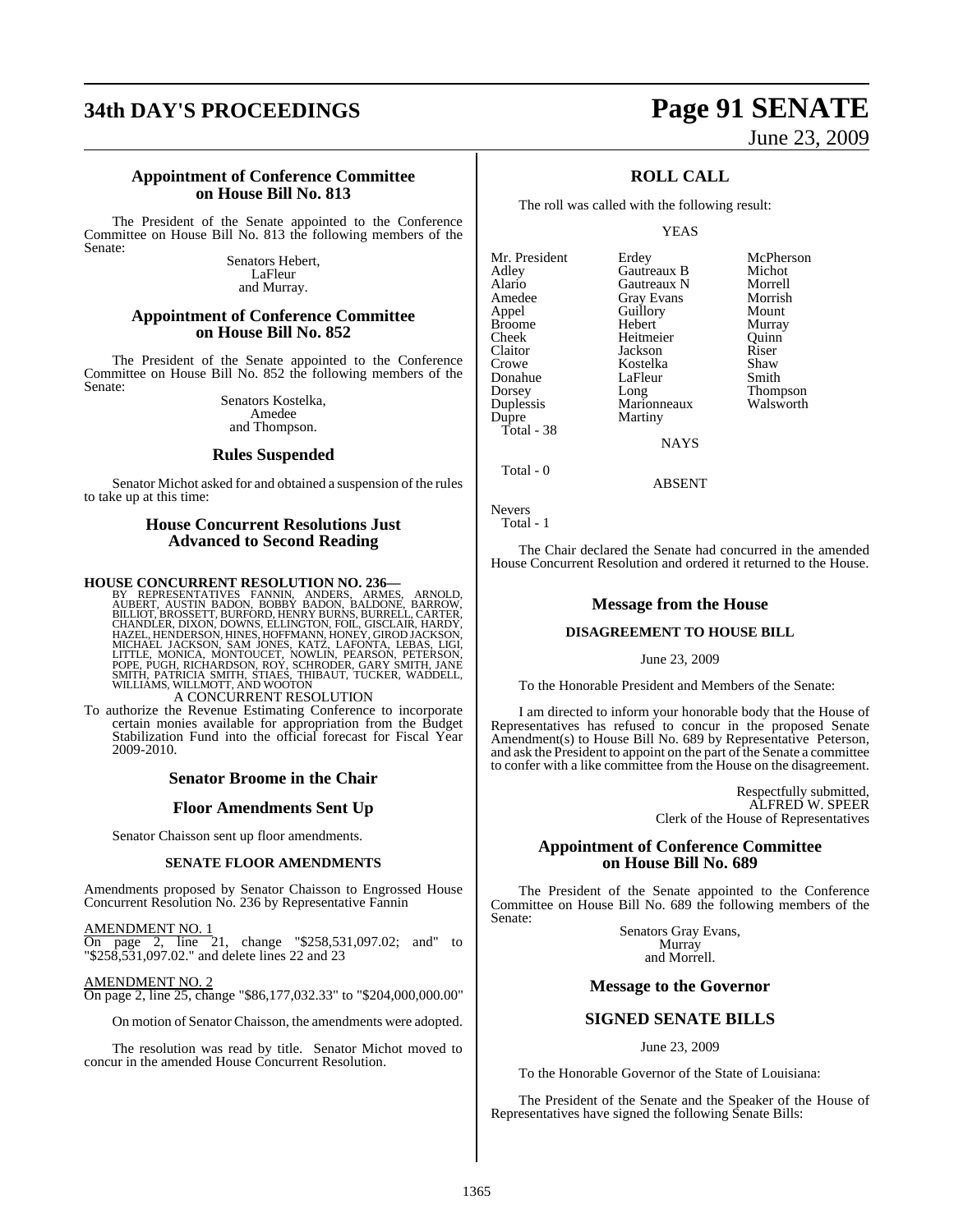### Appointment of Conference Committee on House Bill No. 813

The President of the Senate appointed to the Conference Committee on House Bill No. 813 the following members of the Senate:

Senators Hebert,
LaFleur
and Murray.

### Appointment of Conference Committee on House Bill No. 852

The President of the Senate appointed to the Conference Committee on House Bill No. 852 the following members of the Senate:

Senators Kostelka,
Amedee
and Thompson.

### Rules Suspended

Senator Michot asked for and obtained a suspension of the rules to take up at this time:

### House Concurrent Resolutions Just Advanced to Second Reading

**HOUSE CONCURRENT RESOLUTION NO. 236—**
BY REPRESENTATIVES FANNIN, ANDERS, ARMES, ARNOLD, AUBERT, AUSTIN BADON, BOBBY BADON, BALDONE, BARROW, BILLIOT, BROSSETT, BURFORD, HENRY BURNS, BURRELL, CARTER, CHANDLER, DIXON, DOWNS, ELLINGTON, FOIL, GISCLAIR, HARDY, HAZEL, HENDERSON, HINES, HOFFMANN, HONEY, GIROD JACKSON, MICHAEL JACKSON, SAM JONES, KATZ, LAFONTA, LEBAS, LIGI, LITTLE, MONICA, MONTOUCET, NOWLIN, PEARSON, PETERSON, POPE, PUGH, RICHARDSON, ROY, SCHRODER, GARY SMITH, JANE SMITH, PATRICIA SMITH, STIAES, THIBAUT, TUCKER, WADDELL, WILLIAMS, WILLMOTT, AND WOOTON

A CONCURRENT RESOLUTION

To authorize the Revenue Estimating Conference to incorporate certain monies available for appropriation from the Budget Stabilization Fund into the official forecast for Fiscal Year 2009-2010.

### Senator Broome in the Chair

### Floor Amendments Sent Up

Senator Chaisson sent up floor amendments.

#### SENATE FLOOR AMENDMENTS

Amendments proposed by Senator Chaisson to Engrossed House Concurrent Resolution No. 236 by Representative Fannin

AMENDMENT NO. 1
On page 2, line 21, change "$258,531,097.02; and" to "$258,531,097.02." and delete lines 22 and 23

AMENDMENT NO. 2
On page 2, line 25, change "$86,177,032.33" to "$204,000,000.00"

On motion of Senator Chaisson, the amendments were adopted.

The resolution was read by title. Senator Michot moved to concur in the amended House Concurrent Resolution.

### ROLL CALL

The roll was called with the following result:

YEAS

| | | |
|---|---|---|
| Mr. President | Erdey | McPherson |
| Adley | Gautreaux B | Michot |
| Alario | Gautreaux N | Morrell |
| Amedee | Gray Evans | Morrish |
| Appel | Guillory | Mount |
| Broome | Hebert | Murray |
| Cheek | Heitmeier | Quinn |
| Claitor | Jackson | Riser |
| Crowe | Kostelka | Shaw |
| Donahue | LaFleur | Smith |
| Dorsey | Long | Thompson |
| Duplessis | Marionneaux | Walsworth |
| Dupre | Martiny | |

Total - 38

NAYS

Total - 0

ABSENT

Nevers

Total - 1

The Chair declared the Senate had concurred in the amended House Concurrent Resolution and ordered it returned to the House.

### Message from the House

#### DISAGREEMENT TO HOUSE BILL

June 23, 2009

To the Honorable President and Members of the Senate:

I am directed to inform your honorable body that the House of Representatives has refused to concur in the proposed Senate Amendment(s) to House Bill No. 689 by Representative Peterson, and ask the President to appoint on the part of the Senate a committee to confer with a like committee from the House on the disagreement.

Respectfully submitted,
ALFRED W. SPEER
Clerk of the House of Representatives

### Appointment of Conference Committee on House Bill No. 689

The President of the Senate appointed to the Conference Committee on House Bill No. 689 the following members of the Senate:

Senators Gray Evans,
Murray
and Morrell.

### Message to the Governor

#### SIGNED SENATE BILLS

June 23, 2009

To the Honorable Governor of the State of Louisiana:

The President of the Senate and the Speaker of the House of Representatives have signed the following Senate Bills: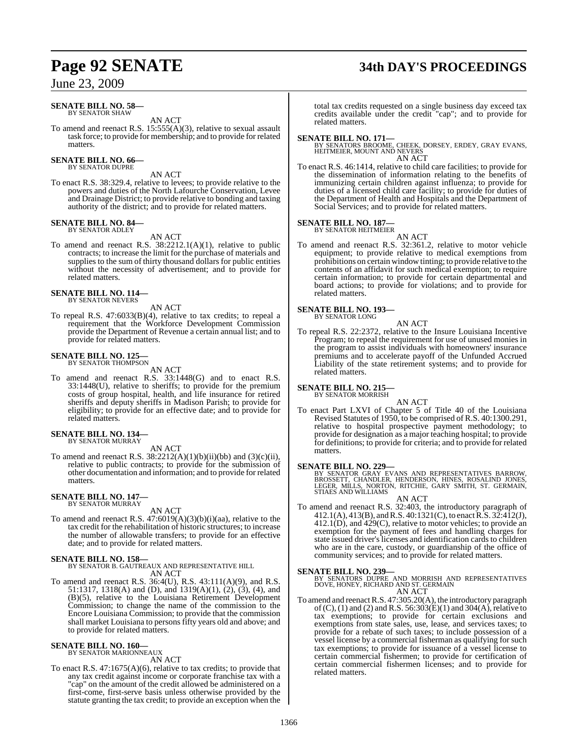**SENATE BILL NO. 58—**
BY SENATOR SHAW

AN ACT

To amend and reenact R.S. 15:555(A)(3), relative to sexual assault task force; to provide for membership; and to provide for related matters.

**SENATE BILL NO. 66—**
BY SENATOR DUPRE

AN ACT

To enact R.S. 38:329.4, relative to levees; to provide relative to the powers and duties of the North Lafourche Conservation, Levee and Drainage District; to provide relative to bonding and taxing authority of the district; and to provide for related matters.

**SENATE BILL NO. 84—**
BY SENATOR ADLEY

AN ACT

To amend and reenact R.S. 38:2212.1(A)(1), relative to public contracts; to increase the limit for the purchase of materials and supplies to the sum of thirty thousand dollars for public entities without the necessity of advertisement; and to provide for related matters.

**SENATE BILL NO. 114—**
BY SENATOR NEVERS

AN ACT

To repeal R.S. 47:6033(B)(4), relative to tax credits; to repeal a requirement that the Workforce Development Commission provide the Department of Revenue a certain annual list; and to provide for related matters.

**SENATE BILL NO. 125—**
BY SENATOR THOMPSON

AN ACT

To amend and reenact R.S. 33:1448(G) and to enact R.S. 33:1448(U), relative to sheriffs; to provide for the premium costs of group hospital, health, and life insurance for retired sheriffs and deputy sheriffs in Madison Parish; to provide for eligibility; to provide for an effective date; and to provide for related matters.

**SENATE BILL NO. 134—**
BY SENATOR MURRAY

AN ACT

To amend and reenact R.S. 38:2212(A)(1)(b)(ii)(bb) and (3)(c)(ii), relative to public contracts; to provide for the submission of other documentation and information; and to provide for related matters.

**SENATE BILL NO. 147—**
BY SENATOR MURRAY

AN ACT

To amend and reenact R.S. 47:6019(A)(3)(b)(i)(aa), relative to the tax credit for the rehabilitation of historic structures; to increase the number of allowable transfers; to provide for an effective date; and to provide for related matters.

**SENATE BILL NO. 158—**
BY SENATOR B. GAUTREAUX AND REPRESENTATIVE HILL

AN ACT

To amend and reenact R.S. 36:4(U), R.S. 43:111(A)(9), and R.S. 51:1317, 1318(A) and (D), and 1319(A)(1), (2), (3), (4), and (B)(5), relative to the Louisiana Retirement Development Commission; to change the name of the commission to the Encore Louisiana Commission; to provide that the commission shall market Louisiana to persons fifty years old and above; and to provide for related matters.

**SENATE BILL NO. 160—**
BY SENATOR MARIONNEAUX

AN ACT

To enact R.S. 47:1675(A)(6), relative to tax credits; to provide that any tax credit against income or corporate franchise tax with a "cap" on the amount of the credit allowed be administered on a first-come, first-serve basis unless otherwise provided by the statute granting the tax credit; to provide an exception when the total tax credits requested on a single business day exceed tax credits available under the credit "cap"; and to provide for related matters.

**SENATE BILL NO. 171—**
BY SENATORS BROOME, CHEEK, DORSEY, ERDEY, GRAY EVANS, HEITMEIER, MOUNT AND NEVERS

AN ACT

To enact R.S. 46:1414, relative to child care facilities; to provide for the dissemination of information relating to the benefits of immunizing certain children against influenza; to provide for duties of a licensed child care facility; to provide for duties of the Department of Health and Hospitals and the Department of Social Services; and to provide for related matters.

**SENATE BILL NO. 187—**
BY SENATOR HEITMEIER

AN ACT

To amend and reenact R.S. 32:361.2, relative to motor vehicle equipment; to provide relative to medical exemptions from prohibitions on certain window tinting; to provide relative to the contents of an affidavit for such medical exemption; to require certain information; to provide for certain departmental and board actions; to provide for violations; and to provide for related matters.

**SENATE BILL NO. 193—**
BY SENATOR LONG

AN ACT

To repeal R.S. 22:2372, relative to the Insure Louisiana Incentive Program; to repeal the requirement for use of unused monies in the program to assist individuals with homeowners' insurance premiums and to accelerate payoff of the Unfunded Accrued Liability of the state retirement systems; and to provide for related matters.

**SENATE BILL NO. 215—**
BY SENATOR MORRISH

AN ACT

To enact Part LXVI of Chapter 5 of Title 40 of the Louisiana Revised Statutes of 1950, to be comprised of R.S. 40:1300.291, relative to hospital prospective payment methodology; to provide for designation as a major teaching hospital; to provide for definitions; to provide for criteria; and to provide for related matters.

**SENATE BILL NO. 229—**
BY SENATOR GRAY EVANS AND REPRESENTATIVES BARROW, BROSSETT, CHANDLER, HENDERSON, HINES, ROSALIND JONES, LEGER, MILLS, NORTON, RITCHIE, GARY SMITH, ST. GERMAIN, STIAES AND WILLIAMS

AN ACT

To amend and reenact R.S. 32:403, the introductory paragraph of 412.1(A), 413(B), and R.S. 40:1321(C), to enact R.S. 32:412(J), 412.1(D), and 429(C), relative to motor vehicles; to provide an exemption for the payment of fees and handling charges for state issued driver's licenses and identification cards to children who are in the care, custody, or guardianship of the office of community services; and to provide for related matters.

**SENATE BILL NO. 239—**
BY SENATORS DUPRE AND MORRISH AND REPRESENTATIVES DOVE, HONEY, RICHARD AND ST. GERMAIN

AN ACT

To amend and reenact R.S. 47:305.20(A), the introductory paragraph of (C), (1) and (2) and R.S. 56:303(E)(1) and 304(A), relative to tax exemptions; to provide for certain exclusions and exemptions from state sales, use, lease, and services taxes; to provide for a rebate of such taxes; to include possession of a vessel license by a commercial fisherman as qualifying for such tax exemptions; to provide for issuance of a vessel license to certain commercial fishermen; to provide for certification of certain commercial fishermen licenses; and to provide for related matters.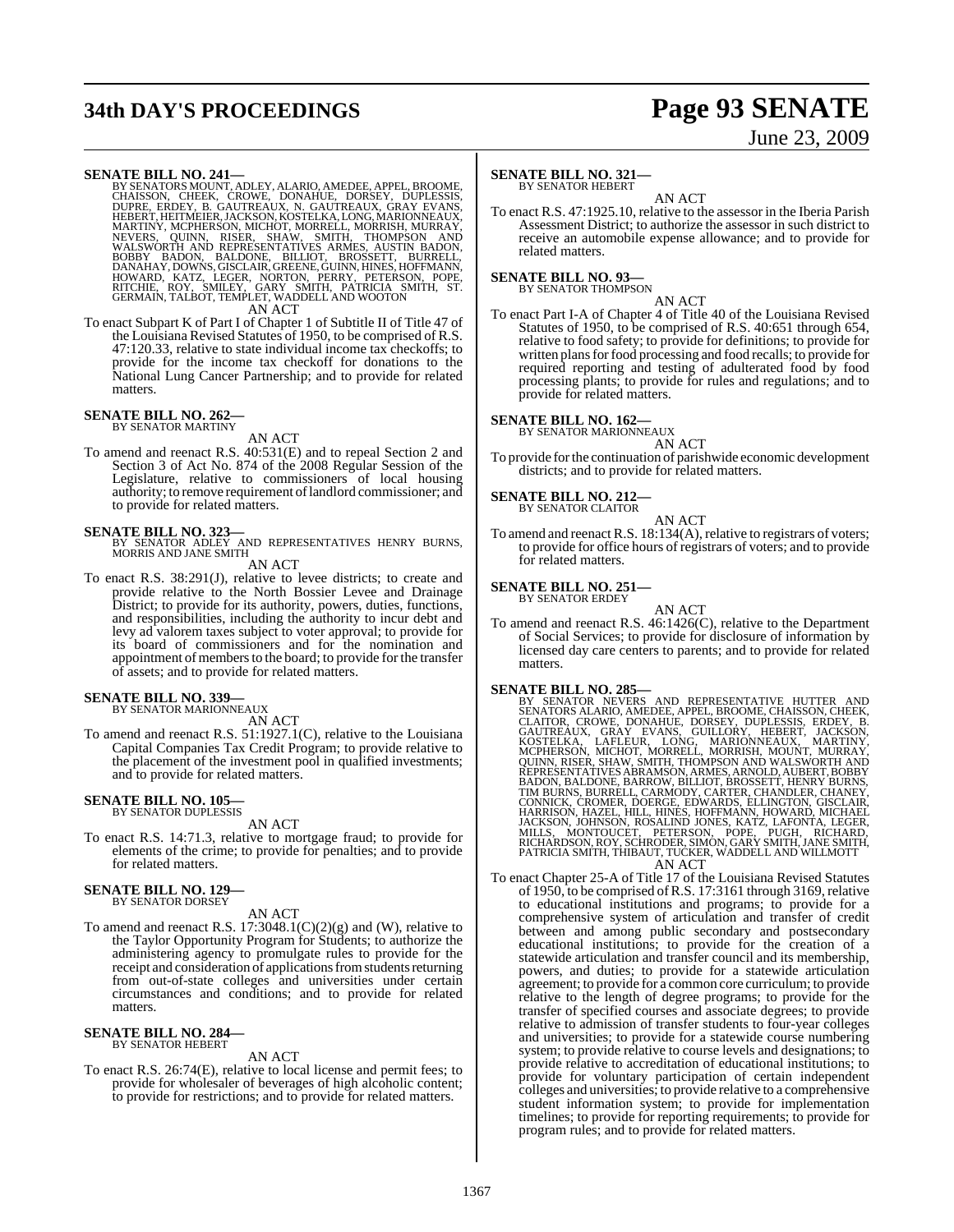**SENATE BILL NO. 241—**
BY SENATORS MOUNT, ADLEY, ALARIO, AMEDEE, APPEL, BROOME, CHAISSON, CHEEK, CROWE, DONAHUE, DORSEY, DUPLESSIS, DUPRE, ERDEY, B. GAUTREAUX, N. GAUTREAUX, GRAY EVANS, HEBERT, HEITMEIER, JACKSON, KOSTELKA, LONG, MARIONNEAUX, MARTINY, MCPHERSON, MICHOT, MORRELL, MORRISH, MURRAY, NEVERS, QUINN, RISER, SHAW, SMITH, THOMPSON AND WALSWORTH AND REPRESENTATIVES ARMES, AUSTIN BADON, BOBBY BADON, BALDONE, BILLIOT, BROSSETT, BURRELL, DANAHAY, DOWNS, GISCLAIR, GREENE, GUINN, HINES, HOFFMANN, HOWARD, KATZ, LEGER, NORTON, PERRY, PETERSON, POPE, RITCHIE, ROY, SMILEY, GARY SMITH, PATRICIA SMITH, ST. GERMAIN, TALBOT, TEMPLET, WADDELL AND WOOTON

AN ACT

To enact Subpart K of Part I of Chapter 1 of Subtitle II of Title 47 of the Louisiana Revised Statutes of 1950, to be comprised of R.S. 47:120.33, relative to state individual income tax checkoffs; to provide for the income tax checkoff for donations to the National Lung Cancer Partnership; and to provide for related matters.

**SENATE BILL NO. 262—**
BY SENATOR MARTINY

AN ACT

To amend and reenact R.S. 40:531(E) and to repeal Section 2 and Section 3 of Act No. 874 of the 2008 Regular Session of the Legislature, relative to commissioners of local housing authority; to remove requirement of landlord commissioner; and to provide for related matters.

**SENATE BILL NO. 323—**
BY SENATOR ADLEY AND REPRESENTATIVES HENRY BURNS, MORRIS AND JANE SMITH

AN ACT

To enact R.S. 38:291(J), relative to levee districts; to create and provide relative to the North Bossier Levee and Drainage District; to provide for its authority, powers, duties, functions, and responsibilities, including the authority to incur debt and levy ad valorem taxes subject to voter approval; to provide for its board of commissioners and for the nomination and appointment of members to the board; to provide for the transfer of assets; and to provide for related matters.

**SENATE BILL NO. 339—**
BY SENATOR MARIONNEAUX

AN ACT

To amend and reenact R.S. 51:1927.1(C), relative to the Louisiana Capital Companies Tax Credit Program; to provide relative to the placement of the investment pool in qualified investments; and to provide for related matters.

**SENATE BILL NO. 105—**
BY SENATOR DUPLESSIS

AN ACT

To enact R.S. 14:71.3, relative to mortgage fraud; to provide for elements of the crime; to provide for penalties; and to provide for related matters.

**SENATE BILL NO. 129—**
BY SENATOR DORSEY

AN ACT

To amend and reenact R.S. 17:3048.1(C)(2)(g) and (W), relative to the Taylor Opportunity Program for Students; to authorize the administering agency to promulgate rules to provide for the receipt and consideration of applications from students returning from out-of-state colleges and universities under certain circumstances and conditions; and to provide for related matters.

**SENATE BILL NO. 284—**
BY SENATOR HEBERT

AN ACT

To enact R.S. 26:74(E), relative to local license and permit fees; to provide for wholesaler of beverages of high alcoholic content; to provide for restrictions; and to provide for related matters.

**SENATE BILL NO. 321—**
BY SENATOR HEBERT

AN ACT

To enact R.S. 47:1925.10, relative to the assessor in the Iberia Parish Assessment District; to authorize the assessor in such district to receive an automobile expense allowance; and to provide for related matters.

**SENATE BILL NO. 93—**
BY SENATOR THOMPSON

AN ACT

To enact Part I-A of Chapter 4 of Title 40 of the Louisiana Revised Statutes of 1950, to be comprised of R.S. 40:651 through 654, relative to food safety; to provide for definitions; to provide for written plans for food processing and food recalls; to provide for required reporting and testing of adulterated food by food processing plants; to provide for rules and regulations; and to provide for related matters.

**SENATE BILL NO. 162—**
BY SENATOR MARIONNEAUX

AN ACT

To provide for the continuation of parishwide economic development districts; and to provide for related matters.

**SENATE BILL NO. 212—**
BY SENATOR CLAITOR

AN ACT

To amend and reenact R.S. 18:134(A), relative to registrars of voters; to provide for office hours of registrars of voters; and to provide for related matters.

**SENATE BILL NO. 251—**
BY SENATOR ERDEY

AN ACT

To amend and reenact R.S. 46:1426(C), relative to the Department of Social Services; to provide for disclosure of information by licensed day care centers to parents; and to provide for related matters.

**SENATE BILL NO. 285—**
BY SENATOR NEVERS AND REPRESENTATIVE HUTTER AND SENATORS ALARIO, AMEDEE, APPEL, BROOME, CHAISSON, CHEEK, CLAITOR, CROWE, DONAHUE, DORSEY, DUPLESSIS, ERDEY, B. GAUTREAUX, GRAY EVANS, GUILLORY, HEBERT, JACKSON, KOSTELKA, LAFLEUR, LONG, MARIONNEAUX, MARTINY, MCPHERSON, MICHOT, MORRELL, MORRISH, MOUNT, MURRAY, QUINN, RISER, SHAW, SMITH, THOMPSON AND WALSWORTH AND REPRESENTATIVES ABRAMSON, ARMES, ARNOLD, AUBERT, BOBBY BADON, BALDONE, BARROW, BILLIOT, BROSSETT, HENRY BURNS, TIM BURNS, BURRELL, CARMODY, CARTER, CHANDLER, CHANEY, CONNICK, CROMER, DOERGE, EDWARDS, ELLINGTON, GISCLAIR, HARRISON, HAZEL, HILL, HINES, HOFFMANN, HOWARD, MICHAEL JACKSON, JOHNSON, ROSALIND JONES, KATZ, LAFONTA, LEGER, MILLS, MONTOUCET, PETERSON, POPE, PUGH, RICHARD, RICHARDSON, ROY, SCHRODER, SIMON, GARY SMITH, JANE SMITH, PATRICIA SMITH, THIBAUT, TUCKER, WADDELL AND WILLMOTT

AN ACT

To enact Chapter 25-A of Title 17 of the Louisiana Revised Statutes of 1950, to be comprised of R.S. 17:3161 through 3169, relative to educational institutions and programs; to provide for a comprehensive system of articulation and transfer of credit between and among public secondary and postsecondary educational institutions; to provide for the creation of a statewide articulation and transfer council and its membership, powers, and duties; to provide for a statewide articulation agreement; to provide for a common core curriculum; to provide relative to the length of degree programs; to provide for the transfer of specified courses and associate degrees; to provide relative to admission of transfer students to four-year colleges and universities; to provide for a statewide course numbering system; to provide relative to course levels and designations; to provide relative to accreditation of educational institutions; to provide for voluntary participation of certain independent colleges and universities; to provide relative to a comprehensive student information system; to provide for implementation timelines; to provide for reporting requirements; to provide for program rules; and to provide for related matters.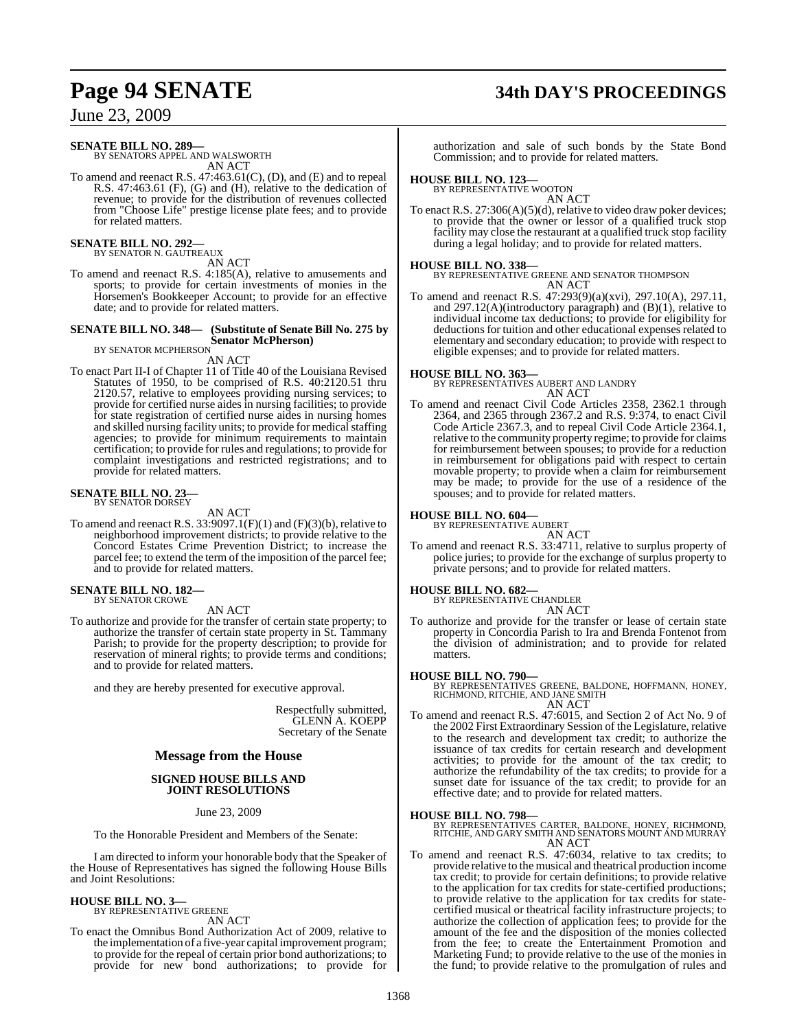**SENATE BILL NO. 289—**
BY SENATORS APPEL AND WALSWORTH
AN ACT

To amend and reenact R.S. 47:463.61(C), (D), and (E) and to repeal R.S. 47:463.61 (F), (G) and (H), relative to the dedication of revenue; to provide for the distribution of revenues collected from "Choose Life" prestige license plate fees; and to provide for related matters.

**SENATE BILL NO. 292—**
BY SENATOR N. GAUTREAUX
AN ACT

To amend and reenact R.S. 4:185(A), relative to amusements and sports; to provide for certain investments of monies in the Horsemen's Bookkeeper Account; to provide for an effective date; and to provide for related matters.

**SENATE BILL NO. 348— (Substitute of Senate Bill No. 275 by Senator McPherson)**
BY SENATOR MCPHERSON
AN ACT

To enact Part II-I of Chapter 11 of Title 40 of the Louisiana Revised Statutes of 1950, to be comprised of R.S. 40:2120.51 thru 2120.57, relative to employees providing nursing services; to provide for certified nurse aides in nursing facilities; to provide for state registration of certified nurse aides in nursing homes and skilled nursing facility units; to provide for medical staffing agencies; to provide for minimum requirements to maintain certification; to provide for rules and regulations; to provide for complaint investigations and restricted registrations; and to provide for related matters.

**SENATE BILL NO. 23—**
BY SENATOR DORSEY
AN ACT

To amend and reenact R.S. 33:9097.1(F)(1) and (F)(3)(b), relative to neighborhood improvement districts; to provide relative to the Concord Estates Crime Prevention District; to increase the parcel fee; to extend the term of the imposition of the parcel fee; and to provide for related matters.

**SENATE BILL NO. 182—**
BY SENATOR CROWE
AN ACT

To authorize and provide for the transfer of certain state property; to authorize the transfer of certain state property in St. Tammany Parish; to provide for the property description; to provide for reservation of mineral rights; to provide terms and conditions; and to provide for related matters.

and they are hereby presented for executive approval.

Respectfully submitted,
GLENN A. KOEPP
Secretary of the Senate

## Message from the House

### SIGNED HOUSE BILLS AND JOINT RESOLUTIONS

June 23, 2009

To the Honorable President and Members of the Senate:

I am directed to inform your honorable body that the Speaker of the House of Representatives has signed the following House Bills and Joint Resolutions:

**HOUSE BILL NO. 3—**
BY REPRESENTATIVE GREENE
AN ACT

To enact the Omnibus Bond Authorization Act of 2009, relative to the implementation of a five-year capital improvement program; to provide for the repeal of certain prior bond authorizations; to provide for new bond authorizations; to provide for authorization and sale of such bonds by the State Bond Commission; and to provide for related matters.

**HOUSE BILL NO. 123—**
BY REPRESENTATIVE WOOTON
AN ACT

To enact R.S. 27:306(A)(5)(d), relative to video draw poker devices; to provide that the owner or lessor of a qualified truck stop facility may close the restaurant at a qualified truck stop facility during a legal holiday; and to provide for related matters.

**HOUSE BILL NO. 338—**
BY REPRESENTATIVE GREENE AND SENATOR THOMPSON
AN ACT

To amend and reenact R.S. 47:293(9)(a)(xvi), 297.10(A), 297.11, and 297.12(A)(introductory paragraph) and (B)(1), relative to individual income tax deductions; to provide for eligibility for deductions for tuition and other educational expenses related to elementary and secondary education; to provide with respect to eligible expenses; and to provide for related matters.

**HOUSE BILL NO. 363—**
BY REPRESENTATIVES AUBERT AND LANDRY
AN ACT

To amend and reenact Civil Code Articles 2358, 2362.1 through 2364, and 2365 through 2367.2 and R.S. 9:374, to enact Civil Code Article 2367.3, and to repeal Civil Code Article 2364.1, relative to the community property regime; to provide for claims for reimbursement between spouses; to provide for a reduction in reimbursement for obligations paid with respect to certain movable property; to provide when a claim for reimbursement may be made; to provide for the use of a residence of the spouses; and to provide for related matters.

**HOUSE BILL NO. 604—**
BY REPRESENTATIVE AUBERT
AN ACT

To amend and reenact R.S. 33:4711, relative to surplus property of police juries; to provide for the exchange of surplus property to private persons; and to provide for related matters.

**HOUSE BILL NO. 682—**
BY REPRESENTATIVE CHANDLER
AN ACT

To authorize and provide for the transfer or lease of certain state property in Concordia Parish to Ira and Brenda Fontenot from the division of administration; and to provide for related matters.

**HOUSE BILL NO. 790—**
BY REPRESENTATIVES GREENE, BALDONE, HOFFMANN, HONEY, RICHMOND, RITCHIE, AND JANE SMITH
AN ACT

To amend and reenact R.S. 47:6015, and Section 2 of Act No. 9 of the 2002 First Extraordinary Session of the Legislature, relative to the research and development tax credit; to authorize the issuance of tax credits for certain research and development activities; to provide for the amount of the tax credit; to authorize the refundability of the tax credits; to provide for a sunset date for issuance of the tax credit; to provide for an effective date; and to provide for related matters.

**HOUSE BILL NO. 798—**
BY REPRESENTATIVES CARTER, BALDONE, HONEY, RICHMOND, RITCHIE, AND GARY SMITH AND SENATORS MOUNT AND MURRAY
AN ACT

To amend and reenact R.S. 47:6034, relative to tax credits; to provide relative to the musical and theatrical production income tax credit; to provide for certain definitions; to provide relative to the application for tax credits for state-certified productions; to provide relative to the application for tax credits for state-certified musical or theatrical facility infrastructure projects; to authorize the collection of application fees; to provide for the amount of the fee and the disposition of the monies collected from the fee; to create the Entertainment Promotion and Marketing Fund; to provide relative to the use of the monies in the fund; to provide relative to the promulgation of rules and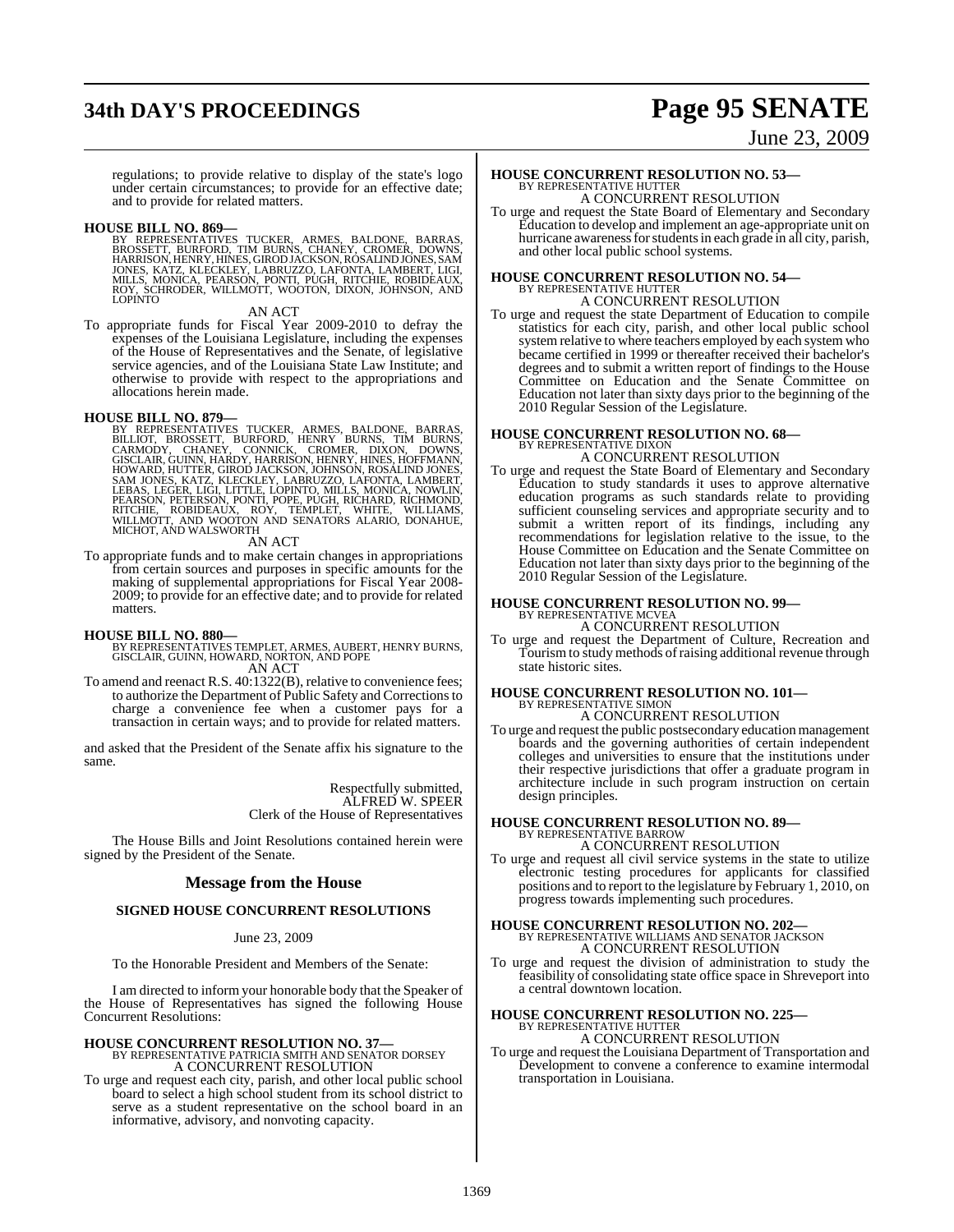regulations; to provide relative to display of the state's logo under certain circumstances; to provide for an effective date; and to provide for related matters.

**HOUSE BILL NO. 869—**
BY REPRESENTATIVES TUCKER, ARMES, BALDONE, BARRAS, BROSSETT, BURFORD, TIM BURNS, CHANEY, CROMER, DOWNS, HARRISON, HENRY, HINES, GIROD JACKSON, ROSALIND JONES, SAM JONES, KATZ, KLECKLEY, LABRUZZO, LAFONTA, LAMBERT, LIGI, MILLS, MONICA, PEARSON, PONTI, PUGH, RITCHIE, ROBIDEAUX, ROY, SCHRODER, WILLMOTT, WOOTON, DIXON, JOHNSON, AND LOPINTO

AN ACT

To appropriate funds for Fiscal Year 2009-2010 to defray the expenses of the Louisiana Legislature, including the expenses of the House of Representatives and the Senate, of legislative service agencies, and of the Louisiana State Law Institute; and otherwise to provide with respect to the appropriations and allocations herein made.

**HOUSE BILL NO. 879—**
BY REPRESENTATIVES TUCKER, ARMES, BALDONE, BARRAS, BILLIOT, BROSSETT, BURFORD, HENRY BURNS, TIM BURNS, CARMODY, CHANEY, CONNICK, CROMER, DIXON, DOWNS, GISCLAIR, GUINN, HARDY, HARRISON, HENRY, HINES, HOFFMANN, HOWARD, HUTTER, GIROD JACKSON, JOHNSON, ROSALIND JONES, SAM JONES, KATZ, KLECKLEY, LABRUZZO, LAFONTA, LAMBERT, LEBAS, LEGER, LIGI, LITTLE, LOPINTO, MILLS, MONICA, NOWLIN, PEARSON, PETERSON, PONTI, POPE, PUGH, RICHARD, RICHMOND, RITCHIE, ROBIDEAUX, ROY, TEMPLET, WHITE, WILLIAMS, WILLMOTT, AND WOOTON AND SENATORS ALARIO, DONAHUE, MICHOT, AND WALSWORTH

AN ACT

To appropriate funds and to make certain changes in appropriations from certain sources and purposes in specific amounts for the making of supplemental appropriations for Fiscal Year 2008-2009; to provide for an effective date; and to provide for related matters.

**HOUSE BILL NO. 880—**
BY REPRESENTATIVES TEMPLET, ARMES, AUBERT, HENRY BURNS, GISCLAIR, GUINN, HOWARD, NORTON, AND POPE

AN ACT

To amend and reenact R.S. 40:1322(B), relative to convenience fees; to authorize the Department of Public Safety and Corrections to charge a convenience fee when a customer pays for a transaction in certain ways; and to provide for related matters.

and asked that the President of the Senate affix his signature to the same.

Respectfully submitted,
ALFRED W. SPEER
Clerk of the House of Representatives

The House Bills and Joint Resolutions contained herein were signed by the President of the Senate.

## Message from the House

### SIGNED HOUSE CONCURRENT RESOLUTIONS

June 23, 2009

To the Honorable President and Members of the Senate:

I am directed to inform your honorable body that the Speaker of the House of Representatives has signed the following House Concurrent Resolutions:

**HOUSE CONCURRENT RESOLUTION NO. 37—**
BY REPRESENTATIVE PATRICIA SMITH AND SENATOR DORSEY

A CONCURRENT RESOLUTION

To urge and request each city, parish, and other local public school board to select a high school student from its school district to serve as a student representative on the school board in an informative, advisory, and nonvoting capacity.

**HOUSE CONCURRENT RESOLUTION NO. 53—**
BY REPRESENTATIVE HUTTER

A CONCURRENT RESOLUTION

To urge and request the State Board of Elementary and Secondary Education to develop and implement an age-appropriate unit on hurricane awareness for students in each grade in all city, parish, and other local public school systems.

**HOUSE CONCURRENT RESOLUTION NO. 54—**
BY REPRESENTATIVE HUTTER

A CONCURRENT RESOLUTION

To urge and request the state Department of Education to compile statistics for each city, parish, and other local public school system relative to where teachers employed by each system who became certified in 1999 or thereafter received their bachelor's degrees and to submit a written report of findings to the House Committee on Education and the Senate Committee on Education not later than sixty days prior to the beginning of the 2010 Regular Session of the Legislature.

**HOUSE CONCURRENT RESOLUTION NO. 68—**
BY REPRESENTATIVE DIXON

A CONCURRENT RESOLUTION

To urge and request the State Board of Elementary and Secondary Education to study standards it uses to approve alternative education programs as such standards relate to providing sufficient counseling services and appropriate security and to submit a written report of its findings, including any recommendations for legislation relative to the issue, to the House Committee on Education and the Senate Committee on Education not later than sixty days prior to the beginning of the 2010 Regular Session of the Legislature.

**HOUSE CONCURRENT RESOLUTION NO. 99—**
BY REPRESENTATIVE MCVEA

A CONCURRENT RESOLUTION

To urge and request the Department of Culture, Recreation and Tourism to study methods of raising additional revenue through state historic sites.

**HOUSE CONCURRENT RESOLUTION NO. 101—**
BY REPRESENTATIVE SIMON

A CONCURRENT RESOLUTION

To urge and request the public postsecondary education management boards and the governing authorities of certain independent colleges and universities to ensure that the institutions under their respective jurisdictions that offer a graduate program in architecture include in such program instruction on certain design principles.

**HOUSE CONCURRENT RESOLUTION NO. 89—**
BY REPRESENTATIVE BARROW

A CONCURRENT RESOLUTION

To urge and request all civil service systems in the state to utilize electronic testing procedures for applicants for classified positions and to report to the legislature by February 1, 2010, on progress towards implementing such procedures.

**HOUSE CONCURRENT RESOLUTION NO. 202—**
BY REPRESENTATIVE WILLIAMS AND SENATOR JACKSON

A CONCURRENT RESOLUTION

To urge and request the division of administration to study the feasibility of consolidating state office space in Shreveport into a central downtown location.

**HOUSE CONCURRENT RESOLUTION NO. 225—**
BY REPRESENTATIVE HUTTER

A CONCURRENT RESOLUTION

To urge and request the Louisiana Department of Transportation and Development to convene a conference to examine intermodal transportation in Louisiana.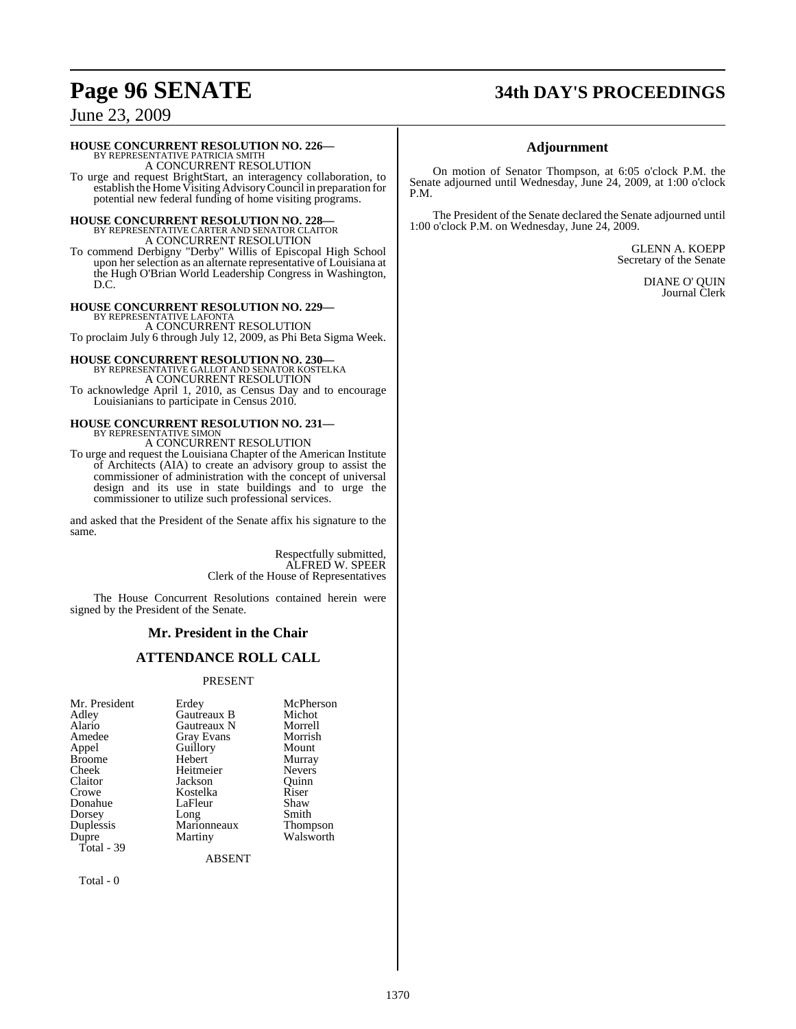**HOUSE CONCURRENT RESOLUTION NO. 226—**
BY REPRESENTATIVE PATRICIA SMITH
A CONCURRENT RESOLUTION

To urge and request BrightStart, an interagency collaboration, to establish the Home Visiting Advisory Council in preparation for potential new federal funding of home visiting programs.

**HOUSE CONCURRENT RESOLUTION NO. 228—**
BY REPRESENTATIVE CARTER AND SENATOR CLAITOR
A CONCURRENT RESOLUTION

To commend Derbigny "Derby" Willis of Episcopal High School upon her selection as an alternate representative of Louisiana at the Hugh O'Brian World Leadership Congress in Washington, D.C.

**HOUSE CONCURRENT RESOLUTION NO. 229—**
BY REPRESENTATIVE LAFONTA
A CONCURRENT RESOLUTION

To proclaim July 6 through July 12, 2009, as Phi Beta Sigma Week.

**HOUSE CONCURRENT RESOLUTION NO. 230—**
BY REPRESENTATIVE GALLOT AND SENATOR KOSTELKA
A CONCURRENT RESOLUTION

To acknowledge April 1, 2010, as Census Day and to encourage Louisianians to participate in Census 2010.

**HOUSE CONCURRENT RESOLUTION NO. 231—**
BY REPRESENTATIVE SIMON
A CONCURRENT RESOLUTION

To urge and request the Louisiana Chapter of the American Institute of Architects (AIA) to create an advisory group to assist the commissioner of administration with the concept of universal design and its use in state buildings and to urge the commissioner to utilize such professional services.

and asked that the President of the Senate affix his signature to the same.

Respectfully submitted,
ALFRED W. SPEER
Clerk of the House of Representatives

The House Concurrent Resolutions contained herein were signed by the President of the Senate.

## Mr. President in the Chair

## ATTENDANCE ROLL CALL

PRESENT

| | | |
|---|---|---|
| Mr. President | Erdey | McPherson |
| Adley | Gautreaux B | Michot |
| Alario | Gautreaux N | Morrell |
| Amedee | Gray Evans | Morrish |
| Appel | Guillory | Mount |
| Broome | Hebert | Murray |
| Cheek | Heitmeier | Nevers |
| Claitor | Jackson | Quinn |
| Crowe | Kostelka | Riser |
| Donahue | LaFleur | Shaw |
| Dorsey | Long | Smith |
| Duplessis | Marionneaux | Thompson |
| Dupre | Martiny | Walsworth |

Total - 39

ABSENT

Total - 0

## Adjournment

On motion of Senator Thompson, at 6:05 o'clock P.M. the Senate adjourned until Wednesday, June 24, 2009, at 1:00 o'clock P.M.

The President of the Senate declared the Senate adjourned until 1:00 o'clock P.M. on Wednesday, June 24, 2009.

GLENN A. KOEPP
Secretary of the Senate

DIANE O' QUIN
Journal Clerk